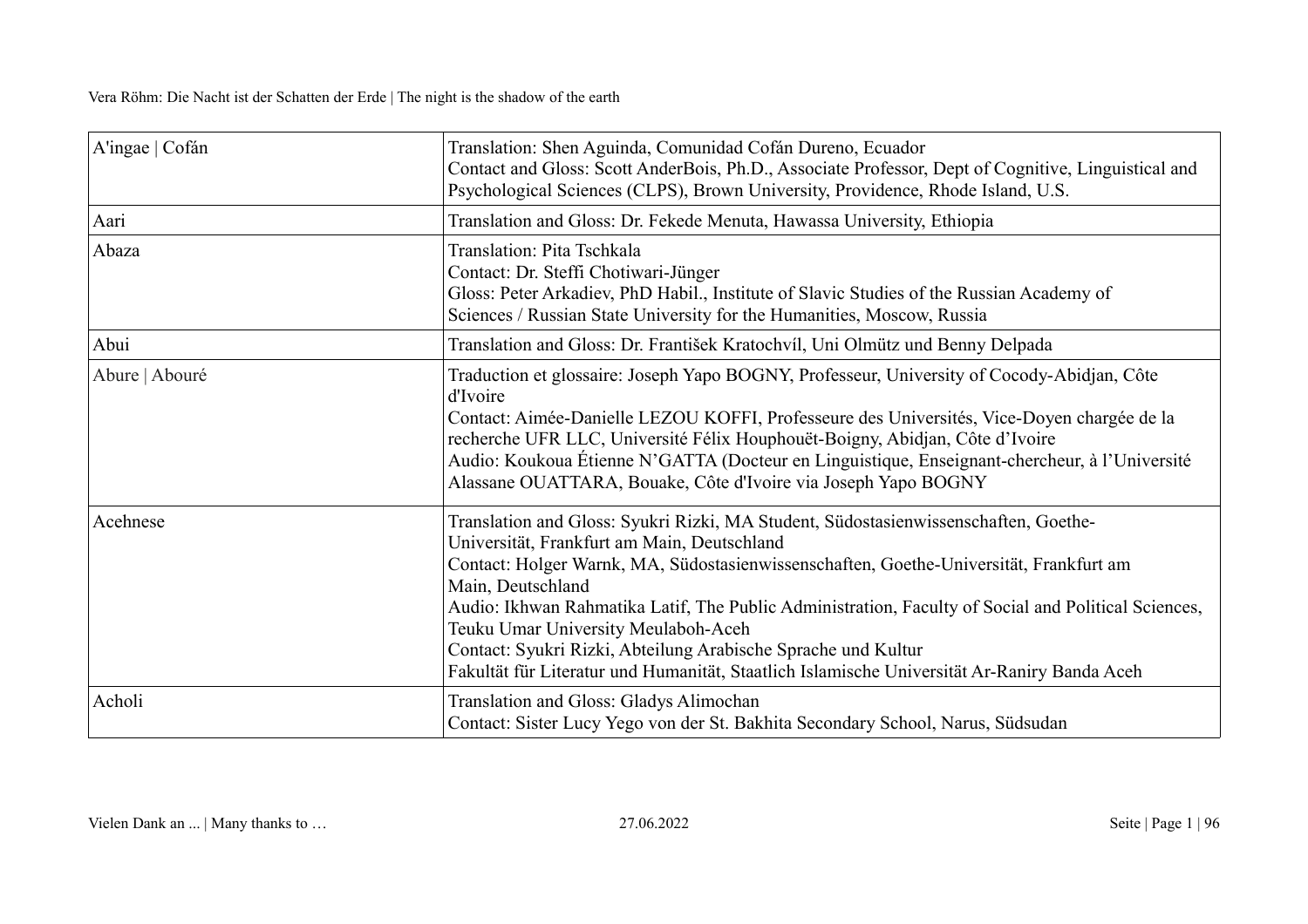| | |
|---|---|
| A'ingae \| Cofán | Translation: Shen Aguinda, Comunidad Cofán Dureno, Ecuador<br>Contact and Gloss: Scott AnderBois, Ph.D., Associate Professor, Dept of Cognitive, Linguistical and Psychological Sciences (CLPS), Brown University, Providence, Rhode Island, U.S. |
| Aari | Translation and Gloss: Dr. Fekede Menuta, Hawassa University, Ethiopia |
| Abaza | Translation: Pita Tschkala<br>Contact: Dr. Steffi Chotiwari-Jünger<br>Gloss: Peter Arkadiev, PhD Habil., Institute of Slavic Studies of the Russian Academy of Sciences / Russian State University for the Humanities, Moscow, Russia |
| Abui | Translation and Gloss: Dr. František Kratochvíl, Uni Olmütz und Benny Delpada |
| Abure \| Abouré | Traduction et glossaire: Joseph Yapo BOGNY, Professeur, University of Cocody-Abidjan, Côte d'Ivoire<br>Contact: Aimée-Danielle LEZOU KOFFI, Professeure des Universités, Vice-Doyen chargée de la recherche UFR LLC, Université Félix Houphouët-Boigny, Abidjan, Côte d'Ivoire<br>Audio: Koukoua Étienne N'GATTA (Docteur en Linguistique, Enseignant-chercheur, à l'Université Alassane OUATTARA, Bouake, Côte d'Ivoire via Joseph Yapo BOGNY |
| Acehnese | Translation and Gloss: Syukri Rizki, MA Student, Südostasienwissenschaften, Goethe-Universität, Frankfurt am Main, Deutschland<br>Contact: Holger Warnk, MA, Südostasienwissenschaften, Goethe-Universität, Frankfurt am Main, Deutschland<br>Audio: Ikhwan Rahmatika Latif, The Public Administration, Faculty of Social and Political Sciences, Teuku Umar University Meulaboh-Aceh<br>Contact: Syukri Rizki, Abteilung Arabische Sprache und Kultur<br>Fakultät für Literatur und Humanität, Staatlich Islamische Universität Ar-Raniry Banda Aceh |
| Acholi | Translation and Gloss: Gladys Alimochan<br>Contact: Sister Lucy Yego von der St. Bakhita Secondary School, Narus, Südsudan |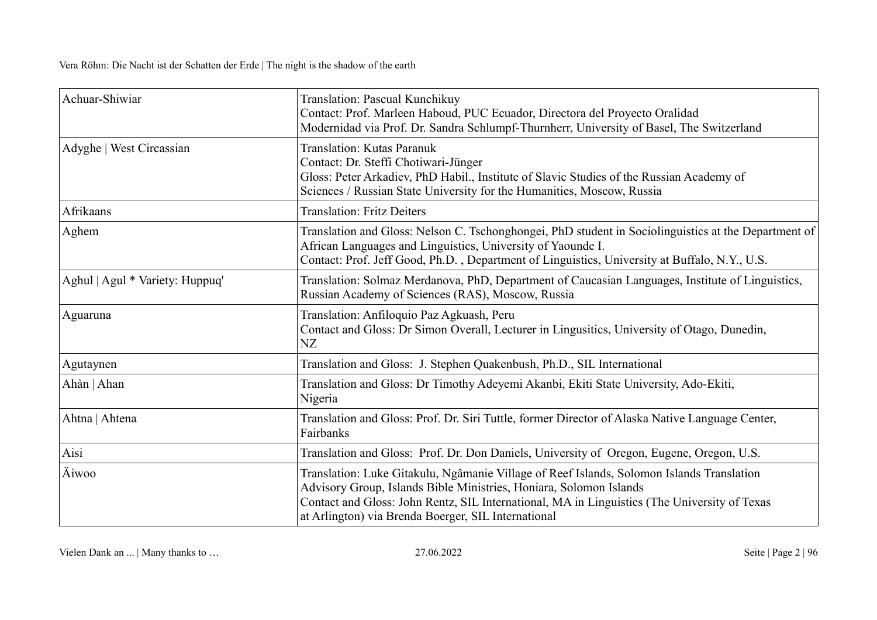| Achuar-Shiwiar | Translation: Pascual Kunchikuy<br>Contact: Prof. Marleen Haboud, PUC Ecuador, Directora del Proyecto Oralidad Modernidad via Prof. Dr. Sandra Schlumpf-Thurnherr, University of Basel, The Switzerland |
|---|---|
| Adyghe \| West Circassian | Translation: Kutas Paranuk<br>Contact: Dr. Steffi Chotiwari-Jünger<br>Gloss: Peter Arkadiev, PhD Habil., Institute of Slavic Studies of the Russian Academy of Sciences / Russian State University for the Humanities, Moscow, Russia |
| Afrikaans | Translation: Fritz Deiters |
| Aghem | Translation and Gloss: Nelson C. Tschonghongei, PhD student in Sociolinguistics at the Department of African Languages and Linguistics, University of Yaounde I.<br>Contact: Prof. Jeff Good, Ph.D. , Department of Linguistics, University at Buffalo, N.Y., U.S. |
| Aghul \| Agul * Variety: Huppuq' | Translation: Solmaz Merdanova, PhD, Department of Caucasian Languages, Institute of Linguistics, Russian Academy of Sciences (RAS), Moscow, Russia |
| Aguaruna | Translation: Anfiloquio Paz Agkuash, Peru<br>Contact and Gloss: Dr Simon Overall, Lecturer in Lingusitics, University of Otago, Dunedin, NZ |
| Agutaynen | Translation and Gloss: J. Stephen Quakenbush, Ph.D., SIL International |
| Ahàn \| Ahan | Translation and Gloss: Dr Timothy Adeyemi Akanbi, Ekiti State University, Ado-Ekiti, Nigeria |
| Ahtna \| Ahtena | Translation and Gloss: Prof. Dr. Siri Tuttle, former Director of Alaska Native Language Center, Fairbanks |
| Aisi | Translation and Gloss: Prof. Dr. Don Daniels, University of Oregon, Eugene, Oregon, U.S. |
| Äiwoo | Translation: Luke Gitakulu, Ngâmanie Village of Reef Islands, Solomon Islands Translation Advisory Group, Islands Bible Ministries, Honiara, Solomon Islands<br>Contact and Gloss: John Rentz, SIL International, MA in Linguistics (The University of Texas at Arlington) via Brenda Boerger, SIL International |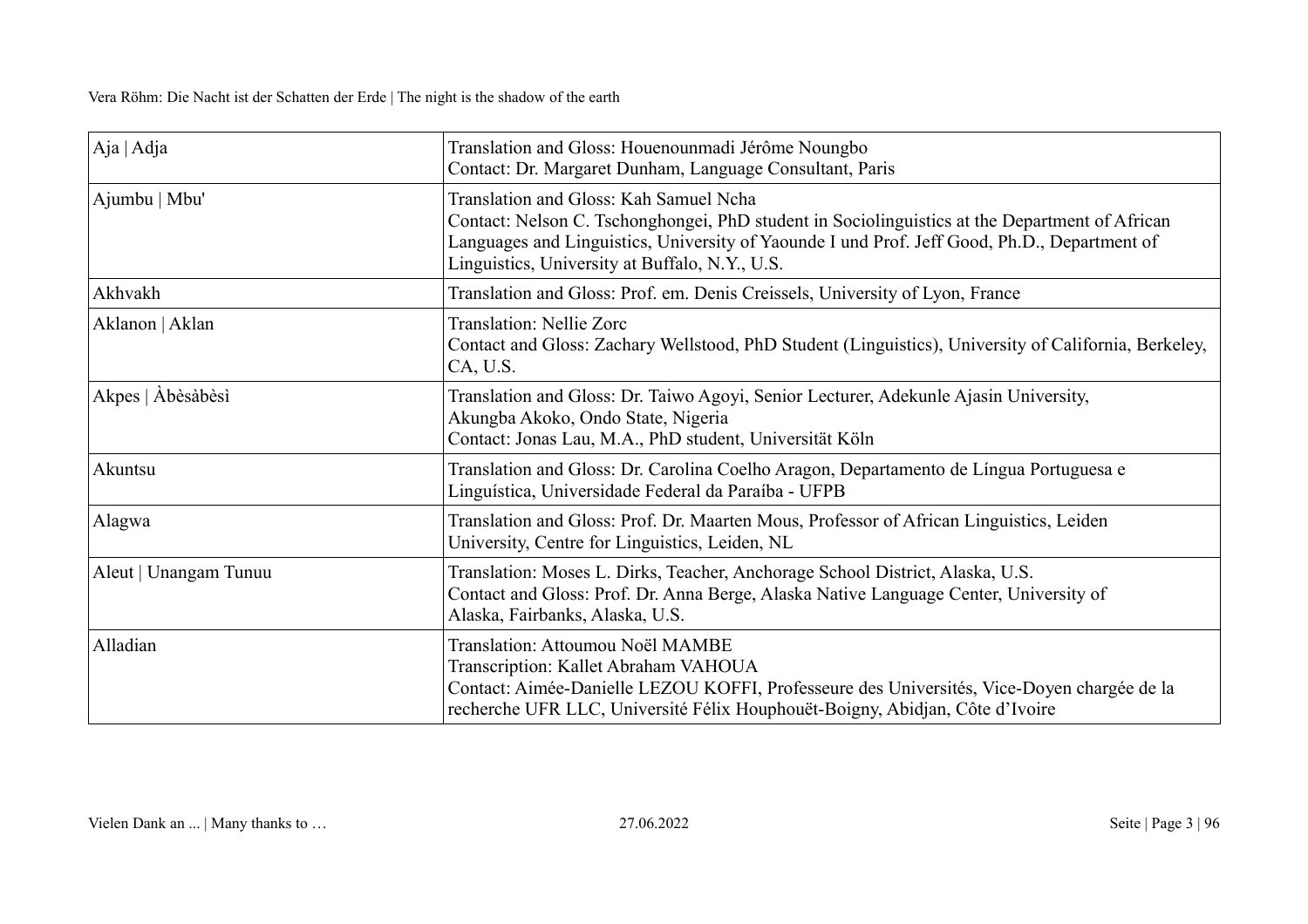| Aja \| Adja | Translation and Gloss: Houenounmadi Jérôme Noungbo<br>Contact: Dr. Margaret Dunham, Language Consultant, Paris |
|---|---|
| Ajumbu \| Mbu' | Translation and Gloss: Kah Samuel Ncha<br>Contact: Nelson C. Tschonghongei, PhD student in Sociolinguistics at the Department of African Languages and Linguistics, University of Yaounde I und Prof. Jeff Good, Ph.D., Department of Linguistics, University at Buffalo, N.Y., U.S. |
| Akhvakh | Translation and Gloss: Prof. em. Denis Creissels, University of Lyon, France |
| Aklanon \| Aklan | Translation: Nellie Zorc<br>Contact and Gloss: Zachary Wellstood, PhD Student (Linguistics), University of California, Berkeley, CA, U.S. |
| Akpes \| Àbèsàbèsì | Translation and Gloss: Dr. Taiwo Agoyi, Senior Lecturer, Adekunle Ajasin University, Akungba Akoko, Ondo State, Nigeria<br>Contact: Jonas Lau, M.A., PhD student, Universität Köln |
| Akuntsu | Translation and Gloss: Dr. Carolina Coelho Aragon, Departamento de Língua Portuguesa e Linguística, Universidade Federal da Paraíba - UFPB |
| Alagwa | Translation and Gloss: Prof. Dr. Maarten Mous, Professor of African Linguistics, Leiden University, Centre for Linguistics, Leiden, NL |
| Aleut \| Unangam Tunuu | Translation: Moses L. Dirks, Teacher, Anchorage School District, Alaska, U.S.<br>Contact and Gloss: Prof. Dr. Anna Berge, Alaska Native Language Center, University of Alaska, Fairbanks, Alaska, U.S. |
| Alladian | Translation: Attoumou Noël MAMBE<br>Transcription: Kallet Abraham VAHOUA<br>Contact: Aimée-Danielle LEZOU KOFFI, Professeure des Universités, Vice-Doyen chargée de la recherche UFR LLC, Université Félix Houphouët-Boigny, Abidjan, Côte d'Ivoire |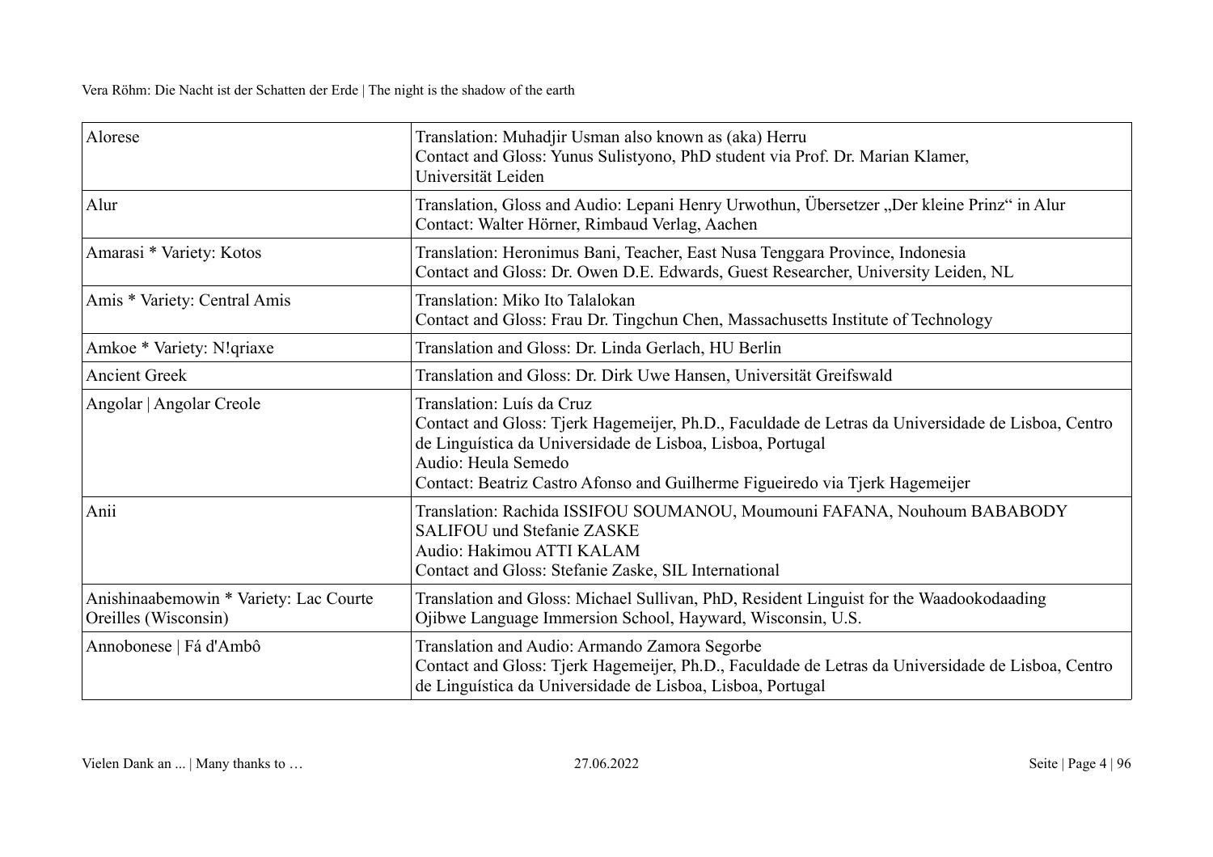| Alorese | Translation: Muhadjir Usman also known as (aka) Herru<br>Contact and Gloss: Yunus Sulistyono, PhD student via Prof. Dr. Marian Klamer, Universität Leiden |
|---|---|
| Alur | Translation, Gloss and Audio: Lepani Henry Urwothun, Übersetzer „Der kleine Prinz“ in Alur<br>Contact: Walter Hörner, Rimbaud Verlag, Aachen |
| Amarasi * Variety: Kotos | Translation: Heronimus Bani, Teacher, East Nusa Tenggara Province, Indonesia<br>Contact and Gloss: Dr. Owen D.E. Edwards, Guest Researcher, University Leiden, NL |
| Amis * Variety: Central Amis | Translation: Miko Ito Talalokan<br>Contact and Gloss: Frau Dr. Tingchun Chen, Massachusetts Institute of Technology |
| Amkoe * Variety: N!qriaxe | Translation and Gloss: Dr. Linda Gerlach, HU Berlin |
| Ancient Greek | Translation and Gloss: Dr. Dirk Uwe Hansen, Universität Greifswald |
| Angolar \| Angolar Creole | Translation: Luís da Cruz<br>Contact and Gloss: Tjerk Hagemeijer, Ph.D., Faculdade de Letras da Universidade de Lisboa, Centro de Linguística da Universidade de Lisboa, Lisboa, Portugal<br>Audio: Heula Semedo<br>Contact: Beatriz Castro Afonso and Guilherme Figueiredo via Tjerk Hagemeijer |
| Anii | Translation: Rachida ISSIFOU SOUMANOU, Moumouni FAFANA, Nouhoum BABABODY SALIFOU und Stefanie ZASKE<br>Audio: Hakimou ATTI KALAM<br>Contact and Gloss: Stefanie Zaske, SIL International |
| Anishinaabemowin * Variety: Lac Courte Oreilles (Wisconsin) | Translation and Gloss: Michael Sullivan, PhD, Resident Linguist for the Waadookodaading Ojibwe Language Immersion School, Hayward, Wisconsin, U.S. |
| Annobonese \| Fá d'Ambô | Translation and Audio: Armando Zamora Segorbe<br>Contact and Gloss: Tjerk Hagemeijer, Ph.D., Faculdade de Letras da Universidade de Lisboa, Centro de Linguística da Universidade de Lisboa, Lisboa, Portugal |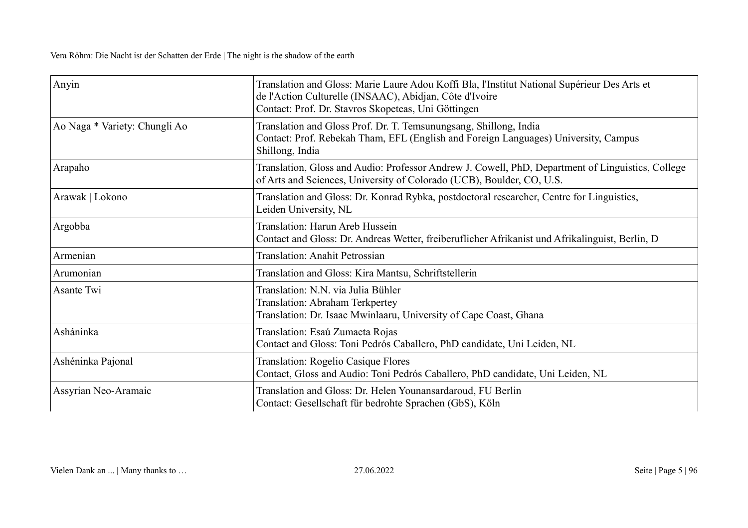| | |
|---|---|
| Anyin | Translation and Gloss: Marie Laure Adou Koffi Bla, l'Institut National Supérieur Des Arts et de l'Action Culturelle (INSAAC), Abidjan, Côte d'Ivoire<br>Contact: Prof. Dr. Stavros Skopeteas, Uni Göttingen |
| Ao Naga * Variety: Chungli Ao | Translation and Gloss Prof. Dr. T. Temsunungsang, Shillong, India<br>Contact: Prof. Rebekah Tham, EFL (English and Foreign Languages) University, Campus Shillong, India |
| Arapaho | Translation, Gloss and Audio: Professor Andrew J. Cowell, PhD, Department of Linguistics, College of Arts and Sciences, University of Colorado (UCB), Boulder, CO, U.S. |
| Arawak \| Lokono | Translation and Gloss: Dr. Konrad Rybka, postdoctoral researcher, Centre for Linguistics, Leiden University, NL |
| Argobba | Translation: Harun Areb Hussein<br>Contact and Gloss: Dr. Andreas Wetter, freiberuflicher Afrikanist und Afrikalinguist, Berlin, D |
| Armenian | Translation: Anahit Petrossian |
| Arumonian | Translation and Gloss: Kira Mantsu, Schriftstellerin |
| Asante Twi | Translation: N.N. via Julia Bühler<br>Translation: Abraham Terkpertey<br>Translation: Dr. Isaac Mwinlaaru, University of Cape Coast, Ghana |
| Asháninka | Translation: Esaú Zumaeta Rojas<br>Contact and Gloss: Toni Pedrós Caballero, PhD candidate, Uni Leiden, NL |
| Ashéninka Pajonal | Translation: Rogelio Casique Flores<br>Contact, Gloss and Audio: Toni Pedrós Caballero, PhD candidate, Uni Leiden, NL |
| Assyrian Neo-Aramaic | Translation and Gloss: Dr. Helen Younansardaroud, FU Berlin<br>Contact: Gesellschaft für bedrohte Sprachen (GbS), Köln |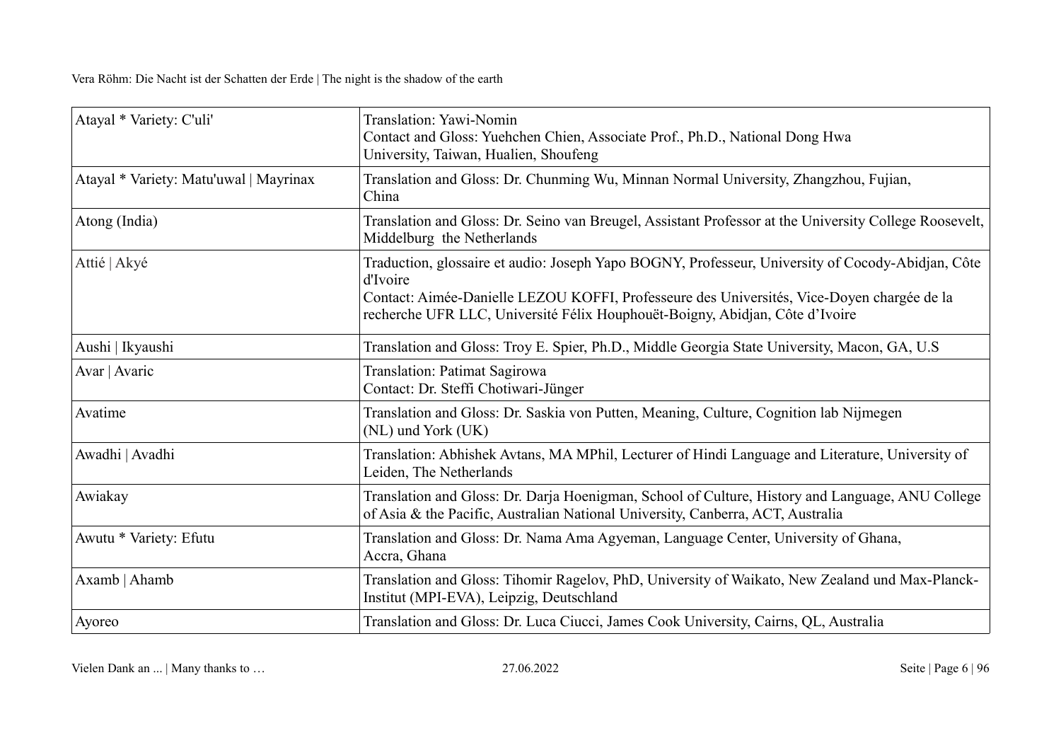| | |
|---|---|
| Atayal * Variety: C'uli' | Translation: Yawi-Nomin<br>Contact and Gloss: Yuehchen Chien, Associate Prof., Ph.D., National Dong Hwa University, Taiwan, Hualien, Shoufeng |
| Atayal * Variety: Matu'uwal \| Mayrinax | Translation and Gloss: Dr. Chunming Wu, Minnan Normal University, Zhangzhou, Fujian, China |
| Atong (India) | Translation and Gloss: Dr. Seino van Breugel, Assistant Professor at the University College Roosevelt, Middelburg the Netherlands |
| Attié \| Akyé | Traduction, glossaire et audio: Joseph Yapo BOGNY, Professeur, University of Cocody-Abidjan, Côte d'Ivoire<br>Contact: Aimée-Danielle LEZOU KOFFI, Professeure des Universités, Vice-Doyen chargée de la recherche UFR LLC, Université Félix Houphouët-Boigny, Abidjan, Côte d'Ivoire |
| Aushi \| Ikyaushi | Translation and Gloss: Troy E. Spier, Ph.D., Middle Georgia State University, Macon, GA, U.S |
| Avar \| Avaric | Translation: Patimat Sagirowa<br>Contact: Dr. Steffi Chotiwari-Jünger |
| Avatime | Translation and Gloss: Dr. Saskia von Putten, Meaning, Culture, Cognition lab Nijmegen (NL) und York (UK) |
| Awadhi \| Avadhi | Translation: Abhishek Avtans, MA MPhil, Lecturer of Hindi Language and Literature, University of Leiden, The Netherlands |
| Awiakay | Translation and Gloss: Dr. Darja Hoenigman, School of Culture, History and Language, ANU College of Asia & the Pacific, Australian National University, Canberra, ACT, Australia |
| Awutu * Variety: Efutu | Translation and Gloss: Dr. Nama Ama Agyeman, Language Center, University of Ghana, Accra, Ghana |
| Axamb \| Ahamb | Translation and Gloss: Tihomir Ragelov, PhD, University of Waikato, New Zealand und Max-Planck-Institut (MPI-EVA), Leipzig, Deutschland |
| Ayoreo | Translation and Gloss: Dr. Luca Ciucci, James Cook University, Cairns, QL, Australia |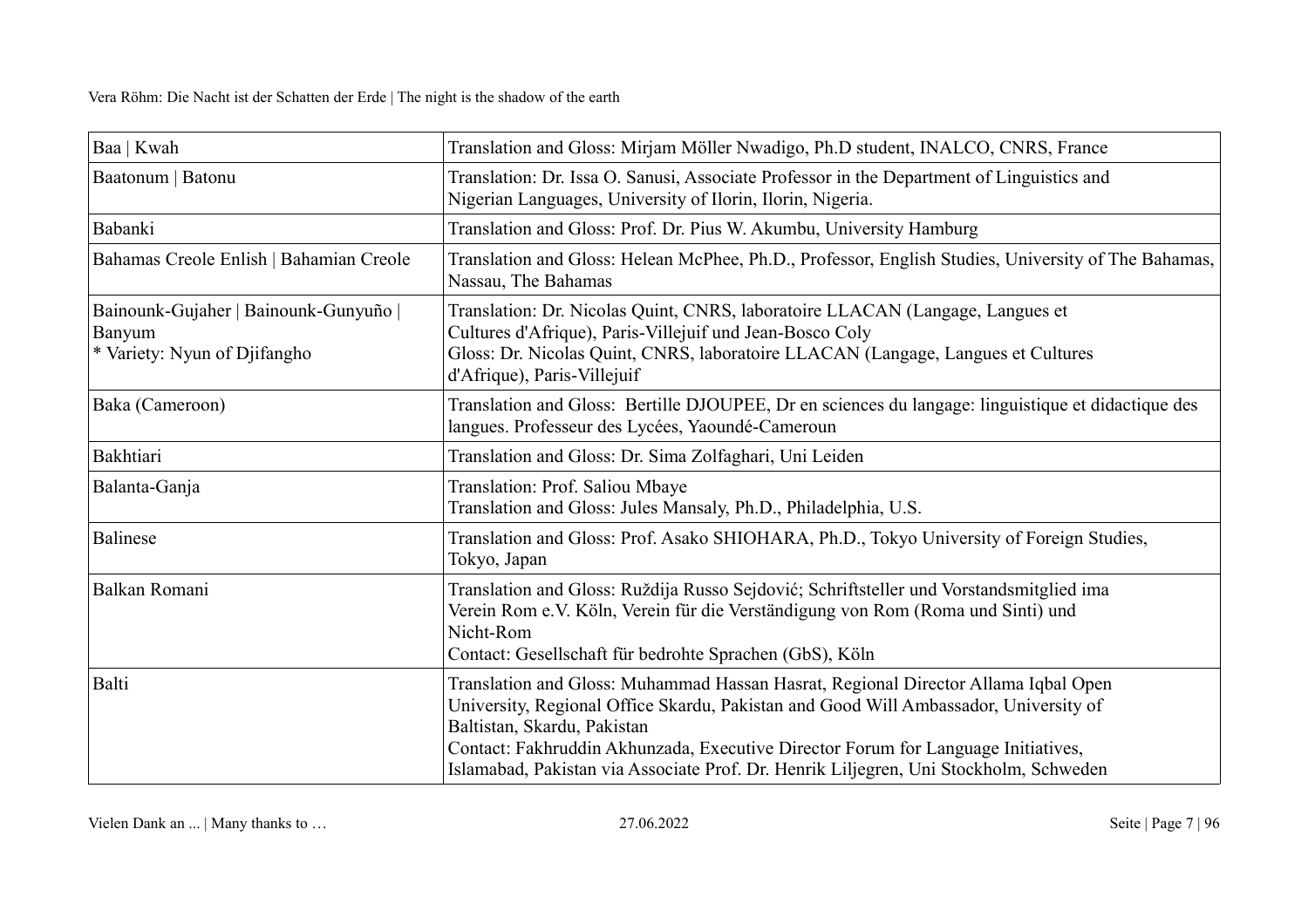| | |
|---|---|
| Baa \| Kwah | Translation and Gloss: Mirjam Möller Nwadigo, Ph.D student, INALCO, CNRS, France |
| Baatonum \| Batonu | Translation: Dr. Issa O. Sanusi, Associate Professor in the Department of Linguistics and Nigerian Languages, University of Ilorin, Ilorin, Nigeria. |
| Babanki | Translation and Gloss: Prof. Dr. Pius W. Akumbu, University Hamburg |
| Bahamas Creole Enlish \| Bahamian Creole | Translation and Gloss: Helean McPhee, Ph.D., Professor, English Studies, University of The Bahamas, Nassau, The Bahamas |
| Bainounk-Gujaher \| Bainounk-Gunyuño \| Banyum<br>* Variety: Nyun of Djifangho | Translation: Dr. Nicolas Quint, CNRS, laboratoire LLACAN (Langage, Langues et Cultures d'Afrique), Paris-Villejuif und Jean-Bosco Coly<br>Gloss: Dr. Nicolas Quint, CNRS, laboratoire LLACAN (Langage, Langues et Cultures d'Afrique), Paris-Villejuif |
| Baka (Cameroon) | Translation and Gloss: Bertille DJOUPEE, Dr en sciences du langage: linguistique et didactique des langues. Professeur des Lycées, Yaoundé-Cameroun |
| Bakhtiari | Translation and Gloss: Dr. Sima Zolfaghari, Uni Leiden |
| Balanta-Ganja | Translation: Prof. Saliou Mbaye<br>Translation and Gloss: Jules Mansaly, Ph.D., Philadelphia, U.S. |
| Balinese | Translation and Gloss: Prof. Asako SHIOHARA, Ph.D., Tokyo University of Foreign Studies, Tokyo, Japan |
| Balkan Romani | Translation and Gloss: Ruždija Russo Sejdović; Schriftsteller und Vorstandsmitglied ima Verein Rom e.V. Köln, Verein für die Verständigung von Rom (Roma und Sinti) und Nicht-Rom<br>Contact: Gesellschaft für bedrohte Sprachen (GbS), Köln |
| Balti | Translation and Gloss: Muhammad Hassan Hasrat, Regional Director Allama Iqbal Open University, Regional Office Skardu, Pakistan and Good Will Ambassador, University of Baltistan, Skardu, Pakistan<br>Contact: Fakhruddin Akhunzada, Executive Director Forum for Language Initiatives, Islamabad, Pakistan via Associate Prof. Dr. Henrik Liljegren, Uni Stockholm, Schweden |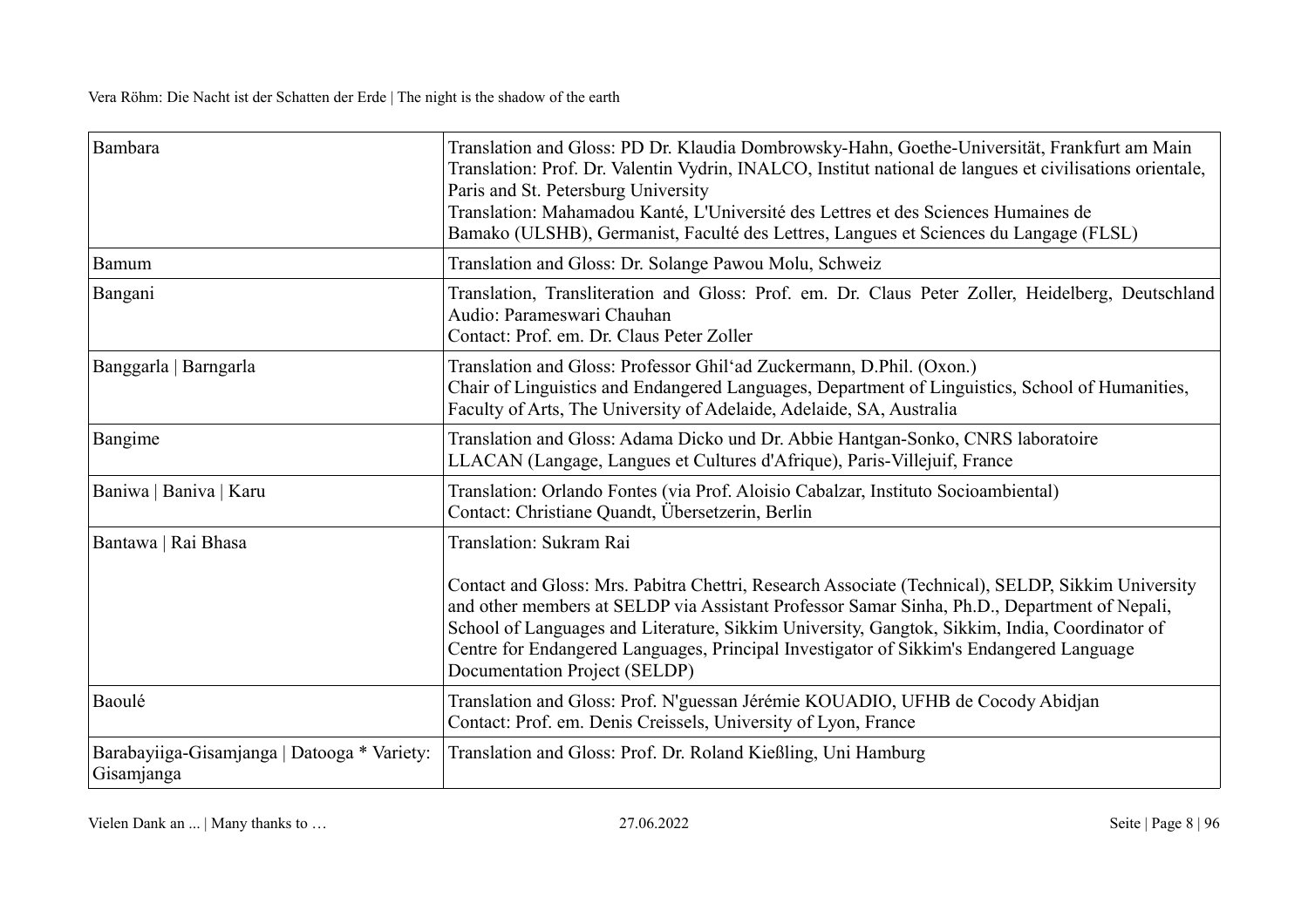| | |
|---|---|
| Bambara | Translation and Gloss: PD Dr. Klaudia Dombrowsky-Hahn, Goethe-Universität, Frankfurt am Main<br>Translation: Prof. Dr. Valentin Vydrin, INALCO, Institut national de langues et civilisations orientale, Paris and St. Petersburg University<br>Translation: Mahamadou Kanté, L'Université des Lettres et des Sciences Humaines de Bamako (ULSHB), Germanist, Faculté des Lettres, Langues et Sciences du Langage (FLSL) |
| Bamum | Translation and Gloss: Dr. Solange Pawou Molu, Schweiz |
| Bangani | Translation, Transliteration and Gloss: Prof. em. Dr. Claus Peter Zoller, Heidelberg, Deutschland<br>Audio: Parameswari Chauhan<br>Contact: Prof. em. Dr. Claus Peter Zoller |
| Banggarla \| Barngarla | Translation and Gloss: Professor Ghil'ad Zuckermann, D.Phil. (Oxon.)<br>Chair of Linguistics and Endangered Languages, Department of Linguistics, School of Humanities, Faculty of Arts, The University of Adelaide, Adelaide, SA, Australia |
| Bangime | Translation and Gloss: Adama Dicko und Dr. Abbie Hantgan-Sonko, CNRS laboratoire LLACAN (Langage, Langues et Cultures d'Afrique), Paris-Villejuif, France |
| Baniwa \| Baniva \| Karu | Translation: Orlando Fontes (via Prof. Aloisio Cabalzar, Instituto Socioambiental)<br>Contact: Christiane Quandt, Übersetzerin, Berlin |
| Bantawa \| Rai Bhasa | Translation: Sukram Rai<br><br>Contact and Gloss: Mrs. Pabitra Chettri, Research Associate (Technical), SELDP, Sikkim University and other members at SELDP via Assistant Professor Samar Sinha, Ph.D., Department of Nepali, School of Languages and Literature, Sikkim University, Gangtok, Sikkim, India, Coordinator of Centre for Endangered Languages, Principal Investigator of Sikkim's Endangered Language Documentation Project (SELDP) |
| Baoulé | Translation and Gloss: Prof. N'guessan Jérémie KOUADIO, UFHB de Cocody Abidjan<br>Contact: Prof. em. Denis Creissels, University of Lyon, France |
| Barabayiiga-Gisamjanga \| Datooga * Variety: Gisamjanga | Translation and Gloss: Prof. Dr. Roland Kießling, Uni Hamburg |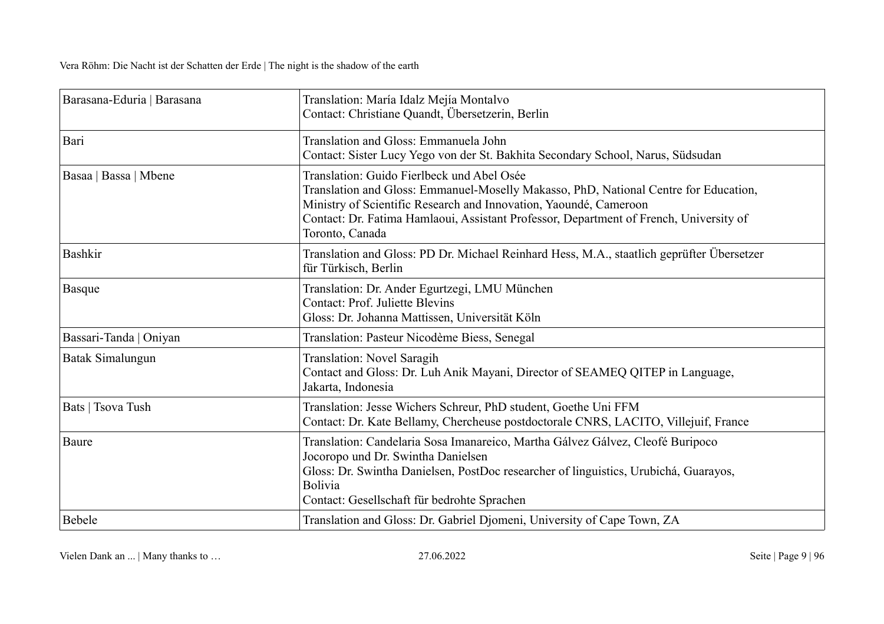| | |
|---|---|
| Barasana-Eduria \| Barasana | Translation: María Idalz Mejía Montalvo<br>Contact: Christiane Quandt, Übersetzerin, Berlin |
| Bari | Translation and Gloss: Emmanuela John<br>Contact: Sister Lucy Yego von der St. Bakhita Secondary School, Narus, Südsudan |
| Basaa \| Bassa \| Mbene | Translation: Guido Fierlbeck und Abel Osée<br>Translation and Gloss: Emmanuel-Moselly Makasso, PhD, National Centre for Education, Ministry of Scientific Research and Innovation, Yaoundé, Cameroon<br>Contact: Dr. Fatima Hamlaoui, Assistant Professor, Department of French, University of Toronto, Canada |
| Bashkir | Translation and Gloss: PD Dr. Michael Reinhard Hess, M.A., staatlich geprüfter Übersetzer für Türkisch, Berlin |
| Basque | Translation: Dr. Ander Egurtzegi, LMU München<br>Contact: Prof. Juliette Blevins<br>Gloss: Dr. Johanna Mattissen, Universität Köln |
| Bassari-Tanda \| Oniyan | Translation: Pasteur Nicodème Biess, Senegal |
| Batak Simalungun | Translation: Novel Saragih<br>Contact and Gloss: Dr. Luh Anik Mayani, Director of SEAMEQ QITEP in Language, Jakarta, Indonesia |
| Bats \| Tsova Tush | Translation: Jesse Wichers Schreur, PhD student, Goethe Uni FFM<br>Contact: Dr. Kate Bellamy, Chercheuse postdoctorale CNRS, LACITO, Villejuif, France |
| Baure | Translation: Candelaria Sosa Imanareico, Martha Gálvez Gálvez, Cleofé Buripoco Jocoropo und Dr. Swintha Danielsen<br>Gloss: Dr. Swintha Danielsen, PostDoc researcher of linguistics, Urubichá, Guarayos, Bolivia<br>Contact: Gesellschaft für bedrohte Sprachen |
| Bebele | Translation and Gloss: Dr. Gabriel Djomeni, University of Cape Town, ZA |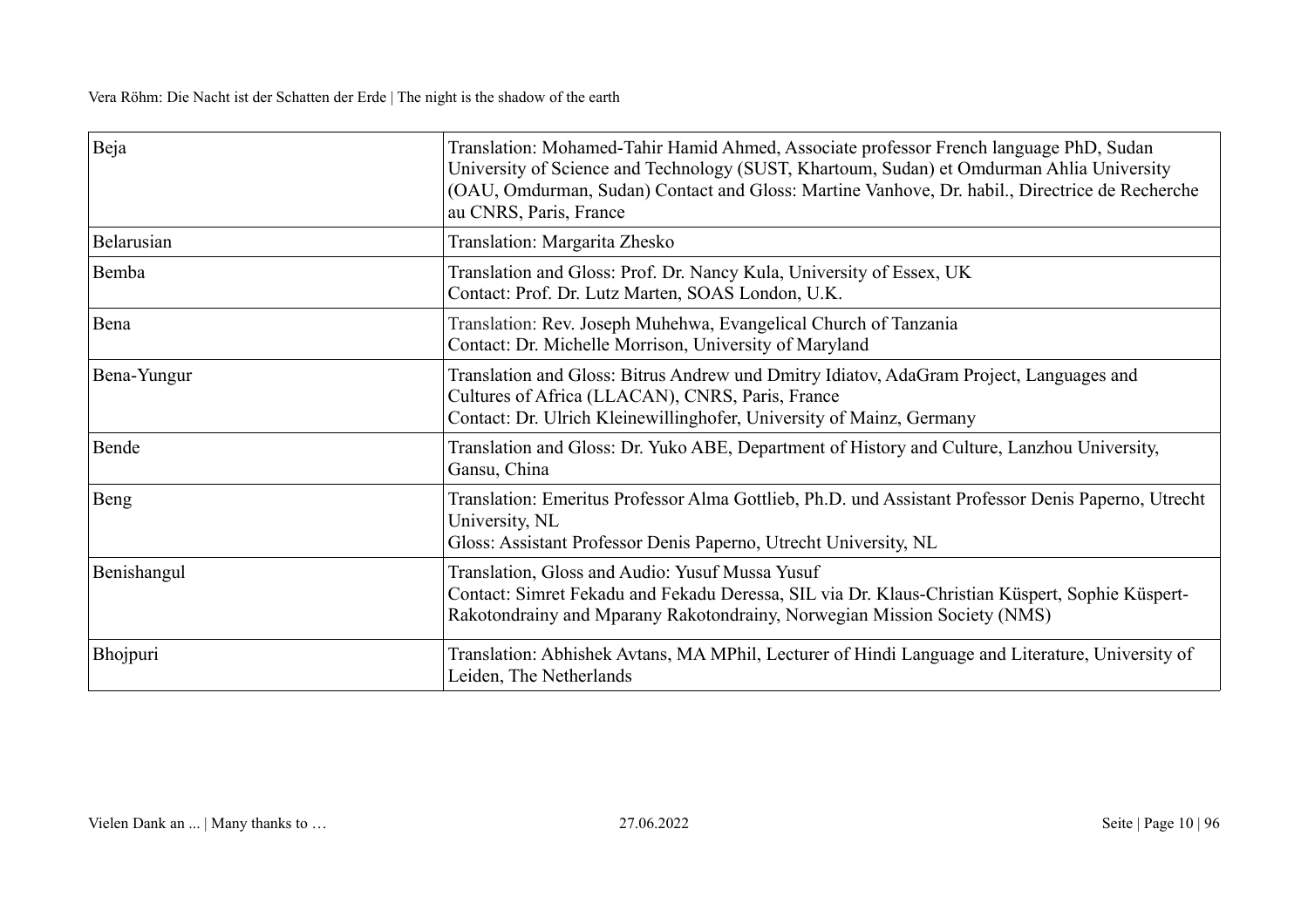| | |
|---|---|
| Beja | Translation: Mohamed-Tahir Hamid Ahmed, Associate professor French language PhD, Sudan University of Science and Technology (SUST, Khartoum, Sudan) et Omdurman Ahlia University (OAU, Omdurman, Sudan) Contact and Gloss: Martine Vanhove, Dr. habil., Directrice de Recherche au CNRS, Paris, France |
| Belarusian | Translation: Margarita Zhesko |
| Bemba | Translation and Gloss: Prof. Dr. Nancy Kula, University of Essex, UK<br>Contact: Prof. Dr. Lutz Marten, SOAS London, U.K. |
| Bena | Translation: Rev. Joseph Muhehwa, Evangelical Church of Tanzania<br>Contact: Dr. Michelle Morrison, University of Maryland |
| Bena-Yungur | Translation and Gloss: Bitrus Andrew und Dmitry Idiatov, AdaGram Project, Languages and Cultures of Africa (LLACAN), CNRS, Paris, France<br>Contact: Dr. Ulrich Kleinewillinghofer, University of Mainz, Germany |
| Bende | Translation and Gloss: Dr. Yuko ABE, Department of History and Culture, Lanzhou University, Gansu, China |
| Beng | Translation: Emeritus Professor Alma Gottlieb, Ph.D. und Assistant Professor Denis Paperno, Utrecht University, NL<br>Gloss: Assistant Professor Denis Paperno, Utrecht University, NL |
| Benishangul | Translation, Gloss and Audio: Yusuf Mussa Yusuf<br>Contact: Simret Fekadu and Fekadu Deressa, SIL via Dr. Klaus-Christian Küspert, Sophie Küspert-Rakotondrainy and Mparany Rakotondrainy, Norwegian Mission Society (NMS) |
| Bhojpuri | Translation: Abhishek Avtans, MA MPhil, Lecturer of Hindi Language and Literature, University of Leiden, The Netherlands |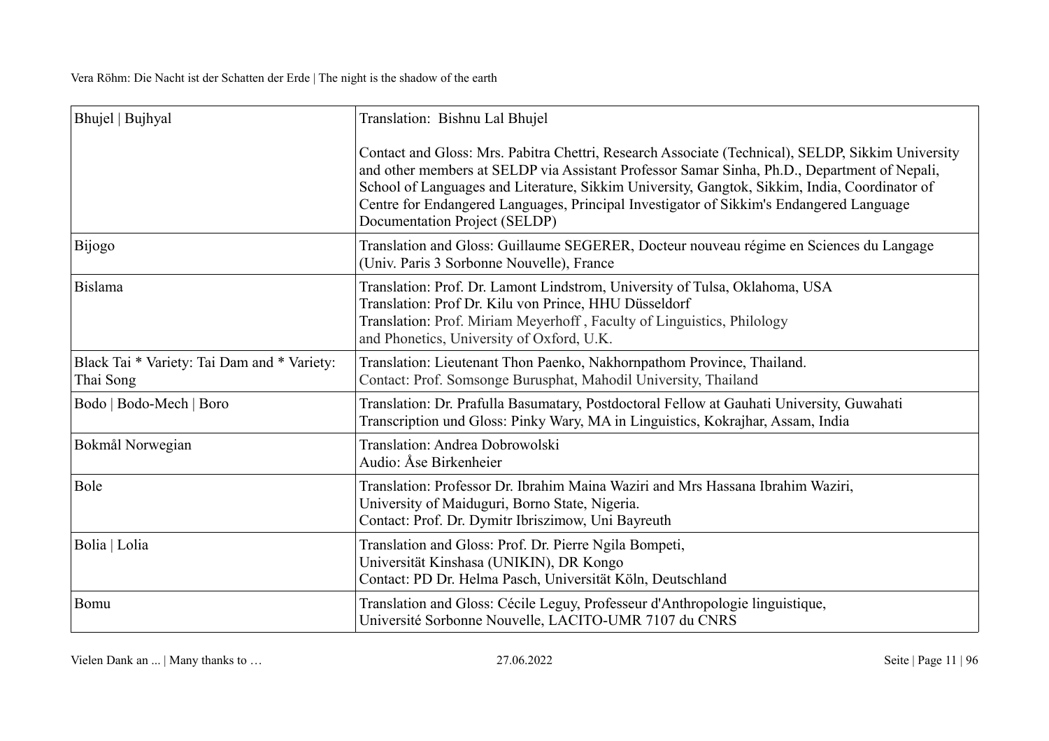| | |
|---|---|
| Bhujel \| Bujhyal | Translation: Bishnu Lal Bhujel<br><br>Contact and Gloss: Mrs. Pabitra Chettri, Research Associate (Technical), SELDP, Sikkim University and other members at SELDP via Assistant Professor Samar Sinha, Ph.D., Department of Nepali, School of Languages and Literature, Sikkim University, Gangtok, Sikkim, India, Coordinator of Centre for Endangered Languages, Principal Investigator of Sikkim's Endangered Language Documentation Project (SELDP) |
| Bijogo | Translation and Gloss: Guillaume SEGERER, Docteur nouveau régime en Sciences du Langage (Univ. Paris 3 Sorbonne Nouvelle), France |
| Bislama | Translation: Prof. Dr. Lamont Lindstrom, University of Tulsa, Oklahoma, USA<br>Translation: Prof Dr. Kilu von Prince, HHU Düsseldorf<br>Translation: Prof. Miriam Meyerhoff , Faculty of Linguistics, Philology and Phonetics, University of Oxford, U.K. |
| Black Tai * Variety: Tai Dam and * Variety: Thai Song | Translation: Lieutenant Thon Paenko, Nakhornpathom Province, Thailand.<br>Contact: Prof. Somsonge Burusphat, Mahodil University, Thailand |
| Bodo \| Bodo-Mech \| Boro | Translation: Dr. Prafulla Basumatary, Postdoctoral Fellow at Gauhati University, Guwahati<br>Transcription und Gloss: Pinky Wary, MA in Linguistics, Kokrajhar, Assam, India |
| Bokmål Norwegian | Translation: Andrea Dobrowolski<br>Audio: Åse Birkenheier |
| Bole | Translation: Professor Dr. Ibrahim Maina Waziri and Mrs Hassana Ibrahim Waziri, University of Maiduguri, Borno State, Nigeria.<br>Contact: Prof. Dr. Dymitr Ibriszimow, Uni Bayreuth |
| Bolia \| Lolia | Translation and Gloss: Prof. Dr. Pierre Ngila Bompeti, Universität Kinshasa (UNIKIN), DR Kongo<br>Contact: PD Dr. Helma Pasch, Universität Köln, Deutschland |
| Bomu | Translation and Gloss: Cécile Leguy, Professeur d'Anthropologie linguistique, Université Sorbonne Nouvelle, LACITO-UMR 7107 du CNRS |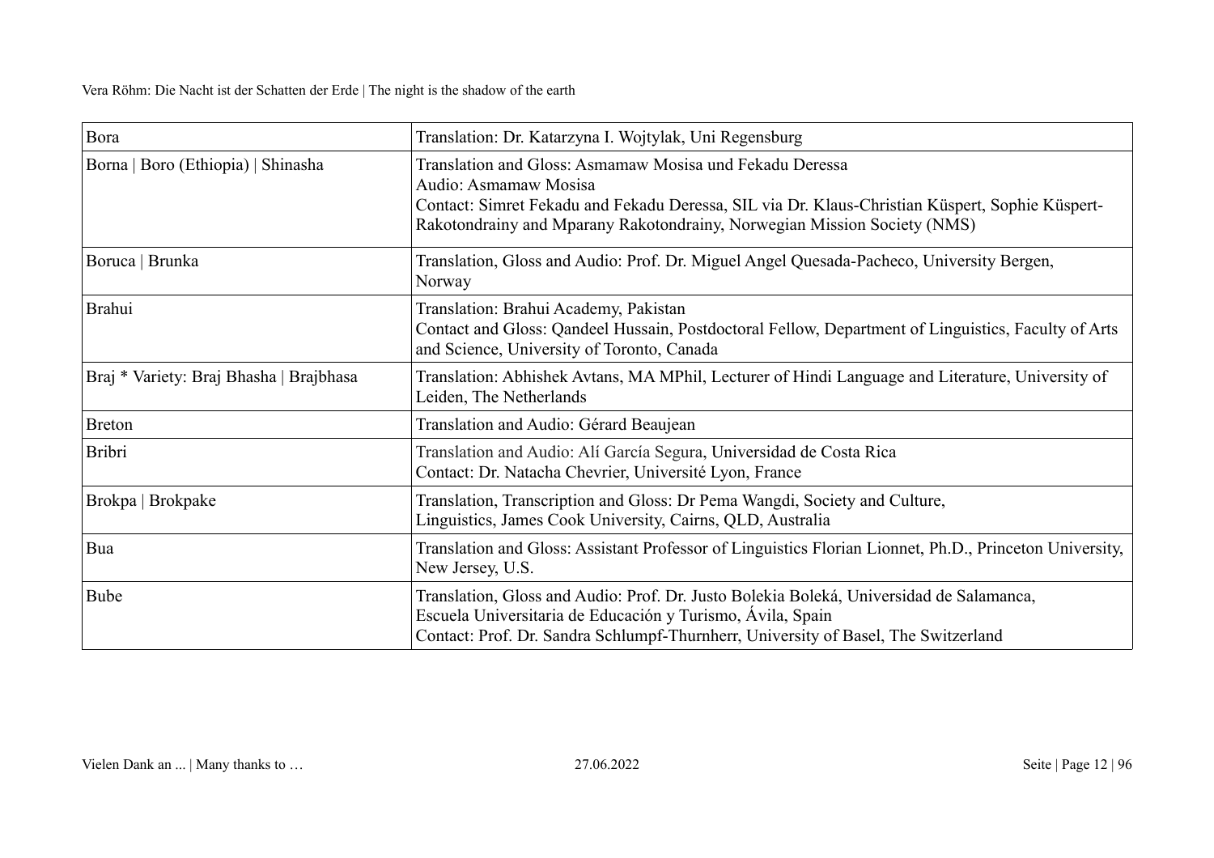| | |
|---|---|
| Bora | Translation: Dr. Katarzyna I. Wojtylak, Uni Regensburg |
| Borna \| Boro (Ethiopia) \| Shinasha | Translation and Gloss: Asmamaw Mosisa und Fekadu Deressa<br>Audio: Asmamaw Mosisa<br>Contact: Simret Fekadu and Fekadu Deressa, SIL via Dr. Klaus-Christian Küspert, Sophie Küspert-Rakotondrainy and Mparany Rakotondrainy, Norwegian Mission Society (NMS) |
| Boruca \| Brunka | Translation, Gloss and Audio: Prof. Dr. Miguel Angel Quesada-Pacheco, University Bergen, Norway |
| Brahui | Translation: Brahui Academy, Pakistan<br>Contact and Gloss: Qandeel Hussain, Postdoctoral Fellow, Department of Linguistics, Faculty of Arts and Science, University of Toronto, Canada |
| Braj * Variety: Braj Bhasha \| Brajbhasa | Translation: Abhishek Avtans, MA MPhil, Lecturer of Hindi Language and Literature, University of Leiden, The Netherlands |
| Breton | Translation and Audio: Gérard Beaujean |
| Bribri | Translation and Audio: Alí García Segura, Universidad de Costa Rica<br>Contact: Dr. Natacha Chevrier, Université Lyon, France |
| Brokpa \| Brokpake | Translation, Transcription and Gloss: Dr Pema Wangdi, Society and Culture, Linguistics, James Cook University, Cairns, QLD, Australia |
| Bua | Translation and Gloss: Assistant Professor of Linguistics Florian Lionnet, Ph.D., Princeton University, New Jersey, U.S. |
| Bube | Translation, Gloss and Audio: Prof. Dr. Justo Bolekia Boleká, Universidad de Salamanca, Escuela Universitaria de Educación y Turismo, Ávila, Spain<br>Contact: Prof. Dr. Sandra Schlumpf-Thurnherr, University of Basel, The Switzerland |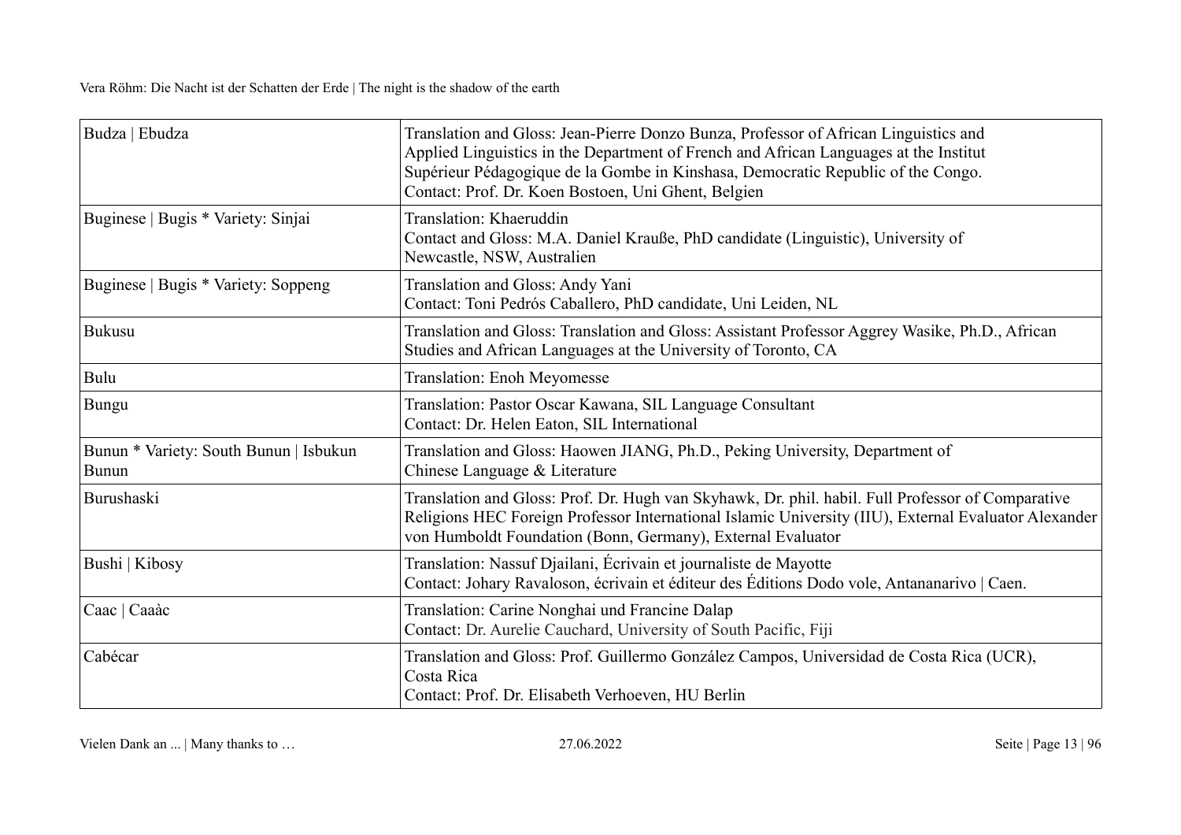| Budza \| Ebudza | Translation and Gloss: Jean-Pierre Donzo Bunza, Professor of African Linguistics and Applied Linguistics in the Department of French and African Languages at the Institut Supérieur Pédagogique de la Gombe in Kinshasa, Democratic Republic of the Congo.<br>Contact: Prof. Dr. Koen Bostoen, Uni Ghent, Belgien |
|---|---|
| Buginese \| Bugis * Variety: Sinjai | Translation: Khaeruddin<br>Contact and Gloss: M.A. Daniel Krauße, PhD candidate (Linguistic), University of Newcastle, NSW, Australien |
| Buginese \| Bugis * Variety: Soppeng | Translation and Gloss: Andy Yani<br>Contact: Toni Pedrós Caballero, PhD candidate, Uni Leiden, NL |
| Bukusu | Translation and Gloss: Translation and Gloss: Assistant Professor Aggrey Wasike, Ph.D., African Studies and African Languages at the University of Toronto, CA |
| Bulu | Translation: Enoh Meyomesse |
| Bungu | Translation: Pastor Oscar Kawana, SIL Language Consultant<br>Contact: Dr. Helen Eaton, SIL International |
| Bunun * Variety: South Bunun \| Isbukun Bunun | Translation and Gloss: Haowen JIANG, Ph.D., Peking University, Department of Chinese Language & Literature |
| Burushaski | Translation and Gloss: Prof. Dr. Hugh van Skyhawk, Dr. phil. habil. Full Professor of Comparative Religions HEC Foreign Professor International Islamic University (IIU), External Evaluator Alexander von Humboldt Foundation (Bonn, Germany), External Evaluator |
| Bushi \| Kibosy | Translation: Nassuf Djailani, Écrivain et journaliste de Mayotte<br>Contact: Johary Ravaloson, écrivain et éditeur des Éditions Dodo vole, Antananarivo \| Caen. |
| Caac \| Caaàc | Translation: Carine Nonghai und Francine Dalap<br>Contact: Dr. Aurelie Cauchard, University of South Pacific, Fiji |
| Cabécar | Translation and Gloss: Prof. Guillermo González Campos, Universidad de Costa Rica (UCR), Costa Rica<br>Contact: Prof. Dr. Elisabeth Verhoeven, HU Berlin |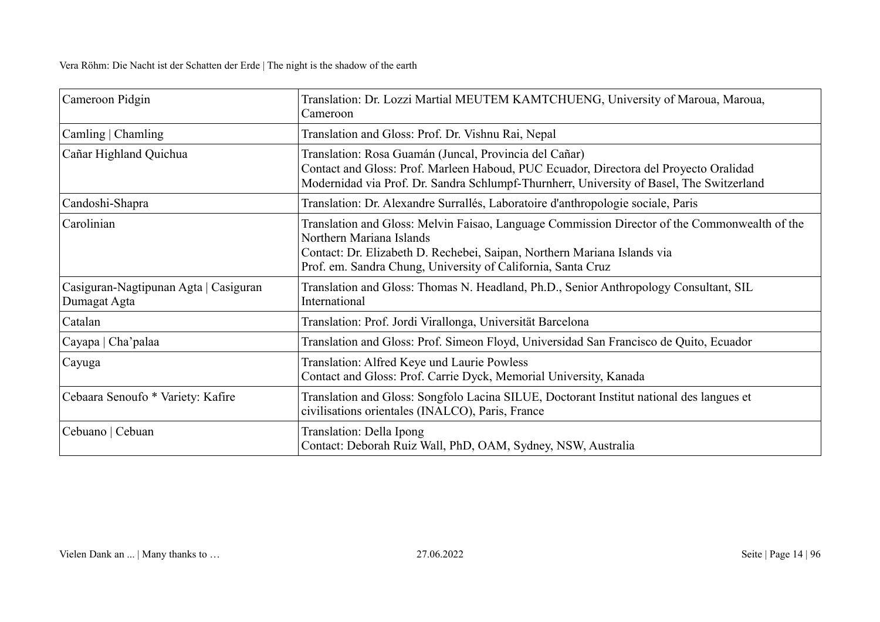| | |
|---|---|
| Cameroon Pidgin | Translation: Dr. Lozzi Martial MEUTEM KAMTCHUENG, University of Maroua, Maroua, Cameroon |
| Camling \| Chamling | Translation and Gloss: Prof. Dr. Vishnu Rai, Nepal |
| Cañar Highland Quichua | Translation: Rosa Guamán (Juncal, Provincia del Cañar)<br>Contact and Gloss: Prof. Marleen Haboud, PUC Ecuador, Directora del Proyecto Oralidad Modernidad via Prof. Dr. Sandra Schlumpf-Thurnherr, University of Basel, The Switzerland |
| Candoshi-Shapra | Translation: Dr. Alexandre Surrallés, Laboratoire d'anthropologie sociale, Paris |
| Carolinian | Translation and Gloss: Melvin Faisao, Language Commission Director of the Commonwealth of the Northern Mariana Islands<br>Contact: Dr. Elizabeth D. Rechebei, Saipan, Northern Mariana Islands via<br>Prof. em. Sandra Chung, University of California, Santa Cruz |
| Casiguran-Nagtipunan Agta \| Casiguran Dumagat Agta | Translation and Gloss: Thomas N. Headland, Ph.D., Senior Anthropology Consultant, SIL International |
| Catalan | Translation: Prof. Jordi Virallonga, Universität Barcelona |
| Cayapa \| Cha'palaa | Translation and Gloss: Prof. Simeon Floyd, Universidad San Francisco de Quito, Ecuador |
| Cayuga | Translation: Alfred Keye und Laurie Powless<br>Contact and Gloss: Prof. Carrie Dyck, Memorial University, Kanada |
| Cebaara Senoufo * Variety: Kafire | Translation and Gloss: Songfolo Lacina SILUE, Doctorant Institut national des langues et civilisations orientales (INALCO), Paris, France |
| Cebuano \| Cebuan | Translation: Della Ipong<br>Contact: Deborah Ruiz Wall, PhD, OAM, Sydney, NSW, Australia |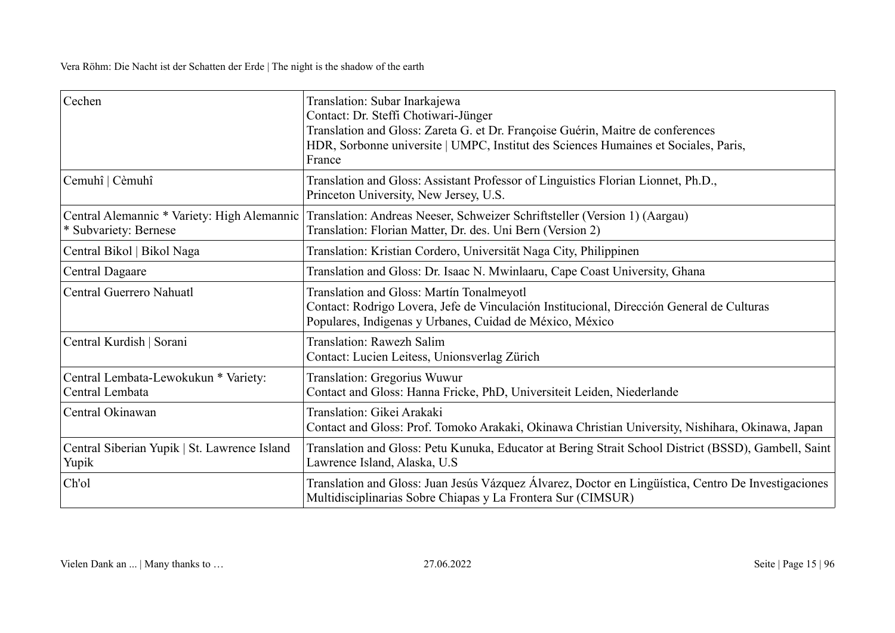| | |
|---|---|
| Cechen | Translation: Subar Inarkajewa<br>Contact: Dr. Steffi Chotiwari-Jünger<br>Translation and Gloss: Zareta G. et Dr. Françoise Guérin, Maitre de conferences HDR, Sorbonne universite \| UMPC, Institut des Sciences Humaines et Sociales, Paris, France |
| Cemuhî \| Cèmuhî | Translation and Gloss: Assistant Professor of Linguistics Florian Lionnet, Ph.D., Princeton University, New Jersey, U.S. |
| Central Alemannic * Variety: High Alemannic * Subvariety: Bernese | Translation: Andreas Neeser, Schweizer Schriftsteller (Version 1) (Aargau)<br>Translation: Florian Matter, Dr. des. Uni Bern (Version 2) |
| Central Bikol \| Bikol Naga | Translation: Kristian Cordero, Universität Naga City, Philippinen |
| Central Dagaare | Translation and Gloss: Dr. Isaac N. Mwinlaaru, Cape Coast University, Ghana |
| Central Guerrero Nahuatl | Translation and Gloss: Martín Tonalmeyotl<br>Contact: Rodrigo Lovera, Jefe de Vinculación Institucional, Dirección General de Culturas Populares, Indigenas y Urbanes, Cuidad de México, México |
| Central Kurdish \| Sorani | Translation: Rawezh Salim<br>Contact: Lucien Leitess, Unionsverlag Zürich |
| Central Lembata-Lewokukun * Variety: Central Lembata | Translation: Gregorius Wuwur<br>Contact and Gloss: Hanna Fricke, PhD, Universiteit Leiden, Niederlande |
| Central Okinawan | Translation: Gikei Arakaki<br>Contact and Gloss: Prof. Tomoko Arakaki, Okinawa Christian University, Nishihara, Okinawa, Japan |
| Central Siberian Yupik \| St. Lawrence Island Yupik | Translation and Gloss: Petu Kunuka, Educator at Bering Strait School District (BSSD), Gambell, Saint Lawrence Island, Alaska, U.S |
| Ch'ol | Translation and Gloss: Juan Jesús Vázquez Álvarez, Doctor en Lingüística, Centro De Investigaciones Multidisciplinarias Sobre Chiapas y La Frontera Sur (CIMSUR) |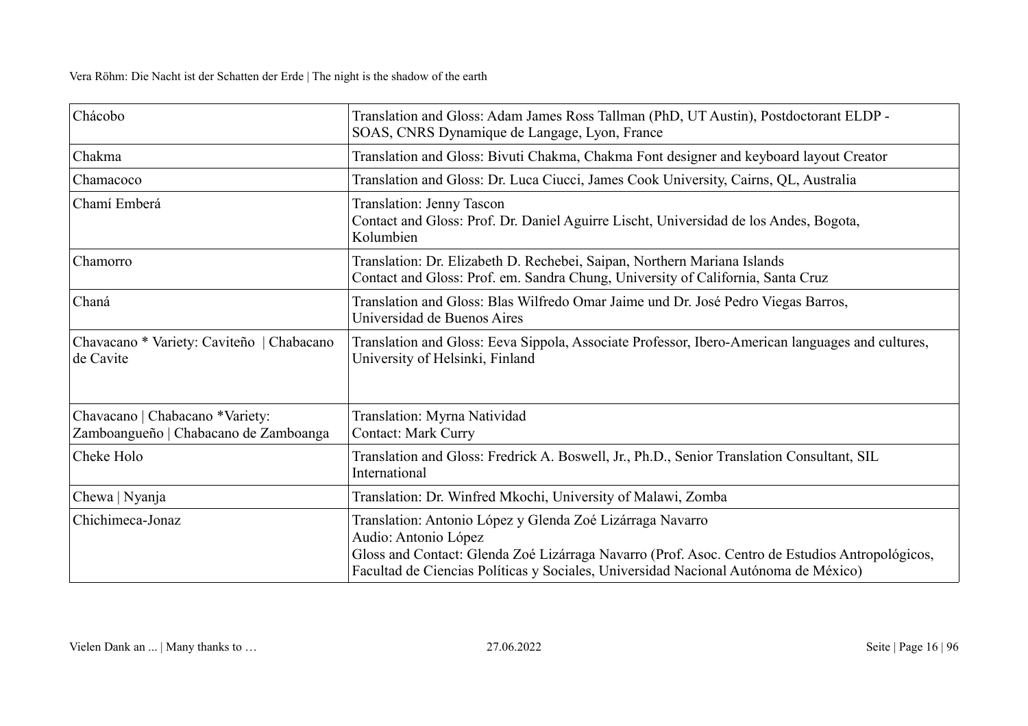| | |
|---|---|
| Chácobo | Translation and Gloss: Adam James Ross Tallman (PhD, UT Austin), Postdoctorant ELDP - SOAS, CNRS Dynamique de Langage, Lyon, France |
| Chakma | Translation and Gloss: Bivuti Chakma, Chakma Font designer and keyboard layout Creator |
| Chamacoco | Translation and Gloss: Dr. Luca Ciucci, James Cook University, Cairns, QL, Australia |
| Chamí Emberá | Translation: Jenny Tascon<br>Contact and Gloss: Prof. Dr. Daniel Aguirre Lischt, Universidad de los Andes, Bogota, Kolumbien |
| Chamorro | Translation: Dr. Elizabeth D. Rechebei, Saipan, Northern Mariana Islands<br>Contact and Gloss: Prof. em. Sandra Chung, University of California, Santa Cruz |
| Chaná | Translation and Gloss: Blas Wilfredo Omar Jaime und Dr. José Pedro Viegas Barros, Universidad de Buenos Aires |
| Chavacano * Variety: Caviteño \| Chabacano de Cavite | Translation and Gloss: Eeva Sippola, Associate Professor, Ibero-American languages and cultures, University of Helsinki, Finland |
| Chavacano \| Chabacano *Variety: Zamboangueño \| Chabacano de Zamboanga | Translation: Myrna Natividad<br>Contact: Mark Curry |
| Cheke Holo | Translation and Gloss: Fredrick A. Boswell, Jr., Ph.D., Senior Translation Consultant, SIL International |
| Chewa \| Nyanja | Translation: Dr. Winfred Mkochi, University of Malawi, Zomba |
| Chichimeca-Jonaz | Translation: Antonio López y Glenda Zoé Lizárraga Navarro<br>Audio: Antonio López<br>Gloss and Contact: Glenda Zoé Lizárraga Navarro (Prof. Asoc. Centro de Estudios Antropológicos, Facultad de Ciencias Políticas y Sociales, Universidad Nacional Autónoma de México) |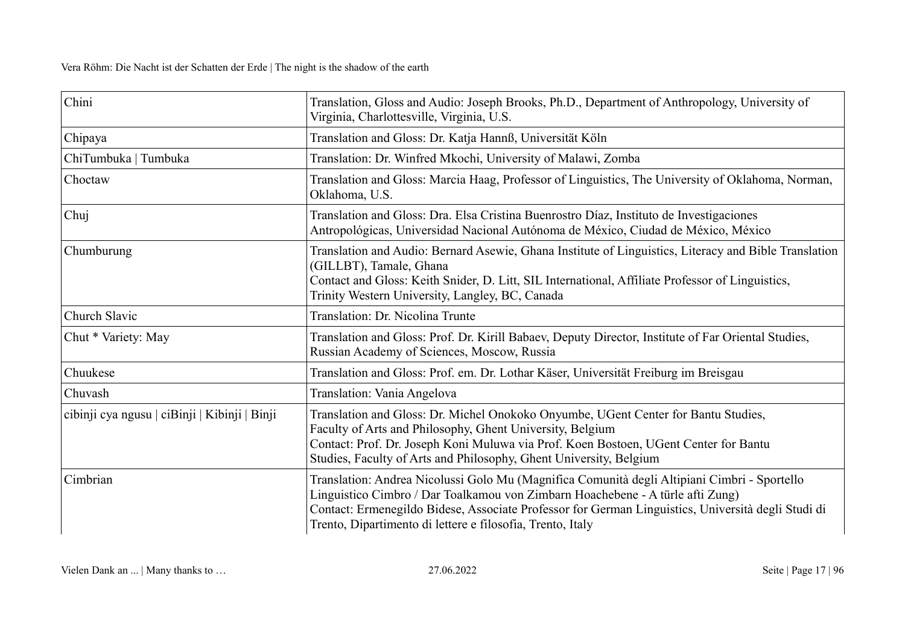| Chini | Translation, Gloss and Audio: Joseph Brooks, Ph.D., Department of Anthropology, University of Virginia, Charlottesville, Virginia, U.S. |
|---|---|
| Chipaya | Translation and Gloss: Dr. Katja Hannß, Universität Köln |
| ChiTumbuka &#124; Tumbuka | Translation: Dr. Winfred Mkochi, University of Malawi, Zomba |
| Choctaw | Translation and Gloss: Marcia Haag, Professor of Linguistics, The University of Oklahoma, Norman, Oklahoma, U.S. |
| Chuj | Translation and Gloss: Dra. Elsa Cristina Buenrostro Díaz, Instituto de Investigaciones Antropológicas, Universidad Nacional Autónoma de México, Ciudad de México, México |
| Chumburung | Translation and Audio: Bernard Asewie, Ghana Institute of Linguistics, Literacy and Bible Translation (GILLBT), Tamale, Ghana<br>Contact and Gloss: Keith Snider, D. Litt, SIL International, Affiliate Professor of Linguistics, Trinity Western University, Langley, BC, Canada |
| Church Slavic | Translation: Dr. Nicolina Trunte |
| Chut * Variety: May | Translation and Gloss: Prof. Dr. Kirill Babaev, Deputy Director, Institute of Far Oriental Studies, Russian Academy of Sciences, Moscow, Russia |
| Chuukese | Translation and Gloss: Prof. em. Dr. Lothar Käser, Universität Freiburg im Breisgau |
| Chuvash | Translation: Vania Angelova |
| cibinji cya ngusu &#124; ciBinji &#124; Kibinji &#124; Binji | Translation and Gloss: Dr. Michel Onokoko Onyumbe, UGent Center for Bantu Studies, Faculty of Arts and Philosophy, Ghent University, Belgium<br>Contact: Prof. Dr. Joseph Koni Muluwa via Prof. Koen Bostoen, UGent Center for Bantu Studies, Faculty of Arts and Philosophy, Ghent University, Belgium |
| Cimbrian | Translation: Andrea Nicolussi Golo Mu (Magnifica Comunità degli Altipiani Cimbri - Sportello Linguistico Cimbro / Dar Toalkamou von Zimbarn Hoachebene - A türle afti Zung)<br>Contact: Ermenegildo Bidese, Associate Professor for German Linguistics, Università degli Studi di Trento, Dipartimento di lettere e filosofia, Trento, Italy |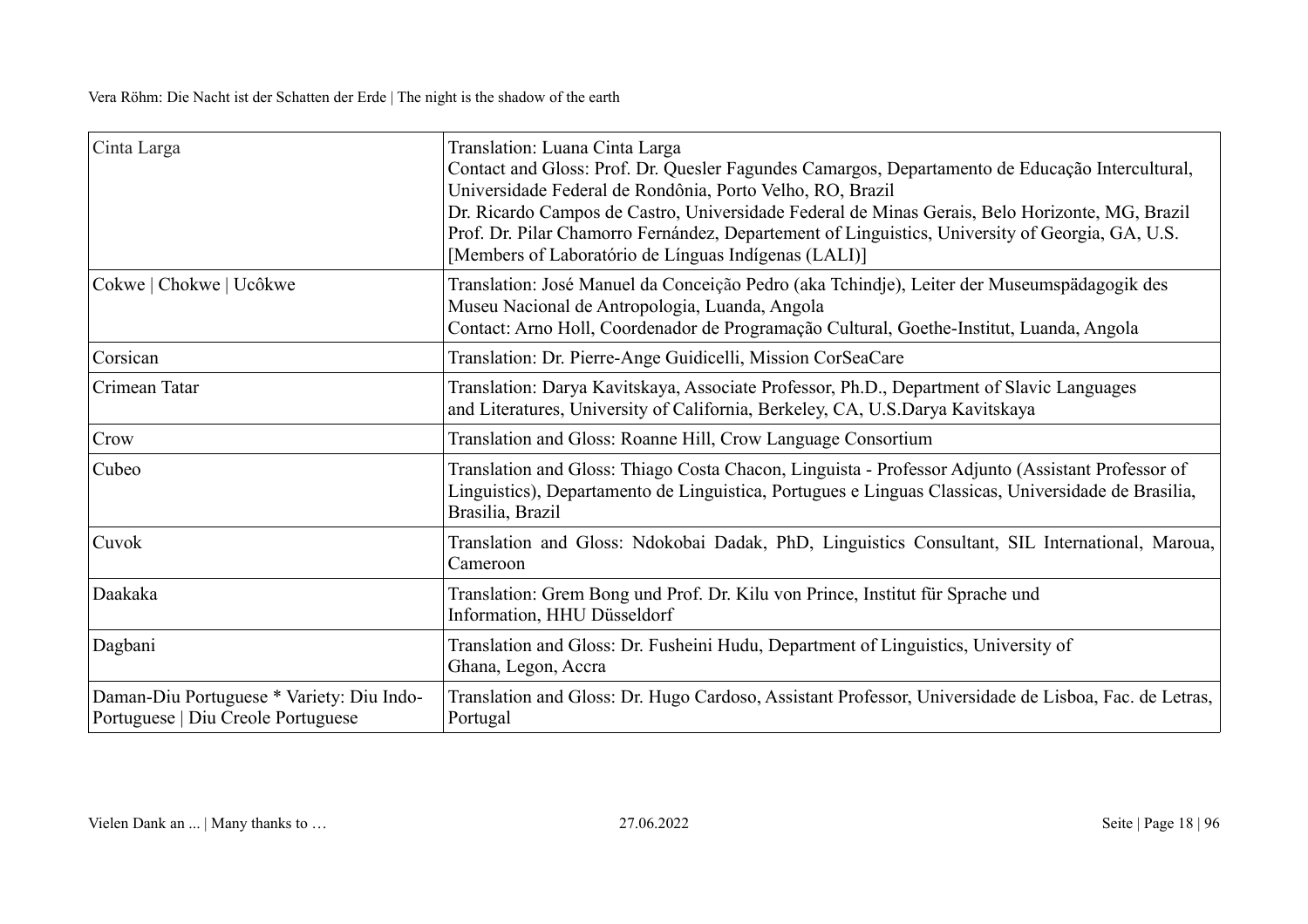| | |
|---|---|
| Cinta Larga | Translation: Luana Cinta Larga<br>Contact and Gloss: Prof. Dr. Quesler Fagundes Camargos, Departamento de Educação Intercultural, Universidade Federal de Rondônia, Porto Velho, RO, Brazil<br>Dr. Ricardo Campos de Castro, Universidade Federal de Minas Gerais, Belo Horizonte, MG, Brazil<br>Prof. Dr. Pilar Chamorro Fernández, Departement of Linguistics, University of Georgia, GA, U.S.<br>[Members of Laboratório de Línguas Indígenas (LALI)] |
| Cokwe \| Chokwe \| Ucôkwe | Translation: José Manuel da Conceição Pedro (aka Tchindje), Leiter der Museumspädagogik des Museu Nacional de Antropologia, Luanda, Angola<br>Contact: Arno Holl, Coordenador de Programação Cultural, Goethe-Institut, Luanda, Angola |
| Corsican | Translation: Dr. Pierre-Ange Guidicelli, Mission CorSeaCare |
| Crimean Tatar | Translation: Darya Kavitskaya, Associate Professor, Ph.D., Department of Slavic Languages and Literatures, University of California, Berkeley, CA, U.S.Darya Kavitskaya |
| Crow | Translation and Gloss: Roanne Hill, Crow Language Consortium |
| Cubeo | Translation and Gloss: Thiago Costa Chacon, Linguista - Professor Adjunto (Assistant Professor of Linguistics), Departamento de Linguistica, Portugues e Linguas Classicas, Universidade de Brasilia, Brasilia, Brazil |
| Cuvok | Translation and Gloss: Ndokobai Dadak, PhD, Linguistics Consultant, SIL International, Maroua, Cameroon |
| Daakaka | Translation: Grem Bong und Prof. Dr. Kilu von Prince, Institut für Sprache und Information, HHU Düsseldorf |
| Dagbani | Translation and Gloss: Dr. Fusheini Hudu, Department of Linguistics, University of Ghana, Legon, Accra |
| Daman-Diu Portuguese * Variety: Diu Indo-Portuguese \| Diu Creole Portuguese | Translation and Gloss: Dr. Hugo Cardoso, Assistant Professor, Universidade de Lisboa, Fac. de Letras, Portugal |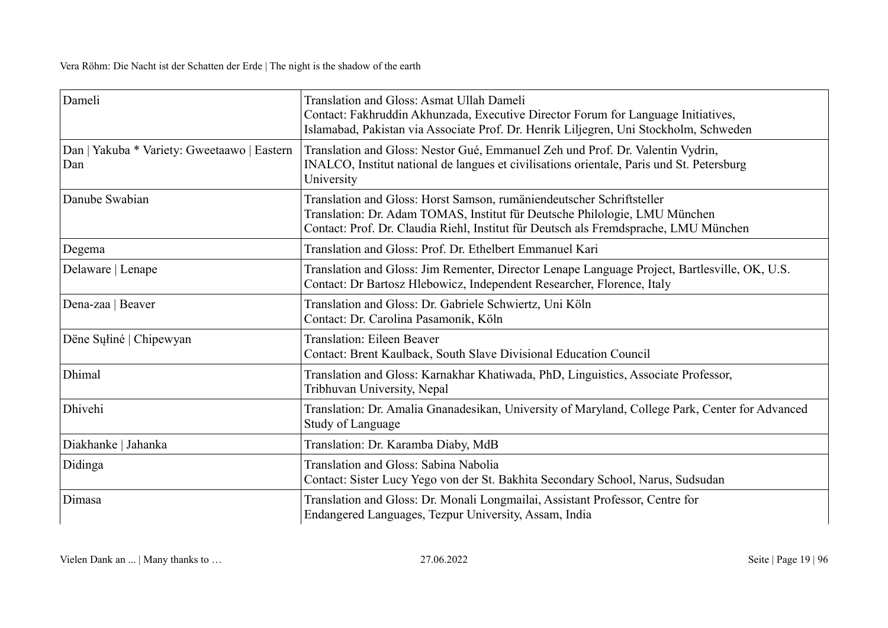| Language | Contributors |
|---|---|
| Dameli | Translation and Gloss: Asmat Ullah Dameli<br>Contact: Fakhruddin Akhunzada, Executive Director Forum for Language Initiatives, Islamabad, Pakistan via Associate Prof. Dr. Henrik Liljegren, Uni Stockholm, Schweden |
| Dan \| Yakuba * Variety: Gweetaawo \| Eastern Dan | Translation and Gloss: Nestor Gué, Emmanuel Zeh und Prof. Dr. Valentin Vydrin, INALCO, Institut national de langues et civilisations orientale, Paris und St. Petersburg University |
| Danube Swabian | Translation and Gloss: Horst Samson, rumäniendeutscher Schriftsteller<br>Translation: Dr. Adam TOMAS, Institut für Deutsche Philologie, LMU München<br>Contact: Prof. Dr. Claudia Riehl, Institut für Deutsch als Fremdsprache, LMU München |
| Degema | Translation and Gloss: Prof. Dr. Ethelbert Emmanuel Kari |
| Delaware \| Lenape | Translation and Gloss: Jim Rementer, Director Lenape Language Project, Bartlesville, OK, U.S.<br>Contact: Dr Bartosz Hlebowicz, Independent Researcher, Florence, Italy |
| Dena-zaa \| Beaver | Translation and Gloss: Dr. Gabriele Schwiertz, Uni Köln<br>Contact: Dr. Carolina Pasamonik, Köln |
| Dëne Sųłiné \| Chipewyan | Translation: Eileen Beaver<br>Contact: Brent Kaulback, South Slave Divisional Education Council |
| Dhimal | Translation and Gloss: Karnakhar Khatiwada, PhD, Linguistics, Associate Professor, Tribhuvan University, Nepal |
| Dhivehi | Translation: Dr. Amalia Gnanadesikan, University of Maryland, College Park, Center for Advanced Study of Language |
| Diakhanke \| Jahanka | Translation: Dr. Karamba Diaby, MdB |
| Didinga | Translation and Gloss: Sabina Nabolia<br>Contact: Sister Lucy Yego von der St. Bakhita Secondary School, Narus, Sudsudan |
| Dimasa | Translation and Gloss: Dr. Monali Longmailai, Assistant Professor, Centre for Endangered Languages, Tezpur University, Assam, India |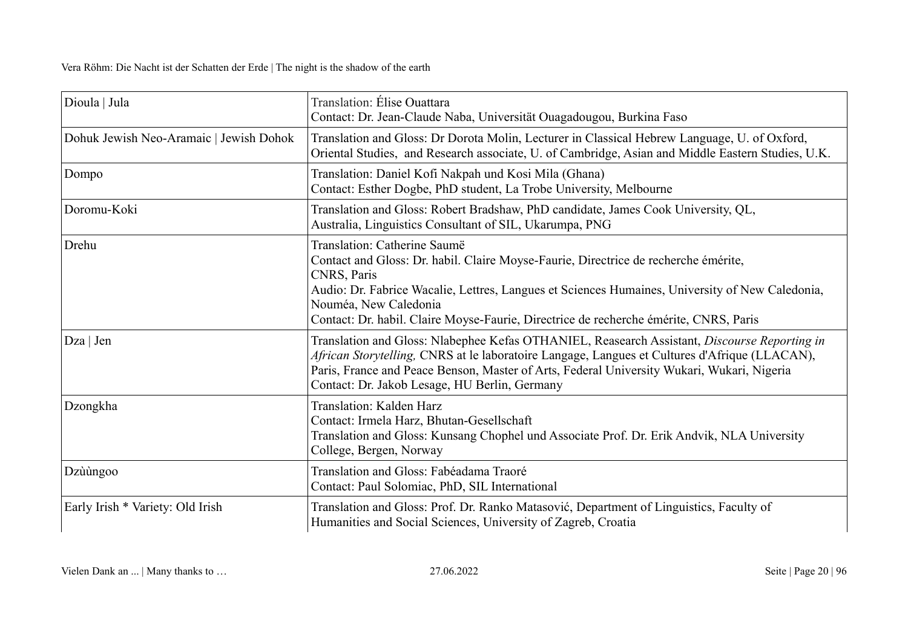| | |
|---|---|
| Dioula \| Jula | Translation: Élise Ouattara<br>Contact: Dr. Jean-Claude Naba, Universität Ouagadougou, Burkina Faso |
| Dohuk Jewish Neo-Aramaic \| Jewish Dohok | Translation and Gloss: Dr Dorota Molin, Lecturer in Classical Hebrew Language, U. of Oxford, Oriental Studies, and Research associate, U. of Cambridge, Asian and Middle Eastern Studies, U.K. |
| Dompo | Translation: Daniel Kofi Nakpah und Kosi Mila (Ghana)<br>Contact: Esther Dogbe, PhD student, La Trobe University, Melbourne |
| Doromu-Koki | Translation and Gloss: Robert Bradshaw, PhD candidate, James Cook University, QL, Australia, Linguistics Consultant of SIL, Ukarumpa, PNG |
| Drehu | Translation: Catherine Saumë<br>Contact and Gloss: Dr. habil. Claire Moyse-Faurie, Directrice de recherche émérite, CNRS, Paris<br>Audio: Dr. Fabrice Wacalie, Lettres, Langues et Sciences Humaines, University of New Caledonia, Nouméa, New Caledonia<br>Contact: Dr. habil. Claire Moyse-Faurie, Directrice de recherche émérite, CNRS, Paris |
| Dza \| Jen | Translation and Gloss: Nlabephee Kefas OTHANIEL, Reasearch Assistant, *Discourse Reporting in African Storytelling,* CNRS at le laboratoire Langage, Langues et Cultures d'Afrique (LLACAN), Paris, France and Peace Benson, Master of Arts, Federal University Wukari, Wukari, Nigeria<br>Contact: Dr. Jakob Lesage, HU Berlin, Germany |
| Dzongkha | Translation: Kalden Harz<br>Contact: Irmela Harz, Bhutan-Gesellschaft<br>Translation and Gloss: Kunsang Chophel und Associate Prof. Dr. Erik Andvik, NLA University College, Bergen, Norway |
| Dzùùngoo | Translation and Gloss: Fabéadama Traoré<br>Contact: Paul Solomiac, PhD, SIL International |
| Early Irish * Variety: Old Irish | Translation and Gloss: Prof. Dr. Ranko Matasović, Department of Linguistics, Faculty of Humanities and Social Sciences, University of Zagreb, Croatia |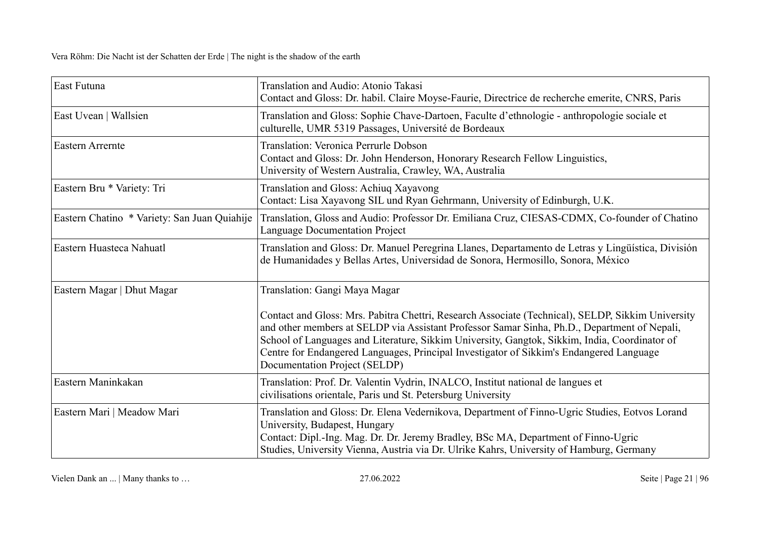| | |
|---|---|
| East Futuna | Translation and Audio: Atonio Takasi<br>Contact and Gloss: Dr. habil. Claire Moyse-Faurie, Directrice de recherche emerite, CNRS, Paris |
| East Uvean \| Wallsien | Translation and Gloss: Sophie Chave-Dartoen, Faculte d'ethnologie - anthropologie sociale et culturelle, UMR 5319 Passages, Université de Bordeaux |
| Eastern Arrernte | Translation: Veronica Perrurle Dobson<br>Contact and Gloss: Dr. John Henderson, Honorary Research Fellow Linguistics, University of Western Australia, Crawley, WA, Australia |
| Eastern Bru * Variety: Tri | Translation and Gloss: Achiuq Xayavong<br>Contact: Lisa Xayavong SIL und Ryan Gehrmann, University of Edinburgh, U.K. |
| Eastern Chatino * Variety: San Juan Quiahije | Translation, Gloss and Audio: Professor Dr. Emiliana Cruz, CIESAS-CDMX, Co-founder of Chatino Language Documentation Project |
| Eastern Huasteca Nahuatl | Translation and Gloss: Dr. Manuel Peregrina Llanes, Departamento de Letras y Lingüística, División de Humanidades y Bellas Artes, Universidad de Sonora, Hermosillo, Sonora, México |
| Eastern Magar \| Dhut Magar | Translation: Gangi Maya Magar<br><br>Contact and Gloss: Mrs. Pabitra Chettri, Research Associate (Technical), SELDP, Sikkim University and other members at SELDP via Assistant Professor Samar Sinha, Ph.D., Department of Nepali, School of Languages and Literature, Sikkim University, Gangtok, Sikkim, India, Coordinator of Centre for Endangered Languages, Principal Investigator of Sikkim's Endangered Language Documentation Project (SELDP) |
| Eastern Maninkakan | Translation: Prof. Dr. Valentin Vydrin, INALCO, Institut national de langues et civilisations orientale, Paris und St. Petersburg University |
| Eastern Mari \| Meadow Mari | Translation and Gloss: Dr. Elena Vedernikova, Department of Finno-Ugric Studies, Eotvos Lorand University, Budapest, Hungary<br>Contact: Dipl.-Ing. Mag. Dr. Dr. Jeremy Bradley, BSc MA, Department of Finno-Ugric Studies, University Vienna, Austria via Dr. Ulrike Kahrs, University of Hamburg, Germany |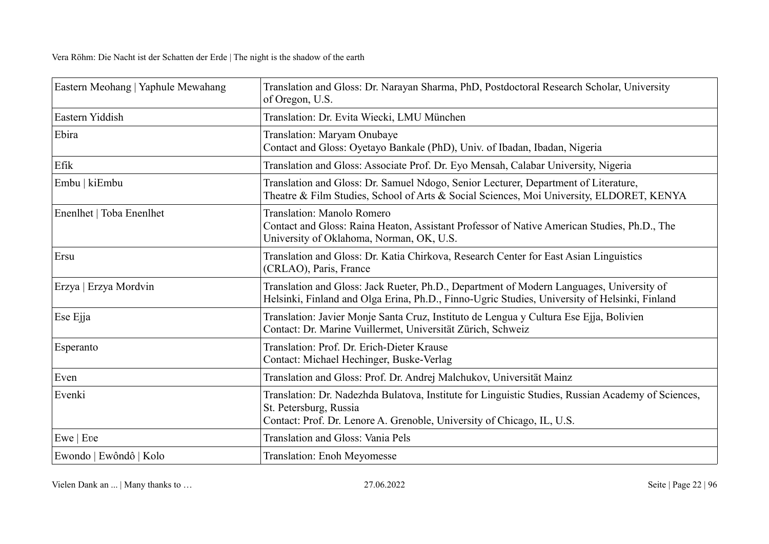| | |
|---|---|
| Eastern Meohang \| Yaphule Mewahang | Translation and Gloss: Dr. Narayan Sharma, PhD, Postdoctoral Research Scholar, University of Oregon, U.S. |
| Eastern Yiddish | Translation: Dr. Evita Wiecki, LMU München |
| Ebira | Translation: Maryam Onubaye<br>Contact and Gloss: Oyetayo Bankale (PhD), Univ. of Ibadan, Ibadan, Nigeria |
| Efik | Translation and Gloss: Associate Prof. Dr. Eyo Mensah, Calabar University, Nigeria |
| Embu \| kiEmbu | Translation and Gloss: Dr. Samuel Ndogo, Senior Lecturer, Department of Literature, Theatre & Film Studies, School of Arts & Social Sciences, Moi University, ELDORET, KENYA |
| Enenlhet \| Toba Enenlhet | Translation: Manolo Romero<br>Contact and Gloss: Raina Heaton, Assistant Professor of Native American Studies, Ph.D., The University of Oklahoma, Norman, OK, U.S. |
| Ersu | Translation and Gloss: Dr. Katia Chirkova, Research Center for East Asian Linguistics (CRLAO), Paris, France |
| Erzya \| Erzya Mordvin | Translation and Gloss: Jack Rueter, Ph.D., Department of Modern Languages, University of Helsinki, Finland and Olga Erina, Ph.D., Finno-Ugric Studies, University of Helsinki, Finland |
| Ese Ejja | Translation: Javier Monje Santa Cruz, Instituto de Lengua y Cultura Ese Ejja, Bolivien<br>Contact: Dr. Marine Vuillermet, Universität Zürich, Schweiz |
| Esperanto | Translation: Prof. Dr. Erich-Dieter Krause<br>Contact: Michael Hechinger, Buske-Verlag |
| Even | Translation and Gloss: Prof. Dr. Andrej Malchukov, Universität Mainz |
| Evenki | Translation: Dr. Nadezhda Bulatova, Institute for Linguistic Studies, Russian Academy of Sciences, St. Petersburg, Russia<br>Contact: Prof. Dr. Lenore A. Grenoble, University of Chicago, IL, U.S. |
| Ewe \| Eʋe | Translation and Gloss: Vania Pels |
| Ewondo \| Ewôndô \| Kolo | Translation: Enoh Meyomesse |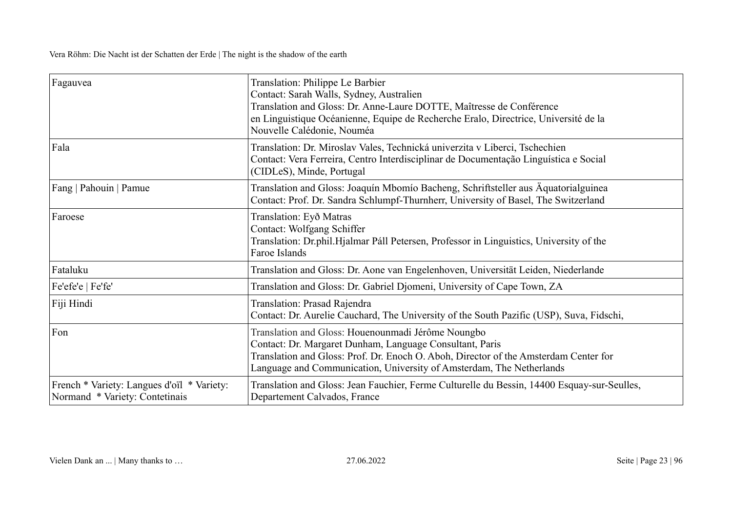| | |
|---|---|
| Fagauvea | Translation: Philippe Le Barbier<br>Contact: Sarah Walls, Sydney, Australien<br>Translation and Gloss: Dr. Anne-Laure DOTTE, Maîtresse de Conférence en Linguistique Océanienne, Equipe de Recherche Eralo, Directrice, Université de la Nouvelle Calédonie, Nouméa |
| Fala | Translation: Dr. Miroslav Vales, Technická univerzita v Liberci, Tschechien<br>Contact: Vera Ferreira, Centro Interdisciplinar de Documentação Linguística e Social (CIDLeS), Minde, Portugal |
| Fang \| Pahouin \| Pamue | Translation and Gloss: Joaquín Mbomío Bacheng, Schriftsteller aus Äquatorialguinea<br>Contact: Prof. Dr. Sandra Schlumpf-Thurnherr, University of Basel, The Switzerland |
| Faroese | Translation: Eyð Matras<br>Contact: Wolfgang Schiffer<br>Translation: Dr.phil.Hjalmar Páll Petersen, Professor in Linguistics, University of the Faroe Islands |
| Fataluku | Translation and Gloss: Dr. Aone van Engelenhoven, Universität Leiden, Niederlande |
| Fe'efe'e \| Fe'fe' | Translation and Gloss: Dr. Gabriel Djomeni, University of Cape Town, ZA |
| Fiji Hindi | Translation: Prasad Rajendra<br>Contact: Dr. Aurelie Cauchard, The University of the South Pazific (USP), Suva, Fidschi, |
| Fon | Translation and Gloss: Houenounmadi Jérôme Noungbo<br>Contact: Dr. Margaret Dunham, Language Consultant, Paris<br>Translation and Gloss: Prof. Dr. Enoch O. Aboh, Director of the Amsterdam Center for Language and Communication, University of Amsterdam, The Netherlands |
| French * Variety: Langues d'oïl * Variety: Normand * Variety: Contetinais | Translation and Gloss: Jean Fauchier, Ferme Culturelle du Bessin, 14400 Esquay-sur-Seulles, Departement Calvados, France |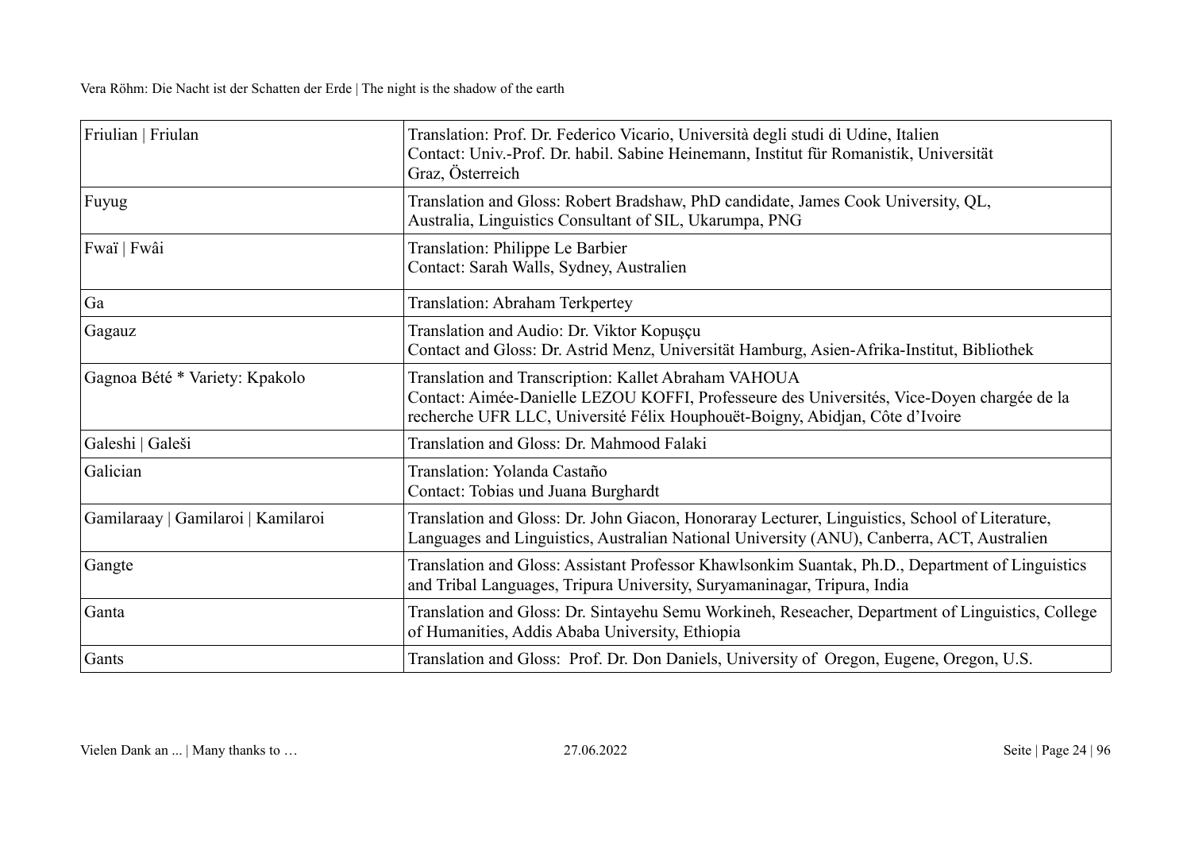| Friulian \| Friulan | Translation: Prof. Dr. Federico Vicario, Università degli studi di Udine, Italien<br>Contact: Univ.-Prof. Dr. habil. Sabine Heinemann, Institut für Romanistik, Universität Graz, Österreich |
|---|---|
| Fuyug | Translation and Gloss: Robert Bradshaw, PhD candidate, James Cook University, QL, Australia, Linguistics Consultant of SIL, Ukarumpa, PNG |
| Fwaï \| Fwâi | Translation: Philippe Le Barbier<br>Contact: Sarah Walls, Sydney, Australien |
| Ga | Translation: Abraham Terkpertey |
| Gagauz | Translation and Audio: Dr. Viktor Kopuşçu<br>Contact and Gloss: Dr. Astrid Menz, Universität Hamburg, Asien-Afrika-Institut, Bibliothek |
| Gagnoa Bété * Variety: Kpakolo | Translation and Transcription: Kallet Abraham VAHOUA<br>Contact: Aimée-Danielle LEZOU KOFFI, Professeure des Universités, Vice-Doyen chargée de la recherche UFR LLC, Université Félix Houphouët-Boigny, Abidjan, Côte d'Ivoire |
| Galeshi \| Galeši | Translation and Gloss: Dr. Mahmood Falaki |
| Galician | Translation: Yolanda Castaño<br>Contact: Tobias und Juana Burghardt |
| Gamilaraay \| Gamilaroi \| Kamilaroi | Translation and Gloss: Dr. John Giacon, Honoraray Lecturer, Linguistics, School of Literature, Languages and Linguistics, Australian National University (ANU), Canberra, ACT, Australien |
| Gangte | Translation and Gloss: Assistant Professor Khawlsonkim Suantak, Ph.D., Department of Linguistics and Tribal Languages, Tripura University, Suryamaninagar, Tripura, India |
| Ganta | Translation and Gloss: Dr. Sintayehu Semu Workineh, Reseacher, Department of Linguistics, College of Humanities, Addis Ababa University, Ethiopia |
| Gants | Translation and Gloss: Prof. Dr. Don Daniels, University of Oregon, Eugene, Oregon, U.S. |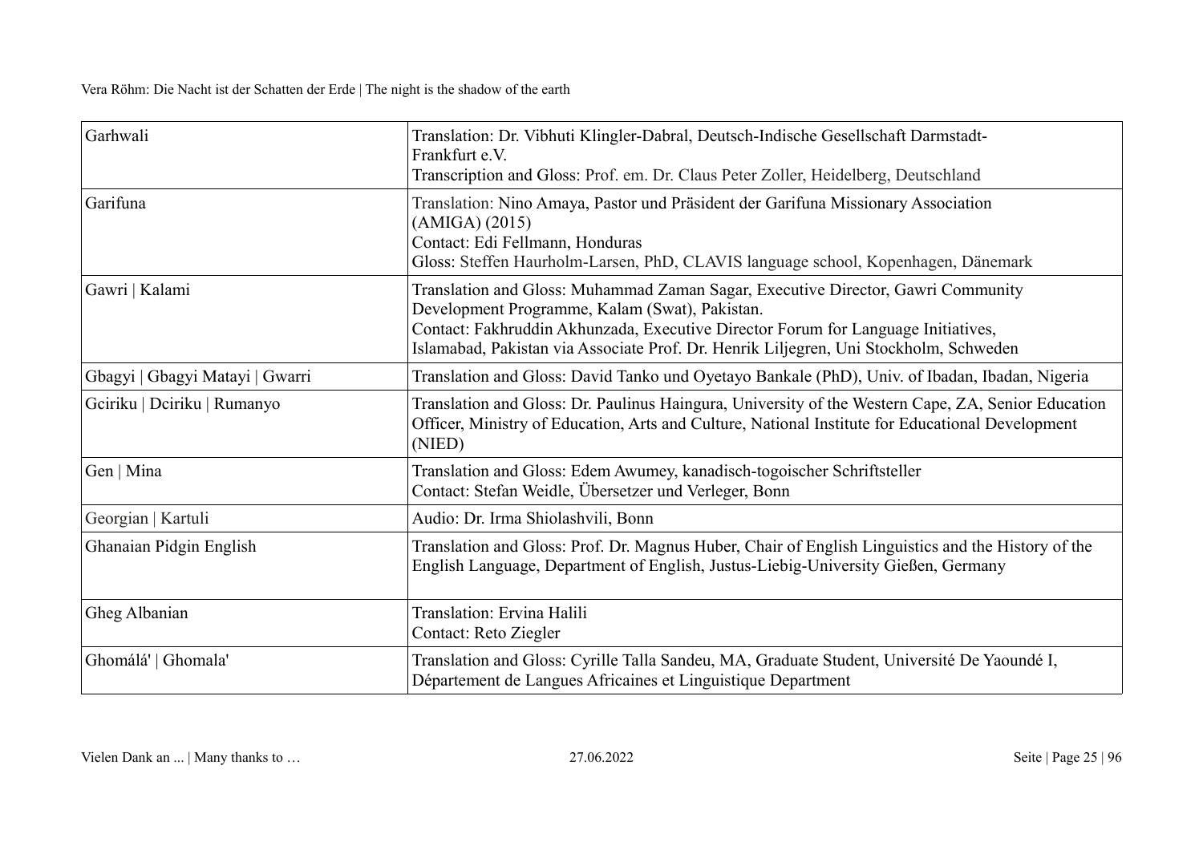| Garhwali | Translation: Dr. Vibhuti Klingler-Dabral, Deutsch-Indische Gesellschaft Darmstadt-Frankfurt e.V.<br>Transcription and Gloss: Prof. em. Dr. Claus Peter Zoller, Heidelberg, Deutschland |
|---|---|
| Garifuna | Translation: Nino Amaya, Pastor und Präsident der Garifuna Missionary Association (AMIGA) (2015)<br>Contact: Edi Fellmann, Honduras<br>Gloss: Steffen Haurholm-Larsen, PhD, CLAVIS language school, Kopenhagen, Dänemark |
| Gawri \| Kalami | Translation and Gloss: Muhammad Zaman Sagar, Executive Director, Gawri Community Development Programme, Kalam (Swat), Pakistan.<br>Contact: Fakhruddin Akhunzada, Executive Director Forum for Language Initiatives, Islamabad, Pakistan via Associate Prof. Dr. Henrik Liljegren, Uni Stockholm, Schweden |
| Gbagyi \| Gbagyi Matayi \| Gwarri | Translation and Gloss: David Tanko und Oyetayo Bankale (PhD), Univ. of Ibadan, Ibadan, Nigeria |
| Gciriku \| Dciriku \| Rumanyo | Translation and Gloss: Dr. Paulinus Haingura, University of the Western Cape, ZA, Senior Education Officer, Ministry of Education, Arts and Culture, National Institute for Educational Development (NIED) |
| Gen \| Mina | Translation and Gloss: Edem Awumey, kanadisch-togoischer Schriftsteller<br>Contact: Stefan Weidle, Übersetzer und Verleger, Bonn |
| Georgian \| Kartuli | Audio: Dr. Irma Shiolashvili, Bonn |
| Ghanaian Pidgin English | Translation and Gloss: Prof. Dr. Magnus Huber, Chair of English Linguistics and the History of the English Language, Department of English, Justus-Liebig-University Gießen, Germany |
| Gheg Albanian | Translation: Ervina Halili<br>Contact: Reto Ziegler |
| Ghomálá' \| Ghomala' | Translation and Gloss: Cyrille Talla Sandeu, MA, Graduate Student, Université De Yaoundé I, Département de Langues Africaines et Linguistique Department |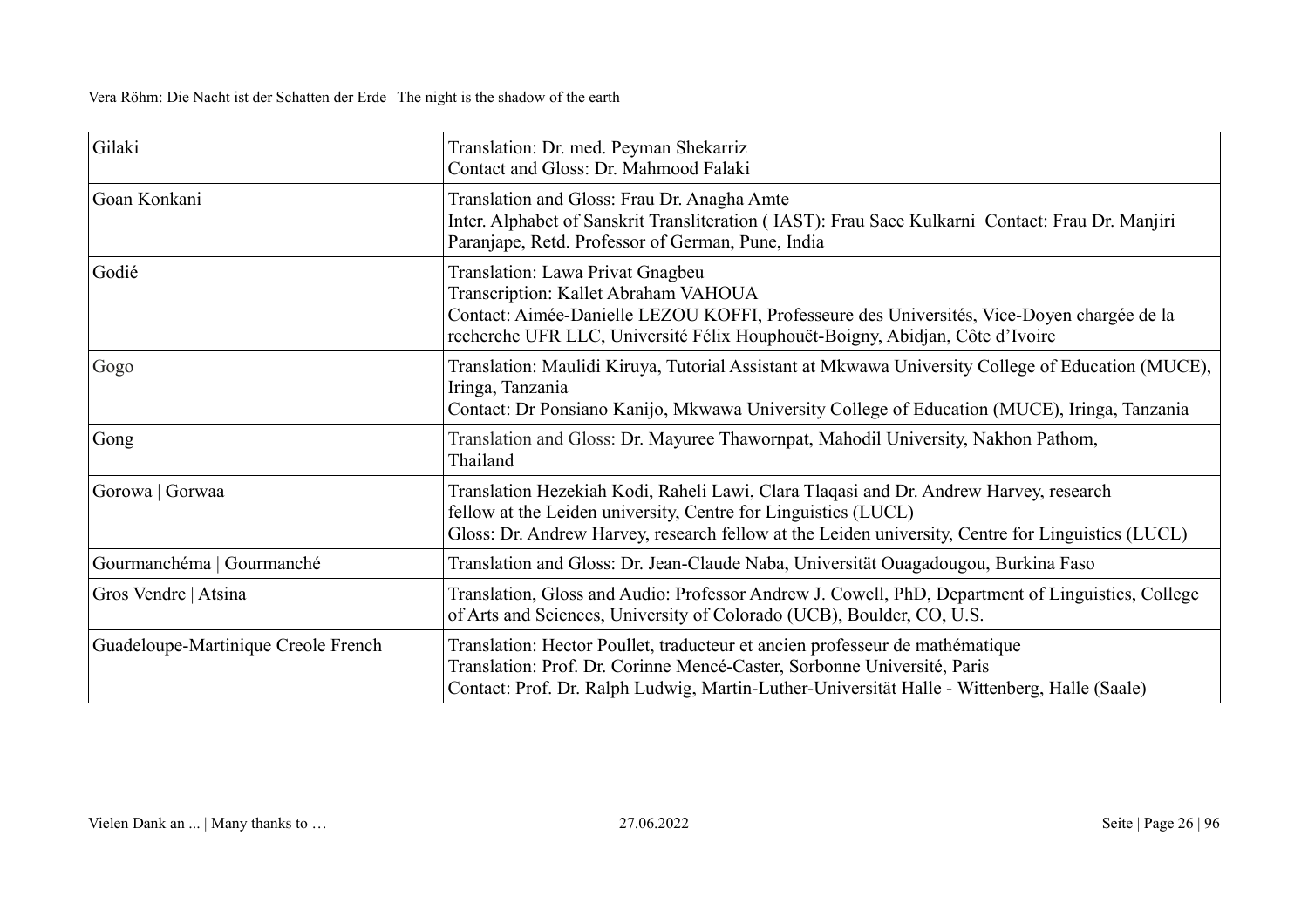| | |
|---|---|
| Gilaki | Translation: Dr. med. Peyman Shekarriz<br>Contact and Gloss: Dr. Mahmood Falaki |
| Goan Konkani | Translation and Gloss: Frau Dr. Anagha Amte<br>Inter. Alphabet of Sanskrit Transliteration ( IAST): Frau Saee Kulkarni Contact: Frau Dr. Manjiri Paranjape, Retd. Professor of German, Pune, India |
| Godié | Translation: Lawa Privat Gnagbeu<br>Transcription: Kallet Abraham VAHOUA<br>Contact: Aimée-Danielle LEZOU KOFFI, Professeure des Universités, Vice-Doyen chargée de la recherche UFR LLC, Université Félix Houphouët-Boigny, Abidjan, Côte d'Ivoire |
| Gogo | Translation: Maulidi Kiruya, Tutorial Assistant at Mkwawa University College of Education (MUCE), Iringa, Tanzania<br>Contact: Dr Ponsiano Kanijo, Mkwawa University College of Education (MUCE), Iringa, Tanzania |
| Gong | Translation and Gloss: Dr. Mayuree Thawornpat, Mahodil University, Nakhon Pathom, Thailand |
| Gorowa \| Gorwaa | Translation Hezekiah Kodi, Raheli Lawi, Clara Tlaqasi and Dr. Andrew Harvey, research fellow at the Leiden university, Centre for Linguistics (LUCL)<br>Gloss: Dr. Andrew Harvey, research fellow at the Leiden university, Centre for Linguistics (LUCL) |
| Gourmanchéma \| Gourmanché | Translation and Gloss: Dr. Jean-Claude Naba, Universität Ouagadougou, Burkina Faso |
| Gros Vendre \| Atsina | Translation, Gloss and Audio: Professor Andrew J. Cowell, PhD, Department of Linguistics, College of Arts and Sciences, University of Colorado (UCB), Boulder, CO, U.S. |
| Guadeloupe-Martinique Creole French | Translation: Hector Poullet, traducteur et ancien professeur de mathématique<br>Translation: Prof. Dr. Corinne Mencé-Caster, Sorbonne Université, Paris<br>Contact: Prof. Dr. Ralph Ludwig, Martin-Luther-Universität Halle - Wittenberg, Halle (Saale) |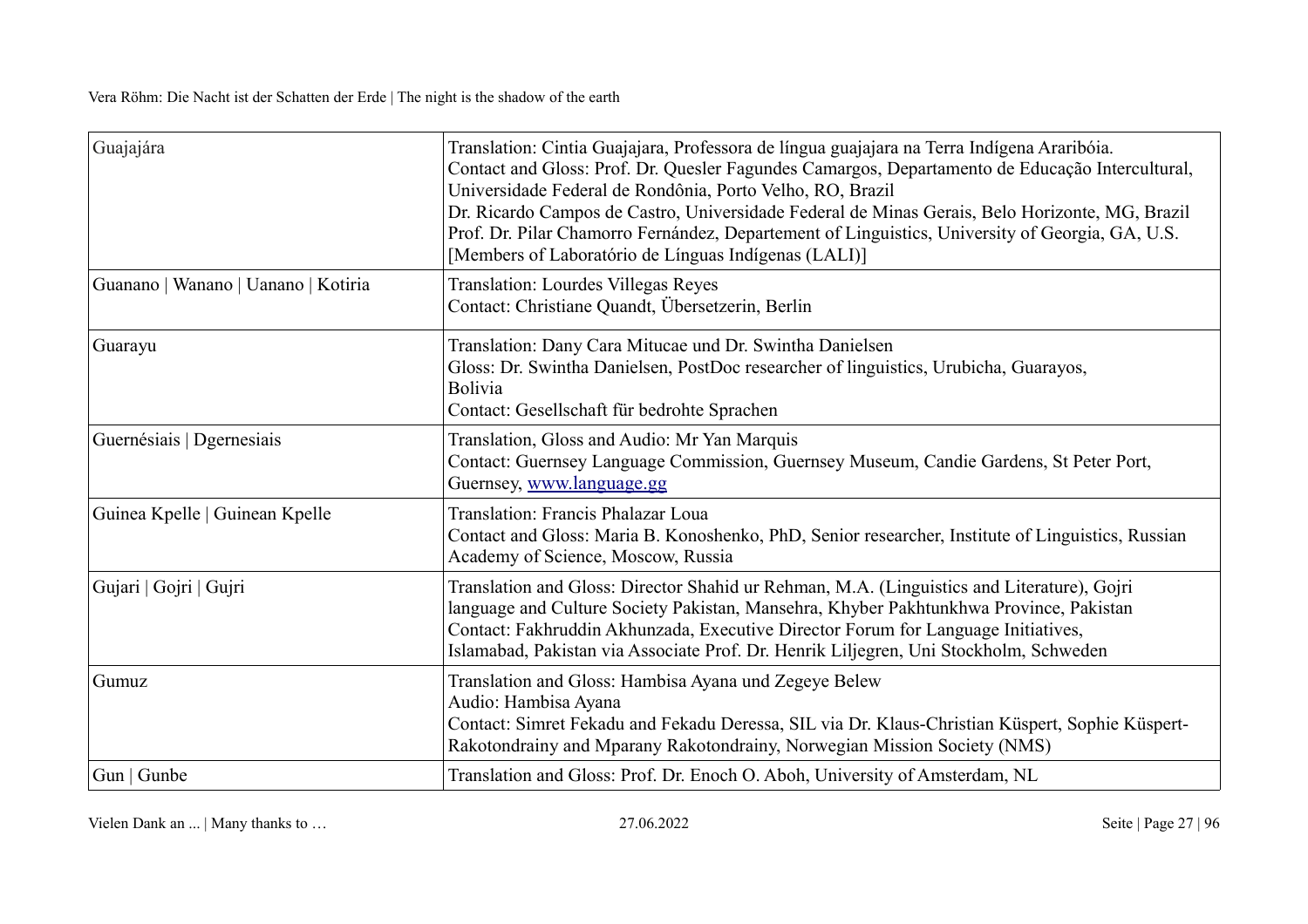| | |
|---|---|
| Guajajára | Translation: Cintia Guajajara, Professora de língua guajajara na Terra Indígena Araribóia.<br>Contact and Gloss: Prof. Dr. Quesler Fagundes Camargos, Departamento de Educação Intercultural, Universidade Federal de Rondônia, Porto Velho, RO, Brazil<br>Dr. Ricardo Campos de Castro, Universidade Federal de Minas Gerais, Belo Horizonte, MG, Brazil<br>Prof. Dr. Pilar Chamorro Fernández, Departement of Linguistics, University of Georgia, GA, U.S.<br>[Members of Laboratório de Línguas Indígenas (LALI)] |
| Guanano \| Wanano \| Uanano \| Kotiria | Translation: Lourdes Villegas Reyes<br>Contact: Christiane Quandt, Übersetzerin, Berlin |
| Guarayu | Translation: Dany Cara Mitucae und Dr. Swintha Danielsen<br>Gloss: Dr. Swintha Danielsen, PostDoc researcher of linguistics, Urubicha, Guarayos, Bolivia<br>Contact: Gesellschaft für bedrohte Sprachen |
| Guernésiais \| Dgernesiais | Translation, Gloss and Audio: Mr Yan Marquis<br>Contact: Guernsey Language Commission, Guernsey Museum, Candie Gardens, St Peter Port, Guernsey, www.language.gg |
| Guinea Kpelle \| Guinean Kpelle | Translation: Francis Phalazar Loua<br>Contact and Gloss: Maria B. Konoshenko, PhD, Senior researcher, Institute of Linguistics, Russian Academy of Science, Moscow, Russia |
| Gujari \| Gojri \| Gujri | Translation and Gloss: Director Shahid ur Rehman, M.A. (Linguistics and Literature), Gojri language and Culture Society Pakistan, Mansehra, Khyber Pakhtunkhwa Province, Pakistan<br>Contact: Fakhruddin Akhunzada, Executive Director Forum for Language Initiatives, Islamabad, Pakistan via Associate Prof. Dr. Henrik Liljegren, Uni Stockholm, Schweden |
| Gumuz | Translation and Gloss: Hambisa Ayana und Zegeye Belew<br>Audio: Hambisa Ayana<br>Contact: Simret Fekadu and Fekadu Deressa, SIL via Dr. Klaus-Christian Küspert, Sophie Küspert-Rakotondrainy and Mparany Rakotondrainy, Norwegian Mission Society (NMS) |
| Gun \| Gunbe | Translation and Gloss: Prof. Dr. Enoch O. Aboh, University of Amsterdam, NL |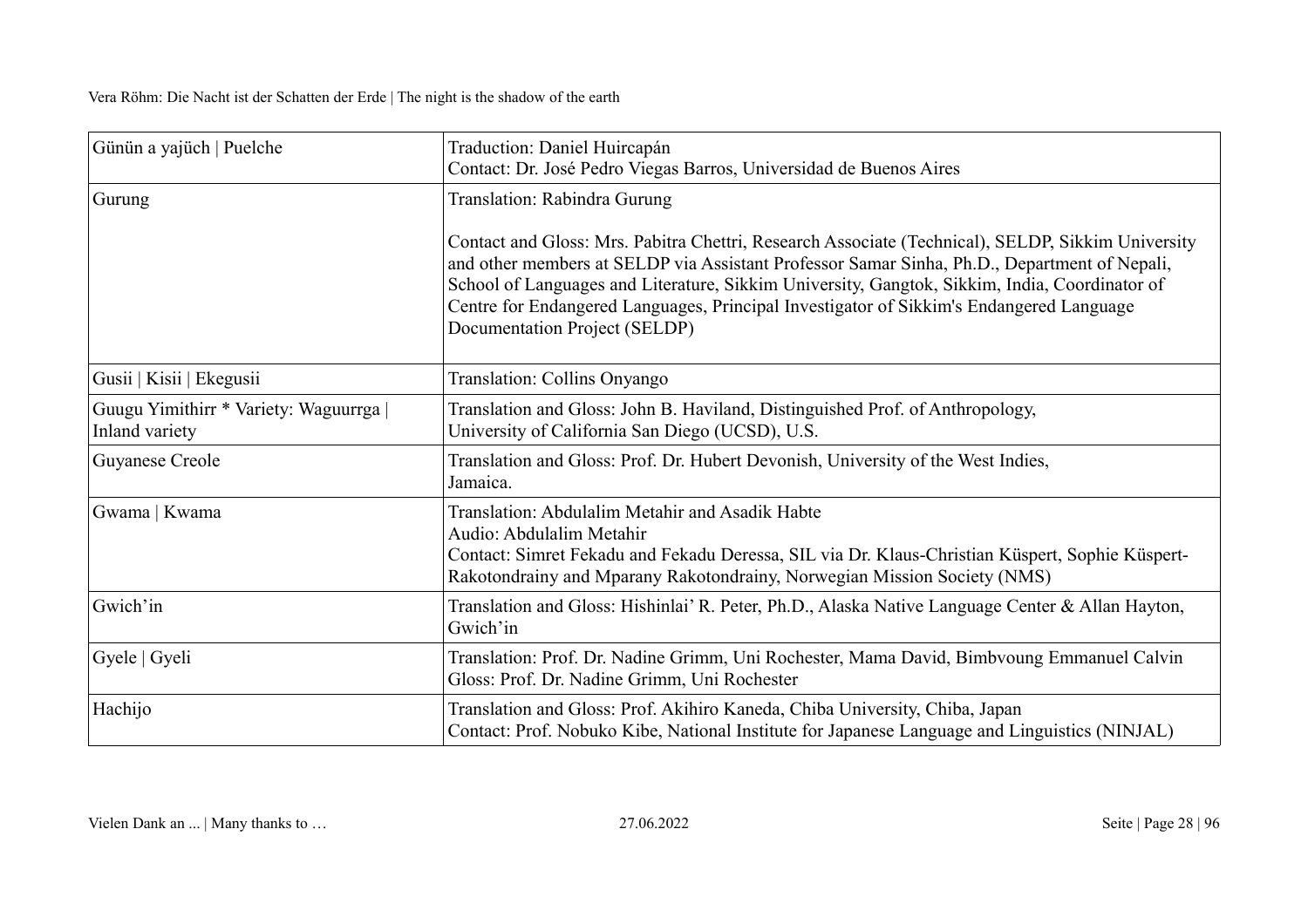| | |
|---|---|
| Günün a yajüch \| Puelche | Traduction: Daniel Huircapán<br>Contact: Dr. José Pedro Viegas Barros, Universidad de Buenos Aires |
| Gurung | Translation: Rabindra Gurung<br><br>Contact and Gloss: Mrs. Pabitra Chettri, Research Associate (Technical), SELDP, Sikkim University and other members at SELDP via Assistant Professor Samar Sinha, Ph.D., Department of Nepali, School of Languages and Literature, Sikkim University, Gangtok, Sikkim, India, Coordinator of Centre for Endangered Languages, Principal Investigator of Sikkim's Endangered Language Documentation Project (SELDP) |
| Gusii \| Kisii \| Ekegusii | Translation: Collins Onyango |
| Guugu Yimithirr * Variety: Waguurrga \| Inland variety | Translation and Gloss: John B. Haviland, Distinguished Prof. of Anthropology, University of California San Diego (UCSD), U.S. |
| Guyanese Creole | Translation and Gloss: Prof. Dr. Hubert Devonish, University of the West Indies, Jamaica. |
| Gwama \| Kwama | Translation: Abdulalim Metahir and Asadik Habte<br>Audio: Abdulalim Metahir<br>Contact: Simret Fekadu and Fekadu Deressa, SIL via Dr. Klaus-Christian Küspert, Sophie Küspert-Rakotondrainy and Mparany Rakotondrainy, Norwegian Mission Society (NMS) |
| Gwich'in | Translation and Gloss: Hishinlai' R. Peter, Ph.D., Alaska Native Language Center & Allan Hayton, Gwich'in |
| Gyele \| Gyeli | Translation: Prof. Dr. Nadine Grimm, Uni Rochester, Mama David, Bimbvoung Emmanuel Calvin<br>Gloss: Prof. Dr. Nadine Grimm, Uni Rochester |
| Hachijo | Translation and Gloss: Prof. Akihiro Kaneda, Chiba University, Chiba, Japan<br>Contact: Prof. Nobuko Kibe, National Institute for Japanese Language and Linguistics (NINJAL) |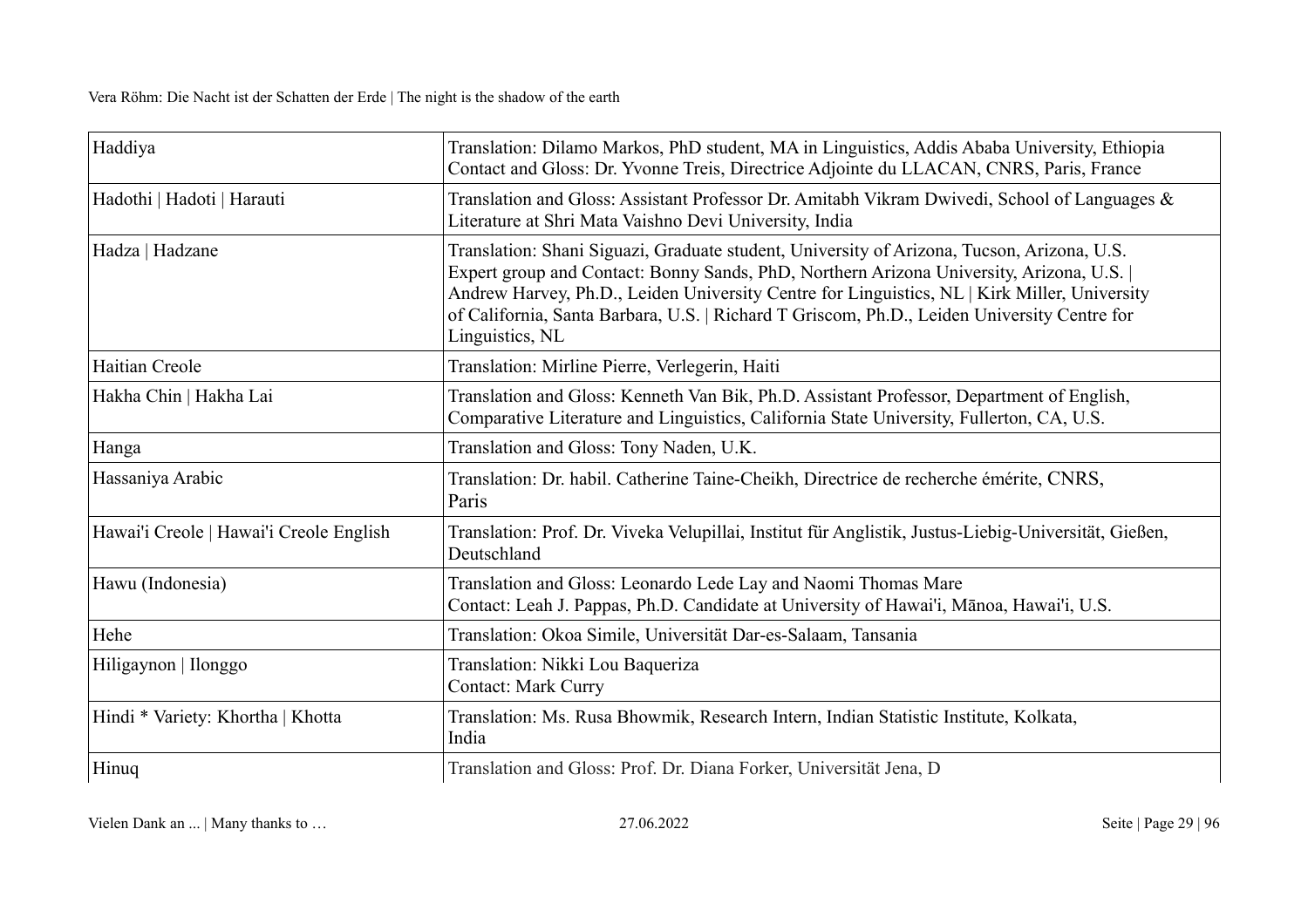| Haddiya | Translation: Dilamo Markos, PhD student, MA in Linguistics, Addis Ababa University, Ethiopia<br>Contact and Gloss: Dr. Yvonne Treis, Directrice Adjointe du LLACAN, CNRS, Paris, France |
|---|---|
| Hadothi \| Hadoti \| Harauti | Translation and Gloss: Assistant Professor Dr. Amitabh Vikram Dwivedi, School of Languages & Literature at Shri Mata Vaishno Devi University, India |
| Hadza \| Hadzane | Translation: Shani Siguazi, Graduate student, University of Arizona, Tucson, Arizona, U.S.<br>Expert group and Contact: Bonny Sands, PhD, Northern Arizona University, Arizona, U.S. \| Andrew Harvey, Ph.D., Leiden University Centre for Linguistics, NL \| Kirk Miller, University of California, Santa Barbara, U.S. \| Richard T Griscom, Ph.D., Leiden University Centre for Linguistics, NL |
| Haitian Creole | Translation: Mirline Pierre, Verlegerin, Haiti |
| Hakha Chin \| Hakha Lai | Translation and Gloss: Kenneth Van Bik, Ph.D. Assistant Professor, Department of English, Comparative Literature and Linguistics, California State University, Fullerton, CA, U.S. |
| Hanga | Translation and Gloss: Tony Naden, U.K. |
| Hassaniya Arabic | Translation: Dr. habil. Catherine Taine-Cheikh, Directrice de recherche émérite, CNRS, Paris |
| Hawai'i Creole \| Hawai'i Creole English | Translation: Prof. Dr. Viveka Velupillai, Institut für Anglistik, Justus-Liebig-Universität, Gießen, Deutschland |
| Hawu (Indonesia) | Translation and Gloss: Leonardo Lede Lay and Naomi Thomas Mare<br>Contact: Leah J. Pappas, Ph.D. Candidate at University of Hawai'i, Mānoa, Hawai'i, U.S. |
| Hehe | Translation: Okoa Simile, Universität Dar-es-Salaam, Tansania |
| Hiligaynon \| Ilonggo | Translation: Nikki Lou Baqueriza<br>Contact: Mark Curry |
| Hindi * Variety: Khortha \| Khotta | Translation: Ms. Rusa Bhowmik, Research Intern, Indian Statistic Institute, Kolkata, India |
| Hinuq | Translation and Gloss: Prof. Dr. Diana Forker, Universität Jena, D |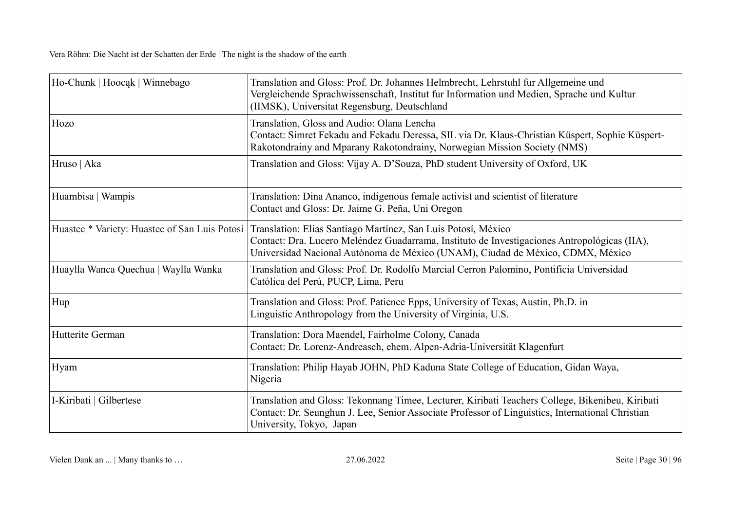| Ho-Chunk \| Hoocąk \| Winnebago | Translation and Gloss: Prof. Dr. Johannes Helmbrecht, Lehrstuhl fur Allgemeine und Vergleichende Sprachwissenschaft, Institut fur Information und Medien, Sprache und Kultur (IIMSK), Universitat Regensburg, Deutschland |
|---|---|
| Hozo | Translation, Gloss and Audio: Olana Lencha<br>Contact: Simret Fekadu and Fekadu Deressa, SIL via Dr. Klaus-Christian Küspert, Sophie Küspert-Rakotondrainy and Mparany Rakotondrainy, Norwegian Mission Society (NMS) |
| Hruso \| Aka | Translation and Gloss: Vijay A. D'Souza, PhD student University of Oxford, UK |
| Huambisa \| Wampis | Translation: Dina Ananco, indigenous female activist and scientist of literature<br>Contact and Gloss: Dr. Jaime G. Peña, Uni Oregon |
| Huastec * Variety: Huastec of San Luis Potosí | Translation: Elias Santiago Martínez, San Luis Potosí, México<br>Contact: Dra. Lucero Meléndez Guadarrama, Instituto de Investigaciones Antropológicas (IIA), Universidad Nacional Autónoma de México (UNAM), Ciudad de México, CDMX, México |
| Huaylla Wanca Quechua \| Waylla Wanka | Translation and Gloss: Prof. Dr. Rodolfo Marcial Cerron Palomino, Pontificia Universidad Católica del Perú, PUCP, Lima, Peru |
| Hup | Translation and Gloss: Prof. Patience Epps, University of Texas, Austin, Ph.D. in Linguistic Anthropology from the University of Virginia, U.S. |
| Hutterite German | Translation: Dora Maendel, Fairholme Colony, Canada<br>Contact: Dr. Lorenz-Andreasch, ehem. Alpen-Adria-Universität Klagenfurt |
| Hyam | Translation: Philip Hayab JOHN, PhD Kaduna State College of Education, Gidan Waya, Nigeria |
| I-Kiribati \| Gilbertese | Translation and Gloss: Tekonnang Timee, Lecturer, Kiribati Teachers College, Bikenibeu, Kiribati<br>Contact: Dr. Seunghun J. Lee, Senior Associate Professor of Linguistics, International Christian University, Tokyo, Japan |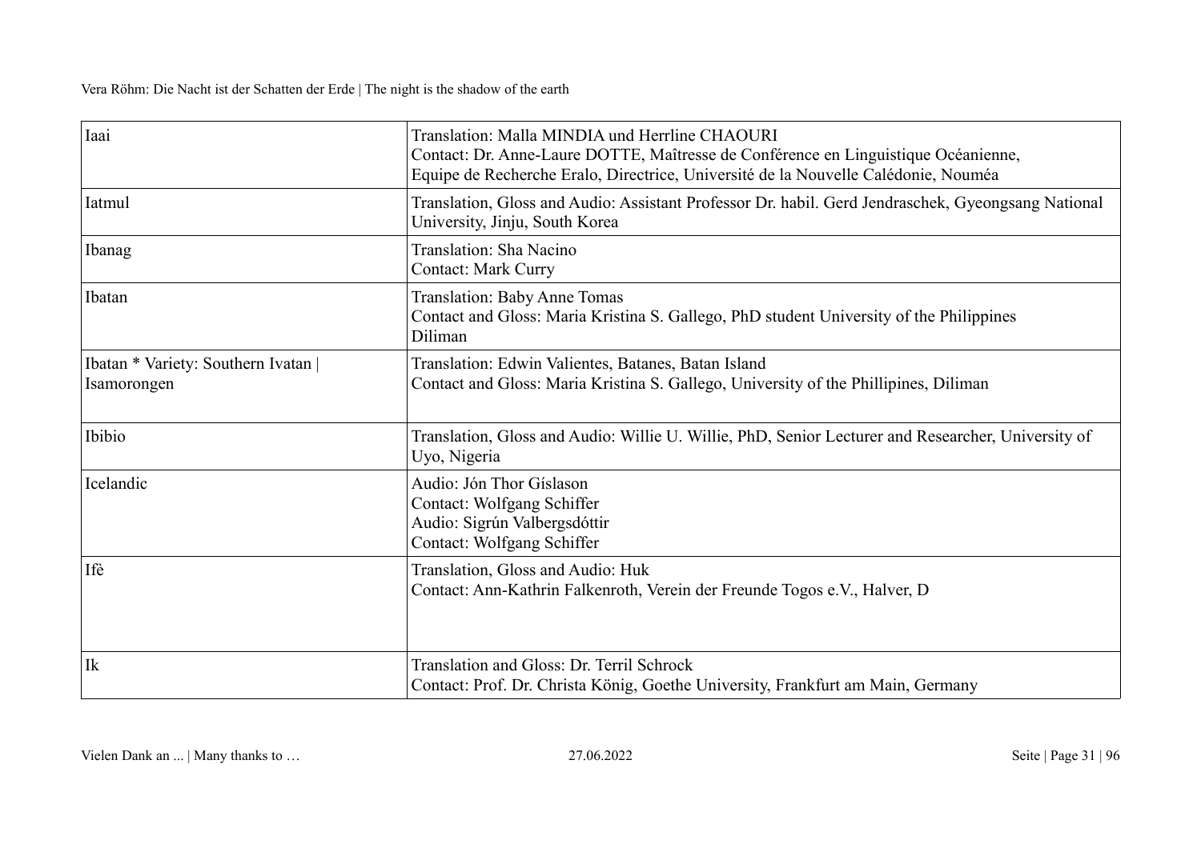| | |
|---|---|
| Iaai | Translation: Malla MINDIA und Herrline CHAOURI<br>Contact: Dr. Anne-Laure DOTTE, Maîtresse de Conférence en Linguistique Océanienne,<br>Equipe de Recherche Eralo, Directrice, Université de la Nouvelle Calédonie, Nouméa |
| Iatmul | Translation, Gloss and Audio: Assistant Professor Dr. habil. Gerd Jendraschek, Gyeongsang National University, Jinju, South Korea |
| Ibanag | Translation: Sha Nacino<br>Contact: Mark Curry |
| Ibatan | Translation: Baby Anne Tomas<br>Contact and Gloss: Maria Kristina S. Gallego, PhD student University of the Philippines Diliman |
| Ibatan * Variety: Southern Ivatan \| Isamorongen | Translation: Edwin Valientes, Batanes, Batan Island<br>Contact and Gloss: Maria Kristina S. Gallego, University of the Phillipines, Diliman |
| Ibibio | Translation, Gloss and Audio: Willie U. Willie, PhD, Senior Lecturer and Researcher, University of Uyo, Nigeria |
| Icelandic | Audio: Jón Thor Gíslason<br>Contact: Wolfgang Schiffer<br>Audio: Sigrún Valbergsdóttir<br>Contact: Wolfgang Schiffer |
| Ifè | Translation, Gloss and Audio: Huk<br>Contact: Ann-Kathrin Falkenroth, Verein der Freunde Togos e.V., Halver, D |
| Ik | Translation and Gloss: Dr. Terril Schrock<br>Contact: Prof. Dr. Christa König, Goethe University, Frankfurt am Main, Germany |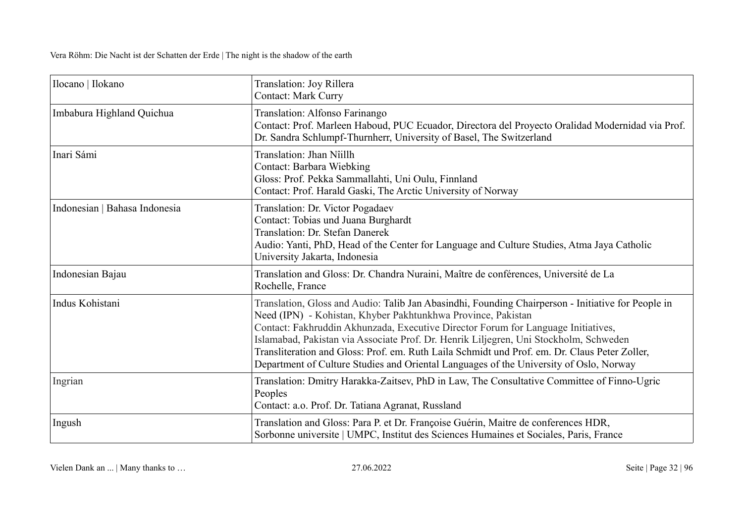| | |
|---|---|
| Ilocano \| Ilokano | Translation: Joy Rillera<br>Contact: Mark Curry |
| Imbabura Highland Quichua | Translation: Alfonso Farinango<br>Contact: Prof. Marleen Haboud, PUC Ecuador, Directora del Proyecto Oralidad Modernidad via Prof. Dr. Sandra Schlumpf-Thurnherr, University of Basel, The Switzerland |
| Inari Sámi | Translation: Jhan Nîillh<br>Contact: Barbara Wiebking<br>Gloss: Prof. Pekka Sammallahti, Uni Oulu, Finnland<br>Contact: Prof. Harald Gaski, The Arctic University of Norway |
| Indonesian \| Bahasa Indonesia | Translation: Dr. Victor Pogadaev<br>Contact: Tobias und Juana Burghardt<br>Translation: Dr. Stefan Danerek<br>Audio: Yanti, PhD, Head of the Center for Language and Culture Studies, Atma Jaya Catholic University Jakarta, Indonesia |
| Indonesian Bajau | Translation and Gloss: Dr. Chandra Nuraini, Maître de conférences, Université de La Rochelle, France |
| Indus Kohistani | Translation, Gloss and Audio: Talib Jan Abasindhi, Founding Chairperson - Initiative for People in Need (IPN) - Kohistan, Khyber Pakhtunkhwa Province, Pakistan<br>Contact: Fakhruddin Akhunzada, Executive Director Forum for Language Initiatives, Islamabad, Pakistan via Associate Prof. Dr. Henrik Liljegren, Uni Stockholm, Schweden<br>Transliteration and Gloss: Prof. em. Ruth Laila Schmidt und Prof. em. Dr. Claus Peter Zoller, Department of Culture Studies and Oriental Languages of the University of Oslo, Norway |
| Ingrian | Translation: Dmitry Harakka-Zaitsev, PhD in Law, The Consultative Committee of Finno-Ugric Peoples<br>Contact: a.o. Prof. Dr. Tatiana Agranat, Russland |
| Ingush | Translation and Gloss: Para P. et Dr. Françoise Guérin, Maitre de conferences HDR, Sorbonne universite \| UMPC, Institut des Sciences Humaines et Sociales, Paris, France |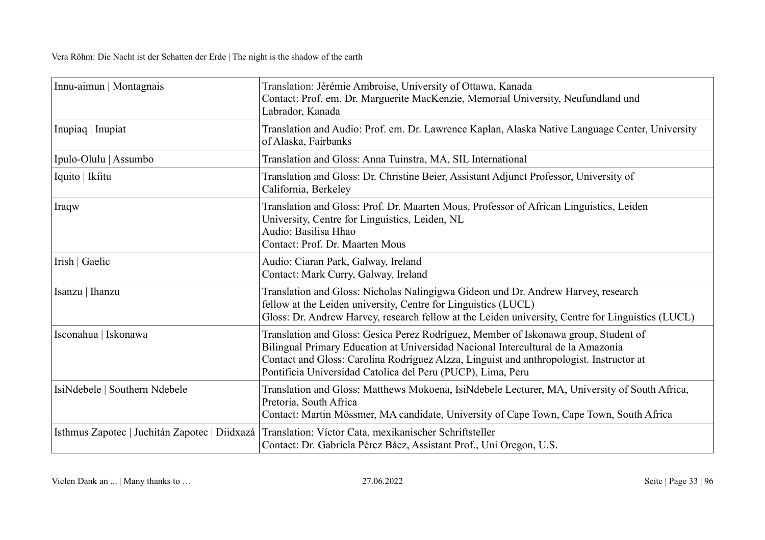| Innu-aimun \| Montagnais | Translation: Jérémie Ambroise, University of Ottawa, Kanada<br>Contact: Prof. em. Dr. Marguerite MacKenzie, Memorial University, Neufundland und Labrador, Kanada |
|---|---|
| Inupiaq \| Inupiat | Translation and Audio: Prof. em. Dr. Lawrence Kaplan, Alaska Native Language Center, University of Alaska, Fairbanks |
| Ipulo-Olulu \| Assumbo | Translation and Gloss: Anna Tuinstra, MA, SIL International |
| Iquito \| Ikíìtu | Translation and Gloss: Dr. Christine Beier, Assistant Adjunct Professor, University of California, Berkeley |
| Iraqw | Translation and Gloss: Prof. Dr. Maarten Mous, Professor of African Linguistics, Leiden University, Centre for Linguistics, Leiden, NL<br>Audio: Basilisa Hhao<br>Contact: Prof. Dr. Maarten Mous |
| Irish \| Gaelic | Audio: Ciaran Park, Galway, Ireland<br>Contact: Mark Curry, Galway, Ireland |
| Isanzu \| Ihanzu | Translation and Gloss: Nicholas Nalingigwa Gideon und Dr. Andrew Harvey, research fellow at the Leiden university, Centre for Linguistics (LUCL)<br>Gloss: Dr. Andrew Harvey, research fellow at the Leiden university, Centre for Linguistics (LUCL) |
| Isconahua \| Iskonawa | Translation and Gloss: Gesica Perez Rodríguez, Member of Iskonawa group, Student of Bilingual Primary Education at Universidad Nacional Intercultural de la Amazonía<br>Contact and Gloss: Carolina Rodríguez Alzza, Linguist and anthropologist. Instructor at Pontificia Universidad Catolica del Peru (PUCP), Lima, Peru |
| IsiNdebele \| Southern Ndebele | Translation and Gloss: Matthews Mokoena, IsiNdebele Lecturer, MA, University of South Africa, Pretoria, South Africa<br>Contact: Martin Mössmer, MA candidate, University of Cape Town, Cape Town, South Africa |
| Isthmus Zapotec \| Juchitán Zapotec \| Diidxazá | Translation: Víctor Cata, mexikanischer Schriftsteller<br>Contact: Dr. Gabriela Pérez Báez, Assistant Prof., Uni Oregon, U.S. |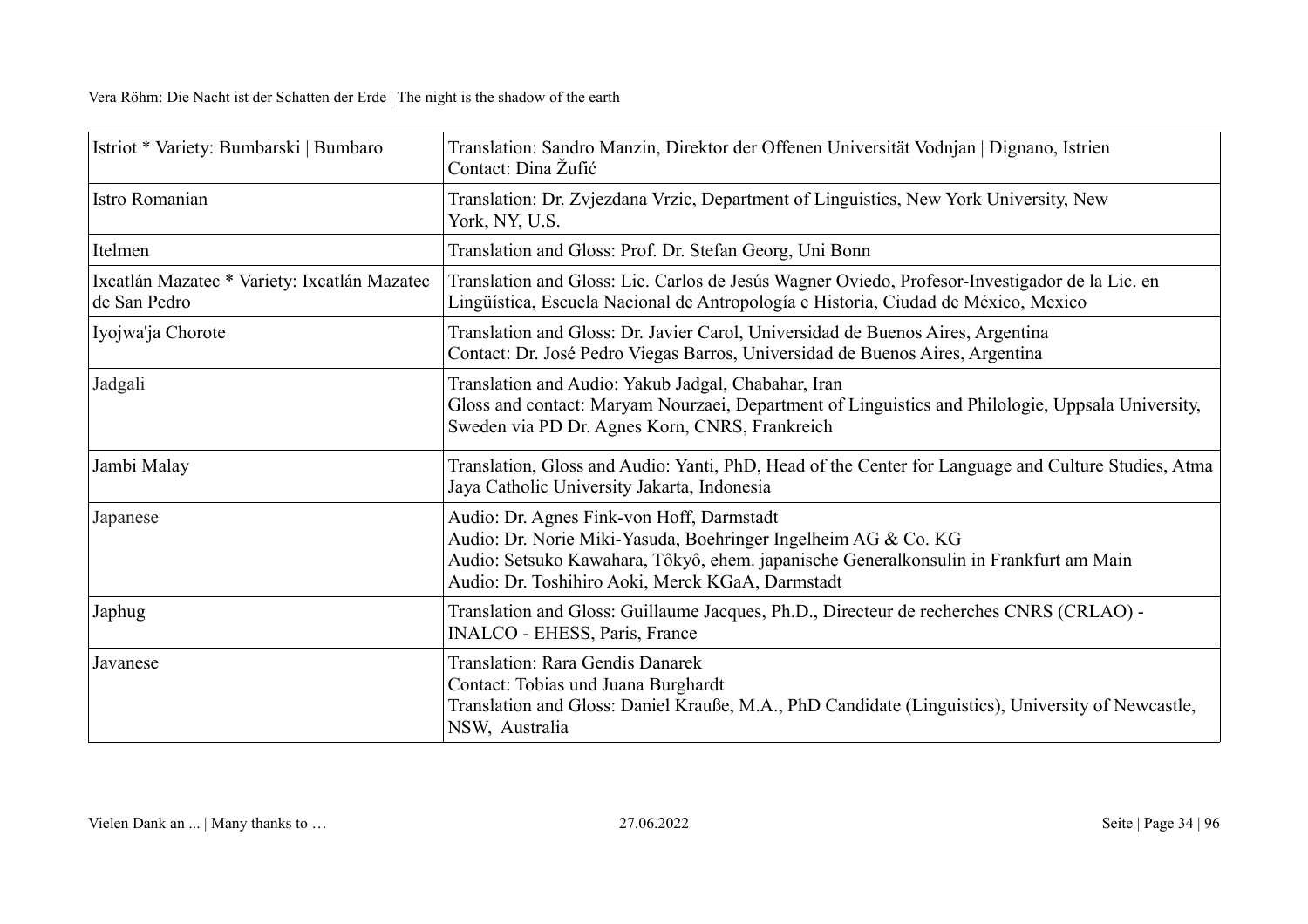| | |
|---|---|
| Istriot * Variety: Bumbarski \| Bumbaro | Translation: Sandro Manzin, Direktor der Offenen Universität Vodnjan \| Dignano, Istrien<br>Contact: Dina Žufić |
| Istro Romanian | Translation: Dr. Zvjezdana Vrzic, Department of Linguistics, New York University, New York, NY, U.S. |
| Itelmen | Translation and Gloss: Prof. Dr. Stefan Georg, Uni Bonn |
| Ixcatlán Mazatec * Variety: Ixcatlán Mazatec de San Pedro | Translation and Gloss: Lic. Carlos de Jesús Wagner Oviedo, Profesor-Investigador de la Lic. en Lingüística, Escuela Nacional de Antropología e Historia, Ciudad de México, Mexico |
| Iyojwa'ja Chorote | Translation and Gloss: Dr. Javier Carol, Universidad de Buenos Aires, Argentina<br>Contact: Dr. José Pedro Viegas Barros, Universidad de Buenos Aires, Argentina |
| Jadgali | Translation and Audio: Yakub Jadgal, Chabahar, Iran<br>Gloss and contact: Maryam Nourzaei, Department of Linguistics and Philologie, Uppsala University, Sweden via PD Dr. Agnes Korn, CNRS, Frankreich |
| Jambi Malay | Translation, Gloss and Audio: Yanti, PhD, Head of the Center for Language and Culture Studies, Atma Jaya Catholic University Jakarta, Indonesia |
| Japanese | Audio: Dr. Agnes Fink-von Hoff, Darmstadt<br>Audio: Dr. Norie Miki-Yasuda, Boehringer Ingelheim AG & Co. KG<br>Audio: Setsuko Kawahara, Tôkyô, ehem. japanische Generalkonsulin in Frankfurt am Main<br>Audio: Dr. Toshihiro Aoki, Merck KGaA, Darmstadt |
| Japhug | Translation and Gloss: Guillaume Jacques, Ph.D., Directeur de recherches CNRS (CRLAO) - INALCO - EHESS, Paris, France |
| Javanese | Translation: Rara Gendis Danarek<br>Contact: Tobias und Juana Burghardt<br>Translation and Gloss: Daniel Krauße, M.A., PhD Candidate (Linguistics), University of Newcastle, NSW, Australia |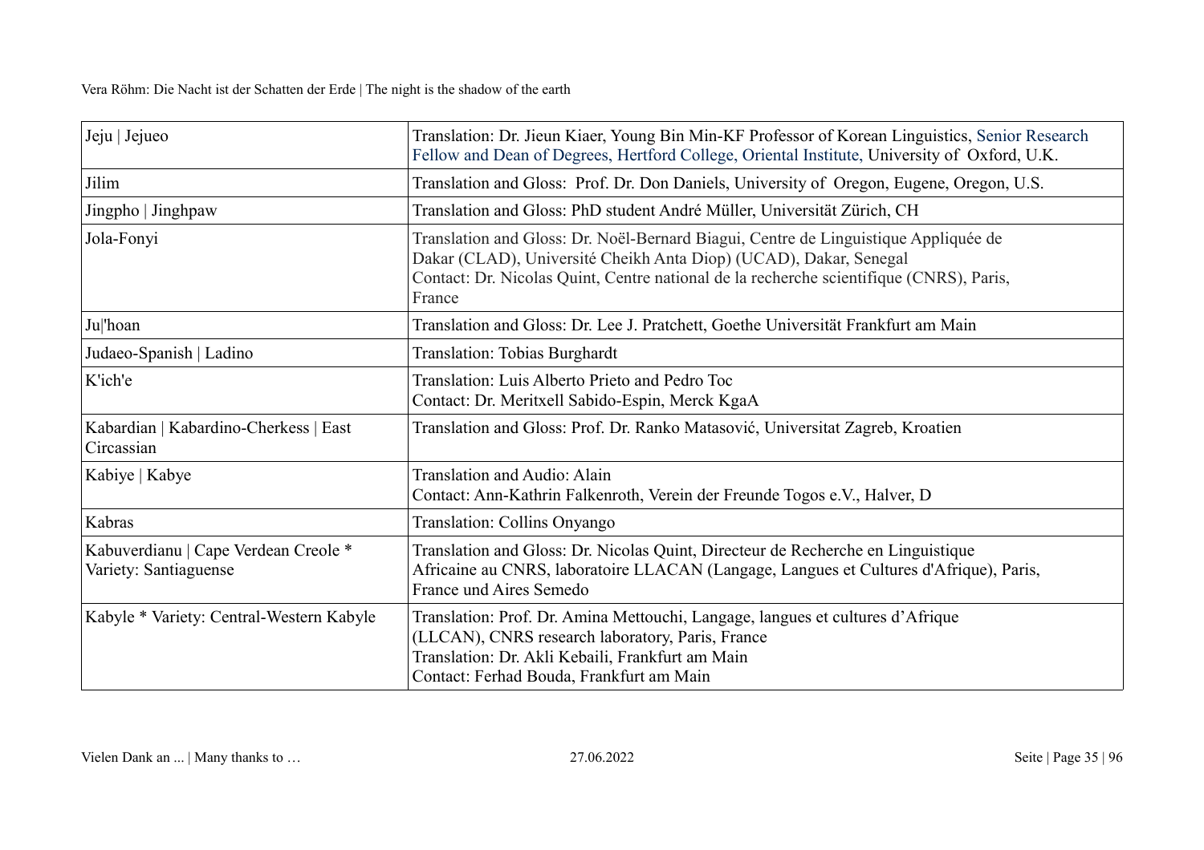| | |
|---|---|
| Jeju \| Jejueo | Translation: Dr. Jieun Kiaer, Young Bin Min-KF Professor of Korean Linguistics, Senior Research Fellow and Dean of Degrees, Hertford College, Oriental Institute, University of Oxford, U.K. |
| Jilim | Translation and Gloss: Prof. Dr. Don Daniels, University of Oregon, Eugene, Oregon, U.S. |
| Jingpho \| Jinghpaw | Translation and Gloss: PhD student André Müller, Universität Zürich, CH |
| Jola-Fonyi | Translation and Gloss: Dr. Noël-Bernard Biagui, Centre de Linguistique Appliquée de Dakar (CLAD), Université Cheikh Anta Diop) (UCAD), Dakar, Senegal<br>Contact: Dr. Nicolas Quint, Centre national de la recherche scientifique (CNRS), Paris, France |
| Ju\|'hoan | Translation and Gloss: Dr. Lee J. Pratchett, Goethe Universität Frankfurt am Main |
| Judaeo-Spanish \| Ladino | Translation: Tobias Burghardt |
| K'ich'e | Translation: Luis Alberto Prieto and Pedro Toc<br>Contact: Dr. Meritxell Sabido-Espin, Merck KgaA |
| Kabardian \| Kabardino-Cherkess \| East Circassian | Translation and Gloss: Prof. Dr. Ranko Matasović, Universitat Zagreb, Kroatien |
| Kabiye \| Kabye | Translation and Audio: Alain<br>Contact: Ann-Kathrin Falkenroth, Verein der Freunde Togos e.V., Halver, D |
| Kabras | Translation: Collins Onyango |
| Kabuverdianu \| Cape Verdean Creole * Variety: Santiaguense | Translation and Gloss: Dr. Nicolas Quint, Directeur de Recherche en Linguistique Africaine au CNRS, laboratoire LLACAN (Langage, Langues et Cultures d'Afrique), Paris, France und Aires Semedo |
| Kabyle * Variety: Central-Western Kabyle | Translation: Prof. Dr. Amina Mettouchi, Langage, langues et cultures d'Afrique (LLCAN), CNRS research laboratory, Paris, France<br>Translation: Dr. Akli Kebaili, Frankfurt am Main<br>Contact: Ferhad Bouda, Frankfurt am Main |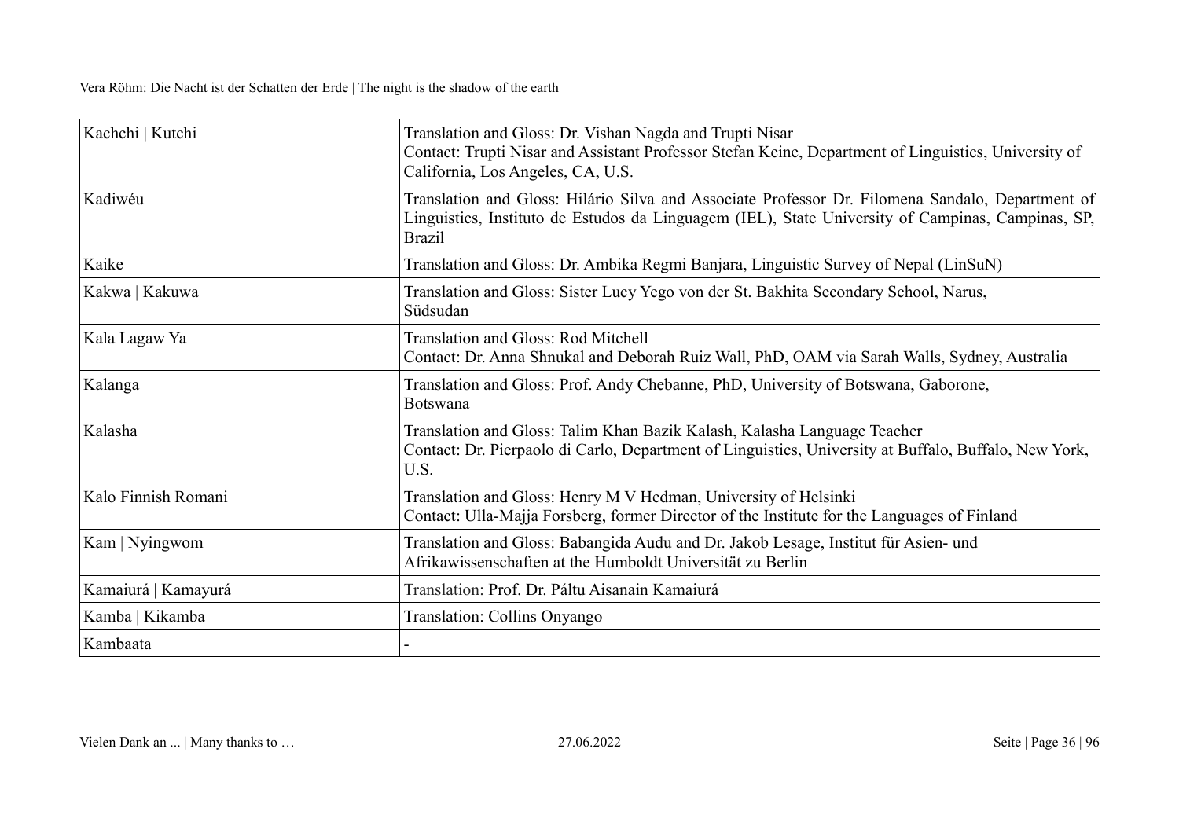| Kachchi \| Kutchi | Translation and Gloss: Dr. Vishan Nagda and Trupti Nisar<br>Contact: Trupti Nisar and Assistant Professor Stefan Keine, Department of Linguistics, University of California, Los Angeles, CA, U.S. |
|---|---|
| Kadiwéu | Translation and Gloss: Hilário Silva and Associate Professor Dr. Filomena Sandalo, Department of Linguistics, Instituto de Estudos da Linguagem (IEL), State University of Campinas, Campinas, SP, Brazil |
| Kaike | Translation and Gloss: Dr. Ambika Regmi Banjara, Linguistic Survey of Nepal (LinSuN) |
| Kakwa \| Kakuwa | Translation and Gloss: Sister Lucy Yego von der St. Bakhita Secondary School, Narus, Südsudan |
| Kala Lagaw Ya | Translation and Gloss: Rod Mitchell<br>Contact: Dr. Anna Shnukal and Deborah Ruiz Wall, PhD, OAM via Sarah Walls, Sydney, Australia |
| Kalanga | Translation and Gloss: Prof. Andy Chebanne, PhD, University of Botswana, Gaborone, Botswana |
| Kalasha | Translation and Gloss: Talim Khan Bazik Kalash, Kalasha Language Teacher<br>Contact: Dr. Pierpaolo di Carlo, Department of Linguistics, University at Buffalo, Buffalo, New York, U.S. |
| Kalo Finnish Romani | Translation and Gloss: Henry M V Hedman, University of Helsinki<br>Contact: Ulla-Majja Forsberg, former Director of the Institute for the Languages of Finland |
| Kam \| Nyingwom | Translation and Gloss: Babangida Audu and Dr. Jakob Lesage, Institut für Asien- und Afrikawissenschaften at the Humboldt Universität zu Berlin |
| Kamaiurá \| Kamayurá | Translation: Prof. Dr. Páltu Aisanain Kamaiurá |
| Kamba \| Kikamba | Translation: Collins Onyango |
| Kambaata | - |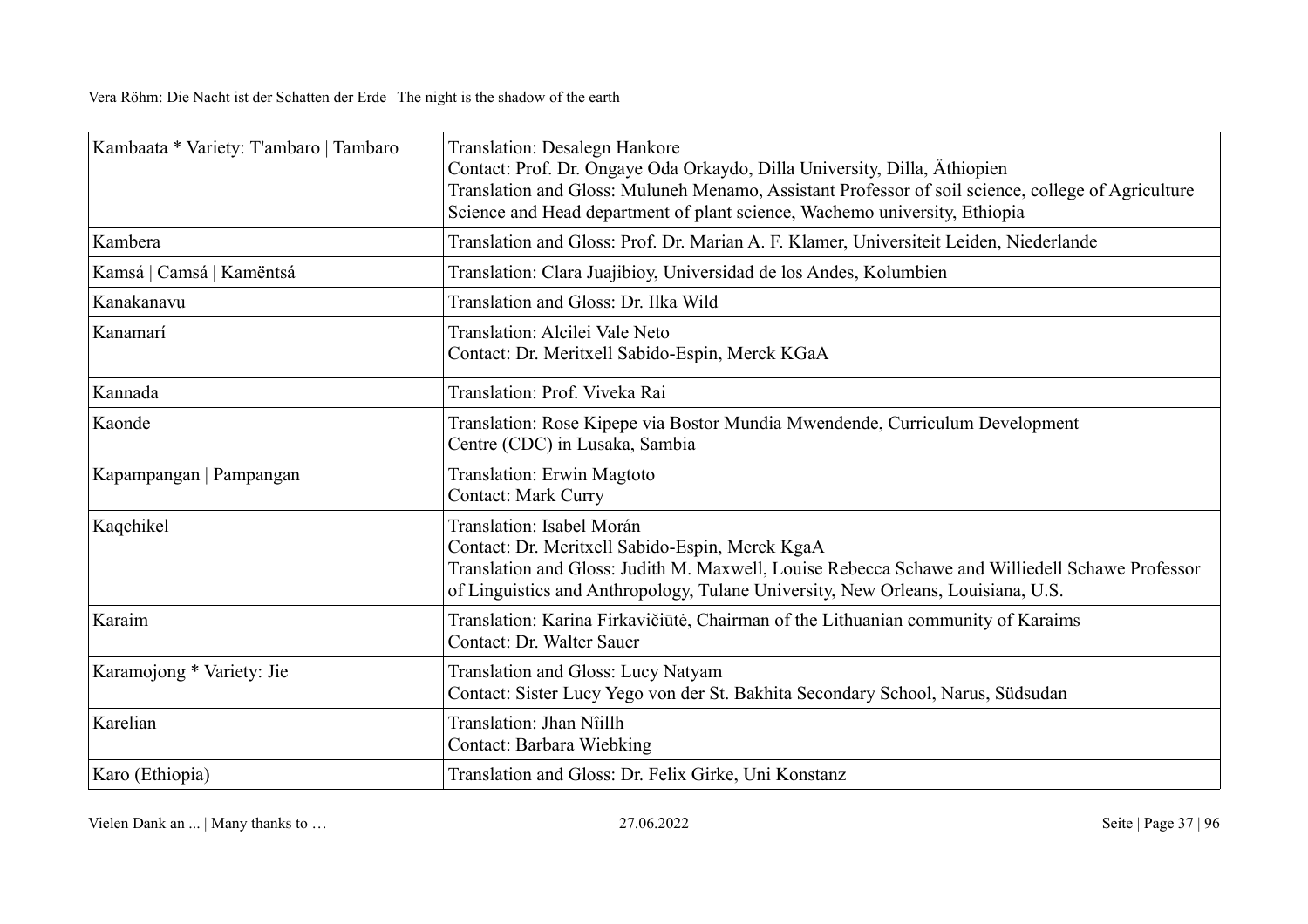| Kambaata * Variety: T'ambaro \| Tambaro | Translation: Desalegn Hankore<br>Contact: Prof. Dr. Ongaye Oda Orkaydo, Dilla University, Dilla, Äthiopien<br>Translation and Gloss: Muluneh Menamo, Assistant Professor of soil science, college of Agriculture Science and Head department of plant science, Wachemo university, Ethiopia |
|---|---|
| Kambera | Translation and Gloss: Prof. Dr. Marian A. F. Klamer, Universiteit Leiden, Niederlande |
| Kamsá \| Camsá \| Kamëntsá | Translation: Clara Juajibioy, Universidad de los Andes, Kolumbien |
| Kanakanavu | Translation and Gloss: Dr. Ilka Wild |
| Kanamarí | Translation: Alcilei Vale Neto<br>Contact: Dr. Meritxell Sabido-Espin, Merck KGaA |
| Kannada | Translation: Prof. Viveka Rai |
| Kaonde | Translation: Rose Kipepe via Bostor Mundia Mwendende, Curriculum Development Centre (CDC) in Lusaka, Sambia |
| Kapampangan \| Pampangan | Translation: Erwin Magtoto<br>Contact: Mark Curry |
| Kaqchikel | Translation: Isabel Morán<br>Contact: Dr. Meritxell Sabido-Espin, Merck KgaA<br>Translation and Gloss: Judith M. Maxwell, Louise Rebecca Schawe and Williedell Schawe Professor of Linguistics and Anthropology, Tulane University, New Orleans, Louisiana, U.S. |
| Karaim | Translation: Karina Firkavičiūtė, Chairman of the Lithuanian community of Karaims<br>Contact: Dr. Walter Sauer |
| Karamojong * Variety: Jie | Translation and Gloss: Lucy Natyam<br>Contact: Sister Lucy Yego von der St. Bakhita Secondary School, Narus, Südsudan |
| Karelian | Translation: Jhan Nîillh<br>Contact: Barbara Wiebking |
| Karo (Ethiopia) | Translation and Gloss: Dr. Felix Girke, Uni Konstanz |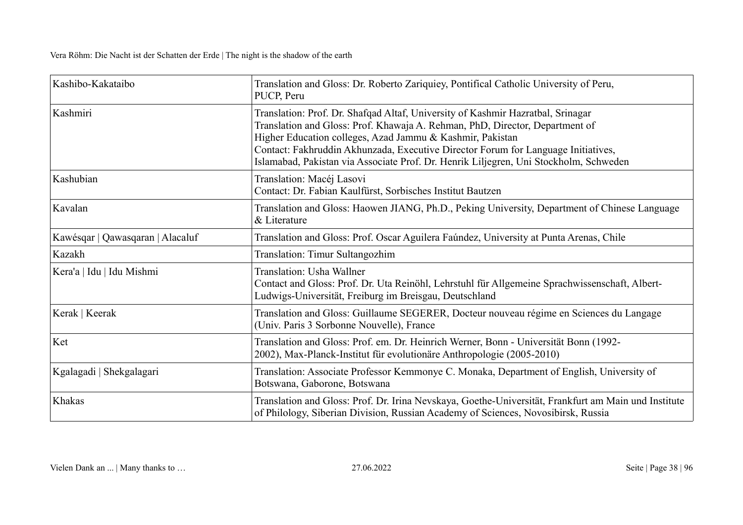| Kashibo-Kakataibo | Translation and Gloss: Dr. Roberto Zariquiey, Pontifical Catholic University of Peru, PUCP, Peru |
|---|---|
| Kashmiri | Translation: Prof. Dr. Shafqad Altaf, University of Kashmir Hazratbal, Srinagar<br>Translation and Gloss: Prof. Khawaja A. Rehman, PhD, Director, Department of Higher Education colleges, Azad Jammu & Kashmir, Pakistan<br>Contact: Fakhruddin Akhunzada, Executive Director Forum for Language Initiatives, Islamabad, Pakistan via Associate Prof. Dr. Henrik Liljegren, Uni Stockholm, Schweden |
| Kashubian | Translation: Macéj Lasovi<br>Contact: Dr. Fabian Kaulfürst, Sorbisches Institut Bautzen |
| Kavalan | Translation and Gloss: Haowen JIANG, Ph.D., Peking University, Department of Chinese Language & Literature |
| Kawésqar \| Qawasqaran \| Alacaluf | Translation and Gloss: Prof. Oscar Aguilera Faúndez, University at Punta Arenas, Chile |
| Kazakh | Translation: Timur Sultangozhim |
| Kera'a \| Idu \| Idu Mishmi | Translation: Usha Wallner<br>Contact and Gloss: Prof. Dr. Uta Reinöhl, Lehrstuhl für Allgemeine Sprachwissenschaft, Albert-Ludwigs-Universität, Freiburg im Breisgau, Deutschland |
| Kerak \| Keerak | Translation and Gloss: Guillaume SEGERER, Docteur nouveau régime en Sciences du Langage (Univ. Paris 3 Sorbonne Nouvelle), France |
| Ket | Translation and Gloss: Prof. em. Dr. Heinrich Werner, Bonn - Universität Bonn (1992-2002), Max-Planck-Institut für evolutionäre Anthropologie (2005-2010) |
| Kgalagadi \| Shekgalagari | Translation: Associate Professor Kemmonye C. Monaka, Department of English, University of Botswana, Gaborone, Botswana |
| Khakas | Translation and Gloss: Prof. Dr. Irina Nevskaya, Goethe-Universität, Frankfurt am Main und Institute of Philology, Siberian Division, Russian Academy of Sciences, Novosibirsk, Russia |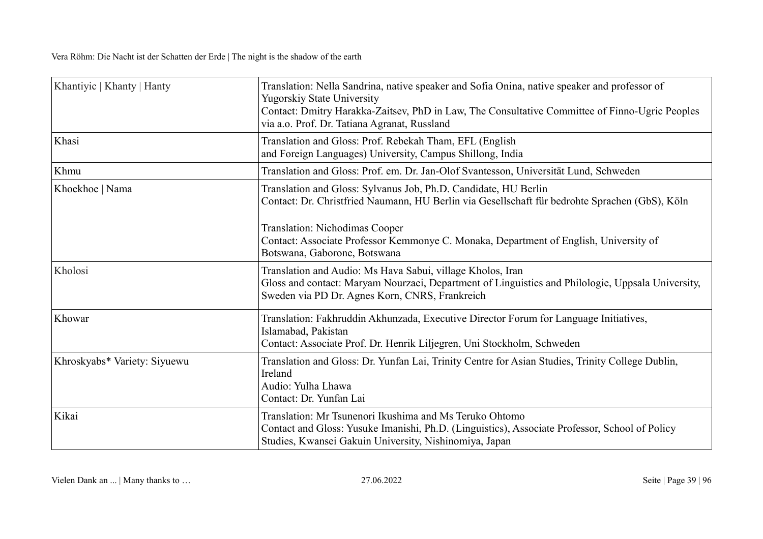| Khantiyic \| Khanty \| Hanty | Translation: Nella Sandrina, native speaker and Sofia Onina, native speaker and professor of Yugorskiy State University<br>Contact: Dmitry Harakka-Zaitsev, PhD in Law, The Consultative Committee of Finno-Ugric Peoples via a.o. Prof. Dr. Tatiana Agranat, Russland |
|---|---|
| Khasi | Translation and Gloss: Prof. Rebekah Tham, EFL (English and Foreign Languages) University, Campus Shillong, India |
| Khmu | Translation and Gloss: Prof. em. Dr. Jan-Olof Svantesson, Universität Lund, Schweden |
| Khoekhoe \| Nama | Translation and Gloss: Sylvanus Job, Ph.D. Candidate, HU Berlin<br>Contact: Dr. Christfried Naumann, HU Berlin via Gesellschaft für bedrohte Sprachen (GbS), Köln<br><br>Translation: Nichodimas Cooper<br>Contact: Associate Professor Kemmonye C. Monaka, Department of English, University of Botswana, Gaborone, Botswana |
| Kholosi | Translation and Audio: Ms Hava Sabui, village Kholos, Iran<br>Gloss and contact: Maryam Nourzaei, Department of Linguistics and Philologie, Uppsala University, Sweden via PD Dr. Agnes Korn, CNRS, Frankreich |
| Khowar | Translation: Fakhruddin Akhunzada, Executive Director Forum for Language Initiatives, Islamabad, Pakistan<br>Contact: Associate Prof. Dr. Henrik Liljegren, Uni Stockholm, Schweden |
| Khroskyabs* Variety: Siyuewu | Translation and Gloss: Dr. Yunfan Lai, Trinity Centre for Asian Studies, Trinity College Dublin, Ireland<br>Audio: Yulha Lhawa<br>Contact: Dr. Yunfan Lai |
| Kikai | Translation: Mr Tsunenori Ikushima and Ms Teruko Ohtomo<br>Contact and Gloss: Yusuke Imanishi, Ph.D. (Linguistics), Associate Professor, School of Policy Studies, Kwansei Gakuin University, Nishinomiya, Japan |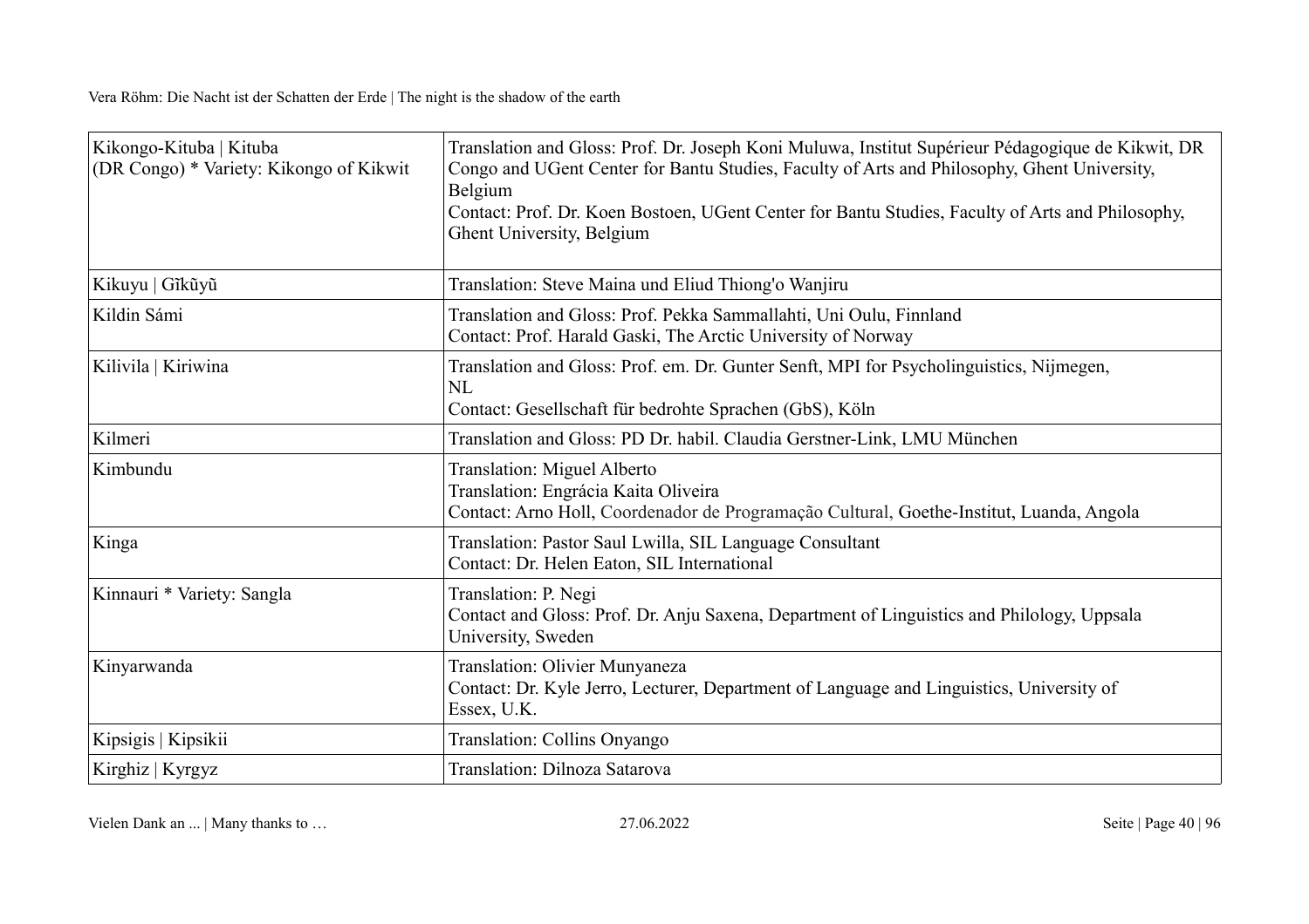| Kikongo-Kituba \| Kituba (DR Congo) * Variety: Kikongo of Kikwit | Translation and Gloss: Prof. Dr. Joseph Koni Muluwa, Institut Supérieur Pédagogique de Kikwit, DR Congo and UGent Center for Bantu Studies, Faculty of Arts and Philosophy, Ghent University, Belgium<br>Contact: Prof. Dr. Koen Bostoen, UGent Center for Bantu Studies, Faculty of Arts and Philosophy, Ghent University, Belgium |
|---|---|
| Kikuyu \| Gĩkũyũ | Translation: Steve Maina und Eliud Thiong'o Wanjiru |
| Kildin Sámi | Translation and Gloss: Prof. Pekka Sammallahti, Uni Oulu, Finnland<br>Contact: Prof. Harald Gaski, The Arctic University of Norway |
| Kilivila \| Kiriwina | Translation and Gloss: Prof. em. Dr. Gunter Senft, MPI for Psycholinguistics, Nijmegen, NL<br>Contact: Gesellschaft für bedrohte Sprachen (GbS), Köln |
| Kilmeri | Translation and Gloss: PD Dr. habil. Claudia Gerstner-Link, LMU München |
| Kimbundu | Translation: Miguel Alberto<br>Translation: Engrácia Kaita Oliveira<br>Contact: Arno Holl, Coordenador de Programação Cultural, Goethe-Institut, Luanda, Angola |
| Kinga | Translation: Pastor Saul Lwilla, SIL Language Consultant<br>Contact: Dr. Helen Eaton, SIL International |
| Kinnauri * Variety: Sangla | Translation: P. Negi<br>Contact and Gloss: Prof. Dr. Anju Saxena, Department of Linguistics and Philology, Uppsala University, Sweden |
| Kinyarwanda | Translation: Olivier Munyaneza<br>Contact: Dr. Kyle Jerro, Lecturer, Department of Language and Linguistics, University of Essex, U.K. |
| Kipsigis \| Kipsikii | Translation: Collins Onyango |
| Kirghiz \| Kyrgyz | Translation: Dilnoza Satarova |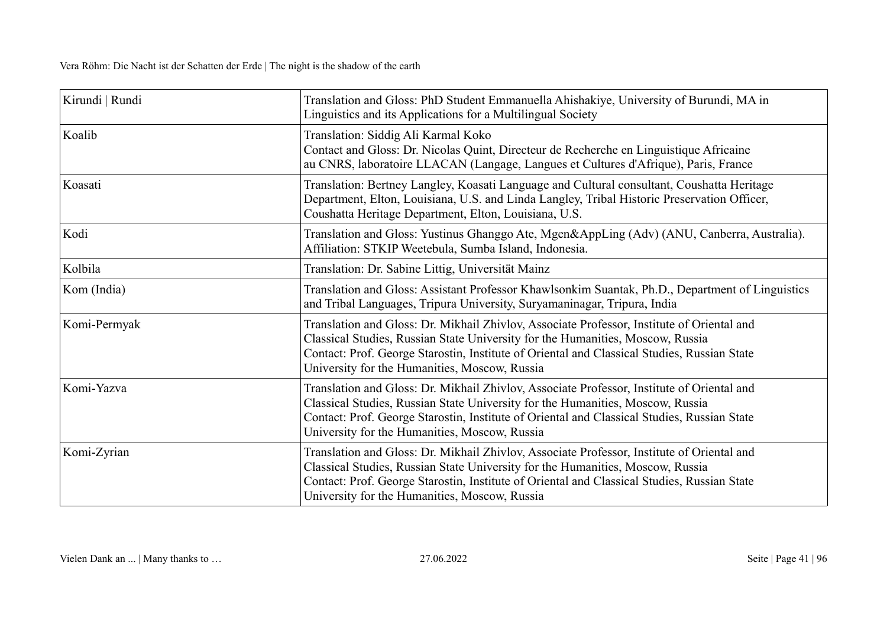| Kirundi \| Rundi | Translation and Gloss: PhD Student Emmanuella Ahishakiye, University of Burundi, MA in Linguistics and its Applications for a Multilingual Society |
|---|---|
| Koalib | Translation: Siddig Ali Karmal Koko<br>Contact and Gloss: Dr. Nicolas Quint, Directeur de Recherche en Linguistique Africaine au CNRS, laboratoire LLACAN (Langage, Langues et Cultures d'Afrique), Paris, France |
| Koasati | Translation: Bertney Langley, Koasati Language and Cultural consultant, Coushatta Heritage Department, Elton, Louisiana, U.S. and Linda Langley, Tribal Historic Preservation Officer, Coushatta Heritage Department, Elton, Louisiana, U.S. |
| Kodi | Translation and Gloss: Yustinus Ghanggo Ate, Mgen&AppLing (Adv) (ANU, Canberra, Australia). Affiliation: STKIP Weetebula, Sumba Island, Indonesia. |
| Kolbila | Translation: Dr. Sabine Littig, Universität Mainz |
| Kom (India) | Translation and Gloss: Assistant Professor Khawlsonkim Suantak, Ph.D., Department of Linguistics and Tribal Languages, Tripura University, Suryamaninagar, Tripura, India |
| Komi-Permyak | Translation and Gloss: Dr. Mikhail Zhivlov, Associate Professor, Institute of Oriental and Classical Studies, Russian State University for the Humanities, Moscow, Russia<br>Contact: Prof. George Starostin, Institute of Oriental and Classical Studies, Russian State University for the Humanities, Moscow, Russia |
| Komi-Yazva | Translation and Gloss: Dr. Mikhail Zhivlov, Associate Professor, Institute of Oriental and Classical Studies, Russian State University for the Humanities, Moscow, Russia<br>Contact: Prof. George Starostin, Institute of Oriental and Classical Studies, Russian State University for the Humanities, Moscow, Russia |
| Komi-Zyrian | Translation and Gloss: Dr. Mikhail Zhivlov, Associate Professor, Institute of Oriental and Classical Studies, Russian State University for the Humanities, Moscow, Russia<br>Contact: Prof. George Starostin, Institute of Oriental and Classical Studies, Russian State University for the Humanities, Moscow, Russia |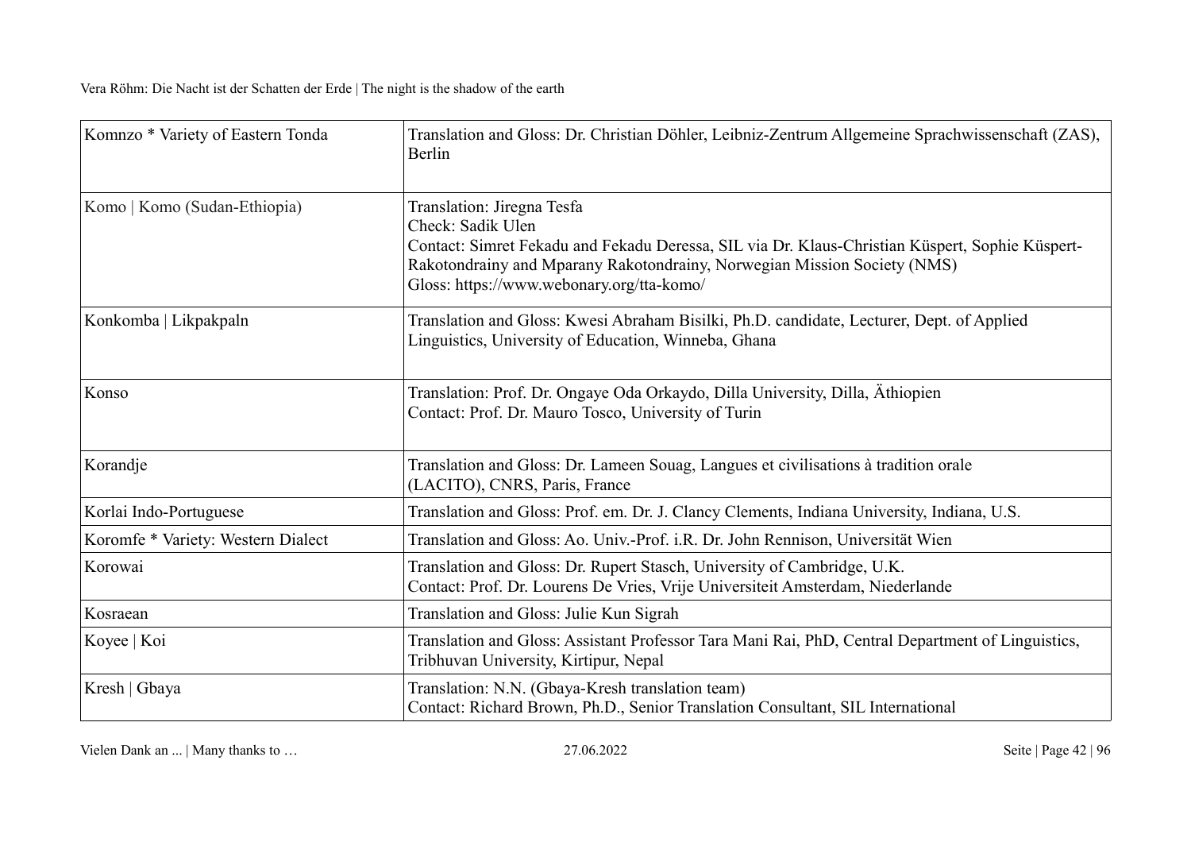| Komnzo * Variety of Eastern Tonda | Translation and Gloss: Dr. Christian Döhler, Leibniz-Zentrum Allgemeine Sprachwissenschaft (ZAS), Berlin |
|---|---|
| Komo \| Komo (Sudan-Ethiopia) | Translation: Jiregna Tesfa<br>Check: Sadik Ulen<br>Contact: Simret Fekadu and Fekadu Deressa, SIL via Dr. Klaus-Christian Küspert, Sophie Küspert-Rakotondrainy and Mparany Rakotondrainy, Norwegian Mission Society (NMS)<br>Gloss: https://www.webonary.org/tta-komo/ |
| Konkomba \| Likpakpaln | Translation and Gloss: Kwesi Abraham Bisilki, Ph.D. candidate, Lecturer, Dept. of Applied Linguistics, University of Education, Winneba, Ghana |
| Konso | Translation: Prof. Dr. Ongaye Oda Orkaydo, Dilla University, Dilla, Äthiopien<br>Contact: Prof. Dr. Mauro Tosco, University of Turin |
| Korandje | Translation and Gloss: Dr. Lameen Souag, Langues et civilisations à tradition orale (LACITO), CNRS, Paris, France |
| Korlai Indo-Portuguese | Translation and Gloss: Prof. em. Dr. J. Clancy Clements, Indiana University, Indiana, U.S. |
| Koromfe * Variety: Western Dialect | Translation and Gloss: Ao. Univ.-Prof. i.R. Dr. John Rennison, Universität Wien |
| Korowai | Translation and Gloss: Dr. Rupert Stasch, University of Cambridge, U.K.<br>Contact: Prof. Dr. Lourens De Vries, Vrije Universiteit Amsterdam, Niederlande |
| Kosraean | Translation and Gloss: Julie Kun Sigrah |
| Koyee \| Koi | Translation and Gloss: Assistant Professor Tara Mani Rai, PhD, Central Department of Linguistics, Tribhuvan University, Kirtipur, Nepal |
| Kresh \| Gbaya | Translation: N.N. (Gbaya-Kresh translation team)<br>Contact: Richard Brown, Ph.D., Senior Translation Consultant, SIL International |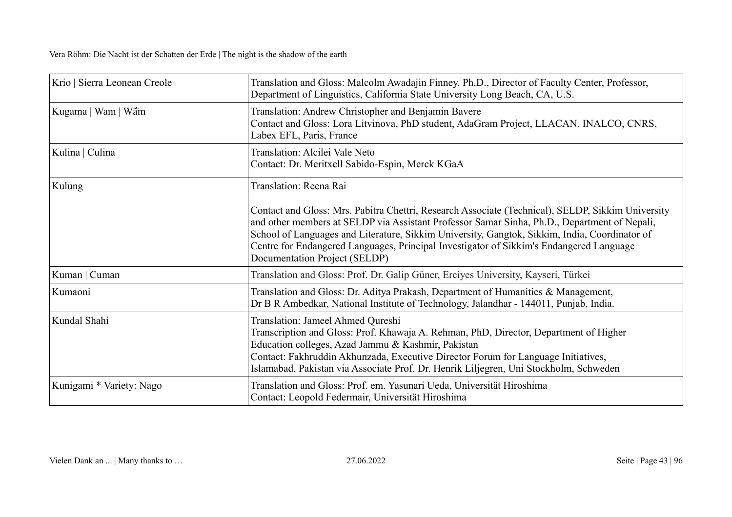| | |
|---|---|
| Krio \| Sierra Leonean Creole | Translation and Gloss: Malcolm Awadajin Finney, Ph.D., Director of Faculty Center, Professor, Department of Linguistics, California State University Long Beach, CA, U.S. |
| Kugama \| Wam \| Wã̄m | Translation: Andrew Christopher and Benjamin Bavere<br>Contact and Gloss: Lora Litvinova, PhD student, AdaGram Project, LLACAN, INALCO, CNRS, Labex EFL, Paris, France |
| Kulina \| Culina | Translation: Alcilei Vale Neto<br>Contact: Dr. Meritxell Sabido-Espin, Merck KGaA |
| Kulung | Translation: Reena Rai<br><br>Contact and Gloss: Mrs. Pabitra Chettri, Research Associate (Technical), SELDP, Sikkim University and other members at SELDP via Assistant Professor Samar Sinha, Ph.D., Department of Nepali, School of Languages and Literature, Sikkim University, Gangtok, Sikkim, India, Coordinator of Centre for Endangered Languages, Principal Investigator of Sikkim's Endangered Language Documentation Project (SELDP) |
| Kuman \| Cuman | Translation and Gloss: Prof. Dr. Galip Güner, Erciyes University, Kayseri, Türkei |
| Kumaoni | Translation and Gloss: Dr. Aditya Prakash, Department of Humanities & Management, Dr B R Ambedkar, National Institute of Technology, Jalandhar - 144011, Punjab, India. |
| Kundal Shahi | Translation: Jameel Ahmed Qureshi<br>Transcription and Gloss: Prof. Khawaja A. Rehman, PhD, Director, Department of Higher Education colleges, Azad Jammu & Kashmir, Pakistan<br>Contact: Fakhruddin Akhunzada, Executive Director Forum for Language Initiatives, Islamabad, Pakistan via Associate Prof. Dr. Henrik Liljegren, Uni Stockholm, Schweden |
| Kunigami * Variety: Nago | Translation and Gloss: Prof. em. Yasunari Ueda, Universität Hiroshima<br>Contact: Leopold Federmair, Universität Hiroshima |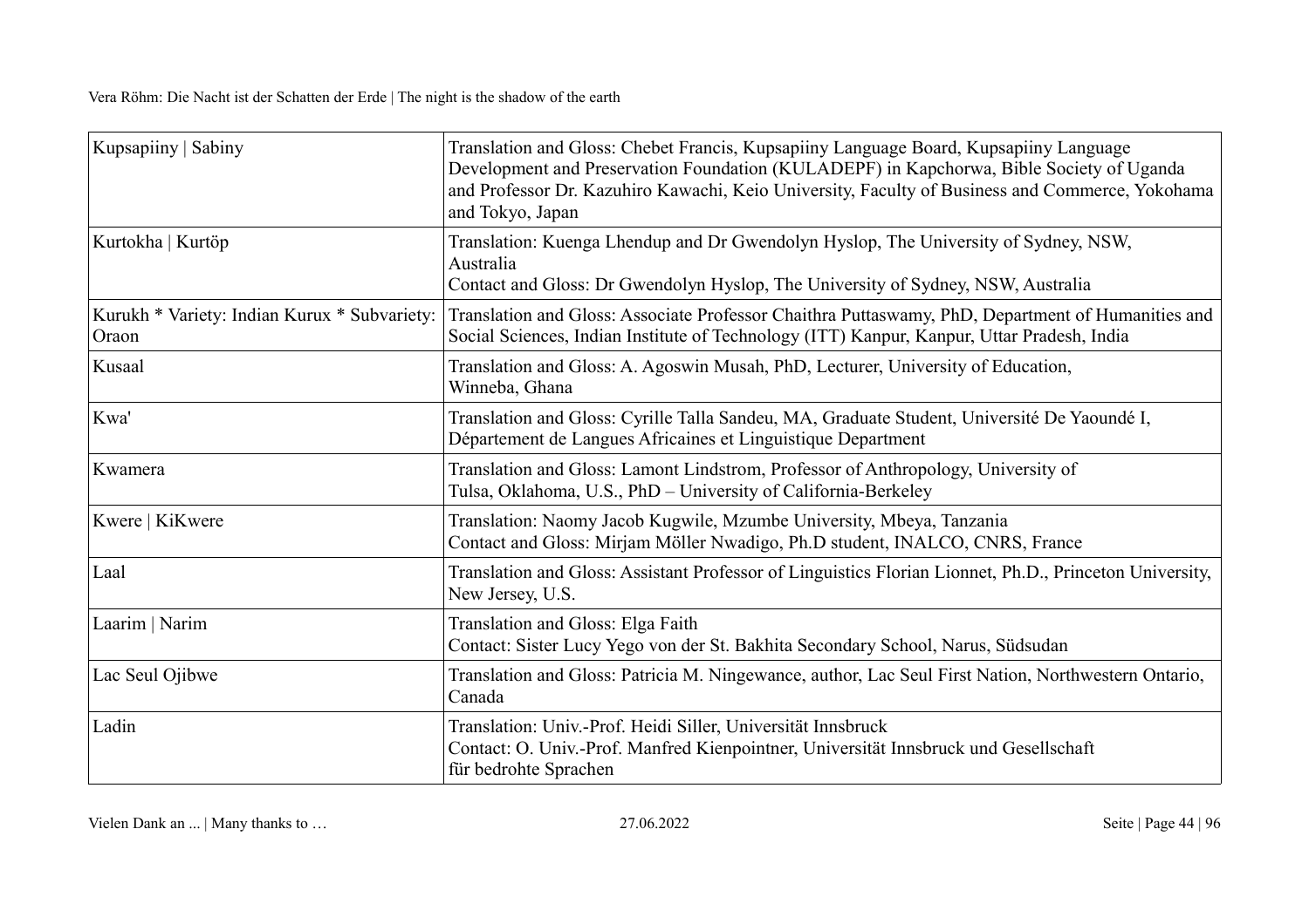| Kupsapiiny \| Sabiny | Translation and Gloss: Chebet Francis, Kupsapiiny Language Board, Kupsapiiny Language Development and Preservation Foundation (KULADEPF) in Kapchorwa, Bible Society of Uganda and Professor Dr. Kazuhiro Kawachi, Keio University, Faculty of Business and Commerce, Yokohama and Tokyo, Japan |
|---|---|
| Kurtokha \| Kurtöp | Translation: Kuenga Lhendup and Dr Gwendolyn Hyslop, The University of Sydney, NSW, Australia<br>Contact and Gloss: Dr Gwendolyn Hyslop, The University of Sydney, NSW, Australia |
| Kurukh * Variety: Indian Kurux * Subvariety: Oraon | Translation and Gloss: Associate Professor Chaithra Puttaswamy, PhD, Department of Humanities and Social Sciences, Indian Institute of Technology (ITT) Kanpur, Kanpur, Uttar Pradesh, India |
| Kusaal | Translation and Gloss: A. Agoswin Musah, PhD, Lecturer, University of Education, Winneba, Ghana |
| Kwa' | Translation and Gloss: Cyrille Talla Sandeu, MA, Graduate Student, Université De Yaoundé I, Département de Langues Africaines et Linguistique Department |
| Kwamera | Translation and Gloss: Lamont Lindstrom, Professor of Anthropology, University of Tulsa, Oklahoma, U.S., PhD – University of California-Berkeley |
| Kwere \| KiKwere | Translation: Naomy Jacob Kugwile, Mzumbe University, Mbeya, Tanzania<br>Contact and Gloss: Mirjam Möller Nwadigo, Ph.D student, INALCO, CNRS, France |
| Laal | Translation and Gloss: Assistant Professor of Linguistics Florian Lionnet, Ph.D., Princeton University, New Jersey, U.S. |
| Laarim \| Narim | Translation and Gloss: Elga Faith<br>Contact: Sister Lucy Yego von der St. Bakhita Secondary School, Narus, Südsudan |
| Lac Seul Ojibwe | Translation and Gloss: Patricia M. Ningewance, author, Lac Seul First Nation, Northwestern Ontario, Canada |
| Ladin | Translation: Univ.-Prof. Heidi Siller, Universität Innsbruck<br>Contact: O. Univ.-Prof. Manfred Kienpointner, Universität Innsbruck und Gesellschaft für bedrohte Sprachen |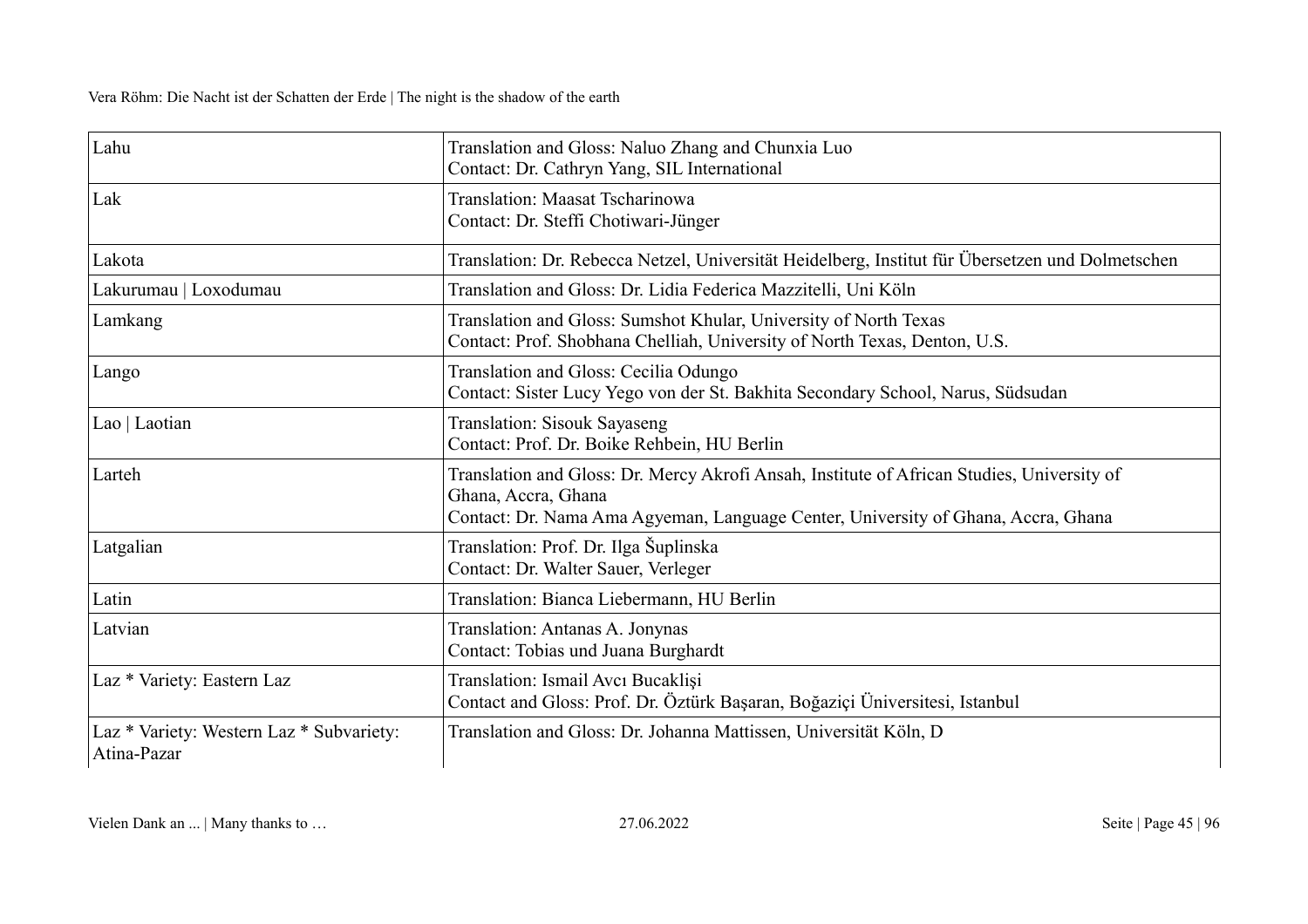| | |
|---|---|
| Lahu | Translation and Gloss: Naluo Zhang and Chunxia Luo<br>Contact: Dr. Cathryn Yang, SIL International |
| Lak | Translation: Maasat Tscharinowa<br>Contact: Dr. Steffi Chotiwari-Jünger |
| Lakota | Translation: Dr. Rebecca Netzel, Universität Heidelberg, Institut für Übersetzen und Dolmetschen |
| Lakurumau \| Loxodumau | Translation and Gloss: Dr. Lidia Federica Mazzitelli, Uni Köln |
| Lamkang | Translation and Gloss: Sumshot Khular, University of North Texas<br>Contact: Prof. Shobhana Chelliah, University of North Texas, Denton, U.S. |
| Lango | Translation and Gloss: Cecilia Odungo<br>Contact: Sister Lucy Yego von der St. Bakhita Secondary School, Narus, Südsudan |
| Lao \| Laotian | Translation: Sisouk Sayaseng<br>Contact: Prof. Dr. Boike Rehbein, HU Berlin |
| Larteh | Translation and Gloss: Dr. Mercy Akrofi Ansah, Institute of African Studies, University of Ghana, Accra, Ghana<br>Contact: Dr. Nama Ama Agyeman, Language Center, University of Ghana, Accra, Ghana |
| Latgalian | Translation: Prof. Dr. Ilga Šuplinska<br>Contact: Dr. Walter Sauer, Verleger |
| Latin | Translation: Bianca Liebermann, HU Berlin |
| Latvian | Translation: Antanas A. Jonynas<br>Contact: Tobias und Juana Burghardt |
| Laz * Variety: Eastern Laz | Translation: Ismail Avcı Bucaklişi<br>Contact and Gloss: Prof. Dr. Öztürk Başaran, Boğaziçi Üniversitesi, Istanbul |
| Laz * Variety: Western Laz * Subvariety: Atina-Pazar | Translation and Gloss: Dr. Johanna Mattissen, Universität Köln, D |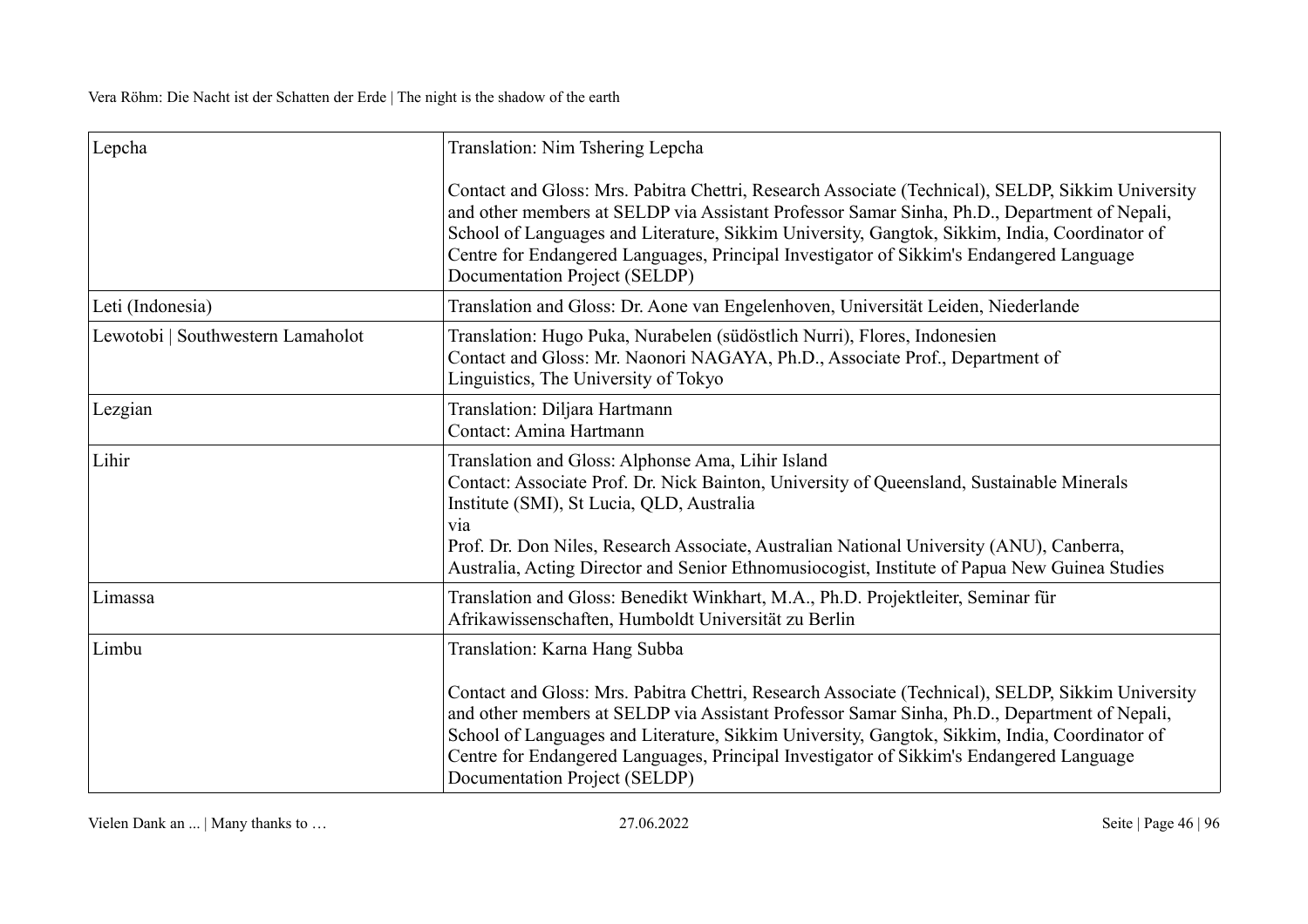| | |
|---|---|
| Lepcha | Translation: Nim Tshering Lepcha<br><br>Contact and Gloss: Mrs. Pabitra Chettri, Research Associate (Technical), SELDP, Sikkim University and other members at SELDP via Assistant Professor Samar Sinha, Ph.D., Department of Nepali, School of Languages and Literature, Sikkim University, Gangtok, Sikkim, India, Coordinator of Centre for Endangered Languages, Principal Investigator of Sikkim's Endangered Language Documentation Project (SELDP) |
| Leti (Indonesia) | Translation and Gloss: Dr. Aone van Engelenhoven, Universität Leiden, Niederlande |
| Lewotobi \| Southwestern Lamaholot | Translation: Hugo Puka, Nurabelen (südöstlich Nurri), Flores, Indonesien<br>Contact and Gloss: Mr. Naonori NAGAYA, Ph.D., Associate Prof., Department of Linguistics, The University of Tokyo |
| Lezgian | Translation: Diljara Hartmann<br>Contact: Amina Hartmann |
| Lihir | Translation and Gloss: Alphonse Ama, Lihir Island<br>Contact: Associate Prof. Dr. Nick Bainton, University of Queensland, Sustainable Minerals Institute (SMI), St Lucia, QLD, Australia<br>via<br>Prof. Dr. Don Niles, Research Associate, Australian National University (ANU), Canberra, Australia, Acting Director and Senior Ethnomusiocogist, Institute of Papua New Guinea Studies |
| Limassa | Translation and Gloss: Benedikt Winkhart, M.A., Ph.D. Projektleiter, Seminar für Afrikawissenschaften, Humboldt Universität zu Berlin |
| Limbu | Translation: Karna Hang Subba<br><br>Contact and Gloss: Mrs. Pabitra Chettri, Research Associate (Technical), SELDP, Sikkim University and other members at SELDP via Assistant Professor Samar Sinha, Ph.D., Department of Nepali, School of Languages and Literature, Sikkim University, Gangtok, Sikkim, India, Coordinator of Centre for Endangered Languages, Principal Investigator of Sikkim's Endangered Language Documentation Project (SELDP) |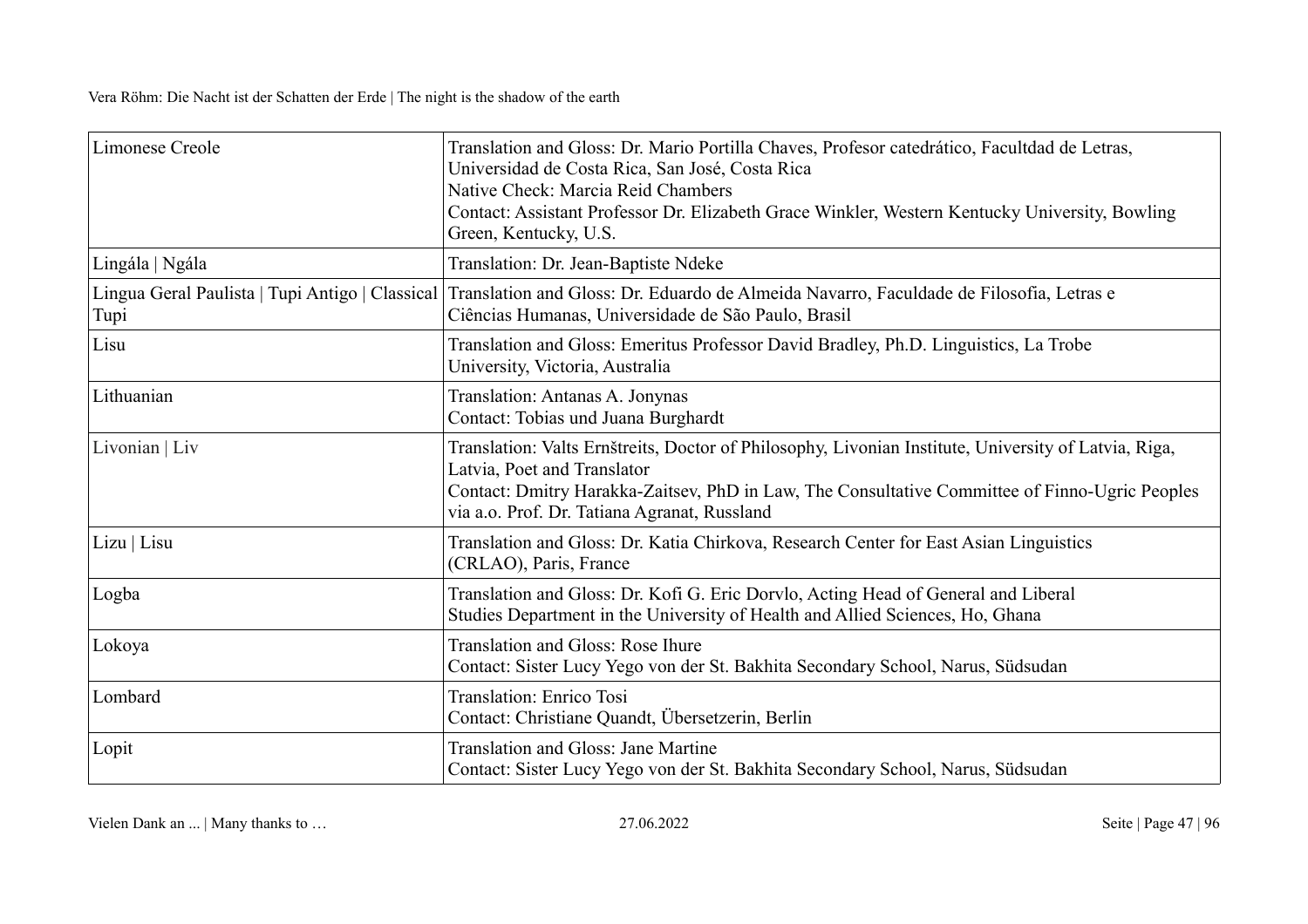| Limonese Creole | Translation and Gloss: Dr. Mario Portilla Chaves, Profesor catedrático, Facultdad de Letras, Universidad de Costa Rica, San José, Costa Rica<br>Native Check: Marcia Reid Chambers<br>Contact: Assistant Professor Dr. Elizabeth Grace Winkler, Western Kentucky University, Bowling Green, Kentucky, U.S. |
|---|---|
| Lingála \| Ngála | Translation: Dr. Jean-Baptiste Ndeke |
| Lingua Geral Paulista \| Tupi Antigo \| Classical Tupi | Translation and Gloss: Dr. Eduardo de Almeida Navarro, Faculdade de Filosofia, Letras e Ciências Humanas, Universidade de São Paulo, Brasil |
| Lisu | Translation and Gloss: Emeritus Professor David Bradley, Ph.D. Linguistics, La Trobe University, Victoria, Australia |
| Lithuanian | Translation: Antanas A. Jonynas<br>Contact: Tobias und Juana Burghardt |
| Livonian \| Liv | Translation: Valts Ernštreits, Doctor of Philosophy, Livonian Institute, University of Latvia, Riga, Latvia, Poet and Translator<br>Contact: Dmitry Harakka-Zaitsev, PhD in Law, The Consultative Committee of Finno-Ugric Peoples via a.o. Prof. Dr. Tatiana Agranat, Russland |
| Lizu \| Lisu | Translation and Gloss: Dr. Katia Chirkova, Research Center for East Asian Linguistics (CRLAO), Paris, France |
| Logba | Translation and Gloss: Dr. Kofi G. Eric Dorvlo, Acting Head of General and Liberal Studies Department in the University of Health and Allied Sciences, Ho, Ghana |
| Lokoya | Translation and Gloss: Rose Ihure<br>Contact: Sister Lucy Yego von der St. Bakhita Secondary School, Narus, Südsudan |
| Lombard | Translation: Enrico Tosi<br>Contact: Christiane Quandt, Übersetzerin, Berlin |
| Lopit | Translation and Gloss: Jane Martine<br>Contact: Sister Lucy Yego von der St. Bakhita Secondary School, Narus, Südsudan |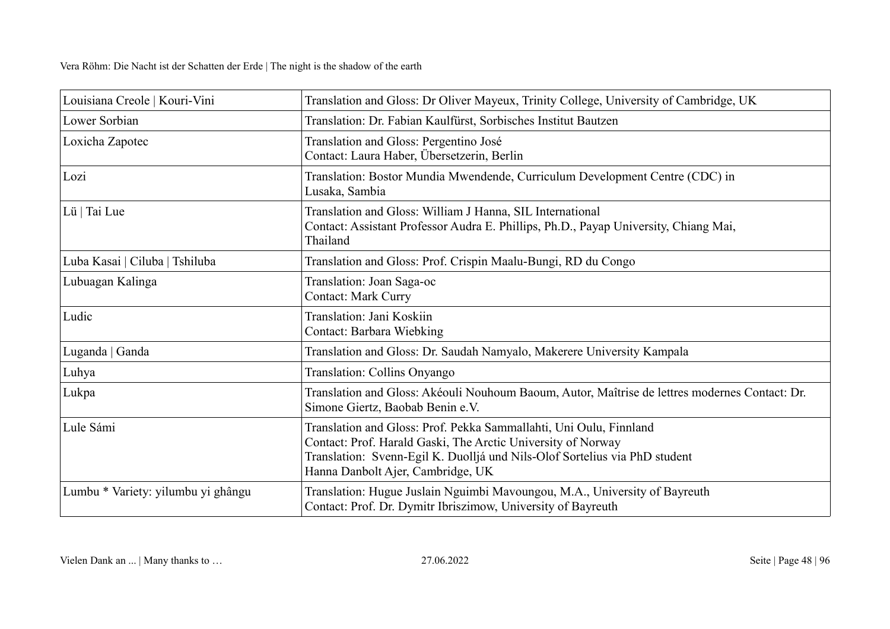| Louisiana Creole \| Kouri-Vini | Translation and Gloss: Dr Oliver Mayeux, Trinity College, University of Cambridge, UK |
|---|---|
| Lower Sorbian | Translation: Dr. Fabian Kaulfürst, Sorbisches Institut Bautzen |
| Loxicha Zapotec | Translation and Gloss: Pergentino José<br>Contact: Laura Haber, Übersetzerin, Berlin |
| Lozi | Translation: Bostor Mundia Mwendende, Curriculum Development Centre (CDC) in Lusaka, Sambia |
| Lü \| Tai Lue | Translation and Gloss: William J Hanna, SIL International<br>Contact: Assistant Professor Audra E. Phillips, Ph.D., Payap University, Chiang Mai, Thailand |
| Luba Kasai \| Ciluba \| Tshiluba | Translation and Gloss: Prof. Crispin Maalu-Bungi, RD du Congo |
| Lubuagan Kalinga | Translation: Joan Saga-oc<br>Contact: Mark Curry |
| Ludic | Translation: Jani Koskiin<br>Contact: Barbara Wiebking |
| Luganda \| Ganda | Translation and Gloss: Dr. Saudah Namyalo, Makerere University Kampala |
| Luhya | Translation: Collins Onyango |
| Lukpa | Translation and Gloss: Akéouli Nouhoum Baoum, Autor, Maîtrise de lettres modernes Contact: Dr. Simone Giertz, Baobab Benin e.V. |
| Lule Sámi | Translation and Gloss: Prof. Pekka Sammallahti, Uni Oulu, Finnland<br>Contact: Prof. Harald Gaski, The Arctic University of Norway<br>Translation: Svenn-Egil K. Duolljá und Nils-Olof Sortelius via PhD student Hanna Danbolt Ajer, Cambridge, UK |
| Lumbu * Variety: yilumbu yi ghângu | Translation: Hugue Juslain Nguimbi Mavoungou, M.A., University of Bayreuth<br>Contact: Prof. Dr. Dymitr Ibriszimow, University of Bayreuth |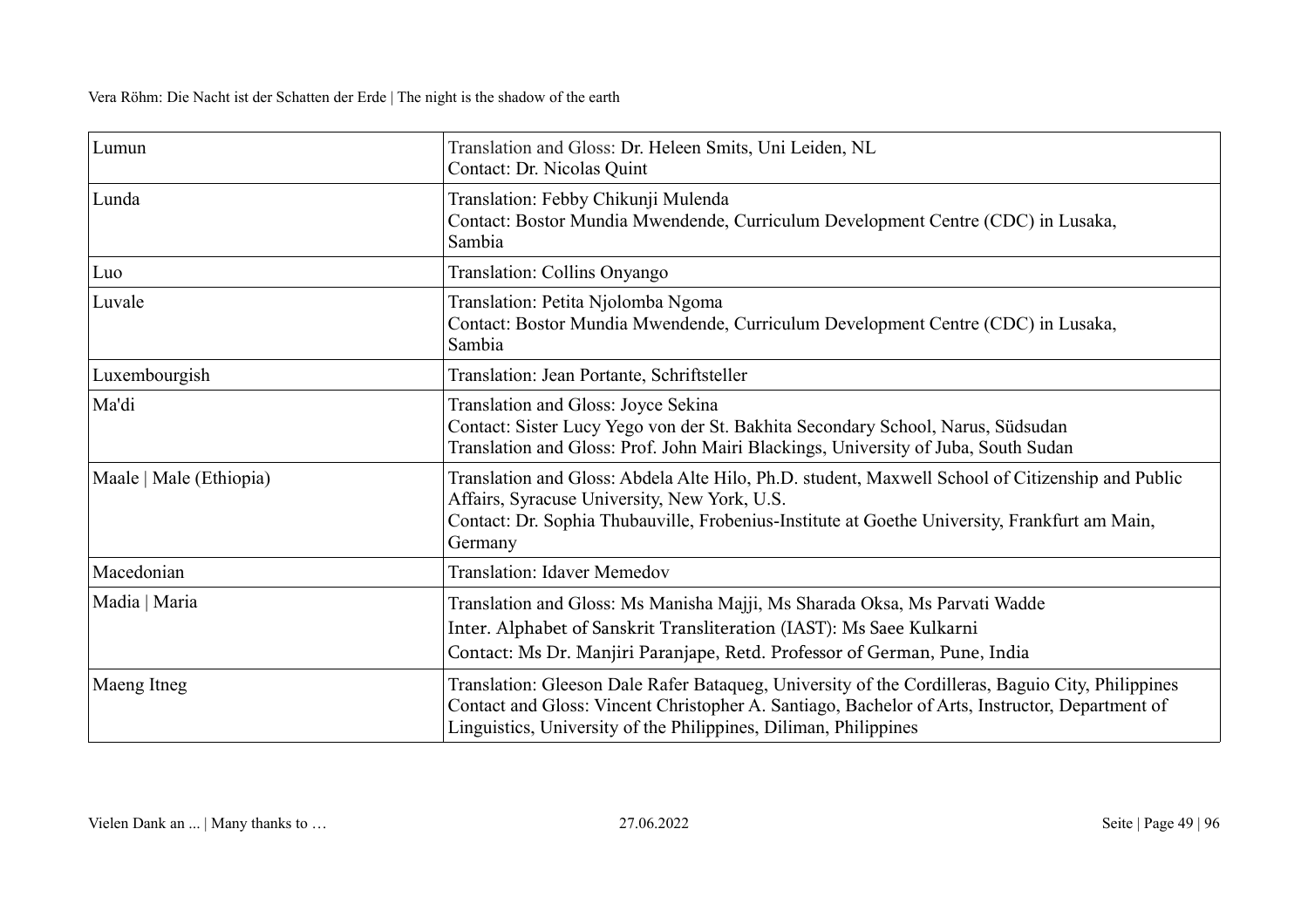| | |
|---|---|
| Lumun | Translation and Gloss: Dr. Heleen Smits, Uni Leiden, NL<br>Contact: Dr. Nicolas Quint |
| Lunda | Translation: Febby Chikunji Mulenda<br>Contact: Bostor Mundia Mwendende, Curriculum Development Centre (CDC) in Lusaka, Sambia |
| Luo | Translation: Collins Onyango |
| Luvale | Translation: Petita Njolomba Ngoma<br>Contact: Bostor Mundia Mwendende, Curriculum Development Centre (CDC) in Lusaka, Sambia |
| Luxembourgish | Translation: Jean Portante, Schriftsteller |
| Ma'di | Translation and Gloss: Joyce Sekina<br>Contact: Sister Lucy Yego von der St. Bakhita Secondary School, Narus, Südsudan<br>Translation and Gloss: Prof. John Mairi Blackings, University of Juba, South Sudan |
| Maale \| Male (Ethiopia) | Translation and Gloss: Abdela Alte Hilo, Ph.D. student, Maxwell School of Citizenship and Public Affairs, Syracuse University, New York, U.S.<br>Contact: Dr. Sophia Thubauville, Frobenius-Institute at Goethe University, Frankfurt am Main, Germany |
| Macedonian | Translation: Idaver Memedov |
| Madia \| Maria | Translation and Gloss: Ms Manisha Majji, Ms Sharada Oksa, Ms Parvati Wadde<br>Inter. Alphabet of Sanskrit Transliteration (IAST): Ms Saee Kulkarni<br>Contact: Ms Dr. Manjiri Paranjape, Retd. Professor of German, Pune, India |
| Maeng Itneg | Translation: Gleeson Dale Rafer Bataqueg, University of the Cordilleras, Baguio City, Philippines<br>Contact and Gloss: Vincent Christopher A. Santiago, Bachelor of Arts, Instructor, Department of Linguistics, University of the Philippines, Diliman, Philippines |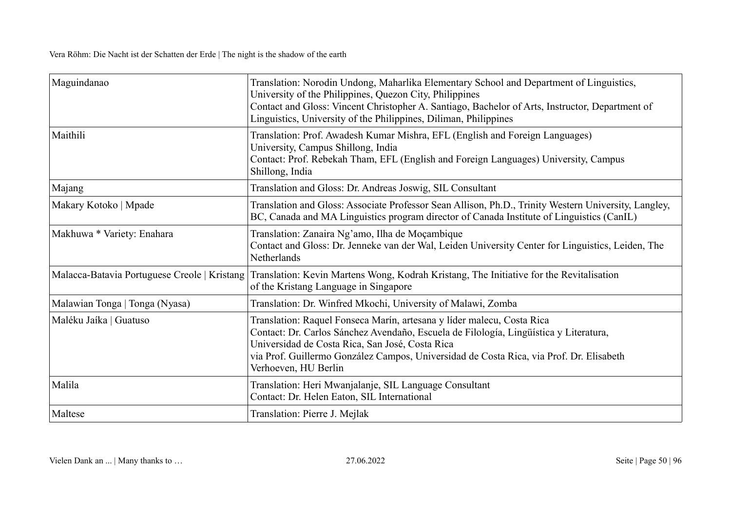| Maguindanao | Translation: Norodin Undong, Maharlika Elementary School and Department of Linguistics, University of the Philippines, Quezon City, Philippines<br>Contact and Gloss: Vincent Christopher A. Santiago, Bachelor of Arts, Instructor, Department of Linguistics, University of the Philippines, Diliman, Philippines |
|---|---|
| Maithili | Translation: Prof. Awadesh Kumar Mishra, EFL (English and Foreign Languages) University, Campus Shillong, India<br>Contact: Prof. Rebekah Tham, EFL (English and Foreign Languages) University, Campus Shillong, India |
| Majang | Translation and Gloss: Dr. Andreas Joswig, SIL Consultant |
| Makary Kotoko \| Mpade | Translation and Gloss: Associate Professor Sean Allison, Ph.D., Trinity Western University, Langley, BC, Canada and MA Linguistics program director of Canada Institute of Linguistics (CanIL) |
| Makhuwa * Variety: Enahara | Translation: Zanaira Ng'amo, Ilha de Moçambique<br>Contact and Gloss: Dr. Jenneke van der Wal, Leiden University Center for Linguistics, Leiden, The Netherlands |
| Malacca-Batavia Portuguese Creole \| Kristang | Translation: Kevin Martens Wong, Kodrah Kristang, The Initiative for the Revitalisation of the Kristang Language in Singapore |
| Malawian Tonga \| Tonga (Nyasa) | Translation: Dr. Winfred Mkochi, University of Malawi, Zomba |
| Maléku Jaíka \| Guatuso | Translation: Raquel Fonseca Marín, artesana y líder malecu, Costa Rica<br>Contact: Dr. Carlos Sánchez Avendaño, Escuela de Filología, Lingüística y Literatura, Universidad de Costa Rica, San José, Costa Rica<br>via Prof. Guillermo González Campos, Universidad de Costa Rica, via Prof. Dr. Elisabeth Verhoeven, HU Berlin |
| Malila | Translation: Heri Mwanjalanje, SIL Language Consultant<br>Contact: Dr. Helen Eaton, SIL International |
| Maltese | Translation: Pierre J. Mejlak |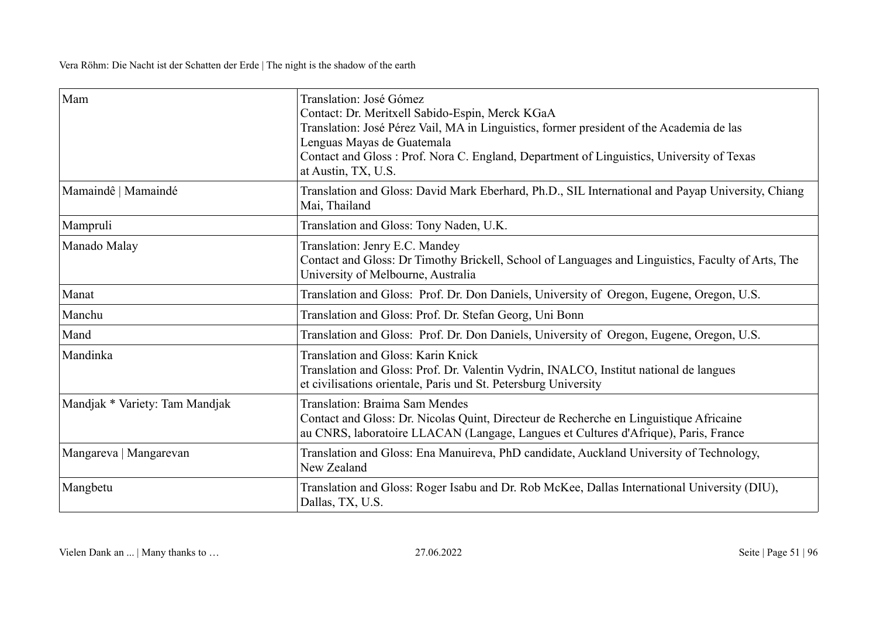| | |
|---|---|
| Mam | Translation: José Gómez<br>Contact: Dr. Meritxell Sabido-Espin, Merck KGaA<br>Translation: José Pérez Vail, MA in Linguistics, former president of the Academia de las Lenguas Mayas de Guatemala<br>Contact and Gloss : Prof. Nora C. England, Department of Linguistics, University of Texas at Austin, TX, U.S. |
| Mamaindê \| Mamaindé | Translation and Gloss: David Mark Eberhard, Ph.D., SIL International and Payap University, Chiang Mai, Thailand |
| Mampruli | Translation and Gloss: Tony Naden, U.K. |
| Manado Malay | Translation: Jenry E.C. Mandey<br>Contact and Gloss: Dr Timothy Brickell, School of Languages and Linguistics, Faculty of Arts, The University of Melbourne, Australia |
| Manat | Translation and Gloss: Prof. Dr. Don Daniels, University of Oregon, Eugene, Oregon, U.S. |
| Manchu | Translation and Gloss: Prof. Dr. Stefan Georg, Uni Bonn |
| Mand | Translation and Gloss: Prof. Dr. Don Daniels, University of Oregon, Eugene, Oregon, U.S. |
| Mandinka | Translation and Gloss: Karin Knick<br>Translation and Gloss: Prof. Dr. Valentin Vydrin, INALCO, Institut national de langues et civilisations orientale, Paris und St. Petersburg University |
| Mandjak * Variety: Tam Mandjak | Translation: Braima Sam Mendes<br>Contact and Gloss: Dr. Nicolas Quint, Directeur de Recherche en Linguistique Africaine au CNRS, laboratoire LLACAN (Langage, Langues et Cultures d'Afrique), Paris, France |
| Mangareva \| Mangarevan | Translation and Gloss: Ena Manuireva, PhD candidate, Auckland University of Technology, New Zealand |
| Mangbetu | Translation and Gloss: Roger Isabu and Dr. Rob McKee, Dallas International University (DIU), Dallas, TX, U.S. |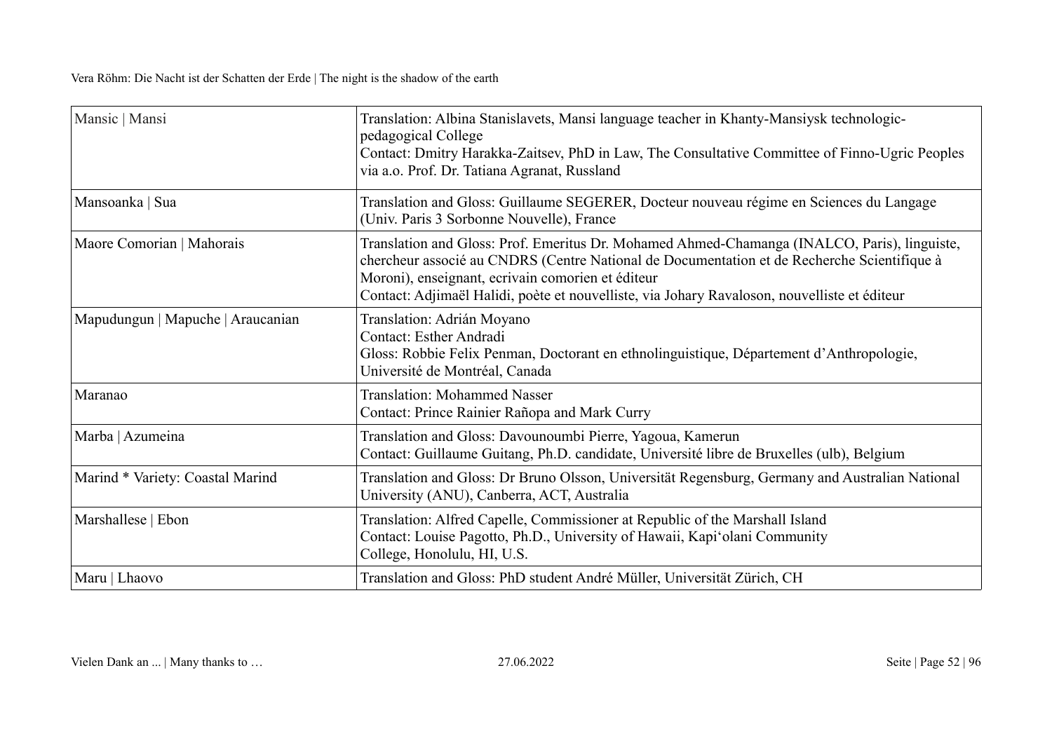| Mansic \| Mansi | Translation: Albina Stanislavets, Mansi language teacher in Khanty-Mansiysk technologic-pedagogical College<br>Contact: Dmitry Harakka-Zaitsev, PhD in Law, The Consultative Committee of Finno-Ugric Peoples via a.o. Prof. Dr. Tatiana Agranat, Russland |
|---|---|
| Mansoanka \| Sua | Translation and Gloss: Guillaume SEGERER, Docteur nouveau régime en Sciences du Langage (Univ. Paris 3 Sorbonne Nouvelle), France |
| Maore Comorian \| Mahorais | Translation and Gloss: Prof. Emeritus Dr. Mohamed Ahmed-Chamanga (INALCO, Paris), linguiste, chercheur associé au CNDRS (Centre National de Documentation et de Recherche Scientifique à Moroni), enseignant, ecrivain comorien et éditeur<br>Contact: Adjimaël Halidi, poète et nouvelliste, via Johary Ravaloson, nouvelliste et éditeur |
| Mapudungun \| Mapuche \| Araucanian | Translation: Adrián Moyano<br>Contact: Esther Andradi<br>Gloss: Robbie Felix Penman, Doctorant en ethnolinguistique, Département d'Anthropologie, Université de Montréal, Canada |
| Maranao | Translation: Mohammed Nasser<br>Contact: Prince Rainier Rañopa and Mark Curry |
| Marba \| Azumeina | Translation and Gloss: Davounoumbi Pierre, Yagoua, Kamerun<br>Contact: Guillaume Guitang, Ph.D. candidate, Université libre de Bruxelles (ulb), Belgium |
| Marind * Variety: Coastal Marind | Translation and Gloss: Dr Bruno Olsson, Universität Regensburg, Germany and Australian National University (ANU), Canberra, ACT, Australia |
| Marshallese \| Ebon | Translation: Alfred Capelle, Commissioner at Republic of the Marshall Island<br>Contact: Louise Pagotto, Ph.D., University of Hawaii, Kapi'olani Community College, Honolulu, HI, U.S. |
| Maru \| Lhaovo | Translation and Gloss: PhD student André Müller, Universität Zürich, CH |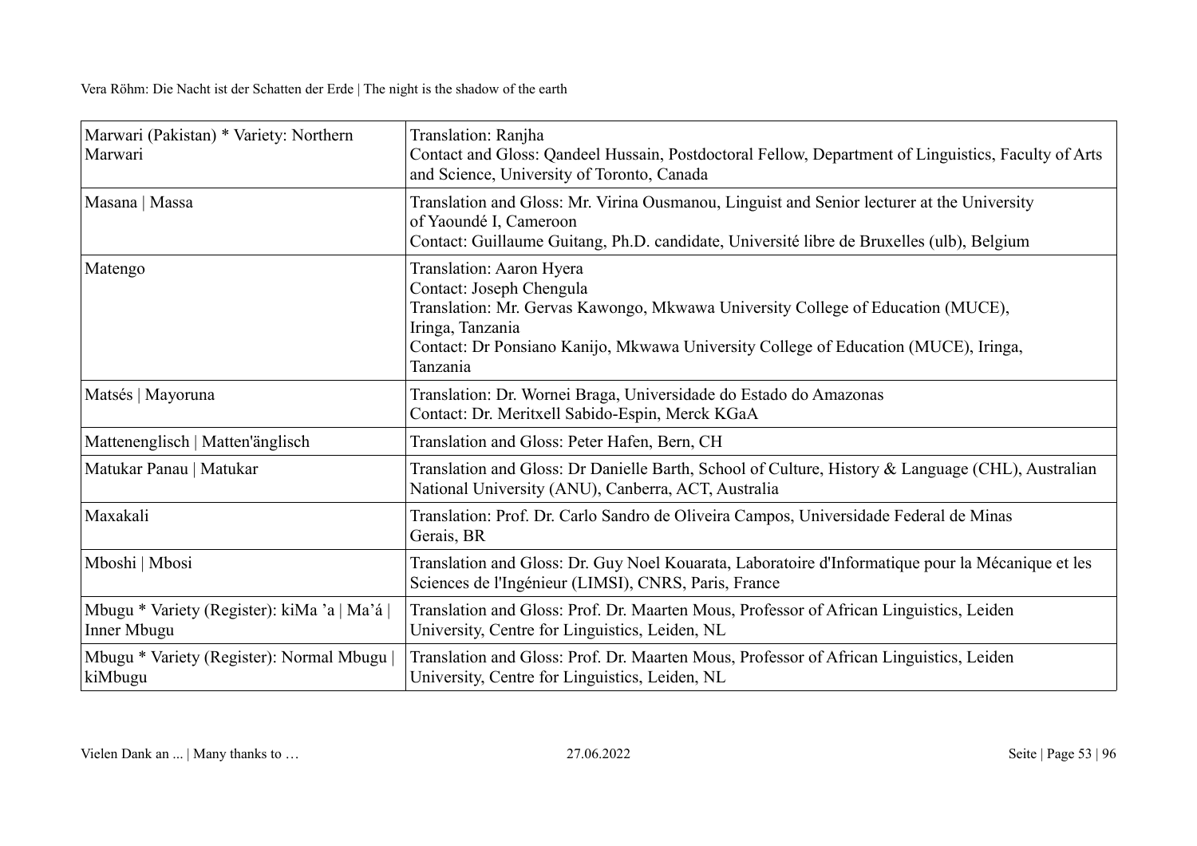| | |
|---|---|
| Marwari (Pakistan) * Variety: Northern Marwari | Translation: Ranjha<br>Contact and Gloss: Qandeel Hussain, Postdoctoral Fellow, Department of Linguistics, Faculty of Arts and Science, University of Toronto, Canada |
| Masana \| Massa | Translation and Gloss: Mr. Virina Ousmanou, Linguist and Senior lecturer at the University of Yaoundé I, Cameroon<br>Contact: Guillaume Guitang, Ph.D. candidate, Université libre de Bruxelles (ulb), Belgium |
| Matengo | Translation: Aaron Hyera<br>Contact: Joseph Chengula<br>Translation: Mr. Gervas Kawongo, Mkwawa University College of Education (MUCE), Iringa, Tanzania<br>Contact: Dr Ponsiano Kanijo, Mkwawa University College of Education (MUCE), Iringa, Tanzania |
| Matsés \| Mayoruna | Translation: Dr. Wornei Braga, Universidade do Estado do Amazonas<br>Contact: Dr. Meritxell Sabido-Espin, Merck KGaA |
| Mattenenglisch \| Matten'änglisch | Translation and Gloss: Peter Hafen, Bern, CH |
| Matukar Panau \| Matukar | Translation and Gloss: Dr Danielle Barth, School of Culture, History & Language (CHL), Australian National University (ANU), Canberra, ACT, Australia |
| Maxakali | Translation: Prof. Dr. Carlo Sandro de Oliveira Campos, Universidade Federal de Minas Gerais, BR |
| Mboshi \| Mbosi | Translation and Gloss: Dr. Guy Noel Kouarata, Laboratoire d'Informatique pour la Mécanique et les Sciences de l'Ingénieur (LIMSI), CNRS, Paris, France |
| Mbugu * Variety (Register): kiMa 'a \| Ma'á \| Inner Mbugu | Translation and Gloss: Prof. Dr. Maarten Mous, Professor of African Linguistics, Leiden University, Centre for Linguistics, Leiden, NL |
| Mbugu * Variety (Register): Normal Mbugu \| kiMbugu | Translation and Gloss: Prof. Dr. Maarten Mous, Professor of African Linguistics, Leiden University, Centre for Linguistics, Leiden, NL |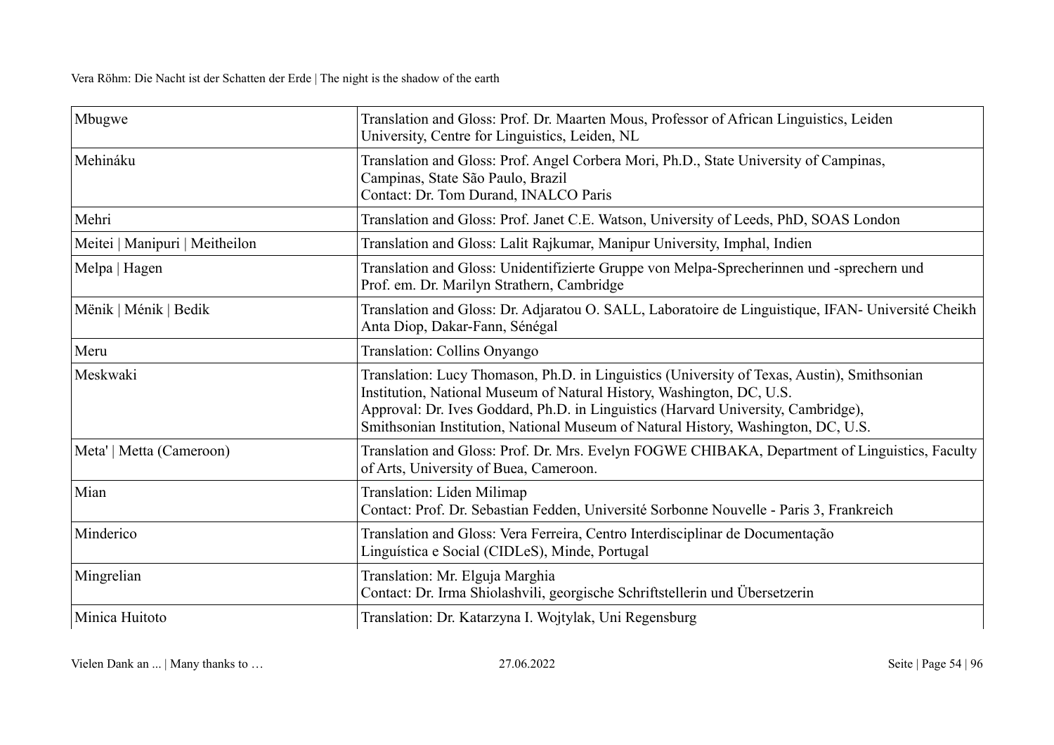| Mbugwe | Translation and Gloss: Prof. Dr. Maarten Mous, Professor of African Linguistics, Leiden University, Centre for Linguistics, Leiden, NL |
|---|---|
| Mehináku | Translation and Gloss: Prof. Angel Corbera Mori, Ph.D., State University of Campinas, Campinas, State São Paulo, Brazil<br>Contact: Dr. Tom Durand, INALCO Paris |
| Mehri | Translation and Gloss: Prof. Janet C.E. Watson, University of Leeds, PhD, SOAS London |
| Meitei \| Manipuri \| Meitheilon | Translation and Gloss: Lalit Rajkumar, Manipur University, Imphal, Indien |
| Melpa \| Hagen | Translation and Gloss: Unidentifizierte Gruppe von Melpa-Sprecherinnen und -sprechern und Prof. em. Dr. Marilyn Strathern, Cambridge |
| Mënik \| Ménik \| Bedik | Translation and Gloss: Dr. Adjaratou O. SALL, Laboratoire de Linguistique, IFAN- Université Cheikh Anta Diop, Dakar-Fann, Sénégal |
| Meru | Translation: Collins Onyango |
| Meskwaki | Translation: Lucy Thomason, Ph.D. in Linguistics (University of Texas, Austin), Smithsonian Institution, National Museum of Natural History, Washington, DC, U.S.<br>Approval: Dr. Ives Goddard, Ph.D. in Linguistics (Harvard University, Cambridge), Smithsonian Institution, National Museum of Natural History, Washington, DC, U.S. |
| Meta' \| Metta (Cameroon) | Translation and Gloss: Prof. Dr. Mrs. Evelyn FOGWE CHIBAKA, Department of Linguistics, Faculty of Arts, University of Buea, Cameroon. |
| Mian | Translation: Liden Milimap<br>Contact: Prof. Dr. Sebastian Fedden, Université Sorbonne Nouvelle - Paris 3, Frankreich |
| Minderico | Translation and Gloss: Vera Ferreira, Centro Interdisciplinar de Documentação Linguística e Social (CIDLeS), Minde, Portugal |
| Mingrelian | Translation: Mr. Elguja Marghia<br>Contact: Dr. Irma Shiolashvili, georgische Schriftstellerin und Übersetzerin |
| Minica Huitoto | Translation: Dr. Katarzyna I. Wojtylak, Uni Regensburg |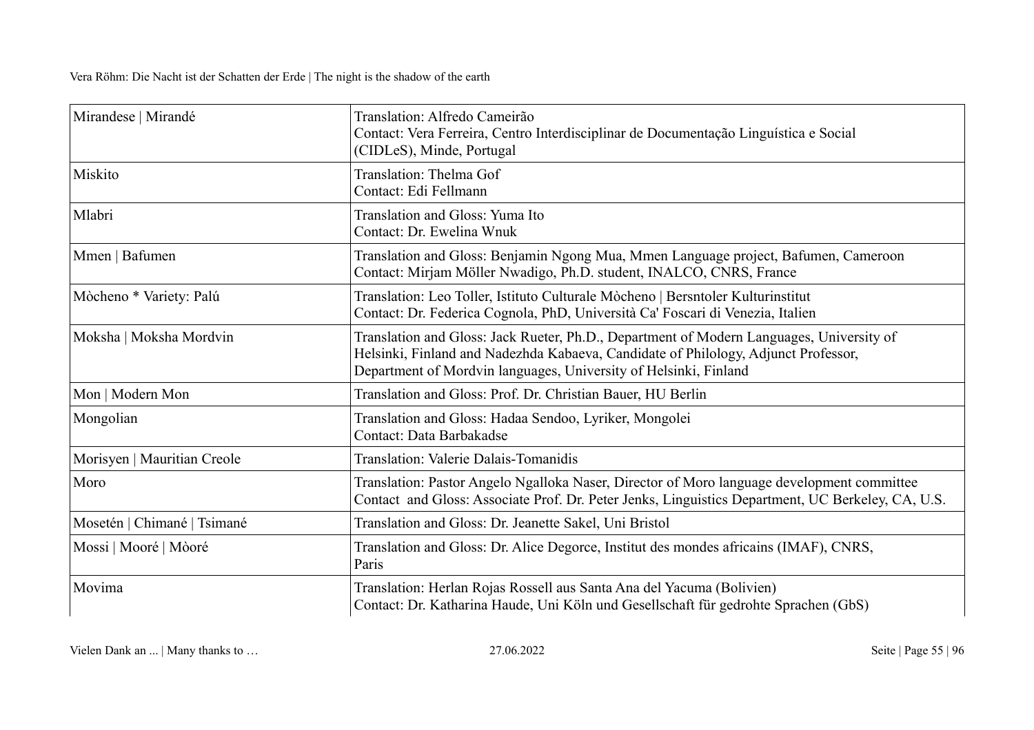| Mirandese \| Mirandé | Translation: Alfredo Cameirão<br>Contact: Vera Ferreira, Centro Interdisciplinar de Documentação Linguística e Social (CIDLeS), Minde, Portugal |
|---|---|
| Miskito | Translation: Thelma Gof<br>Contact: Edi Fellmann |
| Mlabri | Translation and Gloss: Yuma Ito<br>Contact: Dr. Ewelina Wnuk |
| Mmen \| Bafumen | Translation and Gloss: Benjamin Ngong Mua, Mmen Language project, Bafumen, Cameroon<br>Contact: Mirjam Möller Nwadigo, Ph.D. student, INALCO, CNRS, France |
| Mòcheno * Variety: Palú | Translation: Leo Toller, Istituto Culturale Mòcheno \| Bersntoler Kulturinstitut<br>Contact: Dr. Federica Cognola, PhD, Università Ca' Foscari di Venezia, Italien |
| Moksha \| Moksha Mordvin | Translation and Gloss: Jack Rueter, Ph.D., Department of Modern Languages, University of Helsinki, Finland and Nadezhda Kabaeva, Candidate of Philology, Adjunct Professor, Department of Mordvin languages, University of Helsinki, Finland |
| Mon \| Modern Mon | Translation and Gloss: Prof. Dr. Christian Bauer, HU Berlin |
| Mongolian | Translation and Gloss: Hadaa Sendoo, Lyriker, Mongolei<br>Contact: Data Barbakadse |
| Morisyen \| Mauritian Creole | Translation: Valerie Dalais-Tomanidis |
| Moro | Translation: Pastor Angelo Ngalloka Naser, Director of Moro language development committee<br>Contact and Gloss: Associate Prof. Dr. Peter Jenks, Linguistics Department, UC Berkeley, CA, U.S. |
| Mosetén \| Chimané \| Tsimané | Translation and Gloss: Dr. Jeanette Sakel, Uni Bristol |
| Mossi \| Mooré \| Mòoré | Translation and Gloss: Dr. Alice Degorce, Institut des mondes africains (IMAF), CNRS, Paris |
| Movima | Translation: Herlan Rojas Rossell aus Santa Ana del Yacuma (Bolivien)<br>Contact: Dr. Katharina Haude, Uni Köln und Gesellschaft für gedrohte Sprachen (GbS) |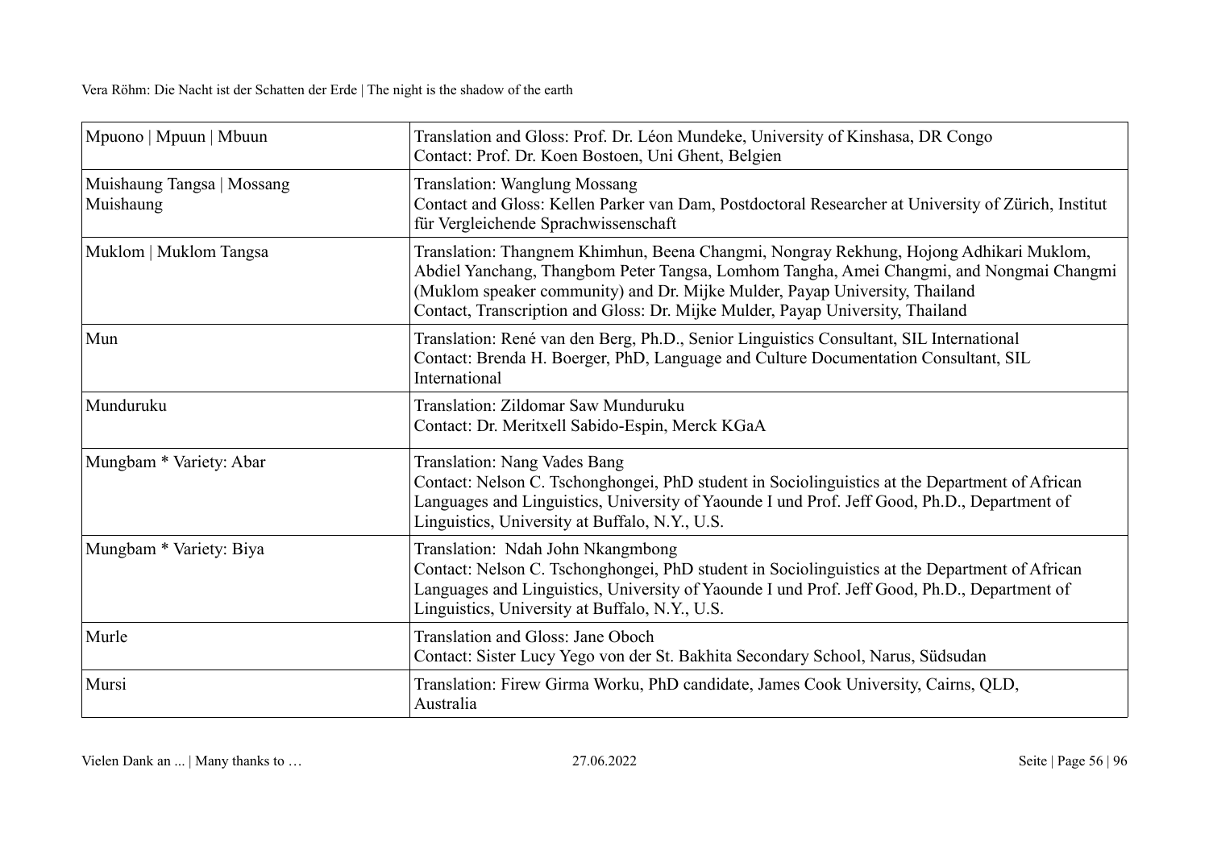| | |
|---|---|
| Mpuono \| Mpuun \| Mbuun | Translation and Gloss: Prof. Dr. Léon Mundeke, University of Kinshasa, DR Congo<br>Contact: Prof. Dr. Koen Bostoen, Uni Ghent, Belgien |
| Muishaung Tangsa \| Mossang Muishaung | Translation: Wanglung Mossang<br>Contact and Gloss: Kellen Parker van Dam, Postdoctoral Researcher at University of Zürich, Institut für Vergleichende Sprachwissenschaft |
| Muklom \| Muklom Tangsa | Translation: Thangnem Khimhun, Beena Changmi, Nongray Rekhung, Hojong Adhikari Muklom, Abdiel Yanchang, Thangbom Peter Tangsa, Lomhom Tangha, Amei Changmi, and Nongmai Changmi (Muklom speaker community) and Dr. Mijke Mulder, Payap University, Thailand<br>Contact, Transcription and Gloss: Dr. Mijke Mulder, Payap University, Thailand |
| Mun | Translation: René van den Berg, Ph.D., Senior Linguistics Consultant, SIL International<br>Contact: Brenda H. Boerger, PhD, Language and Culture Documentation Consultant, SIL International |
| Munduruku | Translation: Zildomar Saw Munduruku<br>Contact: Dr. Meritxell Sabido-Espin, Merck KGaA |
| Mungbam * Variety: Abar | Translation: Nang Vades Bang<br>Contact: Nelson C. Tschonghongei, PhD student in Sociolinguistics at the Department of African Languages and Linguistics, University of Yaounde I und Prof. Jeff Good, Ph.D., Department of Linguistics, University at Buffalo, N.Y., U.S. |
| Mungbam * Variety: Biya | Translation: Ndah John Nkangmbong<br>Contact: Nelson C. Tschonghongei, PhD student in Sociolinguistics at the Department of African Languages and Linguistics, University of Yaounde I und Prof. Jeff Good, Ph.D., Department of Linguistics, University at Buffalo, N.Y., U.S. |
| Murle | Translation and Gloss: Jane Oboch<br>Contact: Sister Lucy Yego von der St. Bakhita Secondary School, Narus, Südsudan |
| Mursi | Translation: Firew Girma Worku, PhD candidate, James Cook University, Cairns, QLD, Australia |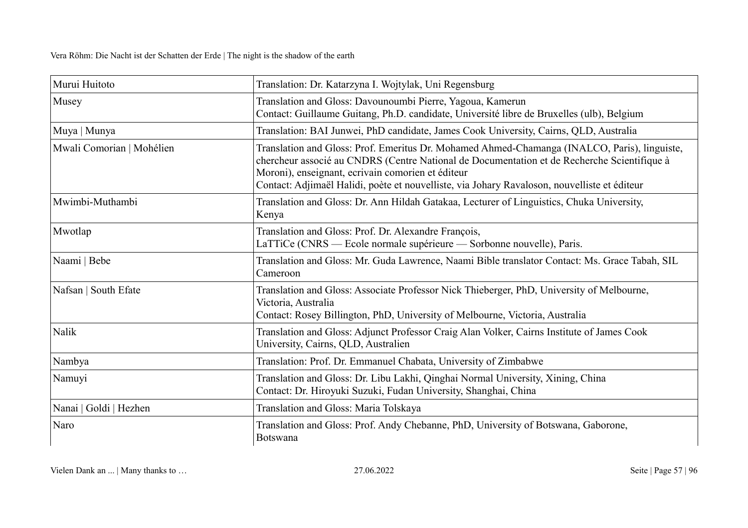| Murui Huitoto | Translation: Dr. Katarzyna I. Wojtylak, Uni Regensburg |
|---|---|
| Musey | Translation and Gloss: Davounoumbi Pierre, Yagoua, Kamerun<br>Contact: Guillaume Guitang, Ph.D. candidate, Université libre de Bruxelles (ulb), Belgium |
| Muya \| Munya | Translation: BAI Junwei, PhD candidate, James Cook University, Cairns, QLD, Australia |
| Mwali Comorian \| Mohélien | Translation and Gloss: Prof. Emeritus Dr. Mohamed Ahmed-Chamanga (INALCO, Paris), linguiste, chercheur associé au CNDRS (Centre National de Documentation et de Recherche Scientifique à Moroni), enseignant, ecrivain comorien et éditeur<br>Contact: Adjimaël Halidi, poète et nouvelliste, via Johary Ravaloson, nouvelliste et éditeur |
| Mwimbi-Muthambi | Translation and Gloss: Dr. Ann Hildah Gatakaa, Lecturer of Linguistics, Chuka University, Kenya |
| Mwotlap | Translation and Gloss: Prof. Dr. Alexandre François,<br>LaTTiCe (CNRS — Ecole normale supérieure — Sorbonne nouvelle), Paris. |
| Naami \| Bebe | Translation and Gloss: Mr. Guda Lawrence, Naami Bible translator Contact: Ms. Grace Tabah, SIL Cameroon |
| Nafsan \| South Efate | Translation and Gloss: Associate Professor Nick Thieberger, PhD, University of Melbourne, Victoria, Australia<br>Contact: Rosey Billington, PhD, University of Melbourne, Victoria, Australia |
| Nalik | Translation and Gloss: Adjunct Professor Craig Alan Volker, Cairns Institute of James Cook University, Cairns, QLD, Australien |
| Nambya | Translation: Prof. Dr. Emmanuel Chabata, University of Zimbabwe |
| Namuyi | Translation and Gloss: Dr. Libu Lakhi, Qinghai Normal University, Xining, China<br>Contact: Dr. Hiroyuki Suzuki, Fudan University, Shanghai, China |
| Nanai \| Goldi \| Hezhen | Translation and Gloss: Maria Tolskaya |
| Naro | Translation and Gloss: Prof. Andy Chebanne, PhD, University of Botswana, Gaborone, Botswana |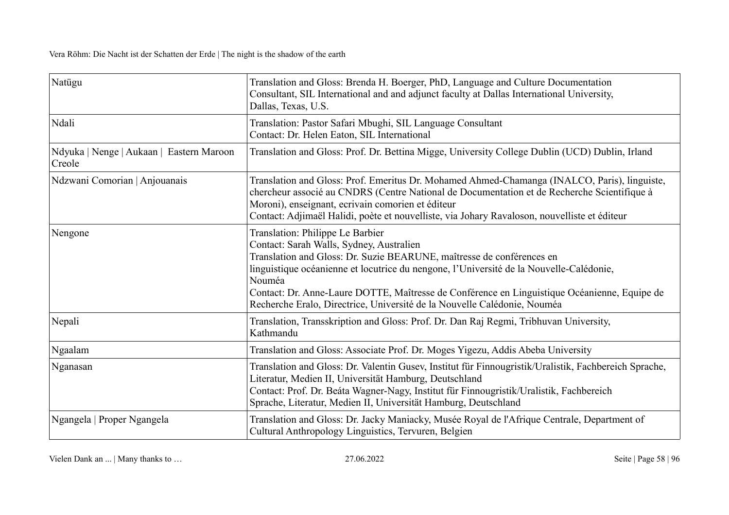| | |
|---|---|
| Natügu | Translation and Gloss: Brenda H. Boerger, PhD, Language and Culture Documentation Consultant, SIL International and and adjunct faculty at Dallas International University, Dallas, Texas, U.S. |
| Ndali | Translation: Pastor Safari Mbughi, SIL Language Consultant<br>Contact: Dr. Helen Eaton, SIL International |
| Ndyuka \| Nenge \| Aukaan \| Eastern Maroon Creole | Translation and Gloss: Prof. Dr. Bettina Migge, University College Dublin (UCD) Dublin, Irland |
| Ndzwani Comorian \| Anjouanais | Translation and Gloss: Prof. Emeritus Dr. Mohamed Ahmed-Chamanga (INALCO, Paris), linguiste, chercheur associé au CNDRS (Centre National de Documentation et de Recherche Scientifique à Moroni), enseignant, ecrivain comorien et éditeur<br>Contact: Adjimaël Halidi, poète et nouvelliste, via Johary Ravaloson, nouvelliste et éditeur |
| Nengone | Translation: Philippe Le Barbier<br>Contact: Sarah Walls, Sydney, Australien<br>Translation and Gloss: Dr. Suzie BEARUNE, maîtresse de conférences en linguistique océanienne et locutrice du nengone, l'Université de la Nouvelle-Calédonie, Nouméa<br>Contact: Dr. Anne-Laure DOTTE, Maîtresse de Conférence en Linguistique Océanienne, Equipe de Recherche Eralo, Directrice, Université de la Nouvelle Calédonie, Nouméa |
| Nepali | Translation, Transskription and Gloss: Prof. Dr. Dan Raj Regmi, Tribhuvan University, Kathmandu |
| Ngaalam | Translation and Gloss: Associate Prof. Dr. Moges Yigezu, Addis Abeba University |
| Nganasan | Translation and Gloss: Dr. Valentin Gusev, Institut für Finnougristik/Uralistik, Fachbereich Sprache, Literatur, Medien II, Universität Hamburg, Deutschland<br>Contact: Prof. Dr. Beáta Wagner-Nagy, Institut für Finnougristik/Uralistik, Fachbereich Sprache, Literatur, Medien II, Universität Hamburg, Deutschland |
| Ngangela \| Proper Ngangela | Translation and Gloss: Dr. Jacky Maniacky, Musée Royal de l'Afrique Centrale, Department of Cultural Anthropology Linguistics, Tervuren, Belgien |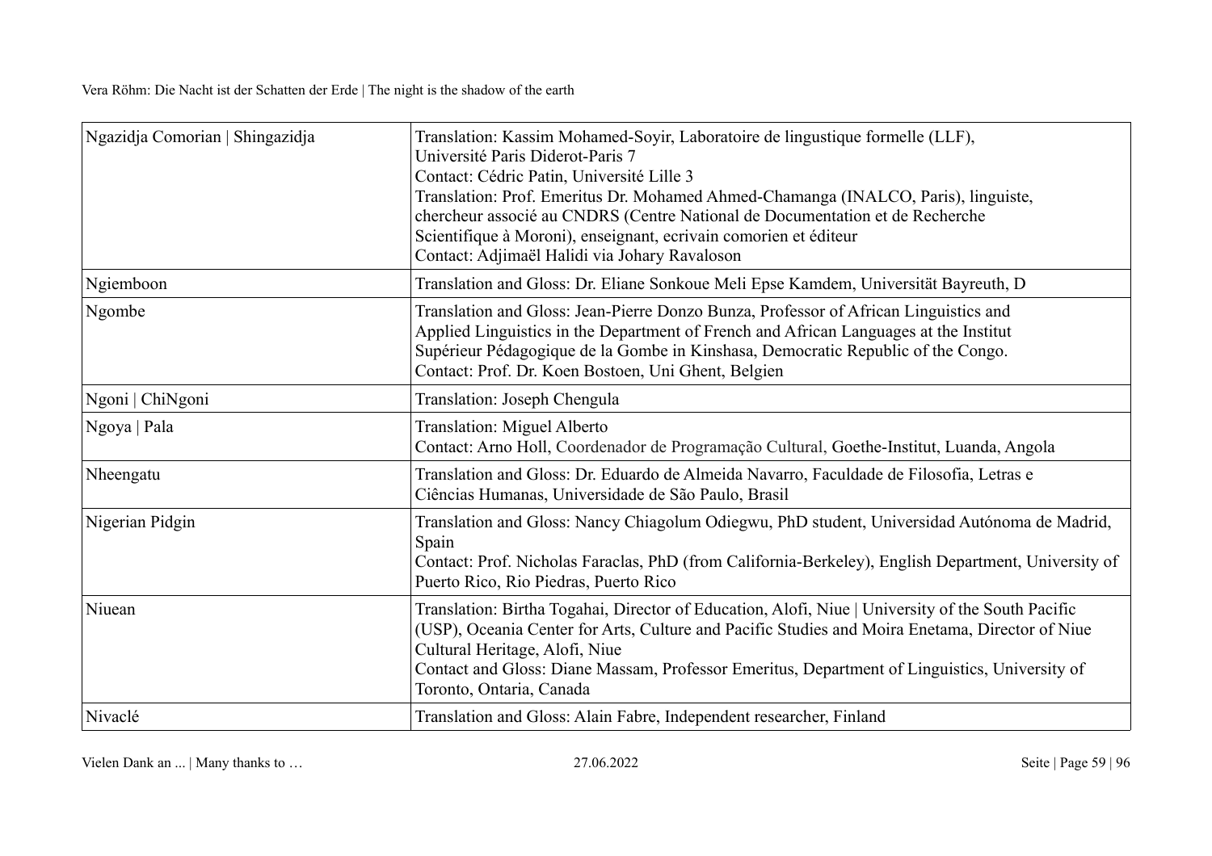| Ngazidja Comorian \| Shingazidja | Translation: Kassim Mohamed-Soyir, Laboratoire de lingustique formelle (LLF), Université Paris Diderot-Paris 7<br>Contact: Cédric Patin, Université Lille 3<br>Translation: Prof. Emeritus Dr. Mohamed Ahmed-Chamanga (INALCO, Paris), linguiste, chercheur associé au CNDRS (Centre National de Documentation et de Recherche Scientifique à Moroni), enseignant, ecrivain comorien et éditeur<br>Contact: Adjimaël Halidi via Johary Ravaloson |
|---|---|
| Ngiemboon | Translation and Gloss: Dr. Eliane Sonkoue Meli Epse Kamdem, Universität Bayreuth, D |
| Ngombe | Translation and Gloss: Jean-Pierre Donzo Bunza, Professor of African Linguistics and Applied Linguistics in the Department of French and African Languages at the Institut Supérieur Pédagogique de la Gombe in Kinshasa, Democratic Republic of the Congo.<br>Contact: Prof. Dr. Koen Bostoen, Uni Ghent, Belgien |
| Ngoni \| ChiNgoni | Translation: Joseph Chengula |
| Ngoya \| Pala | Translation: Miguel Alberto<br>Contact: Arno Holl, Coordenador de Programação Cultural, Goethe-Institut, Luanda, Angola |
| Nheengatu | Translation and Gloss: Dr. Eduardo de Almeida Navarro, Faculdade de Filosofia, Letras e Ciências Humanas, Universidade de São Paulo, Brasil |
| Nigerian Pidgin | Translation and Gloss: Nancy Chiagolum Odiegwu, PhD student, Universidad Autónoma de Madrid, Spain<br>Contact: Prof. Nicholas Faraclas, PhD (from California-Berkeley), English Department, University of Puerto Rico, Rio Piedras, Puerto Rico |
| Niuean | Translation: Birtha Togahai, Director of Education, Alofi, Niue \| University of the South Pacific (USP), Oceania Center for Arts, Culture and Pacific Studies and Moira Enetama, Director of Niue Cultural Heritage, Alofi, Niue<br>Contact and Gloss: Diane Massam, Professor Emeritus, Department of Linguistics, University of Toronto, Ontaria, Canada |
| Nivaclé | Translation and Gloss: Alain Fabre, Independent researcher, Finland |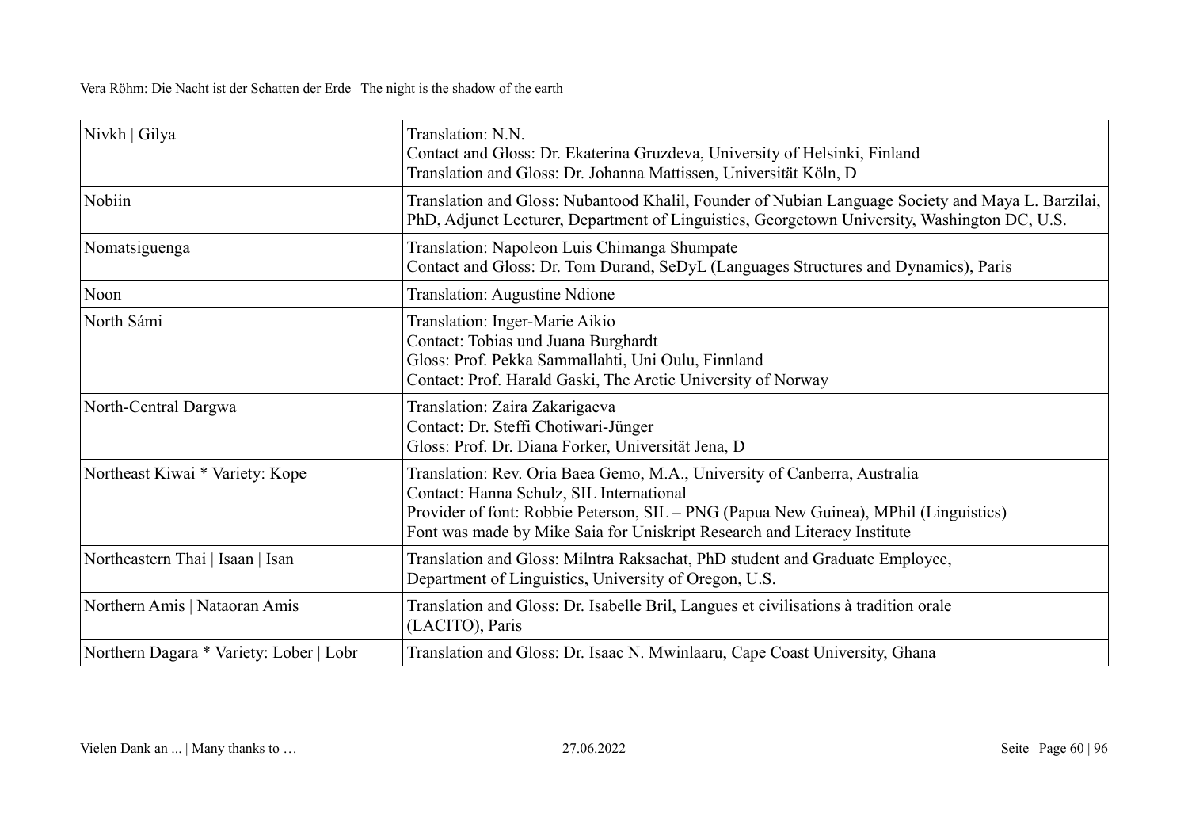| Nivkh \| Gilya | Translation: N.N.<br>Contact and Gloss: Dr. Ekaterina Gruzdeva, University of Helsinki, Finland<br>Translation and Gloss: Dr. Johanna Mattissen, Universität Köln, D |
|---|---|
| Nobiin | Translation and Gloss: Nubantood Khalil, Founder of Nubian Language Society and Maya L. Barzilai, PhD, Adjunct Lecturer, Department of Linguistics, Georgetown University, Washington DC, U.S. |
| Nomatsiguenga | Translation: Napoleon Luis Chimanga Shumpate<br>Contact and Gloss: Dr. Tom Durand, SeDyL (Languages Structures and Dynamics), Paris |
| Noon | Translation: Augustine Ndione |
| North Sámi | Translation: Inger-Marie Aikio<br>Contact: Tobias und Juana Burghardt<br>Gloss: Prof. Pekka Sammallahti, Uni Oulu, Finnland<br>Contact: Prof. Harald Gaski, The Arctic University of Norway |
| North-Central Dargwa | Translation: Zaira Zakarigaeva<br>Contact: Dr. Steffi Chotiwari-Jünger<br>Gloss: Prof. Dr. Diana Forker, Universität Jena, D |
| Northeast Kiwai * Variety: Kope | Translation: Rev. Oria Baea Gemo, M.A., University of Canberra, Australia<br>Contact: Hanna Schulz, SIL International<br>Provider of font: Robbie Peterson, SIL – PNG (Papua New Guinea), MPhil (Linguistics)<br>Font was made by Mike Saia for Uniskript Research and Literacy Institute |
| Northeastern Thai \| Isaan \| Isan | Translation and Gloss: Milntra Raksachat, PhD student and Graduate Employee,<br>Department of Linguistics, University of Oregon, U.S. |
| Northern Amis \| Nataoran Amis | Translation and Gloss: Dr. Isabelle Bril, Langues et civilisations à tradition orale<br>(LACITO), Paris |
| Northern Dagara * Variety: Lober \| Lobr | Translation and Gloss: Dr. Isaac N. Mwinlaaru, Cape Coast University, Ghana |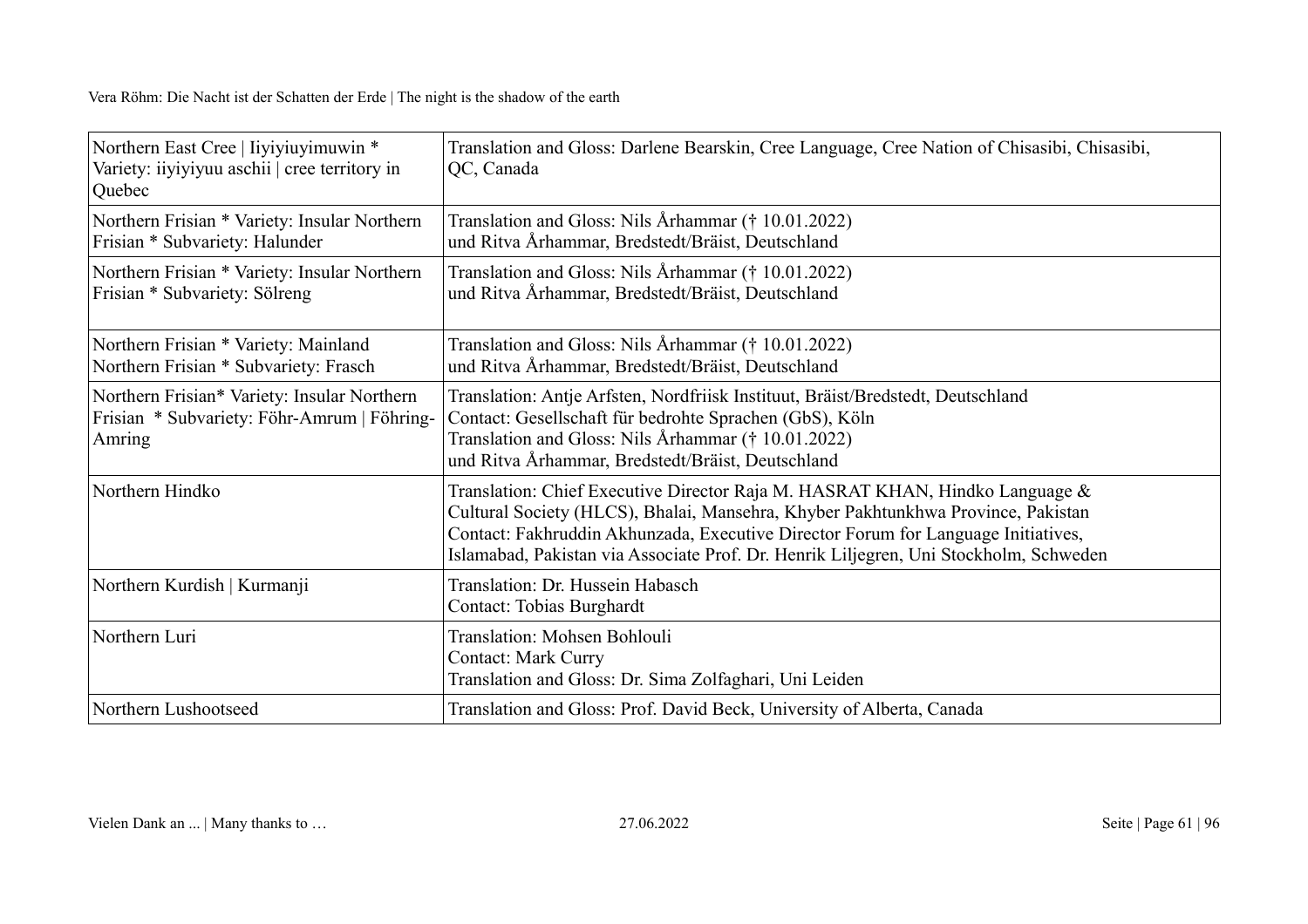| | |
|---|---|
| Northern East Cree \| Iiyiyiuyimuwin * Variety: iiyiyiyuu aschii \| cree territory in Quebec | Translation and Gloss: Darlene Bearskin, Cree Language, Cree Nation of Chisasibi, Chisasibi, QC, Canada |
| Northern Frisian * Variety: Insular Northern Frisian * Subvariety: Halunder | Translation and Gloss: Nils Århammar († 10.01.2022)<br>und Ritva Århammar, Bredstedt/Bräist, Deutschland |
| Northern Frisian * Variety: Insular Northern Frisian * Subvariety: Sölreng | Translation and Gloss: Nils Århammar († 10.01.2022)<br>und Ritva Århammar, Bredstedt/Bräist, Deutschland |
| Northern Frisian * Variety: Mainland Northern Frisian * Subvariety: Frasch | Translation and Gloss: Nils Århammar († 10.01.2022)<br>und Ritva Århammar, Bredstedt/Bräist, Deutschland |
| Northern Frisian* Variety: Insular Northern Frisian * Subvariety: Föhr-Amrum \| Föhring-Amring | Translation: Antje Arfsten, Nordfriisk Instituut, Bräist/Bredstedt, Deutschland<br>Contact: Gesellschaft für bedrohte Sprachen (GbS), Köln<br>Translation and Gloss: Nils Århammar († 10.01.2022)<br>und Ritva Århammar, Bredstedt/Bräist, Deutschland |
| Northern Hindko | Translation: Chief Executive Director Raja M. HASRAT KHAN, Hindko Language & Cultural Society (HLCS), Bhalai, Mansehra, Khyber Pakhtunkhwa Province, Pakistan<br>Contact: Fakhruddin Akhunzada, Executive Director Forum for Language Initiatives, Islamabad, Pakistan via Associate Prof. Dr. Henrik Liljegren, Uni Stockholm, Schweden |
| Northern Kurdish \| Kurmanji | Translation: Dr. Hussein Habasch<br>Contact: Tobias Burghardt |
| Northern Luri | Translation: Mohsen Bohlouli<br>Contact: Mark Curry<br>Translation and Gloss: Dr. Sima Zolfaghari, Uni Leiden |
| Northern Lushootseed | Translation and Gloss: Prof. David Beck, University of Alberta, Canada |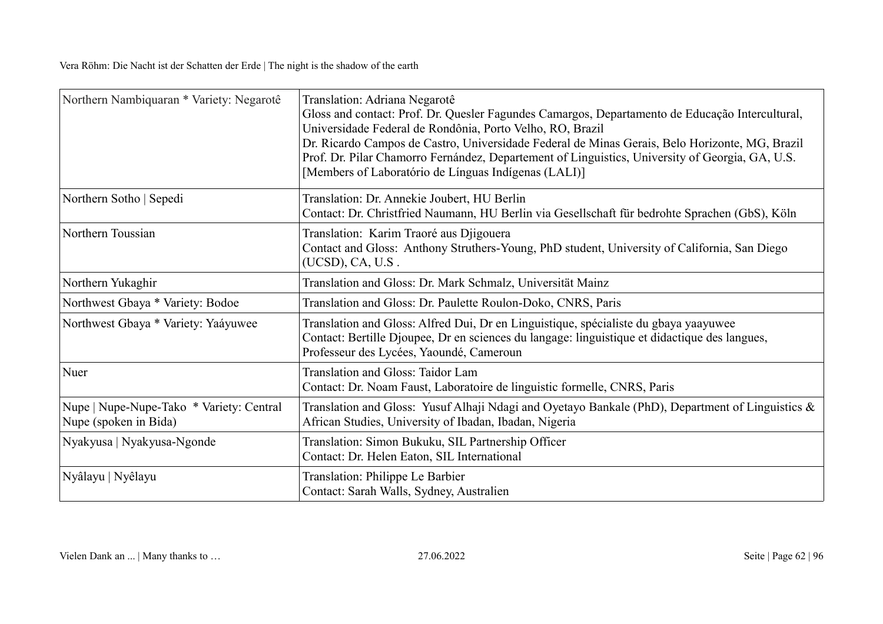| Northern Nambiquaran * Variety: Negarotê | Translation: Adriana Negarotê<br>Gloss and contact: Prof. Dr. Quesler Fagundes Camargos, Departamento de Educação Intercultural, Universidade Federal de Rondônia, Porto Velho, RO, Brazil<br>Dr. Ricardo Campos de Castro, Universidade Federal de Minas Gerais, Belo Horizonte, MG, Brazil<br>Prof. Dr. Pilar Chamorro Fernández, Departement of Linguistics, University of Georgia, GA, U.S.<br>[Members of Laboratório de Línguas Indígenas (LALI)] |
|---|---|
| Northern Sotho \| Sepedi | Translation: Dr. Annekie Joubert, HU Berlin<br>Contact: Dr. Christfried Naumann, HU Berlin via Gesellschaft für bedrohte Sprachen (GbS), Köln |
| Northern Toussian | Translation: Karim Traoré aus Djigouera<br>Contact and Gloss: Anthony Struthers-Young, PhD student, University of California, San Diego (UCSD), CA, U.S . |
| Northern Yukaghir | Translation and Gloss: Dr. Mark Schmalz, Universität Mainz |
| Northwest Gbaya * Variety: Bodoe | Translation and Gloss: Dr. Paulette Roulon-Doko, CNRS, Paris |
| Northwest Gbaya * Variety: Yaáyuwee | Translation and Gloss: Alfred Dui, Dr en Linguistique, spécialiste du gbaya yaayuwee<br>Contact: Bertille Djoupee, Dr en sciences du langage: linguistique et didactique des langues, Professeur des Lycées, Yaoundé, Cameroun |
| Nuer | Translation and Gloss: Taidor Lam<br>Contact: Dr. Noam Faust, Laboratoire de linguistic formelle, CNRS, Paris |
| Nupe \| Nupe-Nupe-Tako * Variety: Central Nupe (spoken in Bida) | Translation and Gloss: Yusuf Alhaji Ndagi and Oyetayo Bankale (PhD), Department of Linguistics & African Studies, University of Ibadan, Ibadan, Nigeria |
| Nyakyusa \| Nyakyusa-Ngonde | Translation: Simon Bukuku, SIL Partnership Officer<br>Contact: Dr. Helen Eaton, SIL International |
| Nyâlayu \| Nyêlayu | Translation: Philippe Le Barbier<br>Contact: Sarah Walls, Sydney, Australien |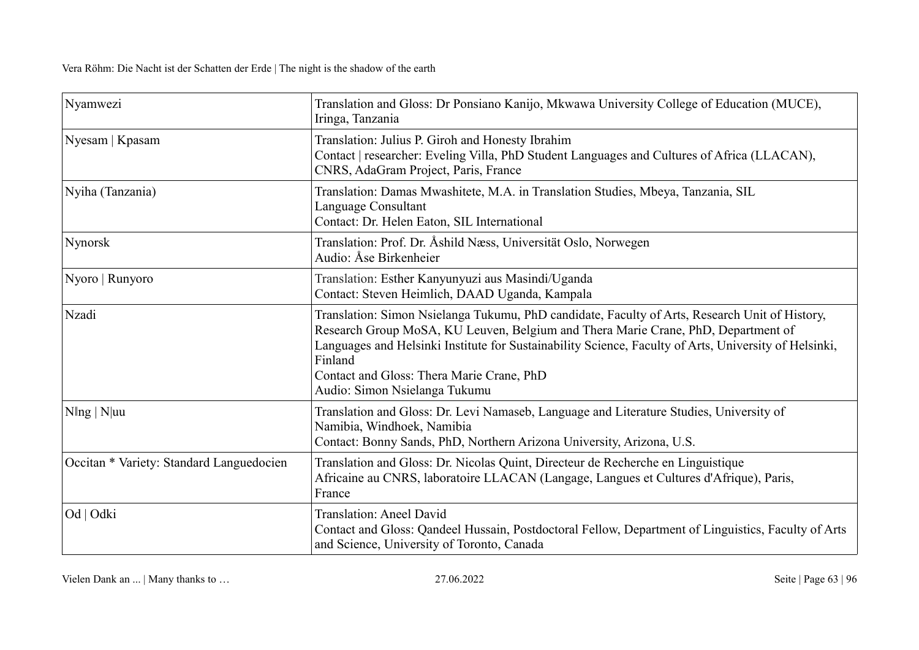| Nyamwezi | Translation and Gloss: Dr Ponsiano Kanijo, Mkwawa University College of Education (MUCE), Iringa, Tanzania |
|---|---|
| Nyesam \| Kpasam | Translation: Julius P. Giroh and Honesty Ibrahim<br>Contact \| researcher: Eveling Villa, PhD Student Languages and Cultures of Africa (LLACAN), CNRS, AdaGram Project, Paris, France |
| Nyiha (Tanzania) | Translation: Damas Mwashitete, M.A. in Translation Studies, Mbeya, Tanzania, SIL Language Consultant<br>Contact: Dr. Helen Eaton, SIL International |
| Nynorsk | Translation: Prof. Dr. Åshild Næss, Universität Oslo, Norwegen<br>Audio: Åse Birkenheier |
| Nyoro \| Runyoro | Translation: Esther Kanyunyuzi aus Masindi/Uganda<br>Contact: Steven Heimlich, DAAD Uganda, Kampala |
| Nzadi | Translation: Simon Nsielanga Tukumu, PhD candidate, Faculty of Arts, Research Unit of History, Research Group MoSA, KU Leuven, Belgium and Thera Marie Crane, PhD, Department of Languages and Helsinki Institute for Sustainability Science, Faculty of Arts, University of Helsinki, Finland<br>Contact and Gloss: Thera Marie Crane, PhD<br>Audio: Simon Nsielanga Tukumu |
| N‖ng \| N\|uu | Translation and Gloss: Dr. Levi Namaseb, Language and Literature Studies, University of Namibia, Windhoek, Namibia<br>Contact: Bonny Sands, PhD, Northern Arizona University, Arizona, U.S. |
| Occitan * Variety: Standard Languedocien | Translation and Gloss: Dr. Nicolas Quint, Directeur de Recherche en Linguistique Africaine au CNRS, laboratoire LLACAN (Langage, Langues et Cultures d'Afrique), Paris, France |
| Od \| Odki | Translation: Aneel David<br>Contact and Gloss: Qandeel Hussain, Postdoctoral Fellow, Department of Linguistics, Faculty of Arts and Science, University of Toronto, Canada |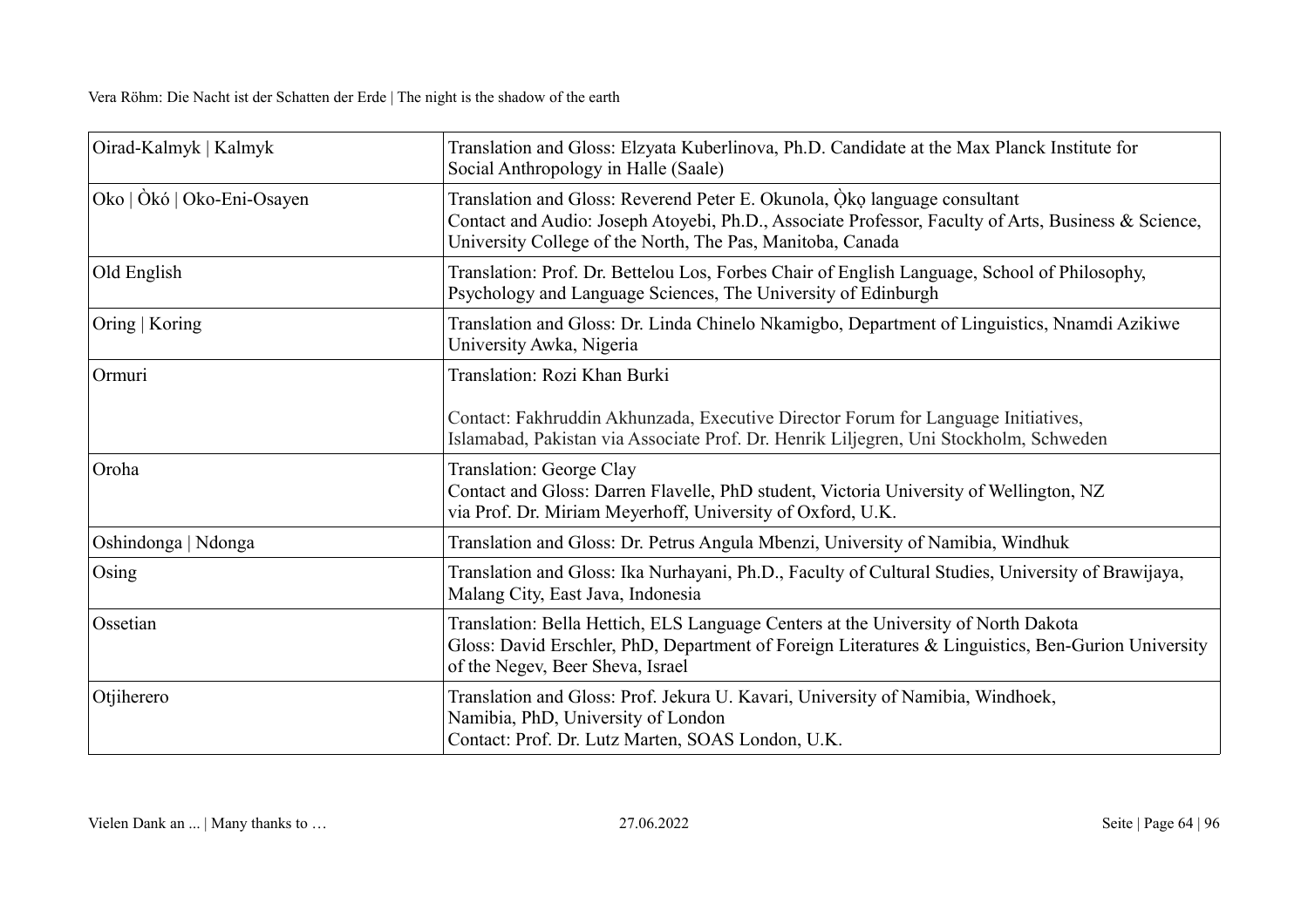| | |
|---|---|
| Oirad-Kalmyk \| Kalmyk | Translation and Gloss: Elzyata Kuberlinova, Ph.D. Candidate at the Max Planck Institute for Social Anthropology in Halle (Saale) |
| Oko \| Òkó \| Oko-Eni-Osayen | Translation and Gloss: Reverend Peter E. Okunola, Ọ̀kọ language consultant<br>Contact and Audio: Joseph Atoyebi, Ph.D., Associate Professor, Faculty of Arts, Business & Science, University College of the North, The Pas, Manitoba, Canada |
| Old English | Translation: Prof. Dr. Bettelou Los, Forbes Chair of English Language, School of Philosophy, Psychology and Language Sciences, The University of Edinburgh |
| Oring \| Koring | Translation and Gloss: Dr. Linda Chinelo Nkamigbo, Department of Linguistics, Nnamdi Azikiwe University Awka, Nigeria |
| Ormuri | Translation: Rozi Khan Burki<br><br>Contact: Fakhruddin Akhunzada, Executive Director Forum for Language Initiatives, Islamabad, Pakistan via Associate Prof. Dr. Henrik Liljegren, Uni Stockholm, Schweden |
| Oroha | Translation: George Clay<br>Contact and Gloss: Darren Flavelle, PhD student, Victoria University of Wellington, NZ via Prof. Dr. Miriam Meyerhoff, University of Oxford, U.K. |
| Oshindonga \| Ndonga | Translation and Gloss: Dr. Petrus Angula Mbenzi, University of Namibia, Windhuk |
| Osing | Translation and Gloss: Ika Nurhayani, Ph.D., Faculty of Cultural Studies, University of Brawijaya, Malang City, East Java, Indonesia |
| Ossetian | Translation: Bella Hettich, ELS Language Centers at the University of North Dakota<br>Gloss: David Erschler, PhD, Department of Foreign Literatures & Linguistics, Ben-Gurion University of the Negev, Beer Sheva, Israel |
| Otjiherero | Translation and Gloss: Prof. Jekura U. Kavari, University of Namibia, Windhoek, Namibia, PhD, University of London<br>Contact: Prof. Dr. Lutz Marten, SOAS London, U.K. |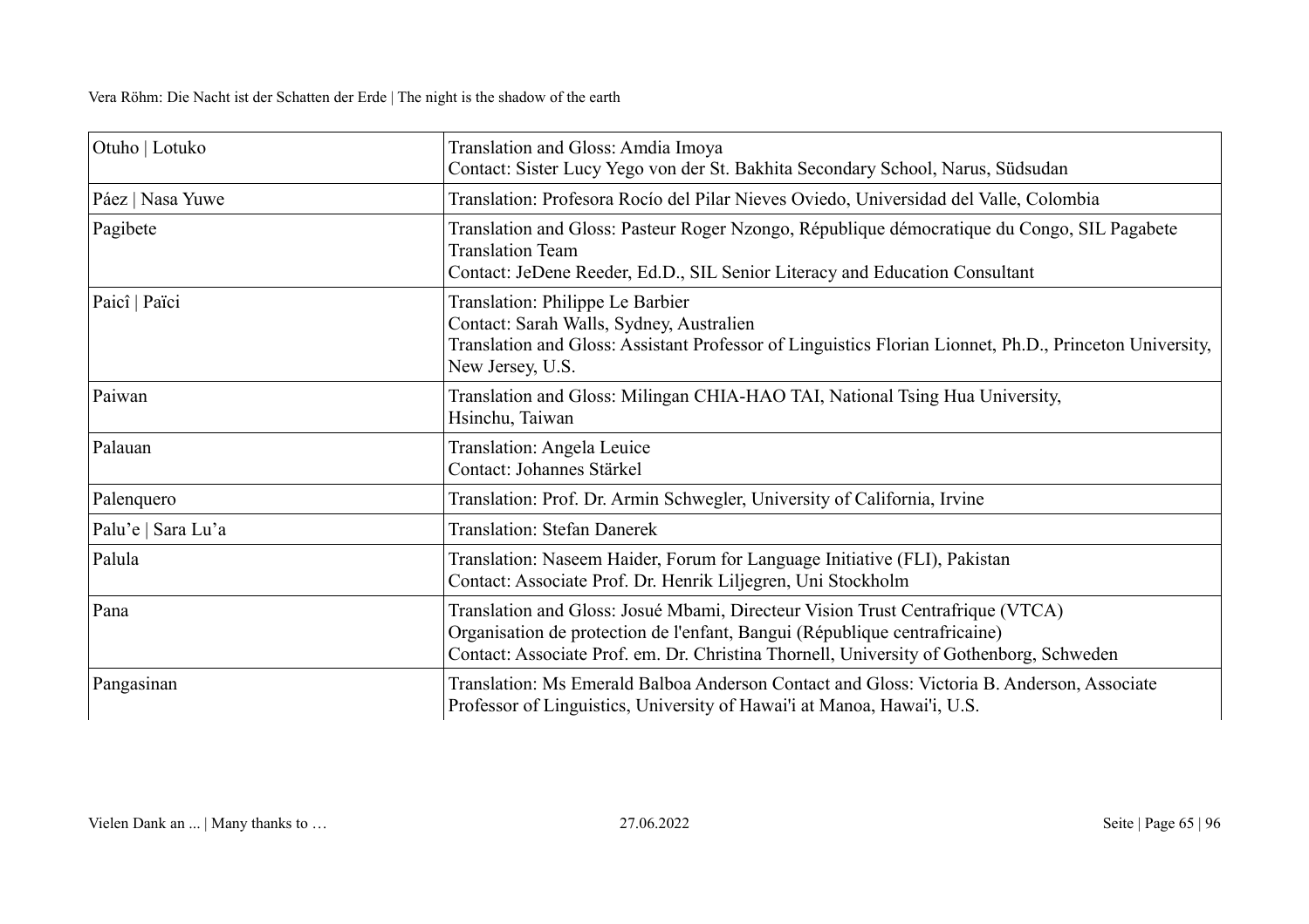| Otuho \| Lotuko | Translation and Gloss: Amdia Imoya<br>Contact: Sister Lucy Yego von der St. Bakhita Secondary School, Narus, Südsudan |
|---|---|
| Páez \| Nasa Yuwe | Translation: Profesora Rocío del Pilar Nieves Oviedo, Universidad del Valle, Colombia |
| Pagibete | Translation and Gloss: Pasteur Roger Nzongo, République démocratique du Congo, SIL Pagabete Translation Team<br>Contact: JeDene Reeder, Ed.D., SIL Senior Literacy and Education Consultant |
| Paicî \| Païci | Translation: Philippe Le Barbier<br>Contact: Sarah Walls, Sydney, Australien<br>Translation and Gloss: Assistant Professor of Linguistics Florian Lionnet, Ph.D., Princeton University, New Jersey, U.S. |
| Paiwan | Translation and Gloss: Milingan CHIA-HAO TAI, National Tsing Hua University, Hsinchu, Taiwan |
| Palauan | Translation: Angela Leuice<br>Contact: Johannes Stärkel |
| Palenquero | Translation: Prof. Dr. Armin Schwegler, University of California, Irvine |
| Palu'e \| Sara Lu'a | Translation: Stefan Danerek |
| Palula | Translation: Naseem Haider, Forum for Language Initiative (FLI), Pakistan<br>Contact: Associate Prof. Dr. Henrik Liljegren, Uni Stockholm |
| Pana | Translation and Gloss: Josué Mbami, Directeur Vision Trust Centrafrique (VTCA)<br>Organisation de protection de l'enfant, Bangui (République centrafricaine)<br>Contact: Associate Prof. em. Dr. Christina Thornell, University of Gothenborg, Schweden |
| Pangasinan | Translation: Ms Emerald Balboa Anderson Contact and Gloss: Victoria B. Anderson, Associate Professor of Linguistics, University of Hawai'i at Manoa, Hawai'i, U.S. |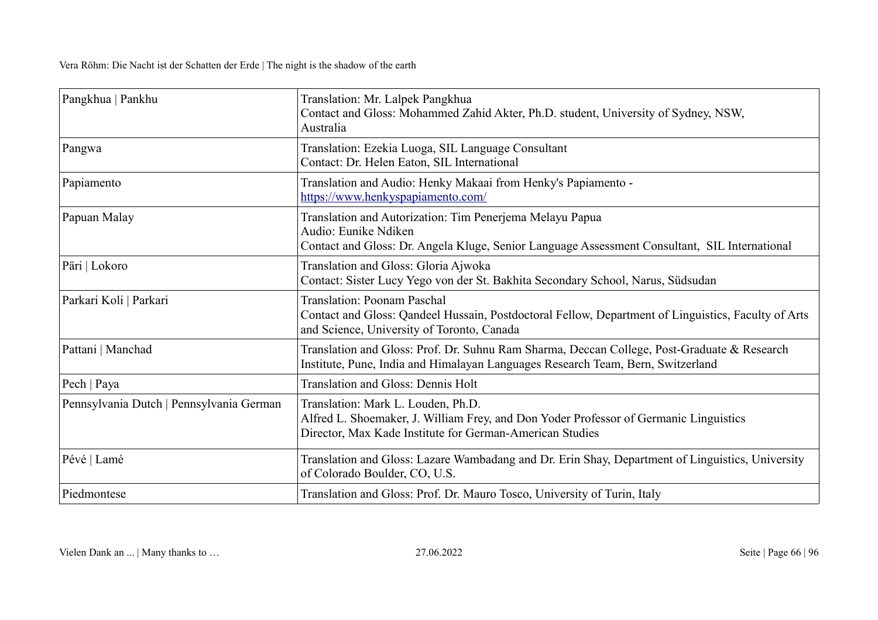| | |
|---|---|
| Pangkhua \| Pankhu | Translation: Mr. Lalpek Pangkhua<br>Contact and Gloss: Mohammed Zahid Akter, Ph.D. student, University of Sydney, NSW, Australia |
| Pangwa | Translation: Ezekia Luoga, SIL Language Consultant<br>Contact: Dr. Helen Eaton, SIL International |
| Papiamento | Translation and Audio: Henky Makaai from Henky's Papiamento - https://www.henkyspapiamento.com/ |
| Papuan Malay | Translation and Autorization: Tim Penerjema Melayu Papua<br>Audio: Eunike Ndiken<br>Contact and Gloss: Dr. Angela Kluge, Senior Language Assessment Consultant, SIL International |
| Päri \| Lokoro | Translation and Gloss: Gloria Ajwoka<br>Contact: Sister Lucy Yego von der St. Bakhita Secondary School, Narus, Südsudan |
| Parkari Koli \| Parkari | Translation: Poonam Paschal<br>Contact and Gloss: Qandeel Hussain, Postdoctoral Fellow, Department of Linguistics, Faculty of Arts and Science, University of Toronto, Canada |
| Pattani \| Manchad | Translation and Gloss: Prof. Dr. Suhnu Ram Sharma, Deccan College, Post-Graduate & Research Institute, Pune, India and Himalayan Languages Research Team, Bern, Switzerland |
| Pech \| Paya | Translation and Gloss: Dennis Holt |
| Pennsylvania Dutch \| Pennsylvania German | Translation: Mark L. Louden, Ph.D.<br>Alfred L. Shoemaker, J. William Frey, and Don Yoder Professor of Germanic Linguistics<br>Director, Max Kade Institute for German-American Studies |
| Pévé \| Lamé | Translation and Gloss: Lazare Wambadang and Dr. Erin Shay, Department of Linguistics, University of Colorado Boulder, CO, U.S. |
| Piedmontese | Translation and Gloss: Prof. Dr. Mauro Tosco, University of Turin, Italy |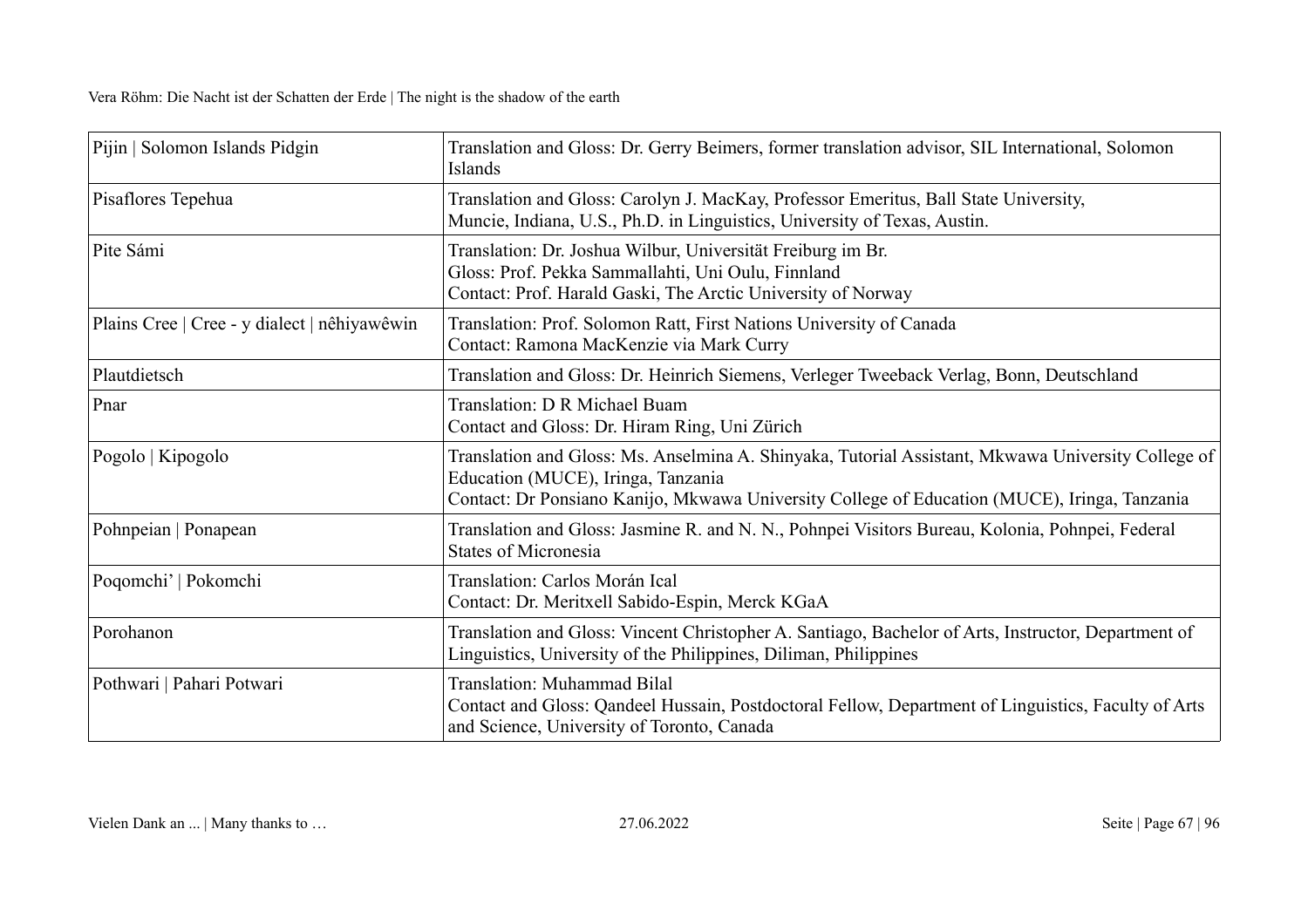| Pijin \| Solomon Islands Pidgin | Translation and Gloss: Dr. Gerry Beimers, former translation advisor, SIL International, Solomon Islands |
|---|---|
| Pisaflores Tepehua | Translation and Gloss: Carolyn J. MacKay, Professor Emeritus, Ball State University, Muncie, Indiana, U.S., Ph.D. in Linguistics, University of Texas, Austin. |
| Pite Sámi | Translation: Dr. Joshua Wilbur, Universität Freiburg im Br.<br>Gloss: Prof. Pekka Sammallahti, Uni Oulu, Finnland<br>Contact: Prof. Harald Gaski, The Arctic University of Norway |
| Plains Cree \| Cree - y dialect \| nêhiyawêwin | Translation: Prof. Solomon Ratt, First Nations University of Canada<br>Contact: Ramona MacKenzie via Mark Curry |
| Plautdietsch | Translation and Gloss: Dr. Heinrich Siemens, Verleger Tweeback Verlag, Bonn, Deutschland |
| Pnar | Translation: D R Michael Buam<br>Contact and Gloss: Dr. Hiram Ring, Uni Zürich |
| Pogolo \| Kipogolo | Translation and Gloss: Ms. Anselmina A. Shinyaka, Tutorial Assistant, Mkwawa University College of Education (MUCE), Iringa, Tanzania<br>Contact: Dr Ponsiano Kanijo, Mkwawa University College of Education (MUCE), Iringa, Tanzania |
| Pohnpeian \| Ponapean | Translation and Gloss: Jasmine R. and N. N., Pohnpei Visitors Bureau, Kolonia, Pohnpei, Federal States of Micronesia |
| Poqomchi' \| Pokomchi | Translation: Carlos Morán Ical<br>Contact: Dr. Meritxell Sabido-Espin, Merck KGaA |
| Porohanon | Translation and Gloss: Vincent Christopher A. Santiago, Bachelor of Arts, Instructor, Department of Linguistics, University of the Philippines, Diliman, Philippines |
| Pothwari \| Pahari Potwari | Translation: Muhammad Bilal<br>Contact and Gloss: Qandeel Hussain, Postdoctoral Fellow, Department of Linguistics, Faculty of Arts and Science, University of Toronto, Canada |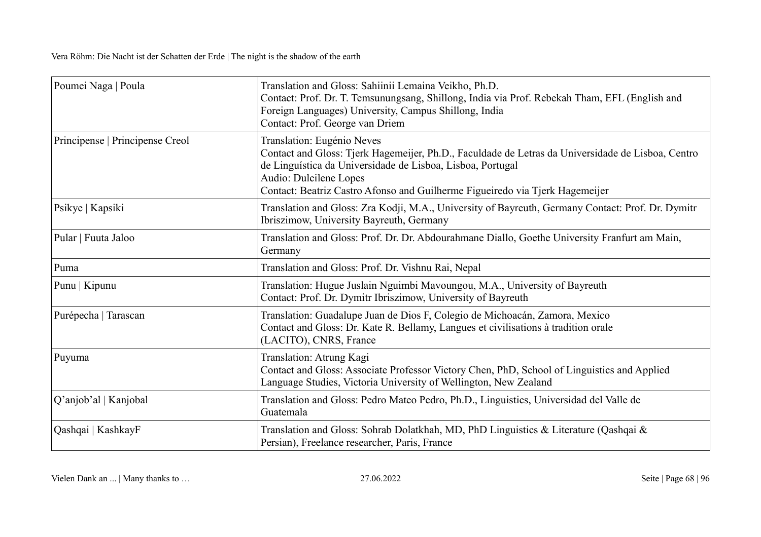| | |
|---|---|
| Poumei Naga \| Poula | Translation and Gloss: Sahiinii Lemaina Veikho, Ph.D.<br>Contact: Prof. Dr. T. Temsunungsang, Shillong, India via Prof. Rebekah Tham, EFL (English and Foreign Languages) University, Campus Shillong, India<br>Contact: Prof. George van Driem |
| Principense \| Principense Creol | Translation: Eugénio Neves<br>Contact and Gloss: Tjerk Hagemeijer, Ph.D., Faculdade de Letras da Universidade de Lisboa, Centro de Linguística da Universidade de Lisboa, Lisboa, Portugal<br>Audio: Dulcilene Lopes<br>Contact: Beatriz Castro Afonso and Guilherme Figueiredo via Tjerk Hagemeijer |
| Psikye \| Kapsiki | Translation and Gloss: Zra Kodji, M.A., University of Bayreuth, Germany Contact: Prof. Dr. Dymitr Ibriszimow, University Bayreuth, Germany |
| Pular \| Fuuta Jaloo | Translation and Gloss: Prof. Dr. Dr. Abdourahmane Diallo, Goethe University Franfurt am Main, Germany |
| Puma | Translation and Gloss: Prof. Dr. Vishnu Rai, Nepal |
| Punu \| Kipunu | Translation: Hugue Juslain Nguimbi Mavoungou, M.A., University of Bayreuth<br>Contact: Prof. Dr. Dymitr Ibriszimow, University of Bayreuth |
| Purépecha \| Tarascan | Translation: Guadalupe Juan de Dios F, Colegio de Michoacán, Zamora, Mexico<br>Contact and Gloss: Dr. Kate R. Bellamy, Langues et civilisations à tradition orale (LACITO), CNRS, France |
| Puyuma | Translation: Atrung Kagi<br>Contact and Gloss: Associate Professor Victory Chen, PhD, School of Linguistics and Applied Language Studies, Victoria University of Wellington, New Zealand |
| Q’anjob’al \| Kanjobal | Translation and Gloss: Pedro Mateo Pedro, Ph.D., Linguistics, Universidad del Valle de Guatemala |
| Qashqai \| KashkayF | Translation and Gloss: Sohrab Dolatkhah, MD, PhD Linguistics & Literature (Qashqai & Persian), Freelance researcher, Paris, France |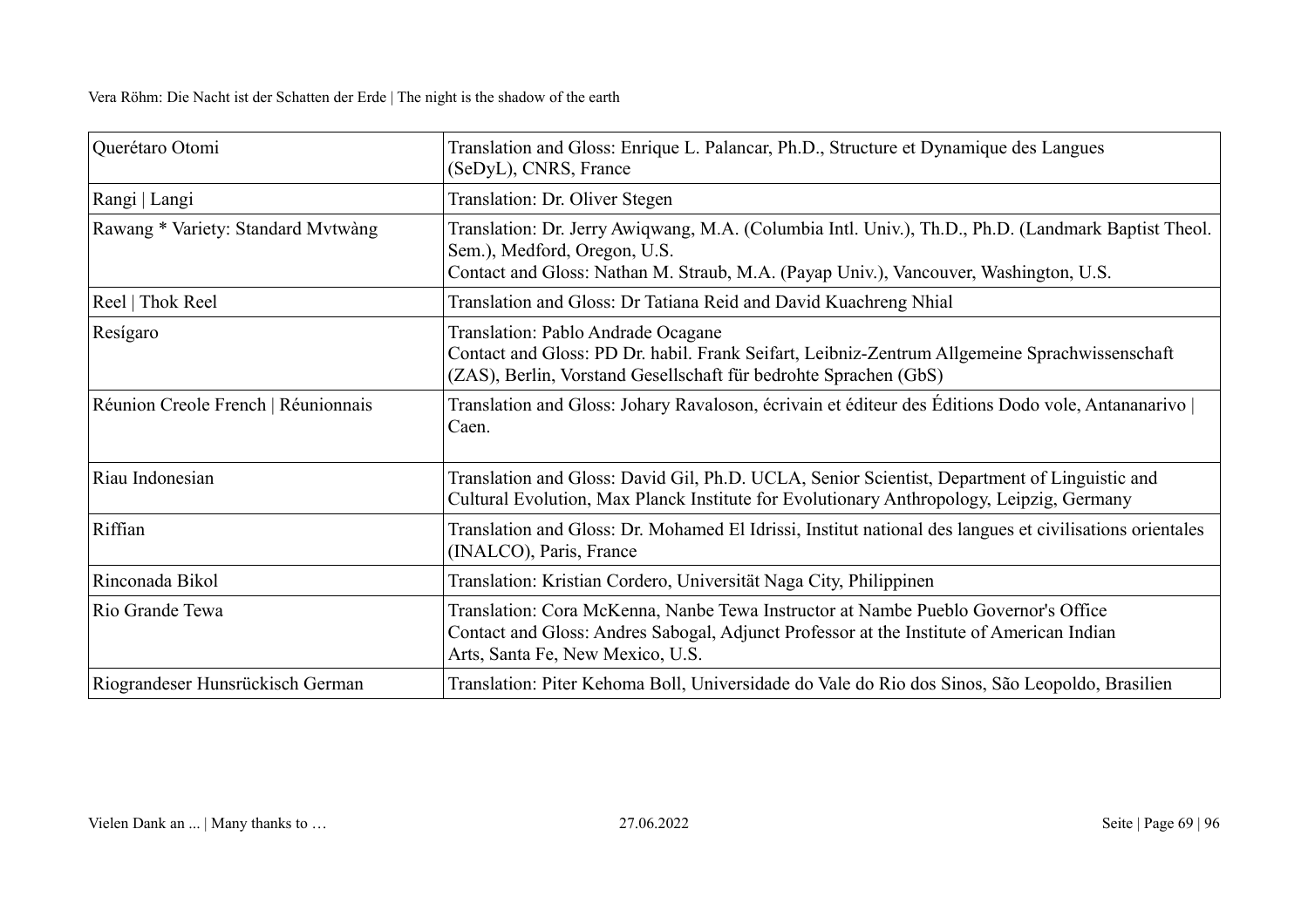| | |
|---|---|
| Querétaro Otomi | Translation and Gloss: Enrique L. Palancar, Ph.D., Structure et Dynamique des Langues (SeDyL), CNRS, France |
| Rangi \| Langi | Translation: Dr. Oliver Stegen |
| Rawang * Variety: Standard Mvtwàng | Translation: Dr. Jerry Awiqwang, M.A. (Columbia Intl. Univ.), Th.D., Ph.D. (Landmark Baptist Theol. Sem.), Medford, Oregon, U.S.<br>Contact and Gloss: Nathan M. Straub, M.A. (Payap Univ.), Vancouver, Washington, U.S. |
| Reel \| Thok Reel | Translation and Gloss: Dr Tatiana Reid and David Kuachreng Nhial |
| Resígaro | Translation: Pablo Andrade Ocagane<br>Contact and Gloss: PD Dr. habil. Frank Seifart, Leibniz-Zentrum Allgemeine Sprachwissenschaft (ZAS), Berlin, Vorstand Gesellschaft für bedrohte Sprachen (GbS) |
| Réunion Creole French \| Réunionnais | Translation and Gloss: Johary Ravaloson, écrivain et éditeur des Éditions Dodo vole, Antananarivo \| Caen. |
| Riau Indonesian | Translation and Gloss: David Gil, Ph.D. UCLA, Senior Scientist, Department of Linguistic and Cultural Evolution, Max Planck Institute for Evolutionary Anthropology, Leipzig, Germany |
| Riffian | Translation and Gloss: Dr. Mohamed El Idrissi, Institut national des langues et civilisations orientales (INALCO), Paris, France |
| Rinconada Bikol | Translation: Kristian Cordero, Universität Naga City, Philippinen |
| Rio Grande Tewa | Translation: Cora McKenna, Nanbe Tewa Instructor at Nambe Pueblo Governor's Office<br>Contact and Gloss: Andres Sabogal, Adjunct Professor at the Institute of American Indian Arts, Santa Fe, New Mexico, U.S. |
| Riograndeser Hunsrückisch German | Translation: Piter Kehoma Boll, Universidade do Vale do Rio dos Sinos, São Leopoldo, Brasilien |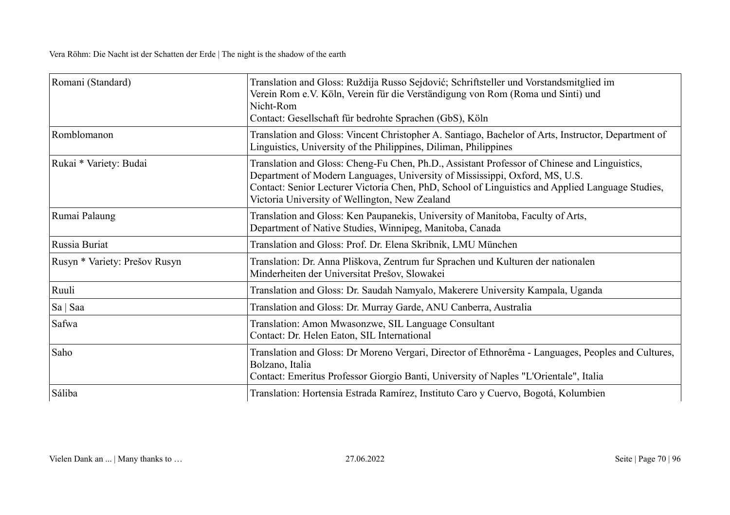| Romani (Standard) | Translation and Gloss: Ruždija Russo Sejdović; Schriftsteller und Vorstandsmitglied im Verein Rom e.V. Köln, Verein für die Verständigung von Rom (Roma und Sinti) und Nicht-Rom<br>Contact: Gesellschaft für bedrohte Sprachen (GbS), Köln |
|---|---|
| Romblomanon | Translation and Gloss: Vincent Christopher A. Santiago, Bachelor of Arts, Instructor, Department of Linguistics, University of the Philippines, Diliman, Philippines |
| Rukai * Variety: Budai | Translation and Gloss: Cheng-Fu Chen, Ph.D., Assistant Professor of Chinese and Linguistics, Department of Modern Languages, University of Mississippi, Oxford, MS, U.S.<br>Contact: Senior Lecturer Victoria Chen, PhD, School of Linguistics and Applied Language Studies, Victoria University of Wellington, New Zealand |
| Rumai Palaung | Translation and Gloss: Ken Paupanekis, University of Manitoba, Faculty of Arts, Department of Native Studies, Winnipeg, Manitoba, Canada |
| Russia Buriat | Translation and Gloss: Prof. Dr. Elena Skribnik, LMU München |
| Rusyn * Variety: Prešov Rusyn | Translation: Dr. Anna Pliškova, Zentrum fur Sprachen und Kulturen der nationalen Minderheiten der Universitat Prešov, Slowakei |
| Ruuli | Translation and Gloss: Dr. Saudah Namyalo, Makerere University Kampala, Uganda |
| Sa \| Saa | Translation and Gloss: Dr. Murray Garde, ANU Canberra, Australia |
| Safwa | Translation: Amon Mwasonzwe, SIL Language Consultant<br>Contact: Dr. Helen Eaton, SIL International |
| Saho | Translation and Gloss: Dr Moreno Vergari, Director of Ethnorêma - Languages, Peoples and Cultures, Bolzano, Italia<br>Contact: Emeritus Professor Giorgio Banti, University of Naples "L'Orientale", Italia |
| Sáliba | Translation: Hortensia Estrada Ramírez, Instituto Caro y Cuervo, Bogotá, Kolumbien |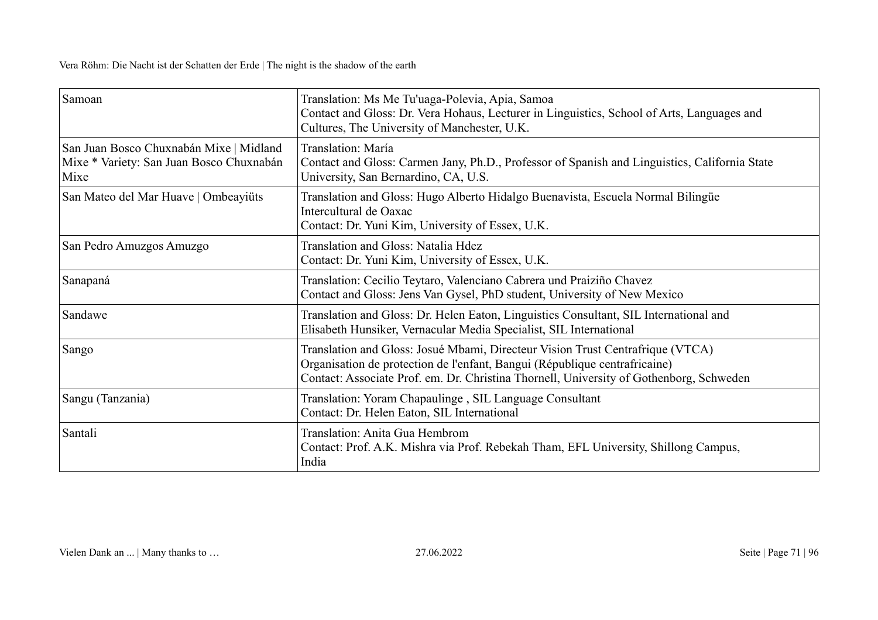| Samoan | Translation: Ms Me Tu'uaga-Polevia, Apia, Samoa<br>Contact and Gloss: Dr. Vera Hohaus, Lecturer in Linguistics, School of Arts, Languages and Cultures, The University of Manchester, U.K. |
|---|---|
| San Juan Bosco Chuxnabán Mixe \| Midland Mixe * Variety: San Juan Bosco Chuxnabán Mixe | Translation: María<br>Contact and Gloss: Carmen Jany, Ph.D., Professor of Spanish and Linguistics, California State University, San Bernardino, CA, U.S. |
| San Mateo del Mar Huave \| Ombeayiüts | Translation and Gloss: Hugo Alberto Hidalgo Buenavista, Escuela Normal Bilingüe Intercultural de Oaxac<br>Contact: Dr. Yuni Kim, University of Essex, U.K. |
| San Pedro Amuzgos Amuzgo | Translation and Gloss: Natalia Hdez<br>Contact: Dr. Yuni Kim, University of Essex, U.K. |
| Sanapaná | Translation: Cecilio Teytaro, Valenciano Cabrera und Praiziño Chavez<br>Contact and Gloss: Jens Van Gysel, PhD student, University of New Mexico |
| Sandawe | Translation and Gloss: Dr. Helen Eaton, Linguistics Consultant, SIL International and Elisabeth Hunsiker, Vernacular Media Specialist, SIL International |
| Sango | Translation and Gloss: Josué Mbami, Directeur Vision Trust Centrafrique (VTCA) Organisation de protection de l'enfant, Bangui (République centrafricaine)<br>Contact: Associate Prof. em. Dr. Christina Thornell, University of Gothenborg, Schweden |
| Sangu (Tanzania) | Translation: Yoram Chapaulinge , SIL Language Consultant<br>Contact: Dr. Helen Eaton, SIL International |
| Santali | Translation: Anita Gua Hembrom<br>Contact: Prof. A.K. Mishra via Prof. Rebekah Tham, EFL University, Shillong Campus, India |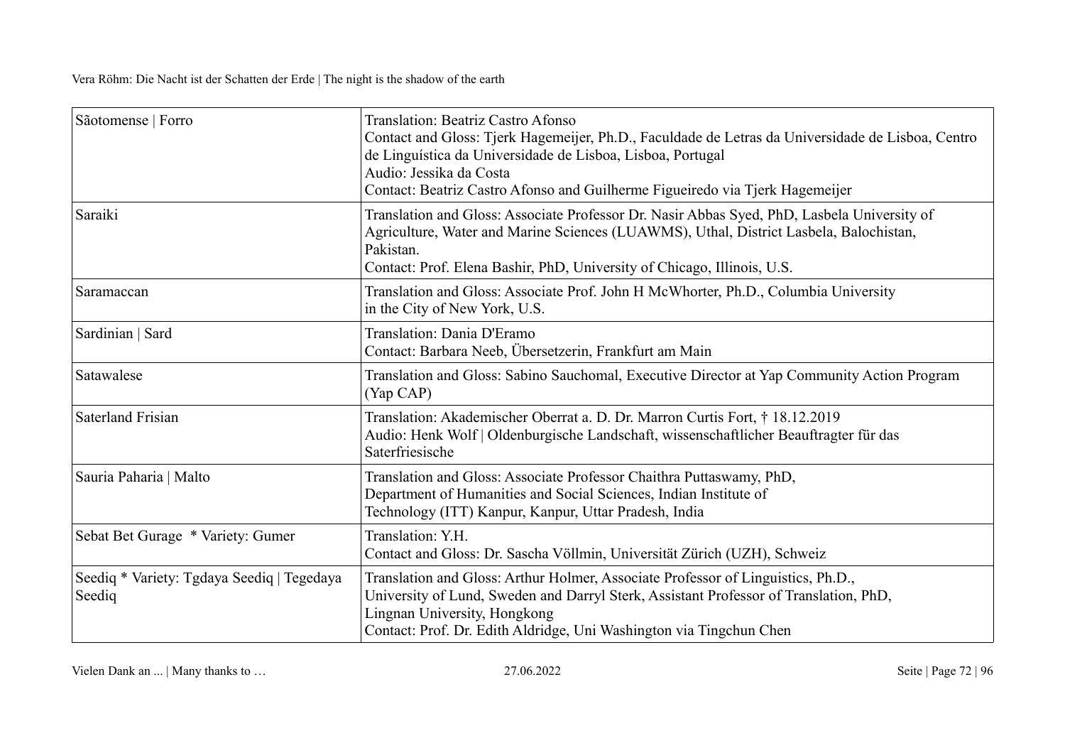| | |
|---|---|
| Sãotomense \| Forro | Translation: Beatriz Castro Afonso<br>Contact and Gloss: Tjerk Hagemeijer, Ph.D., Faculdade de Letras da Universidade de Lisboa, Centro de Linguística da Universidade de Lisboa, Lisboa, Portugal<br>Audio: Jessika da Costa<br>Contact: Beatriz Castro Afonso and Guilherme Figueiredo via Tjerk Hagemeijer |
| Saraiki | Translation and Gloss: Associate Professor Dr. Nasir Abbas Syed, PhD, Lasbela University of Agriculture, Water and Marine Sciences (LUAWMS), Uthal, District Lasbela, Balochistan, Pakistan.<br>Contact: Prof. Elena Bashir, PhD, University of Chicago, Illinois, U.S. |
| Saramaccan | Translation and Gloss: Associate Prof. John H McWhorter, Ph.D., Columbia University in the City of New York, U.S. |
| Sardinian \| Sard | Translation: Dania D'Eramo<br>Contact: Barbara Neeb, Übersetzerin, Frankfurt am Main |
| Satawalese | Translation and Gloss: Sabino Sauchomal, Executive Director at Yap Community Action Program (Yap CAP) |
| Saterland Frisian | Translation: Akademischer Oberrat a. D. Dr. Marron Curtis Fort, † 18.12.2019<br>Audio: Henk Wolf \| Oldenburgische Landschaft, wissenschaftlicher Beauftragter für das Saterfriesische |
| Sauria Paharia \| Malto | Translation and Gloss: Associate Professor Chaithra Puttaswamy, PhD, Department of Humanities and Social Sciences, Indian Institute of Technology (ITT) Kanpur, Kanpur, Uttar Pradesh, India |
| Sebat Bet Gurage * Variety: Gumer | Translation: Y.H.<br>Contact and Gloss: Dr. Sascha Völlmin, Universität Zürich (UZH), Schweiz |
| Seediq * Variety: Tgdaya Seediq \| Tegedaya Seediq | Translation and Gloss: Arthur Holmer, Associate Professor of Linguistics, Ph.D., University of Lund, Sweden and Darryl Sterk, Assistant Professor of Translation, PhD, Lingnan University, Hongkong<br>Contact: Prof. Dr. Edith Aldridge, Uni Washington via Tingchun Chen |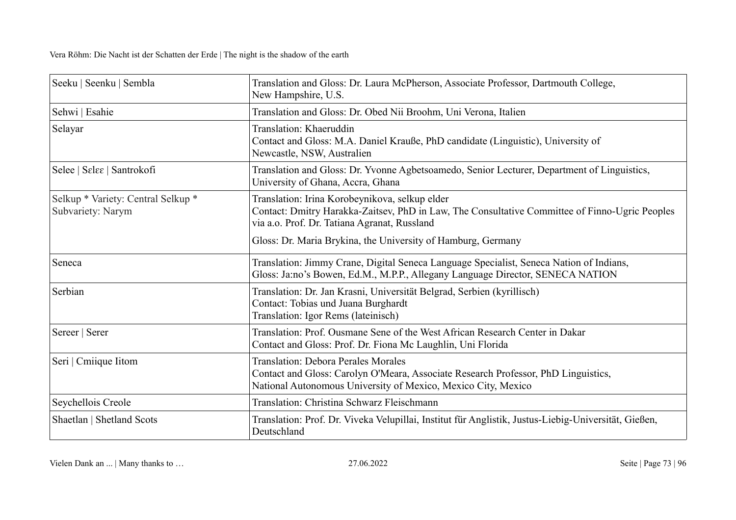| | |
|---|---|
| Seeku \| Seenku \| Sembla | Translation and Gloss: Dr. Laura McPherson, Associate Professor, Dartmouth College, New Hampshire, U.S. |
| Sehwi \| Esahie | Translation and Gloss: Dr. Obed Nii Broohm, Uni Verona, Italien |
| Selayar | Translation: Khaeruddin<br>Contact and Gloss: M.A. Daniel Krauße, PhD candidate (Linguistic), University of Newcastle, NSW, Australien |
| Selee \| Sɛlɛɛ \| Santrokofi | Translation and Gloss: Dr. Yvonne Agbetsoamedo, Senior Lecturer, Department of Linguistics, University of Ghana, Accra, Ghana |
| Selkup * Variety: Central Selkup * Subvariety: Narym | Translation: Irina Korobeynikova, selkup elder<br>Contact: Dmitry Harakka-Zaitsev, PhD in Law, The Consultative Committee of Finno-Ugric Peoples via a.o. Prof. Dr. Tatiana Agranat, Russland<br>Gloss: Dr. Maria Brykina, the University of Hamburg, Germany |
| Seneca | Translation: Jimmy Crane, Digital Seneca Language Specialist, Seneca Nation of Indians,<br>Gloss: Ja:no's Bowen, Ed.M., M.P.P., Allegany Language Director, SENECA NATION |
| Serbian | Translation: Dr. Jan Krasni, Universität Belgrad, Serbien (kyrillisch)<br>Contact: Tobias und Juana Burghardt<br>Translation: Igor Rems (lateinisch) |
| Sereer \| Serer | Translation: Prof. Ousmane Sene of the West African Research Center in Dakar<br>Contact and Gloss: Prof. Dr. Fiona Mc Laughlin, Uni Florida |
| Seri \| Cmiique Iitom | Translation: Debora Perales Morales<br>Contact and Gloss: Carolyn O'Meara, Associate Research Professor, PhD Linguistics, National Autonomous University of Mexico, Mexico City, Mexico |
| Seychellois Creole | Translation: Christina Schwarz Fleischmann |
| Shaetlan \| Shetland Scots | Translation: Prof. Dr. Viveka Velupillai, Institut für Anglistik, Justus-Liebig-Universität, Gießen, Deutschland |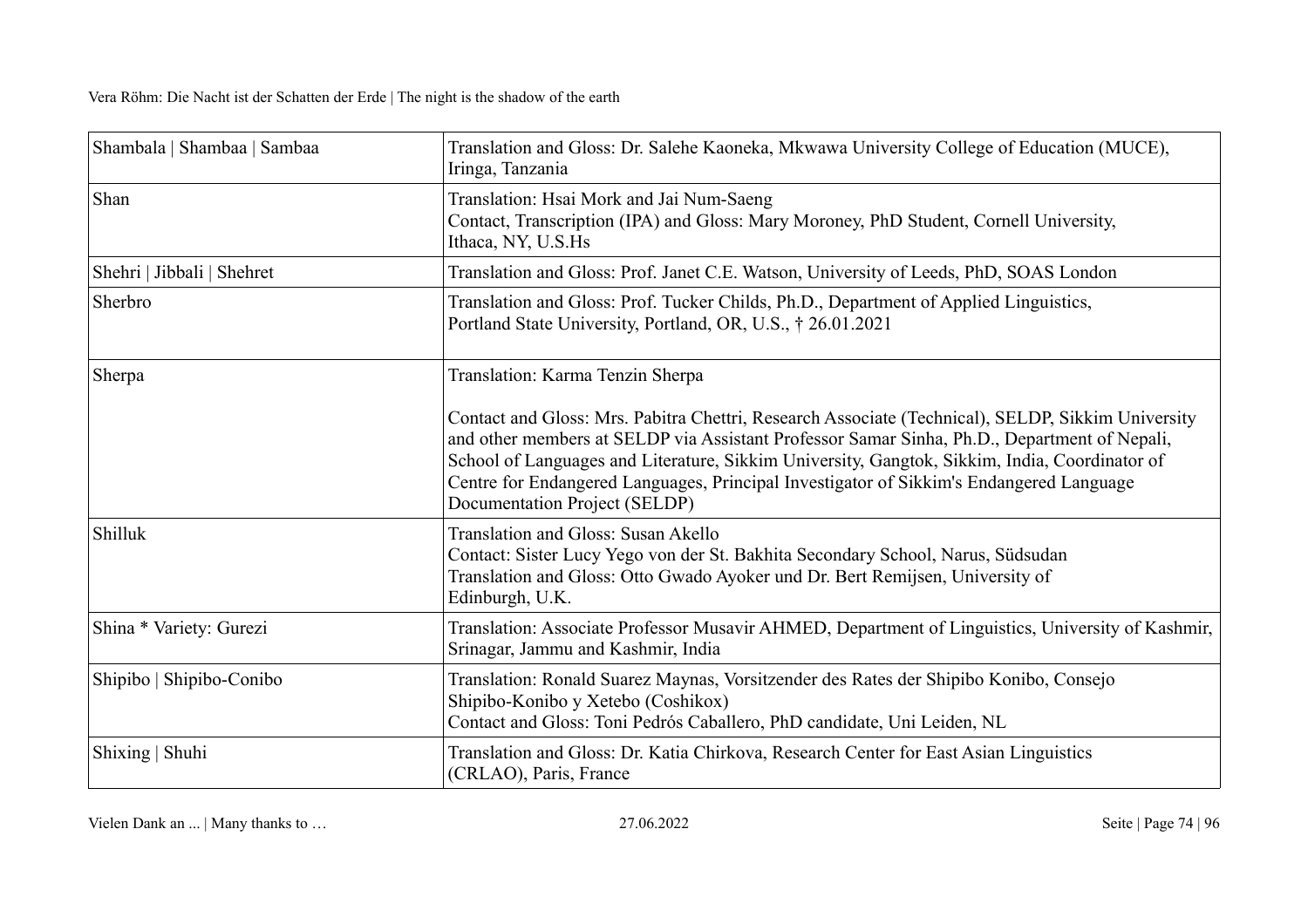| | |
|---|---|
| Shambala \| Shambaa \| Sambaa | Translation and Gloss: Dr. Salehe Kaoneka, Mkwawa University College of Education (MUCE), Iringa, Tanzania |
| Shan | Translation: Hsai Mork and Jai Num-Saeng<br>Contact, Transcription (IPA) and Gloss: Mary Moroney, PhD Student, Cornell University, Ithaca, NY, U.S.Hs |
| Shehri \| Jibbali \| Shehret | Translation and Gloss: Prof. Janet C.E. Watson, University of Leeds, PhD, SOAS London |
| Sherbro | Translation and Gloss: Prof. Tucker Childs, Ph.D., Department of Applied Linguistics, Portland State University, Portland, OR, U.S., † 26.01.2021 |
| Sherpa | Translation: Karma Tenzin Sherpa<br><br>Contact and Gloss: Mrs. Pabitra Chettri, Research Associate (Technical), SELDP, Sikkim University and other members at SELDP via Assistant Professor Samar Sinha, Ph.D., Department of Nepali, School of Languages and Literature, Sikkim University, Gangtok, Sikkim, India, Coordinator of Centre for Endangered Languages, Principal Investigator of Sikkim's Endangered Language Documentation Project (SELDP) |
| Shilluk | Translation and Gloss: Susan Akello<br>Contact: Sister Lucy Yego von der St. Bakhita Secondary School, Narus, Südsudan<br>Translation and Gloss: Otto Gwado Ayoker und Dr. Bert Remijsen, University of Edinburgh, U.K. |
| Shina * Variety: Gurezi | Translation: Associate Professor Musavir AHMED, Department of Linguistics, University of Kashmir, Srinagar, Jammu and Kashmir, India |
| Shipibo \| Shipibo-Conibo | Translation: Ronald Suarez Maynas, Vorsitzender des Rates der Shipibo Konibo, Consejo Shipibo-Konibo y Xetebo (Coshikox)<br>Contact and Gloss: Toni Pedrós Caballero, PhD candidate, Uni Leiden, NL |
| Shixing \| Shuhi | Translation and Gloss: Dr. Katia Chirkova, Research Center for East Asian Linguistics (CRLAO), Paris, France |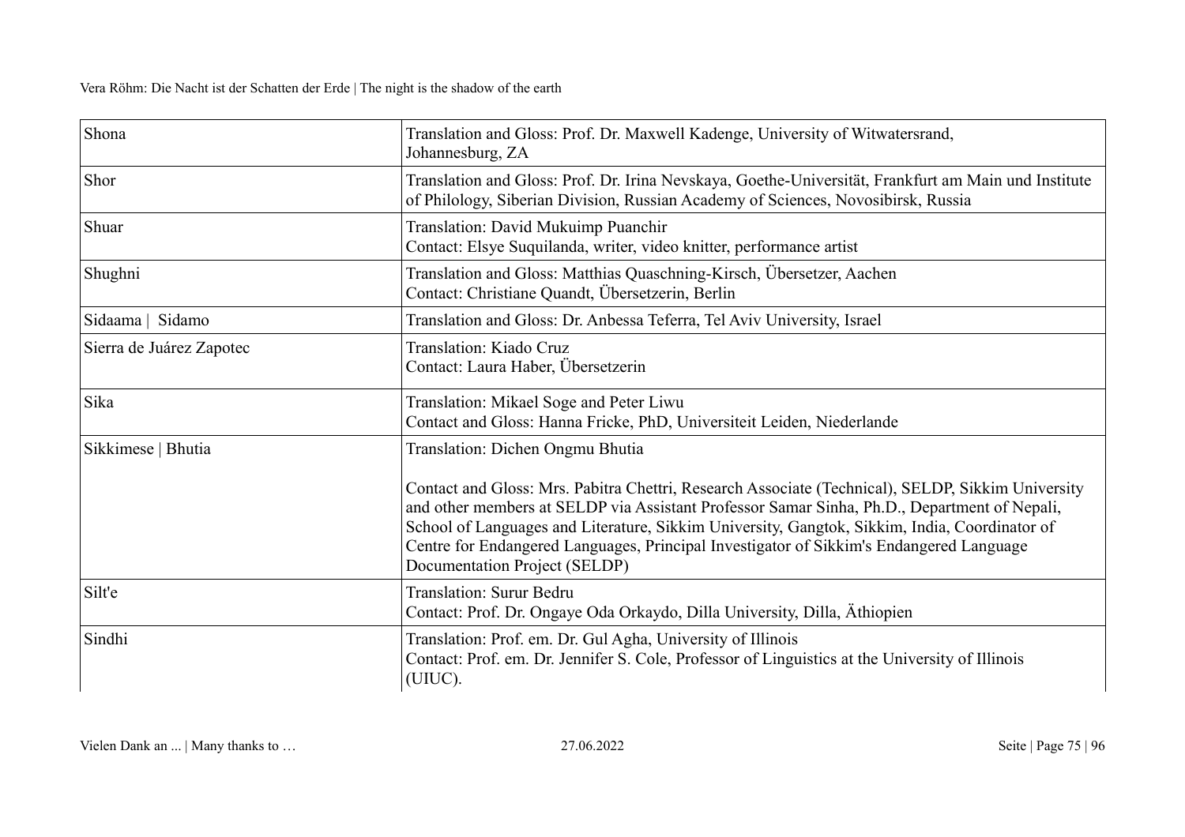| Shona | Translation and Gloss: Prof. Dr. Maxwell Kadenge, University of Witwatersrand, Johannesburg, ZA |
|---|---|
| Shor | Translation and Gloss: Prof. Dr. Irina Nevskaya, Goethe-Universität, Frankfurt am Main und Institute of Philology, Siberian Division, Russian Academy of Sciences, Novosibirsk, Russia |
| Shuar | Translation: David Mukuimp Puanchir<br>Contact: Elsye Suquilanda, writer, video knitter, performance artist |
| Shughni | Translation and Gloss: Matthias Quaschning-Kirsch, Übersetzer, Aachen<br>Contact: Christiane Quandt, Übersetzerin, Berlin |
| Sidaama \| Sidamo | Translation and Gloss: Dr. Anbessa Teferra, Tel Aviv University, Israel |
| Sierra de Juárez Zapotec | Translation: Kiado Cruz<br>Contact: Laura Haber, Übersetzerin |
| Sika | Translation: Mikael Soge and Peter Liwu<br>Contact and Gloss: Hanna Fricke, PhD, Universiteit Leiden, Niederlande |
| Sikkimese \| Bhutia | Translation: Dichen Ongmu Bhutia<br><br>Contact and Gloss: Mrs. Pabitra Chettri, Research Associate (Technical), SELDP, Sikkim University and other members at SELDP via Assistant Professor Samar Sinha, Ph.D., Department of Nepali, School of Languages and Literature, Sikkim University, Gangtok, Sikkim, India, Coordinator of Centre for Endangered Languages, Principal Investigator of Sikkim's Endangered Language Documentation Project (SELDP) |
| Silt'e | Translation: Surur Bedru<br>Contact: Prof. Dr. Ongaye Oda Orkaydo, Dilla University, Dilla, Äthiopien |
| Sindhi | Translation: Prof. em. Dr. Gul Agha, University of Illinois<br>Contact: Prof. em. Dr. Jennifer S. Cole, Professor of Linguistics at the University of Illinois (UIUC). |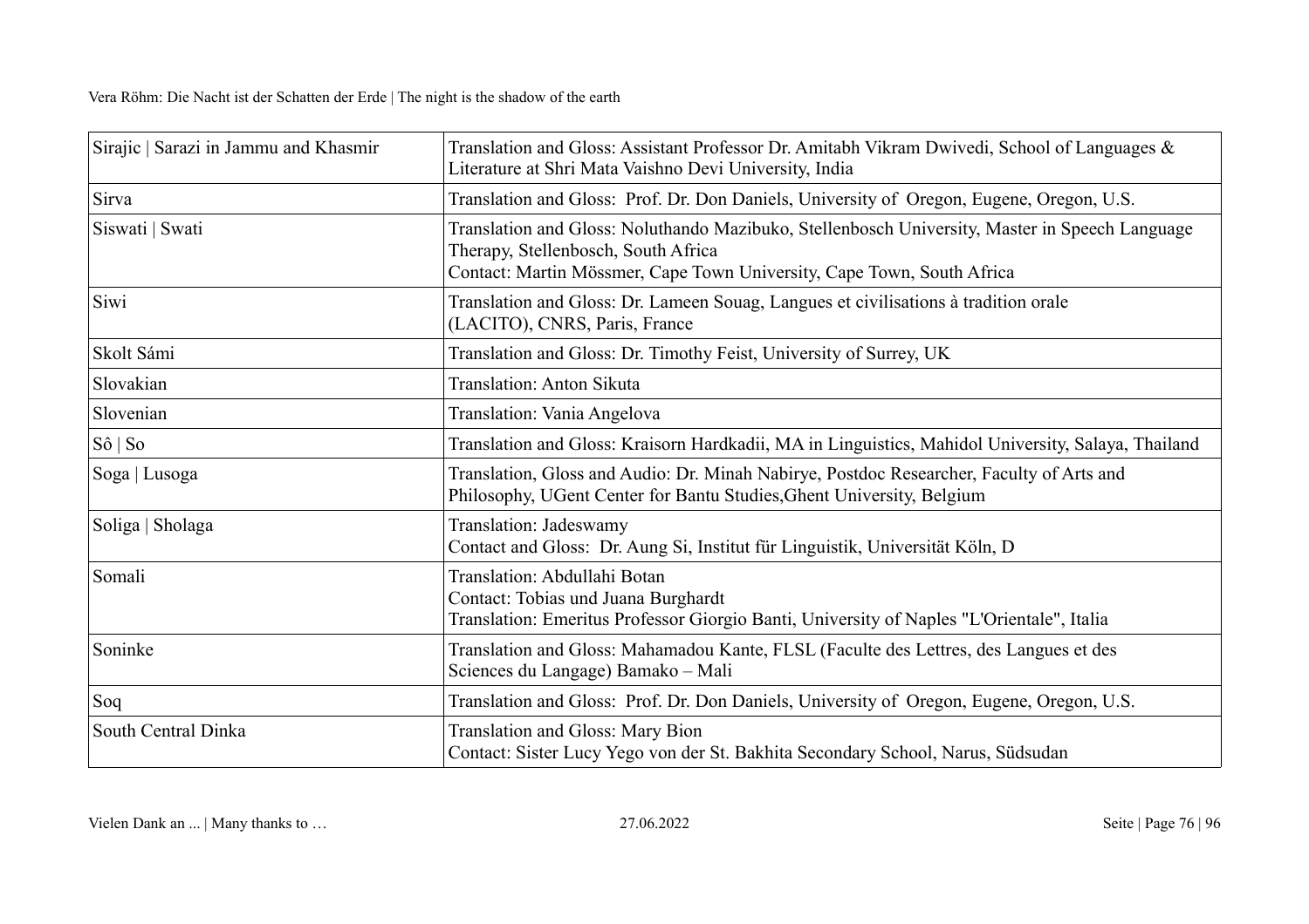| Sirajic \| Sarazi in Jammu and Khasmir | Translation and Gloss: Assistant Professor Dr. Amitabh Vikram Dwivedi, School of Languages & Literature at Shri Mata Vaishno Devi University, India |
|---|---|
| Sirva | Translation and Gloss: Prof. Dr. Don Daniels, University of Oregon, Eugene, Oregon, U.S. |
| Siswati \| Swati | Translation and Gloss: Noluthando Mazibuko, Stellenbosch University, Master in Speech Language Therapy, Stellenbosch, South Africa<br>Contact: Martin Mössmer, Cape Town University, Cape Town, South Africa |
| Siwi | Translation and Gloss: Dr. Lameen Souag, Langues et civilisations à tradition orale (LACITO), CNRS, Paris, France |
| Skolt Sámi | Translation and Gloss: Dr. Timothy Feist, University of Surrey, UK |
| Slovakian | Translation: Anton Sikuta |
| Slovenian | Translation: Vania Angelova |
| Sô \| So | Translation and Gloss: Kraisorn Hardkadii, MA in Linguistics, Mahidol University, Salaya, Thailand |
| Soga \| Lusoga | Translation, Gloss and Audio: Dr. Minah Nabirye, Postdoc Researcher, Faculty of Arts and Philosophy, UGent Center for Bantu Studies,Ghent University, Belgium |
| Soliga \| Sholaga | Translation: Jadeswamy<br>Contact and Gloss: Dr. Aung Si, Institut für Linguistik, Universität Köln, D |
| Somali | Translation: Abdullahi Botan<br>Contact: Tobias und Juana Burghardt<br>Translation: Emeritus Professor Giorgio Banti, University of Naples "L'Orientale", Italia |
| Soninke | Translation and Gloss: Mahamadou Kante, FLSL (Faculte des Lettres, des Langues et des Sciences du Langage) Bamako – Mali |
| Soq | Translation and Gloss: Prof. Dr. Don Daniels, University of Oregon, Eugene, Oregon, U.S. |
| South Central Dinka | Translation and Gloss: Mary Bion<br>Contact: Sister Lucy Yego von der St. Bakhita Secondary School, Narus, Südsudan |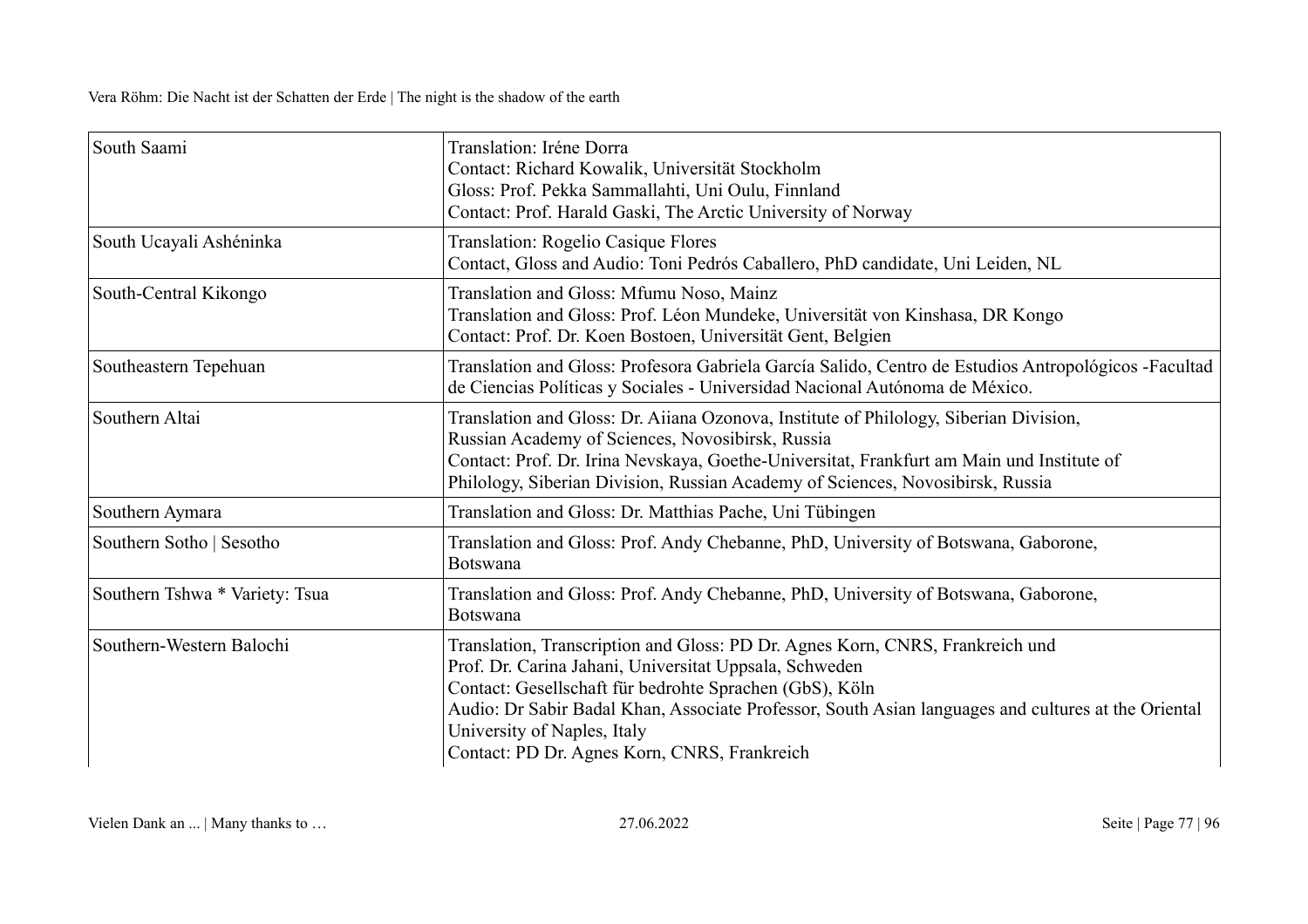| | |
|---|---|
| South Saami | Translation: Iréne Dorra<br>Contact: Richard Kowalik, Universität Stockholm<br>Gloss: Prof. Pekka Sammallahti, Uni Oulu, Finnland<br>Contact: Prof. Harald Gaski, The Arctic University of Norway |
| South Ucayali Ashéninka | Translation: Rogelio Casique Flores<br>Contact, Gloss and Audio: Toni Pedrós Caballero, PhD candidate, Uni Leiden, NL |
| South-Central Kikongo | Translation and Gloss: Mfumu Noso, Mainz<br>Translation and Gloss: Prof. Léon Mundeke, Universität von Kinshasa, DR Kongo<br>Contact: Prof. Dr. Koen Bostoen, Universität Gent, Belgien |
| Southeastern Tepehuan | Translation and Gloss: Profesora Gabriela García Salido, Centro de Estudios Antropológicos -Facultad de Ciencias Políticas y Sociales - Universidad Nacional Autónoma de México. |
| Southern Altai | Translation and Gloss: Dr. Aiiana Ozonova, Institute of Philology, Siberian Division, Russian Academy of Sciences, Novosibirsk, Russia<br>Contact: Prof. Dr. Irina Nevskaya, Goethe-Universitat, Frankfurt am Main und Institute of Philology, Siberian Division, Russian Academy of Sciences, Novosibirsk, Russia |
| Southern Aymara | Translation and Gloss: Dr. Matthias Pache, Uni Tübingen |
| Southern Sotho \| Sesotho | Translation and Gloss: Prof. Andy Chebanne, PhD, University of Botswana, Gaborone, Botswana |
| Southern Tshwa * Variety: Tsua | Translation and Gloss: Prof. Andy Chebanne, PhD, University of Botswana, Gaborone, Botswana |
| Southern-Western Balochi | Translation, Transcription and Gloss: PD Dr. Agnes Korn, CNRS, Frankreich und Prof. Dr. Carina Jahani, Universitat Uppsala, Schweden<br>Contact: Gesellschaft für bedrohte Sprachen (GbS), Köln<br>Audio: Dr Sabir Badal Khan, Associate Professor, South Asian languages and cultures at the Oriental University of Naples, Italy<br>Contact: PD Dr. Agnes Korn, CNRS, Frankreich |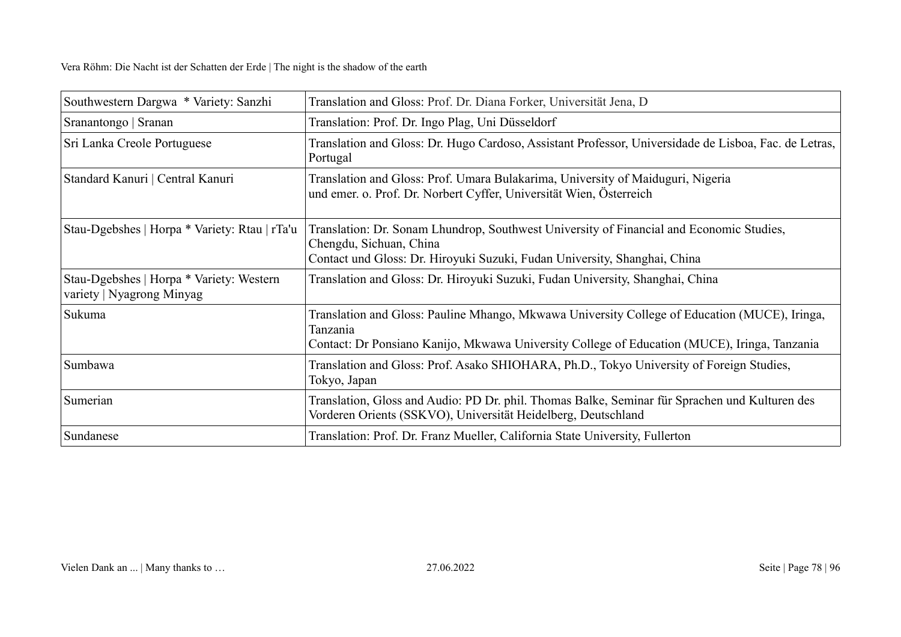| | |
|---|---|
| Southwestern Dargwa * Variety: Sanzhi | Translation and Gloss: Prof. Dr. Diana Forker, Universität Jena, D |
| Sranantongo \| Sranan | Translation: Prof. Dr. Ingo Plag, Uni Düsseldorf |
| Sri Lanka Creole Portuguese | Translation and Gloss: Dr. Hugo Cardoso, Assistant Professor, Universidade de Lisboa, Fac. de Letras, Portugal |
| Standard Kanuri \| Central Kanuri | Translation and Gloss: Prof. Umara Bulakarima, University of Maiduguri, Nigeria<br>und emer. o. Prof. Dr. Norbert Cyffer, Universität Wien, Österreich |
| Stau-Dgebshes \| Horpa * Variety: Rtau \| rTa'u | Translation: Dr. Sonam Lhundrop, Southwest University of Financial and Economic Studies, Chengdu, Sichuan, China<br>Contact und Gloss: Dr. Hiroyuki Suzuki, Fudan University, Shanghai, China |
| Stau-Dgebshes \| Horpa * Variety: Western variety \| Nyagrong Minyag | Translation and Gloss: Dr. Hiroyuki Suzuki, Fudan University, Shanghai, China |
| Sukuma | Translation and Gloss: Pauline Mhango, Mkwawa University College of Education (MUCE), Iringa, Tanzania<br>Contact: Dr Ponsiano Kanijo, Mkwawa University College of Education (MUCE), Iringa, Tanzania |
| Sumbawa | Translation and Gloss: Prof. Asako SHIOHARA, Ph.D., Tokyo University of Foreign Studies, Tokyo, Japan |
| Sumerian | Translation, Gloss and Audio: PD Dr. phil. Thomas Balke, Seminar für Sprachen und Kulturen des Vorderen Orients (SSKVO), Universität Heidelberg, Deutschland |
| Sundanese | Translation: Prof. Dr. Franz Mueller, California State University, Fullerton |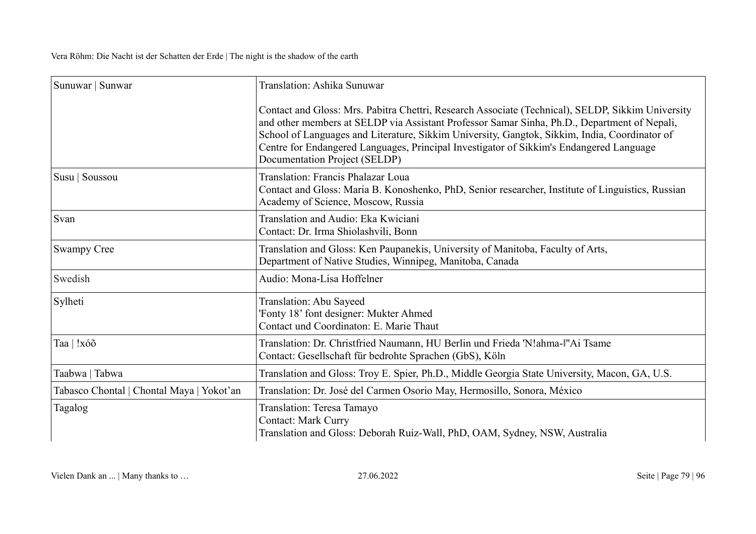| Sunuwar \| Sunwar | Translation: Ashika Sunuwar<br><br>Contact and Gloss: Mrs. Pabitra Chettri, Research Associate (Technical), SELDP, Sikkim University and other members at SELDP via Assistant Professor Samar Sinha, Ph.D., Department of Nepali, School of Languages and Literature, Sikkim University, Gangtok, Sikkim, India, Coordinator of Centre for Endangered Languages, Principal Investigator of Sikkim's Endangered Language Documentation Project (SELDP) |
|---|---|
| Susu \| Soussou | Translation: Francis Phalazar Loua<br>Contact and Gloss: Maria B. Konoshenko, PhD, Senior researcher, Institute of Linguistics, Russian Academy of Science, Moscow, Russia |
| Svan | Translation and Audio: Eka Kwiciani<br>Contact: Dr. Irma Shiolashvili, Bonn |
| Swampy Cree | Translation and Gloss: Ken Paupanekis, University of Manitoba, Faculty of Arts, Department of Native Studies, Winnipeg, Manitoba, Canada |
| Swedish | Audio: Mona-Lisa Hoffelner |
| Sylheti | Translation: Abu Sayeed<br>'Fonty 18' font designer: Mukter Ahmed<br>Contact und Coordinaton: E. Marie Thaut |
| Taa \| !xóõ | Translation: Dr. Christfried Naumann, HU Berlin und Frieda 'N!ahma-ǁ"Ai Tsame<br>Contact: Gesellschaft für bedrohte Sprachen (GbS), Köln |
| Taabwa \| Tabwa | Translation and Gloss: Troy E. Spier, Ph.D., Middle Georgia State University, Macon, GA, U.S. |
| Tabasco Chontal \| Chontal Maya \| Yokot'an | Translation: Dr. José del Carmen Osorio May, Hermosillo, Sonora, México |
| Tagalog | Translation: Teresa Tamayo<br>Contact: Mark Curry<br>Translation and Gloss: Deborah Ruiz-Wall, PhD, OAM, Sydney, NSW, Australia |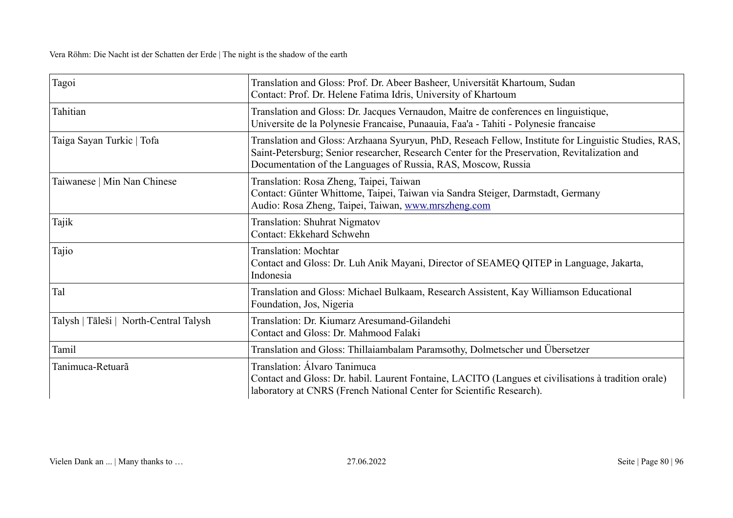| Tagoi | Translation and Gloss: Prof. Dr. Abeer Basheer, Universität Khartoum, Sudan<br>Contact: Prof. Dr. Helene Fatima Idris, University of Khartoum |
|---|---|
| Tahitian | Translation and Gloss: Dr. Jacques Vernaudon, Maitre de conferences en linguistique, Universite de la Polynesie Francaise, Punaauia, Faa'a - Tahiti - Polynesie francaise |
| Taiga Sayan Turkic \| Tofa | Translation and Gloss: Arzhaana Syuryun, PhD, Reseach Fellow, Institute for Linguistic Studies, RAS, Saint-Petersburg; Senior researcher, Research Center for the Preservation, Revitalization and Documentation of the Languages of Russia, RAS, Moscow, Russia |
| Taiwanese \| Min Nan Chinese | Translation: Rosa Zheng, Taipei, Taiwan<br>Contact: Günter Whittome, Taipei, Taiwan via Sandra Steiger, Darmstadt, Germany<br>Audio: Rosa Zheng, Taipei, Taiwan, www.mrszheng.com |
| Tajik | Translation: Shuhrat Nigmatov<br>Contact: Ekkehard Schwehn |
| Tajio | Translation: Mochtar<br>Contact and Gloss: Dr. Luh Anik Mayani, Director of SEAMEQ QITEP in Language, Jakarta, Indonesia |
| Tal | Translation and Gloss: Michael Bulkaam, Research Assistent, Kay Williamson Educational Foundation, Jos, Nigeria |
| Talysh \| Tāleši \| North-Central Talysh | Translation: Dr. Kiumarz Aresumand-Gilandehi<br>Contact and Gloss: Dr. Mahmood Falaki |
| Tamil | Translation and Gloss: Thillaiambalam Paramsothy, Dolmetscher und Übersetzer |
| Tanimuca-Retuarã | Translation: Álvaro Tanimuca<br>Contact and Gloss: Dr. habil. Laurent Fontaine, LACITO (Langues et civilisations à tradition orale) laboratory at CNRS (French National Center for Scientific Research). |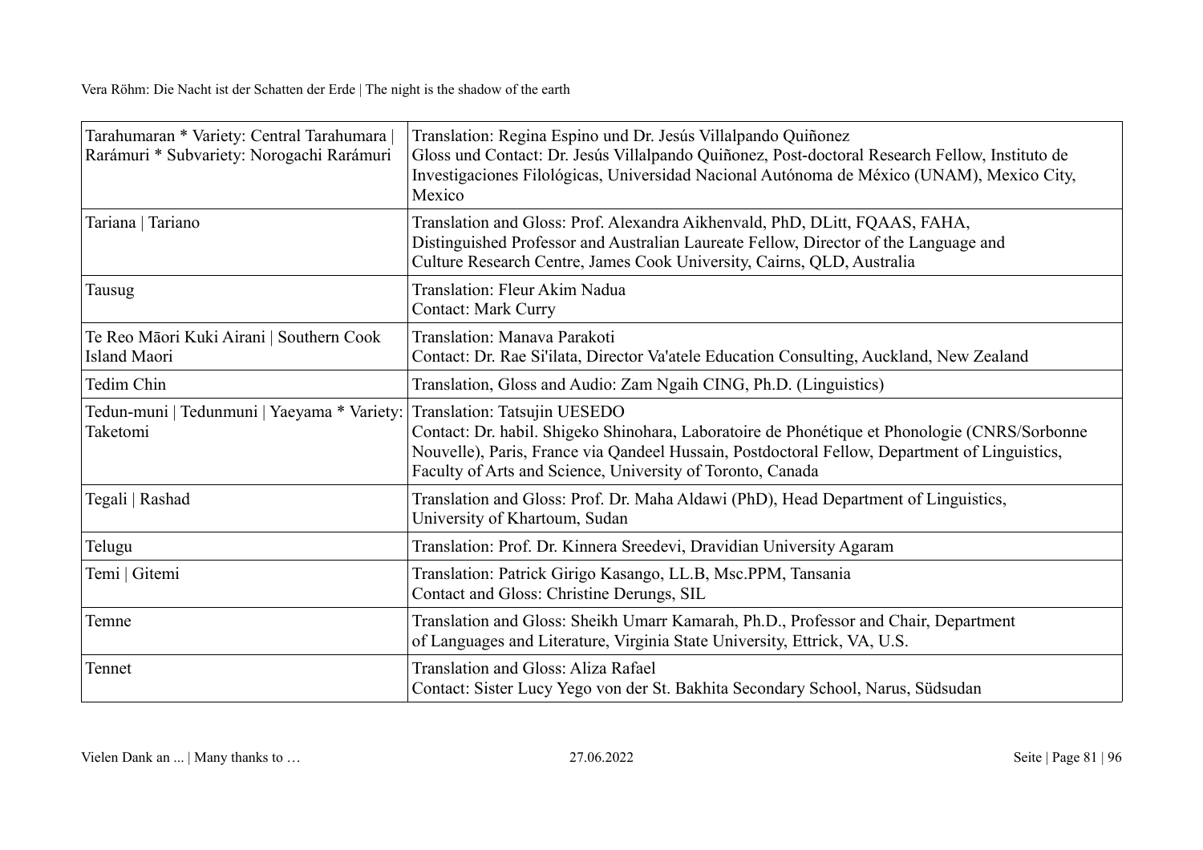| | |
|---|---|
| Tarahumaran * Variety: Central Tarahumara \| Rarámuri * Subvariety: Norogachi Rarámuri | Translation: Regina Espino und Dr. Jesús Villalpando Quiñonez<br>Gloss und Contact: Dr. Jesús Villalpando Quiñonez, Post-doctoral Research Fellow, Instituto de Investigaciones Filológicas, Universidad Nacional Autónoma de México (UNAM), Mexico City, Mexico |
| Tariana \| Tariano | Translation and Gloss: Prof. Alexandra Aikhenvald, PhD, DLitt, FQAAS, FAHA, Distinguished Professor and Australian Laureate Fellow, Director of the Language and Culture Research Centre, James Cook University, Cairns, QLD, Australia |
| Tausug | Translation: Fleur Akim Nadua<br>Contact: Mark Curry |
| Te Reo Māori Kuki Airani \| Southern Cook Island Maori | Translation: Manava Parakoti<br>Contact: Dr. Rae Si'ilata, Director Va'atele Education Consulting, Auckland, New Zealand |
| Tedim Chin | Translation, Gloss and Audio: Zam Ngaih CING, Ph.D. (Linguistics) |
| Tedun-muni \| Tedunmuni \| Yaeyama * Variety: Taketomi | Translation: Tatsujin UESEDO<br>Contact: Dr. habil. Shigeko Shinohara, Laboratoire de Phonétique et Phonologie (CNRS/Sorbonne Nouvelle), Paris, France via Qandeel Hussain, Postdoctoral Fellow, Department of Linguistics, Faculty of Arts and Science, University of Toronto, Canada |
| Tegali \| Rashad | Translation and Gloss: Prof. Dr. Maha Aldawi (PhD), Head Department of Linguistics, University of Khartoum, Sudan |
| Telugu | Translation: Prof. Dr. Kinnera Sreedevi, Dravidian University Agaram |
| Temi \| Gitemi | Translation: Patrick Girigo Kasango, LL.B, Msc.PPM, Tansania<br>Contact and Gloss: Christine Derungs, SIL |
| Temne | Translation and Gloss: Sheikh Umarr Kamarah, Ph.D., Professor and Chair, Department of Languages and Literature, Virginia State University, Ettrick, VA, U.S. |
| Tennet | Translation and Gloss: Aliza Rafael<br>Contact: Sister Lucy Yego von der St. Bakhita Secondary School, Narus, Südsudan |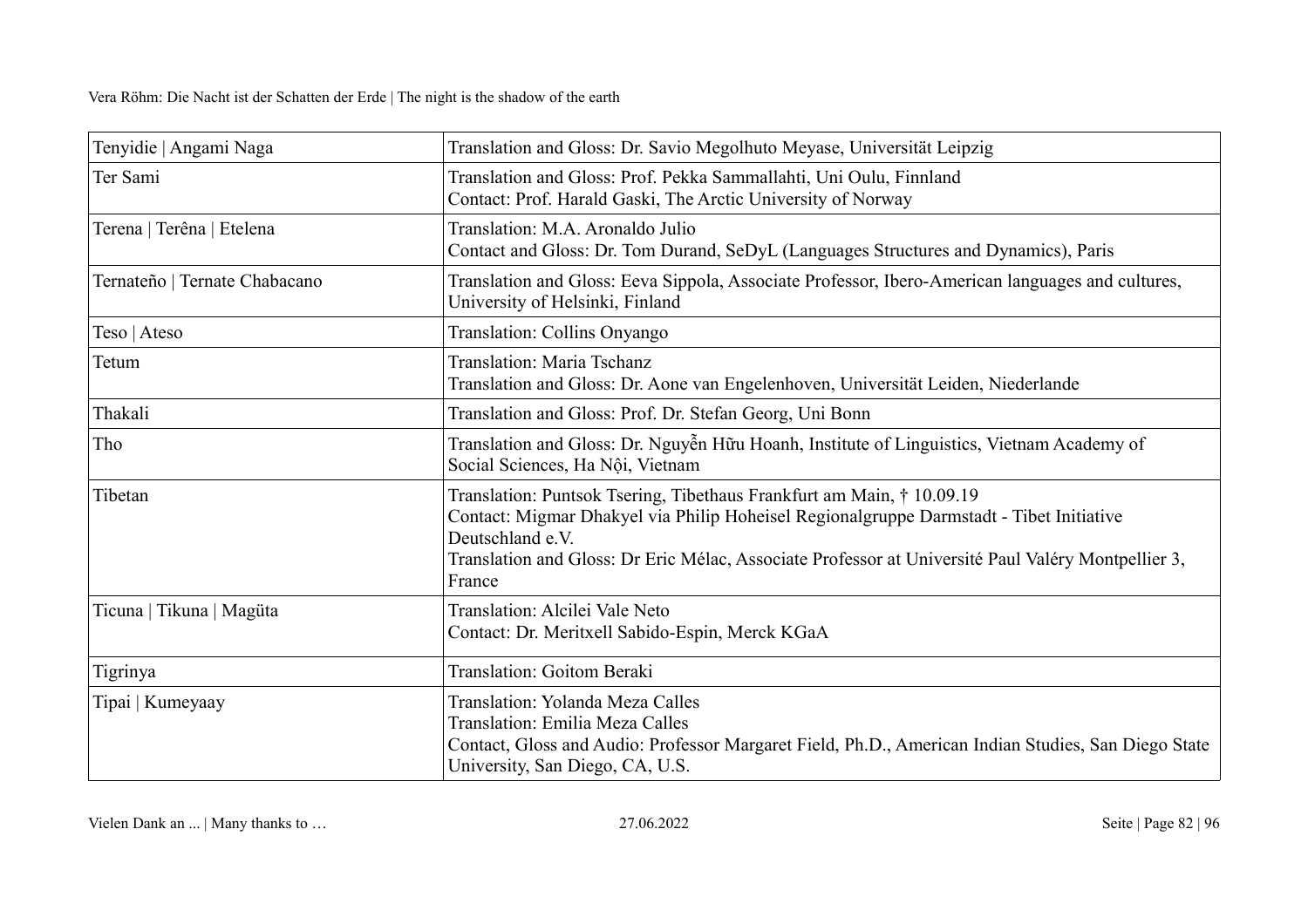| Tenyidie \| Angami Naga | Translation and Gloss: Dr. Savio Megolhuto Meyase, Universität Leipzig |
|---|---|
| Ter Sami | Translation and Gloss: Prof. Pekka Sammallahti, Uni Oulu, Finnland<br>Contact: Prof. Harald Gaski, The Arctic University of Norway |
| Terena \| Terêna \| Etelena | Translation: M.A. Aronaldo Julio<br>Contact and Gloss: Dr. Tom Durand, SeDyL (Languages Structures and Dynamics), Paris |
| Ternateño \| Ternate Chabacano | Translation and Gloss: Eeva Sippola, Associate Professor, Ibero-American languages and cultures, University of Helsinki, Finland |
| Teso \| Ateso | Translation: Collins Onyango |
| Tetum | Translation: Maria Tschanz<br>Translation and Gloss: Dr. Aone van Engelenhoven, Universität Leiden, Niederlande |
| Thakali | Translation and Gloss: Prof. Dr. Stefan Georg, Uni Bonn |
| Tho | Translation and Gloss: Dr. Nguyễn Hữu Hoanh, Institute of Linguistics, Vietnam Academy of Social Sciences, Ha Nội, Vietnam |
| Tibetan | Translation: Puntsok Tsering, Tibethaus Frankfurt am Main, † 10.09.19<br>Contact: Migmar Dhakyel via Philip Hoheisel Regionalgruppe Darmstadt - Tibet Initiative Deutschland e.V.<br>Translation and Gloss: Dr Eric Mélac, Associate Professor at Université Paul Valéry Montpellier 3, France |
| Ticuna \| Tikuna \| Magüta | Translation: Alcilei Vale Neto<br>Contact: Dr. Meritxell Sabido-Espin, Merck KGaA |
| Tigrinya | Translation: Goitom Beraki |
| Tipai \| Kumeyaay | Translation: Yolanda Meza Calles<br>Translation: Emilia Meza Calles<br>Contact, Gloss and Audio: Professor Margaret Field, Ph.D., American Indian Studies, San Diego State University, San Diego, CA, U.S. |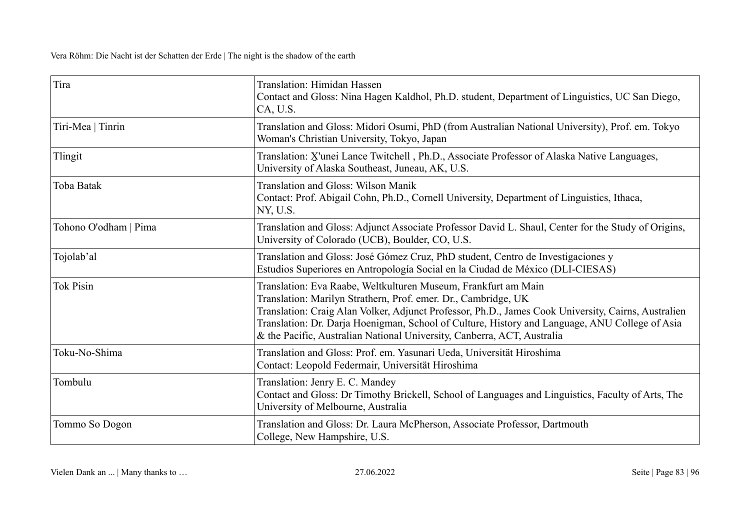| Tira | Translation: Himidan Hassen<br>Contact and Gloss: Nina Hagen Kaldhol, Ph.D. student, Department of Linguistics, UC San Diego, CA, U.S. |
|---|---|
| Tiri-Mea \| Tinrin | Translation and Gloss: Midori Osumi, PhD (from Australian National University), Prof. em. Tokyo Woman's Christian University, Tokyo, Japan |
| Tlingit | Translation: X̱'unei Lance Twitchell , Ph.D., Associate Professor of Alaska Native Languages, University of Alaska Southeast, Juneau, AK, U.S. |
| Toba Batak | Translation and Gloss: Wilson Manik<br>Contact: Prof. Abigail Cohn, Ph.D., Cornell University, Department of Linguistics, Ithaca, NY, U.S. |
| Tohono O'odham \| Pima | Translation and Gloss: Adjunct Associate Professor David L. Shaul, Center for the Study of Origins, University of Colorado (UCB), Boulder, CO, U.S. |
| Tojolab'al | Translation and Gloss: José Gómez Cruz, PhD student, Centro de Investigaciones y Estudios Superiores en Antropología Social en la Ciudad de México (DLI-CIESAS) |
| Tok Pisin | Translation: Eva Raabe, Weltkulturen Museum, Frankfurt am Main<br>Translation: Marilyn Strathern, Prof. emer. Dr., Cambridge, UK<br>Translation: Craig Alan Volker, Adjunct Professor, Ph.D., James Cook University, Cairns, Australien<br>Translation: Dr. Darja Hoenigman, School of Culture, History and Language, ANU College of Asia & the Pacific, Australian National University, Canberra, ACT, Australia |
| Toku-No-Shima | Translation and Gloss: Prof. em. Yasunari Ueda, Universität Hiroshima<br>Contact: Leopold Federmair, Universität Hiroshima |
| Tombulu | Translation: Jenry E. C. Mandey<br>Contact and Gloss: Dr Timothy Brickell, School of Languages and Linguistics, Faculty of Arts, The University of Melbourne, Australia |
| Tommo So Dogon | Translation and Gloss: Dr. Laura McPherson, Associate Professor, Dartmouth College, New Hampshire, U.S. |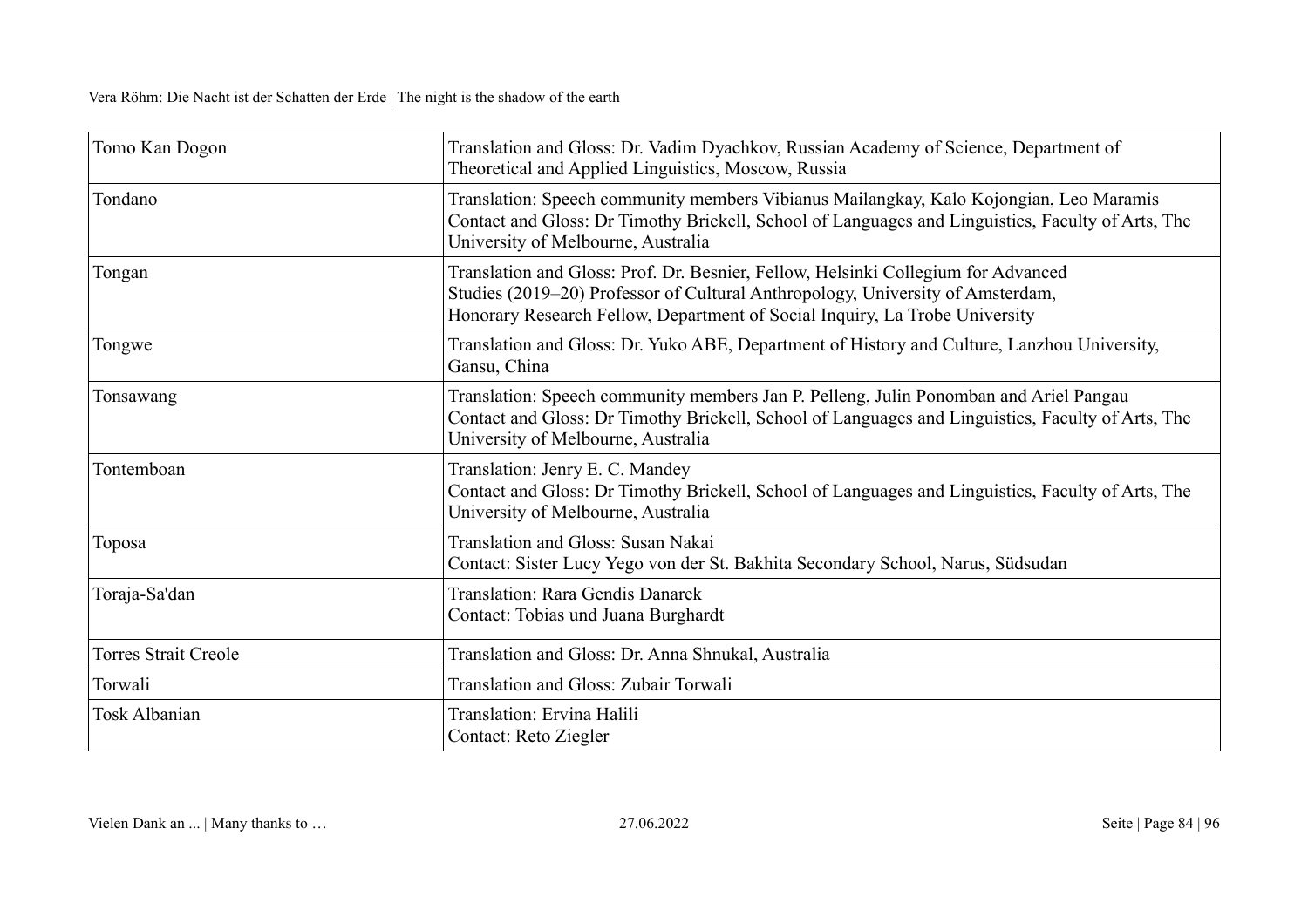| Tomo Kan Dogon | Translation and Gloss: Dr. Vadim Dyachkov, Russian Academy of Science, Department of Theoretical and Applied Linguistics, Moscow, Russia |
|---|---|
| Tondano | Translation: Speech community members Vibianus Mailangkay, Kalo Kojongian, Leo Maramis<br>Contact and Gloss: Dr Timothy Brickell, School of Languages and Linguistics, Faculty of Arts, The University of Melbourne, Australia |
| Tongan | Translation and Gloss: Prof. Dr. Besnier, Fellow, Helsinki Collegium for Advanced Studies (2019–20) Professor of Cultural Anthropology, University of Amsterdam, Honorary Research Fellow, Department of Social Inquiry, La Trobe University |
| Tongwe | Translation and Gloss: Dr. Yuko ABE, Department of History and Culture, Lanzhou University, Gansu, China |
| Tonsawang | Translation: Speech community members Jan P. Pelleng, Julin Ponomban and Ariel Pangau<br>Contact and Gloss: Dr Timothy Brickell, School of Languages and Linguistics, Faculty of Arts, The University of Melbourne, Australia |
| Tontemboan | Translation: Jenry E. C. Mandey<br>Contact and Gloss: Dr Timothy Brickell, School of Languages and Linguistics, Faculty of Arts, The University of Melbourne, Australia |
| Toposa | Translation and Gloss: Susan Nakai<br>Contact: Sister Lucy Yego von der St. Bakhita Secondary School, Narus, Südsudan |
| Toraja-Sa'dan | Translation: Rara Gendis Danarek<br>Contact: Tobias und Juana Burghardt |
| Torres Strait Creole | Translation and Gloss: Dr. Anna Shnukal, Australia |
| Torwali | Translation and Gloss: Zubair Torwali |
| Tosk Albanian | Translation: Ervina Halili<br>Contact: Reto Ziegler |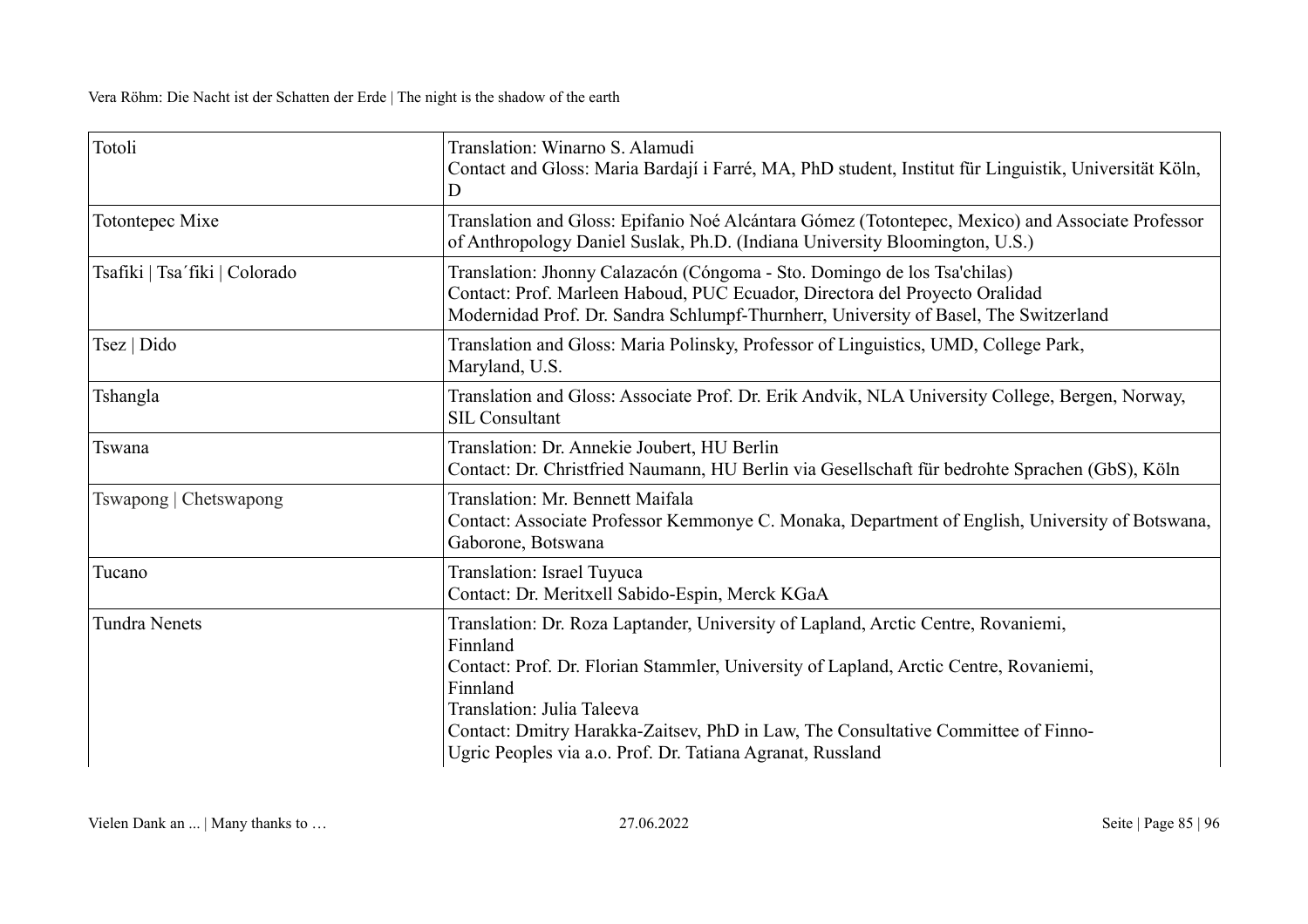| | |
|---|---|
| Totoli | Translation: Winarno S. Alamudi<br>Contact and Gloss: Maria Bardají i Farré, MA, PhD student, Institut für Linguistik, Universität Köln, D |
| Totontepec Mixe | Translation and Gloss: Epifanio Noé Alcántara Gómez (Totontepec, Mexico) and Associate Professor of Anthropology Daniel Suslak, Ph.D. (Indiana University Bloomington, U.S.) |
| Tsafiki \| Tsa´fiki \| Colorado | Translation: Jhonny Calazacón (Cóngoma - Sto. Domingo de los Tsa'chilas)<br>Contact: Prof. Marleen Haboud, PUC Ecuador, Directora del Proyecto Oralidad Modernidad Prof. Dr. Sandra Schlumpf-Thurnherr, University of Basel, The Switzerland |
| Tsez \| Dido | Translation and Gloss: Maria Polinsky, Professor of Linguistics, UMD, College Park, Maryland, U.S. |
| Tshangla | Translation and Gloss: Associate Prof. Dr. Erik Andvik, NLA University College, Bergen, Norway, SIL Consultant |
| Tswana | Translation: Dr. Annekie Joubert, HU Berlin<br>Contact: Dr. Christfried Naumann, HU Berlin via Gesellschaft für bedrohte Sprachen (GbS), Köln |
| Tswapong \| Chetswapong | Translation: Mr. Bennett Maifala<br>Contact: Associate Professor Kemmonye C. Monaka, Department of English, University of Botswana, Gaborone, Botswana |
| Tucano | Translation: Israel Tuyuca<br>Contact: Dr. Meritxell Sabido-Espin, Merck KGaA |
| Tundra Nenets | Translation: Dr. Roza Laptander, University of Lapland, Arctic Centre, Rovaniemi, Finnland<br>Contact: Prof. Dr. Florian Stammler, University of Lapland, Arctic Centre, Rovaniemi, Finnland<br>Translation: Julia Taleeva<br>Contact: Dmitry Harakka-Zaitsev, PhD in Law, The Consultative Committee of Finno-Ugric Peoples via a.o. Prof. Dr. Tatiana Agranat, Russland |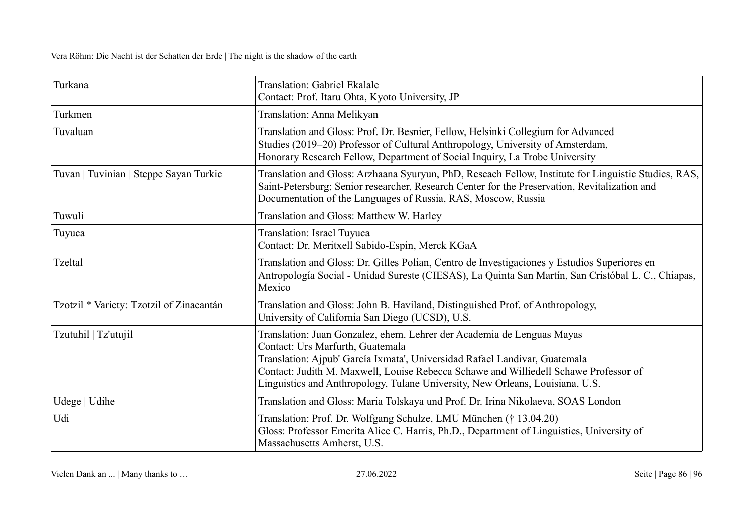| | |
|---|---|
| Turkana | Translation: Gabriel Ekalale<br>Contact: Prof. Itaru Ohta, Kyoto University, JP |
| Turkmen | Translation: Anna Melikyan |
| Tuvaluan | Translation and Gloss: Prof. Dr. Besnier, Fellow, Helsinki Collegium for Advanced Studies (2019–20) Professor of Cultural Anthropology, University of Amsterdam, Honorary Research Fellow, Department of Social Inquiry, La Trobe University |
| Tuvan \| Tuvinian \| Steppe Sayan Turkic | Translation and Gloss: Arzhaana Syuryun, PhD, Reseach Fellow, Institute for Linguistic Studies, RAS, Saint-Petersburg; Senior researcher, Research Center for the Preservation, Revitalization and Documentation of the Languages of Russia, RAS, Moscow, Russia |
| Tuwuli | Translation and Gloss: Matthew W. Harley |
| Tuyuca | Translation: Israel Tuyuca<br>Contact: Dr. Meritxell Sabido-Espin, Merck KGaA |
| Tzeltal | Translation and Gloss: Dr. Gilles Polian, Centro de Investigaciones y Estudios Superiores en Antropología Social - Unidad Sureste (CIESAS), La Quinta San Martín, San Cristóbal L. C., Chiapas, Mexico |
| Tzotzil * Variety: Tzotzil of Zinacantán | Translation and Gloss: John B. Haviland, Distinguished Prof. of Anthropology, University of California San Diego (UCSD), U.S. |
| Tzutuhil \| Tz'utujil | Translation: Juan Gonzalez, ehem. Lehrer der Academia de Lenguas Mayas<br>Contact: Urs Marfurth, Guatemala<br>Translation: Ajpub' García Ixmata', Universidad Rafael Landivar, Guatemala<br>Contact: Judith M. Maxwell, Louise Rebecca Schawe and Williedell Schawe Professor of Linguistics and Anthropology, Tulane University, New Orleans, Louisiana, U.S. |
| Udege \| Udihe | Translation and Gloss: Maria Tolskaya und Prof. Dr. Irina Nikolaeva, SOAS London |
| Udi | Translation: Prof. Dr. Wolfgang Schulze, LMU München († 13.04.20)<br>Gloss: Professor Emerita Alice C. Harris, Ph.D., Department of Linguistics, University of Massachusetts Amherst, U.S. |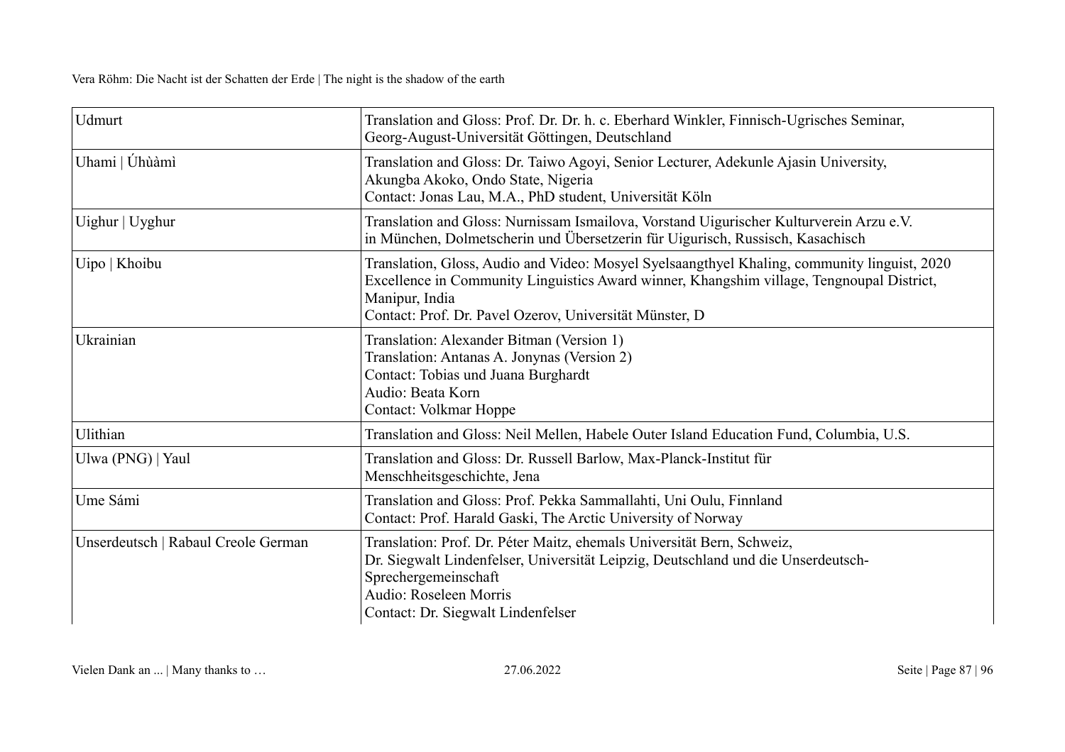| Udmurt | Translation and Gloss: Prof. Dr. Dr. h. c. Eberhard Winkler, Finnisch-Ugrisches Seminar, Georg-August-Universität Göttingen, Deutschland |
|---|---|
| Uhami \| Úhùàmì | Translation and Gloss: Dr. Taiwo Agoyi, Senior Lecturer, Adekunle Ajasin University, Akungba Akoko, Ondo State, Nigeria<br>Contact: Jonas Lau, M.A., PhD student, Universität Köln |
| Uighur \| Uyghur | Translation and Gloss: Nurnissam Ismailova, Vorstand Uigurischer Kulturverein Arzu e.V. in München, Dolmetscherin und Übersetzerin für Uigurisch, Russisch, Kasachisch |
| Uipo \| Khoibu | Translation, Gloss, Audio and Video: Mosyel Syelsaangthyel Khaling, community linguist, 2020 Excellence in Community Linguistics Award winner, Khangshim village, Tengnoupal District, Manipur, India<br>Contact: Prof. Dr. Pavel Ozerov, Universität Münster, D |
| Ukrainian | Translation: Alexander Bitman (Version 1)<br>Translation: Antanas A. Jonynas (Version 2)<br>Contact: Tobias und Juana Burghardt<br>Audio: Beata Korn<br>Contact: Volkmar Hoppe |
| Ulithian | Translation and Gloss: Neil Mellen, Habele Outer Island Education Fund, Columbia, U.S. |
| Ulwa (PNG) \| Yaul | Translation and Gloss: Dr. Russell Barlow, Max-Planck-Institut für Menschheitsgeschichte, Jena |
| Ume Sámi | Translation and Gloss: Prof. Pekka Sammallahti, Uni Oulu, Finnland<br>Contact: Prof. Harald Gaski, The Arctic University of Norway |
| Unserdeutsch \| Rabaul Creole German | Translation: Prof. Dr. Péter Maitz, ehemals Universität Bern, Schweiz, Dr. Siegwalt Lindenfelser, Universität Leipzig, Deutschland und die Unserdeutsch-Sprechergemeinschaft<br>Audio: Roseleen Morris<br>Contact: Dr. Siegwalt Lindenfelser |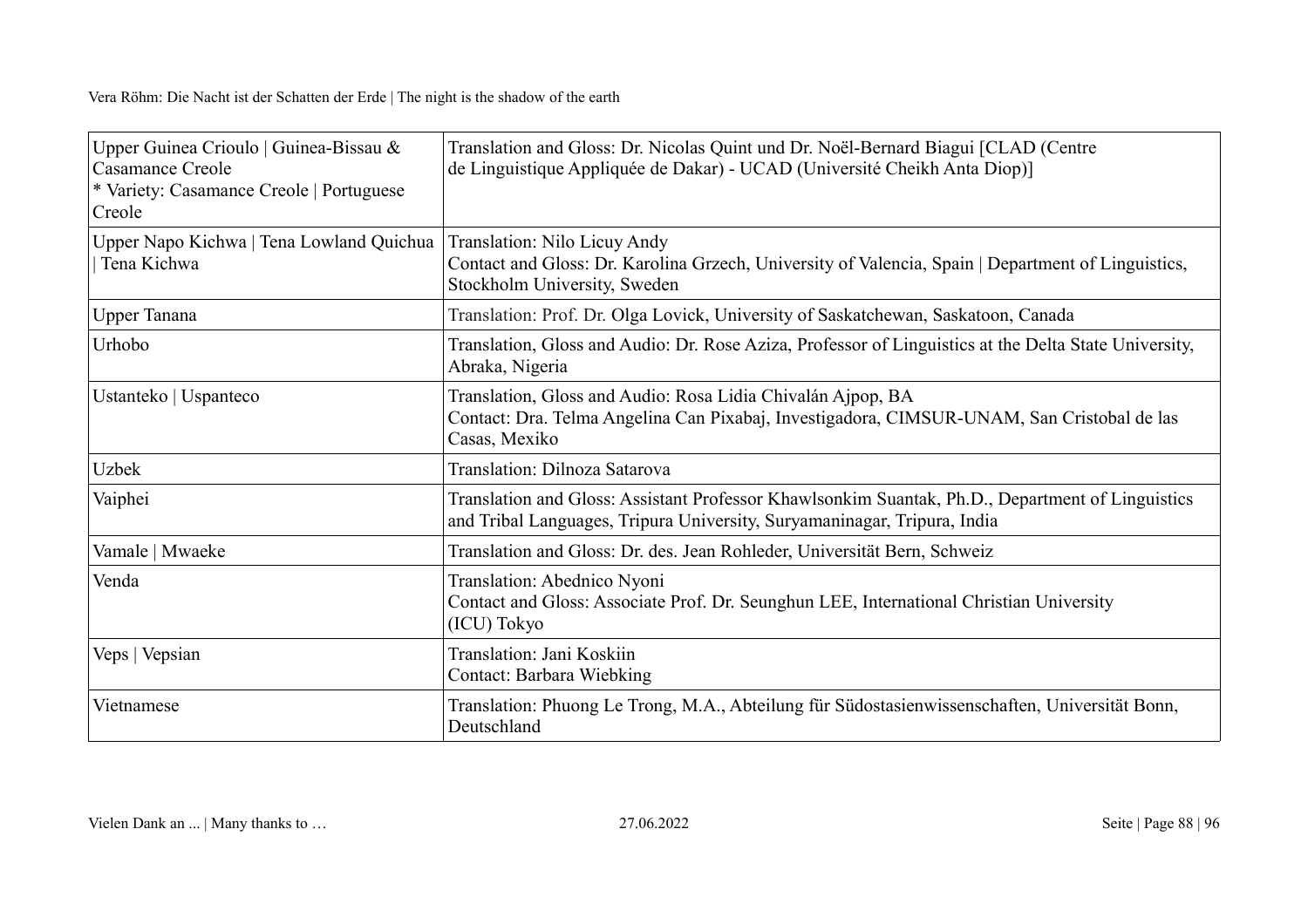| Upper Guinea Crioulo \| Guinea-Bissau & Casamance Creole<br>* Variety: Casamance Creole \| Portuguese Creole | Translation and Gloss: Dr. Nicolas Quint und Dr. Noël-Bernard Biagui [CLAD (Centre de Linguistique Appliquée de Dakar) - UCAD (Université Cheikh Anta Diop)] |
|---|---|
| Upper Napo Kichwa \| Tena Lowland Quichua \| Tena Kichwa | Translation: Nilo Licuy Andy<br>Contact and Gloss: Dr. Karolina Grzech, University of Valencia, Spain \| Department of Linguistics, Stockholm University, Sweden |
| Upper Tanana | Translation: Prof. Dr. Olga Lovick, University of Saskatchewan, Saskatoon, Canada |
| Urhobo | Translation, Gloss and Audio: Dr. Rose Aziza, Professor of Linguistics at the Delta State University, Abraka, Nigeria |
| Ustanteko \| Uspanteco | Translation, Gloss and Audio: Rosa Lidia Chivalán Ajpop, BA<br>Contact: Dra. Telma Angelina Can Pixabaj, Investigadora, CIMSUR-UNAM, San Cristobal de las Casas, Mexiko |
| Uzbek | Translation: Dilnoza Satarova |
| Vaiphei | Translation and Gloss: Assistant Professor Khawlsonkim Suantak, Ph.D., Department of Linguistics and Tribal Languages, Tripura University, Suryamaninagar, Tripura, India |
| Vamale \| Mwaeke | Translation and Gloss: Dr. des. Jean Rohleder, Universität Bern, Schweiz |
| Venda | Translation: Abednico Nyoni<br>Contact and Gloss: Associate Prof. Dr. Seunghun LEE, International Christian University (ICU) Tokyo |
| Veps \| Vepsian | Translation: Jani Koskiin<br>Contact: Barbara Wiebking |
| Vietnamese | Translation: Phuong Le Trong, M.A., Abteilung für Südostasienwissenschaften, Universität Bonn, Deutschland |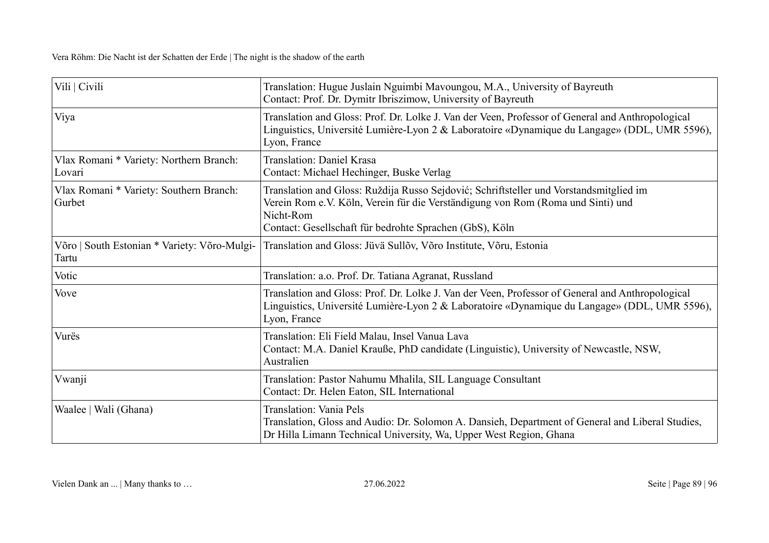| Vili \| Civili | Translation: Hugue Juslain Nguimbi Mavoungou, M.A., University of Bayreuth<br>Contact: Prof. Dr. Dymitr Ibriszimow, University of Bayreuth |
|---|---|
| Viya | Translation and Gloss: Prof. Dr. Lolke J. Van der Veen, Professor of General and Anthropological Linguistics, Université Lumière-Lyon 2 & Laboratoire «Dynamique du Langage» (DDL, UMR 5596), Lyon, France |
| Vlax Romani * Variety: Northern Branch: Lovari | Translation: Daniel Krasa<br>Contact: Michael Hechinger, Buske Verlag |
| Vlax Romani * Variety: Southern Branch: Gurbet | Translation and Gloss: Ruždija Russo Sejdović; Schriftsteller und Vorstandsmitglied im Verein Rom e.V. Köln, Verein für die Verständigung von Rom (Roma und Sinti) und Nicht-Rom<br>Contact: Gesellschaft für bedrohte Sprachen (GbS), Köln |
| Võro \| South Estonian * Variety: Võro-Mulgi-Tartu | Translation and Gloss: Jüvä Sullõv, Võro Institute, Võru, Estonia |
| Votic | Translation: a.o. Prof. Dr. Tatiana Agranat, Russland |
| Vove | Translation and Gloss: Prof. Dr. Lolke J. Van der Veen, Professor of General and Anthropological Linguistics, Université Lumière-Lyon 2 & Laboratoire «Dynamique du Langage» (DDL, UMR 5596), Lyon, France |
| Vurës | Translation: Eli Field Malau, Insel Vanua Lava<br>Contact: M.A. Daniel Krauße, PhD candidate (Linguistic), University of Newcastle, NSW, Australien |
| Vwanji | Translation: Pastor Nahumu Mhalila, SIL Language Consultant<br>Contact: Dr. Helen Eaton, SIL International |
| Waalee \| Wali (Ghana) | Translation: Vania Pels<br>Translation, Gloss and Audio: Dr. Solomon A. Dansieh, Department of General and Liberal Studies, Dr Hilla Limann Technical University, Wa, Upper West Region, Ghana |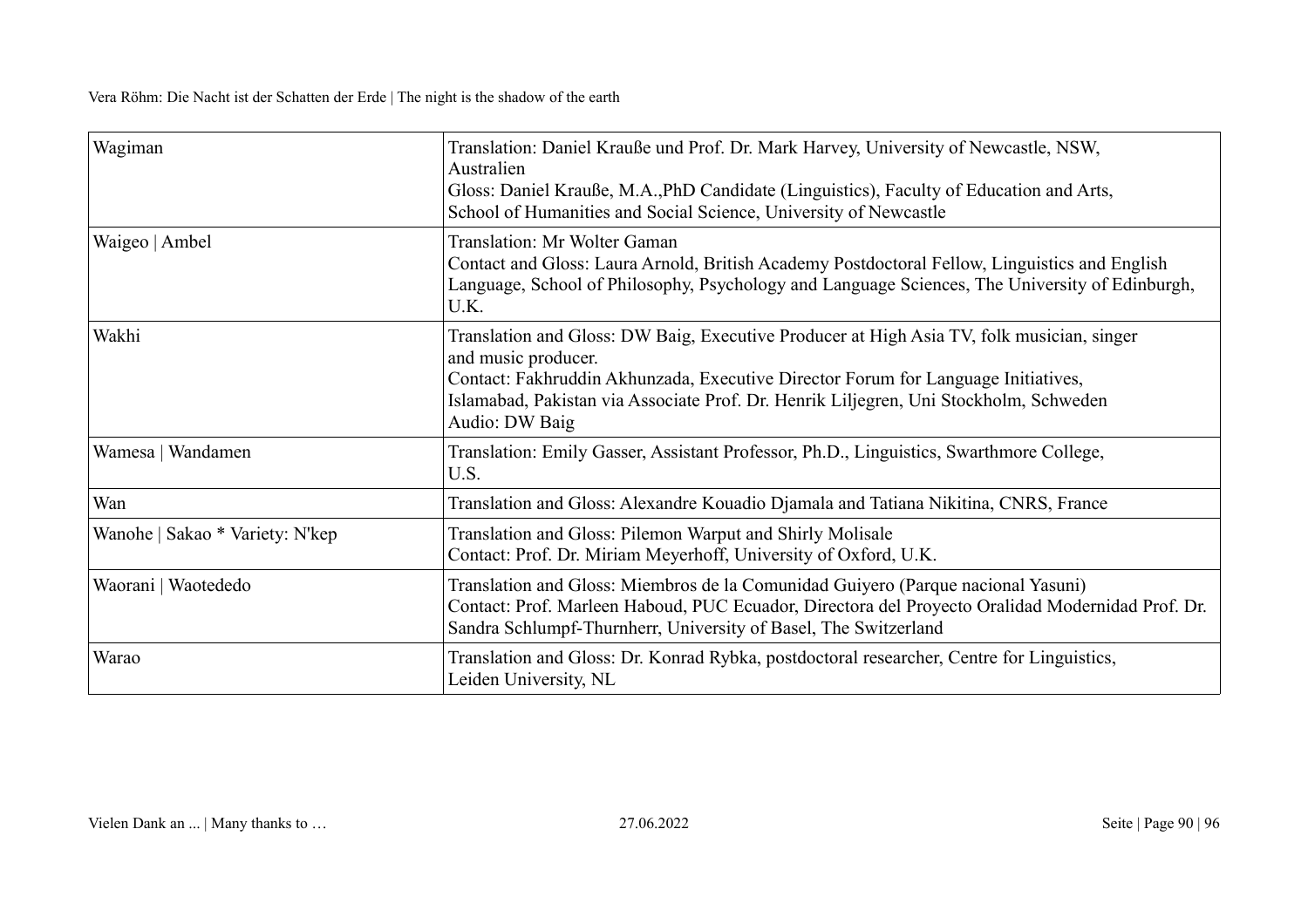| | |
|---|---|
| Wagiman | Translation: Daniel Krauße und Prof. Dr. Mark Harvey, University of Newcastle, NSW, Australien<br>Gloss: Daniel Krauße, M.A.,PhD Candidate (Linguistics), Faculty of Education and Arts, School of Humanities and Social Science, University of Newcastle |
| Waigeo \| Ambel | Translation: Mr Wolter Gaman<br>Contact and Gloss: Laura Arnold, British Academy Postdoctoral Fellow, Linguistics and English Language, School of Philosophy, Psychology and Language Sciences, The University of Edinburgh, U.K. |
| Wakhi | Translation and Gloss: DW Baig, Executive Producer at High Asia TV, folk musician, singer and music producer.<br>Contact: Fakhruddin Akhunzada, Executive Director Forum for Language Initiatives, Islamabad, Pakistan via Associate Prof. Dr. Henrik Liljegren, Uni Stockholm, Schweden<br>Audio: DW Baig |
| Wamesa \| Wandamen | Translation: Emily Gasser, Assistant Professor, Ph.D., Linguistics, Swarthmore College, U.S. |
| Wan | Translation and Gloss: Alexandre Kouadio Djamala and Tatiana Nikitina, CNRS, France |
| Wanohe \| Sakao * Variety: N'kep | Translation and Gloss: Pilemon Warput and Shirly Molisale<br>Contact: Prof. Dr. Miriam Meyerhoff, University of Oxford, U.K. |
| Waorani \| Waotededo | Translation and Gloss: Miembros de la Comunidad Guiyero (Parque nacional Yasuni)<br>Contact: Prof. Marleen Haboud, PUC Ecuador, Directora del Proyecto Oralidad Modernidad Prof. Dr. Sandra Schlumpf-Thurnherr, University of Basel, The Switzerland |
| Warao | Translation and Gloss: Dr. Konrad Rybka, postdoctoral researcher, Centre for Linguistics, Leiden University, NL |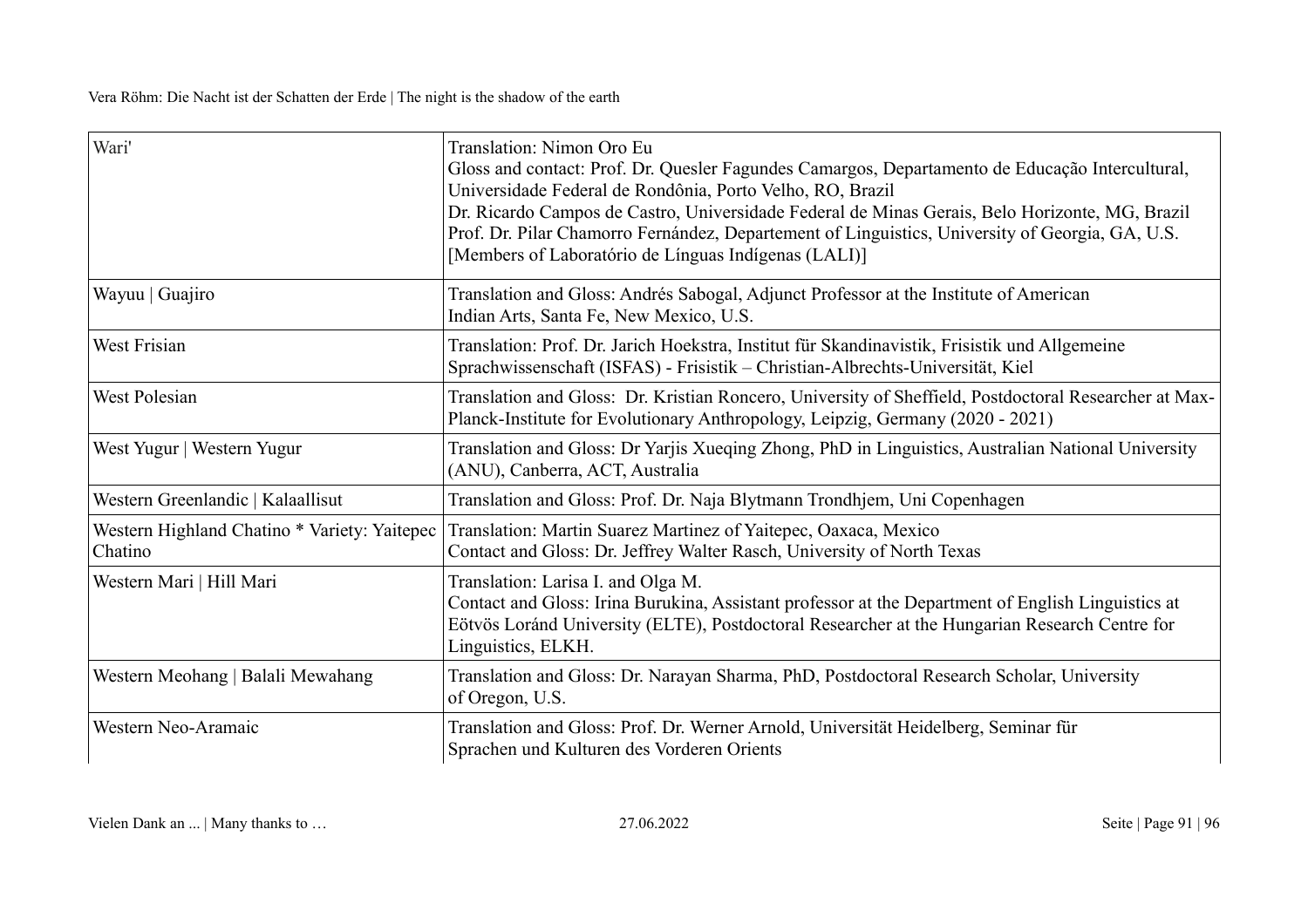| | |
|---|---|
| Wari' | Translation: Nimon Oro Eu<br>Gloss and contact: Prof. Dr. Quesler Fagundes Camargos, Departamento de Educação Intercultural, Universidade Federal de Rondônia, Porto Velho, RO, Brazil<br>Dr. Ricardo Campos de Castro, Universidade Federal de Minas Gerais, Belo Horizonte, MG, Brazil<br>Prof. Dr. Pilar Chamorro Fernández, Departement of Linguistics, University of Georgia, GA, U.S.<br>[Members of Laboratório de Línguas Indígenas (LALI)] |
| Wayuu \| Guajiro | Translation and Gloss: Andrés Sabogal, Adjunct Professor at the Institute of American Indian Arts, Santa Fe, New Mexico, U.S. |
| West Frisian | Translation: Prof. Dr. Jarich Hoekstra, Institut für Skandinavistik, Frisistik und Allgemeine Sprachwissenschaft (ISFAS) - Frisistik – Christian-Albrechts-Universität, Kiel |
| West Polesian | Translation and Gloss: Dr. Kristian Roncero, University of Sheffield, Postdoctoral Researcher at Max-Planck-Institute for Evolutionary Anthropology, Leipzig, Germany (2020 - 2021) |
| West Yugur \| Western Yugur | Translation and Gloss: Dr Yarjis Xueqing Zhong, PhD in Linguistics, Australian National University (ANU), Canberra, ACT, Australia |
| Western Greenlandic \| Kalaallisut | Translation and Gloss: Prof. Dr. Naja Blytmann Trondhjem, Uni Copenhagen |
| Western Highland Chatino * Variety: Yaitepec Chatino | Translation: Martin Suarez Martinez of Yaitepec, Oaxaca, Mexico<br>Contact and Gloss: Dr. Jeffrey Walter Rasch, University of North Texas |
| Western Mari \| Hill Mari | Translation: Larisa I. and Olga M.<br>Contact and Gloss: Irina Burukina, Assistant professor at the Department of English Linguistics at Eötvös Loránd University (ELTE), Postdoctoral Researcher at the Hungarian Research Centre for Linguistics, ELKH. |
| Western Meohang \| Balali Mewahang | Translation and Gloss: Dr. Narayan Sharma, PhD, Postdoctoral Research Scholar, University of Oregon, U.S. |
| Western Neo-Aramaic | Translation and Gloss: Prof. Dr. Werner Arnold, Universität Heidelberg, Seminar für Sprachen und Kulturen des Vorderen Orients |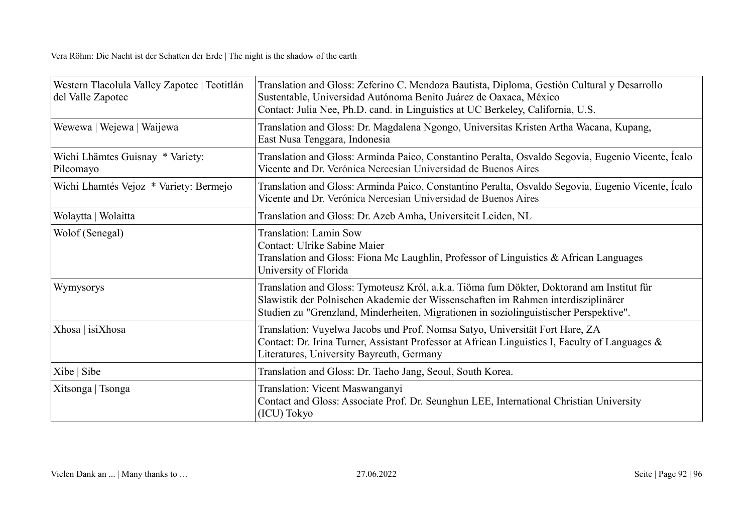| | |
|---|---|
| Western Tlacolula Valley Zapotec \| Teotitlán del Valle Zapotec | Translation and Gloss: Zeferino C. Mendoza Bautista, Diploma, Gestión Cultural y Desarrollo Sustentable, Universidad Autónoma Benito Juárez de Oaxaca, México<br>Contact: Julia Nee, Ph.D. cand. in Linguistics at UC Berkeley, California, U.S. |
| Wewewa \| Wejewa \| Waijewa | Translation and Gloss: Dr. Magdalena Ngongo, Universitas Kristen Artha Wacana, Kupang, East Nusa Tenggara, Indonesia |
| Wichi Lhämtes Guisnay * Variety: Pilcomayo | Translation and Gloss: Arminda Paico, Constantino Peralta, Osvaldo Segovia, Eugenio Vicente, Ícalo Vicente and Dr. Verónica Nercesian Universidad de Buenos Aires |
| Wichi Lhamtés Vejoz * Variety: Bermejo | Translation and Gloss: Arminda Paico, Constantino Peralta, Osvaldo Segovia, Eugenio Vicente, Ícalo Vicente and Dr. Verónica Nercesian Universidad de Buenos Aires |
| Wolaytta \| Wolaitta | Translation and Gloss: Dr. Azeb Amha, Universiteit Leiden, NL |
| Wolof (Senegal) | Translation: Lamin Sow<br>Contact: Ulrike Sabine Maier<br>Translation and Gloss: Fiona Mc Laughlin, Professor of Linguistics & African Languages University of Florida |
| Wymysorys | Translation and Gloss: Tymoteusz Król, a.k.a. Tiöma fum Dökter, Doktorand am Institut für Slawistik der Polnischen Akademie der Wissenschaften im Rahmen interdisziplinärer Studien zu "Grenzland, Minderheiten, Migrationen in soziolinguistischer Perspektive". |
| Xhosa \| isiXhosa | Translation: Vuyelwa Jacobs und Prof. Nomsa Satyo, Universität Fort Hare, ZA<br>Contact: Dr. Irina Turner, Assistant Professor at African Linguistics I, Faculty of Languages & Literatures, University Bayreuth, Germany |
| Xibe \| Sibe | Translation and Gloss: Dr. Taeho Jang, Seoul, South Korea. |
| Xitsonga \| Tsonga | Translation: Vicent Maswanganyi<br>Contact and Gloss: Associate Prof. Dr. Seunghun LEE, International Christian University (ICU) Tokyo |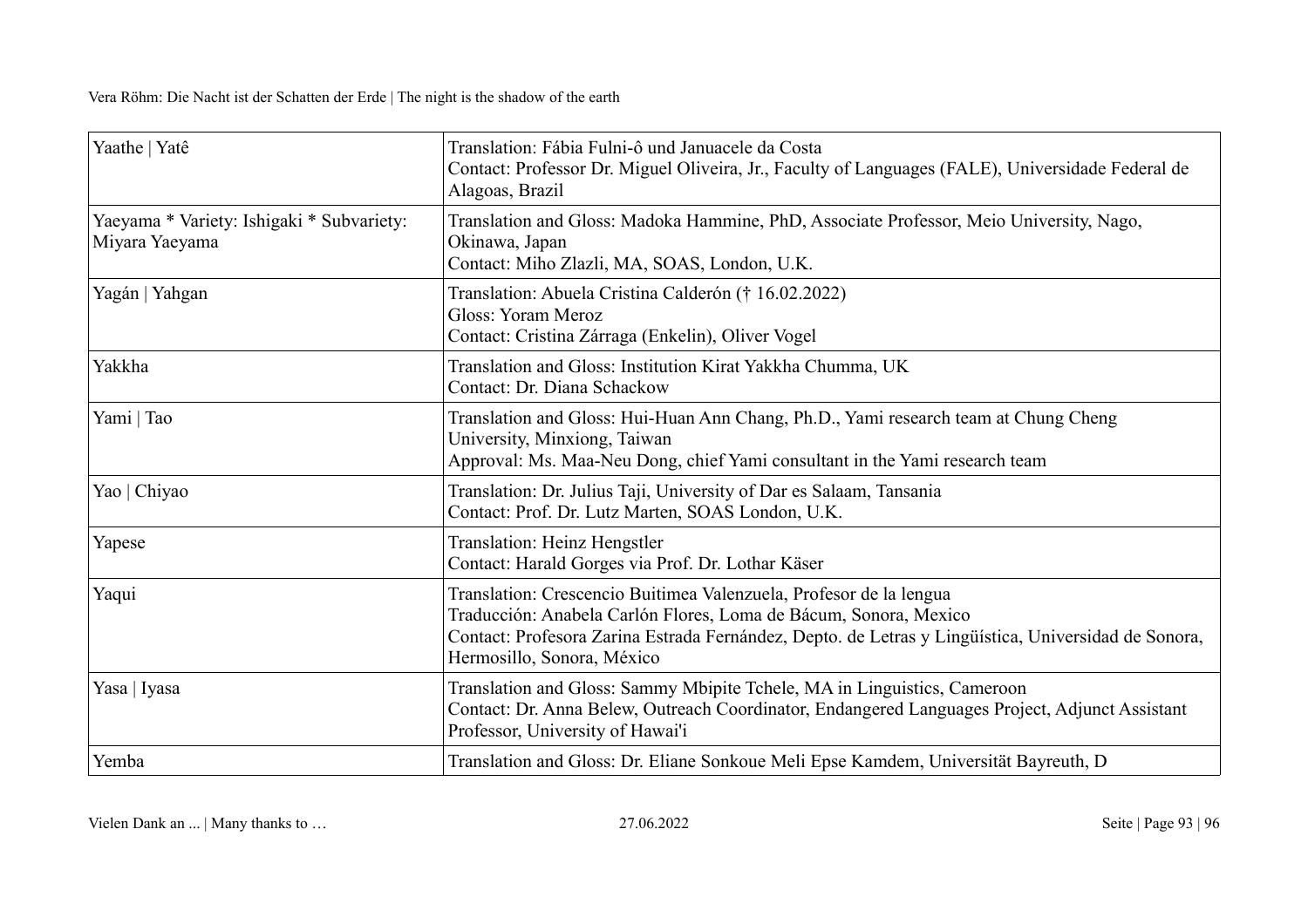| Yaathe \| Yatê | Translation: Fábia Fulni-ô und Januacele da Costa<br>Contact: Professor Dr. Miguel Oliveira, Jr., Faculty of Languages (FALE), Universidade Federal de Alagoas, Brazil |
|---|---|
| Yaeyama * Variety: Ishigaki * Subvariety: Miyara Yaeyama | Translation and Gloss: Madoka Hammine, PhD, Associate Professor, Meio University, Nago, Okinawa, Japan<br>Contact: Miho Zlazli, MA, SOAS, London, U.K. |
| Yagán \| Yahgan | Translation: Abuela Cristina Calderón († 16.02.2022)<br>Gloss: Yoram Meroz<br>Contact: Cristina Zárraga (Enkelin), Oliver Vogel |
| Yakkha | Translation and Gloss: Institution Kirat Yakkha Chumma, UK<br>Contact: Dr. Diana Schackow |
| Yami \| Tao | Translation and Gloss: Hui-Huan Ann Chang, Ph.D., Yami research team at Chung Cheng University, Minxiong, Taiwan<br>Approval: Ms. Maa-Neu Dong, chief Yami consultant in the Yami research team |
| Yao \| Chiyao | Translation: Dr. Julius Taji, University of Dar es Salaam, Tansania<br>Contact: Prof. Dr. Lutz Marten, SOAS London, U.K. |
| Yapese | Translation: Heinz Hengstler<br>Contact: Harald Gorges via Prof. Dr. Lothar Käser |
| Yaqui | Translation: Crescencio Buitimea Valenzuela, Profesor de la lengua<br>Traducción: Anabela Carlón Flores, Loma de Bácum, Sonora, Mexico<br>Contact: Profesora Zarina Estrada Fernández, Depto. de Letras y Lingüística, Universidad de Sonora, Hermosillo, Sonora, México |
| Yasa \| Iyasa | Translation and Gloss: Sammy Mbipite Tchele, MA in Linguistics, Cameroon<br>Contact: Dr. Anna Belew, Outreach Coordinator, Endangered Languages Project, Adjunct Assistant Professor, University of Hawai'i |
| Yemba | Translation and Gloss: Dr. Eliane Sonkoue Meli Epse Kamdem, Universität Bayreuth, D |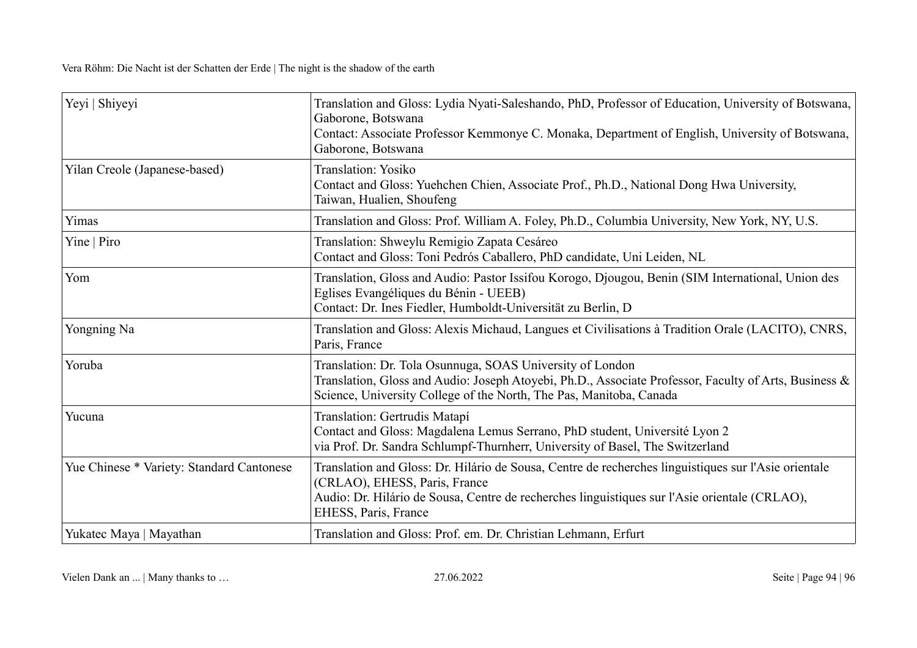| Yeyi \| Shiyeyi | Translation and Gloss: Lydia Nyati-Saleshando, PhD, Professor of Education, University of Botswana, Gaborone, Botswana<br>Contact: Associate Professor Kemmonye C. Monaka, Department of English, University of Botswana, Gaborone, Botswana |
|---|---|
| Yilan Creole (Japanese-based) | Translation: Yosiko<br>Contact and Gloss: Yuehchen Chien, Associate Prof., Ph.D., National Dong Hwa University, Taiwan, Hualien, Shoufeng |
| Yimas | Translation and Gloss: Prof. William A. Foley, Ph.D., Columbia University, New York, NY, U.S. |
| Yine \| Piro | Translation: Shweylu Remigio Zapata Cesáreo<br>Contact and Gloss: Toni Pedrós Caballero, PhD candidate, Uni Leiden, NL |
| Yom | Translation, Gloss and Audio: Pastor Issifou Korogo, Djougou, Benin (SIM International, Union des Eglises Evangéliques du Bénin - UEEB)<br>Contact: Dr. Ines Fiedler, Humboldt-Universität zu Berlin, D |
| Yongning Na | Translation and Gloss: Alexis Michaud, Langues et Civilisations à Tradition Orale (LACITO), CNRS, Paris, France |
| Yoruba | Translation: Dr. Tola Osunnuga, SOAS University of London<br>Translation, Gloss and Audio: Joseph Atoyebi, Ph.D., Associate Professor, Faculty of Arts, Business & Science, University College of the North, The Pas, Manitoba, Canada |
| Yucuna | Translation: Gertrudis Matapí<br>Contact and Gloss: Magdalena Lemus Serrano, PhD student, Université Lyon 2<br>via Prof. Dr. Sandra Schlumpf-Thurnherr, University of Basel, The Switzerland |
| Yue Chinese * Variety: Standard Cantonese | Translation and Gloss: Dr. Hilário de Sousa, Centre de recherches linguistiques sur l'Asie orientale (CRLAO), EHESS, Paris, France<br>Audio: Dr. Hilário de Sousa, Centre de recherches linguistiques sur l'Asie orientale (CRLAO), EHESS, Paris, France |
| Yukatec Maya \| Mayathan | Translation and Gloss: Prof. em. Dr. Christian Lehmann, Erfurt |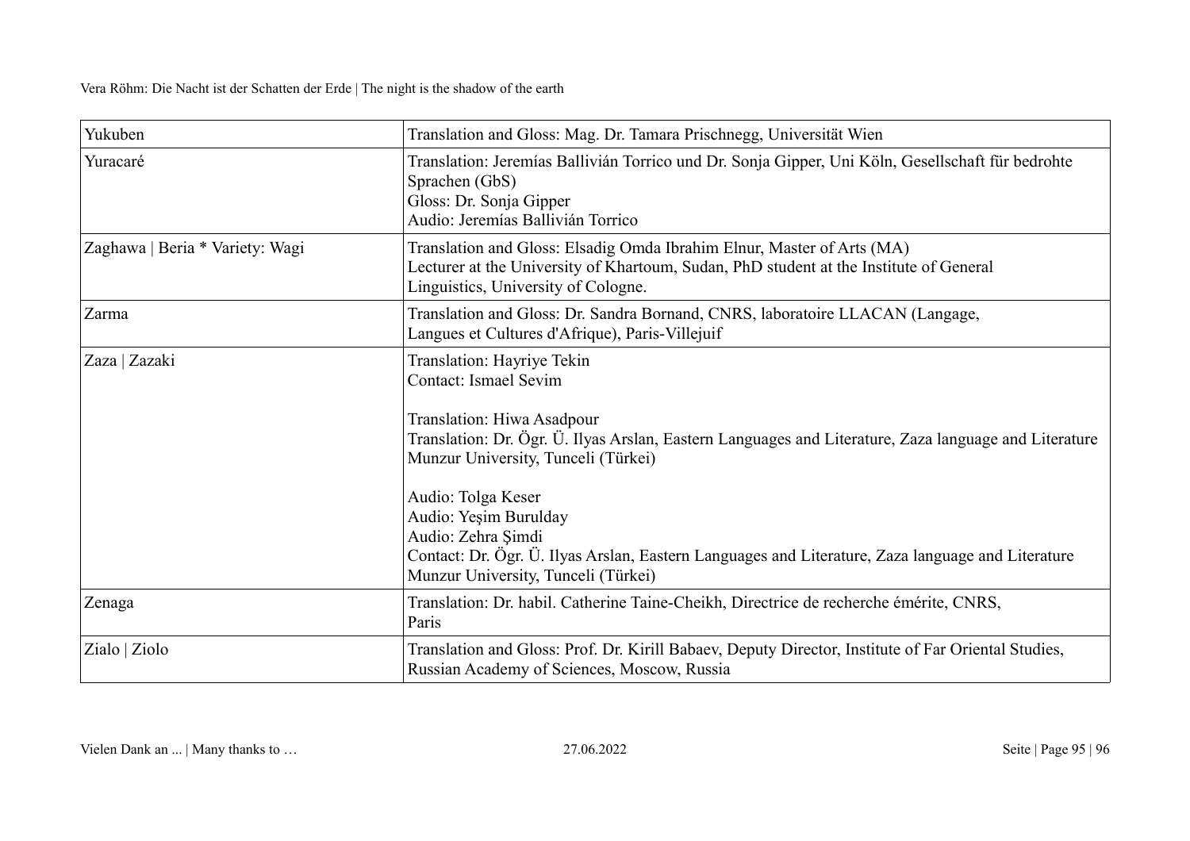| Yukuben | Translation and Gloss: Mag. Dr. Tamara Prischnegg, Universität Wien |
|---|---|
| Yuracaré | Translation: Jeremías Ballivián Torrico und Dr. Sonja Gipper, Uni Köln, Gesellschaft für bedrohte Sprachen (GbS)<br>Gloss: Dr. Sonja Gipper<br>Audio: Jeremías Ballivián Torrico |
| Zaghawa \| Beria * Variety: Wagi | Translation and Gloss: Elsadig Omda Ibrahim Elnur, Master of Arts (MA)<br>Lecturer at the University of Khartoum, Sudan, PhD student at the Institute of General Linguistics, University of Cologne. |
| Zarma | Translation and Gloss: Dr. Sandra Bornand, CNRS, laboratoire LLACAN (Langage, Langues et Cultures d'Afrique), Paris-Villejuif |
| Zaza \| Zazaki | Translation: Hayriye Tekin<br>Contact: Ismael Sevim<br><br>Translation: Hiwa Asadpour<br>Translation: Dr. Ögr. Ü. Ilyas Arslan, Eastern Languages and Literature, Zaza language and Literature Munzur University, Tunceli (Türkei)<br><br>Audio: Tolga Keser<br>Audio: Yeşim Burulday<br>Audio: Zehra Şimdi<br>Contact: Dr. Ögr. Ü. Ilyas Arslan, Eastern Languages and Literature, Zaza language and Literature Munzur University, Tunceli (Türkei) |
| Zenaga | Translation: Dr. habil. Catherine Taine-Cheikh, Directrice de recherche émérite, CNRS, Paris |
| Zialo \| Ziolo | Translation and Gloss: Prof. Dr. Kirill Babaev, Deputy Director, Institute of Far Oriental Studies, Russian Academy of Sciences, Moscow, Russia |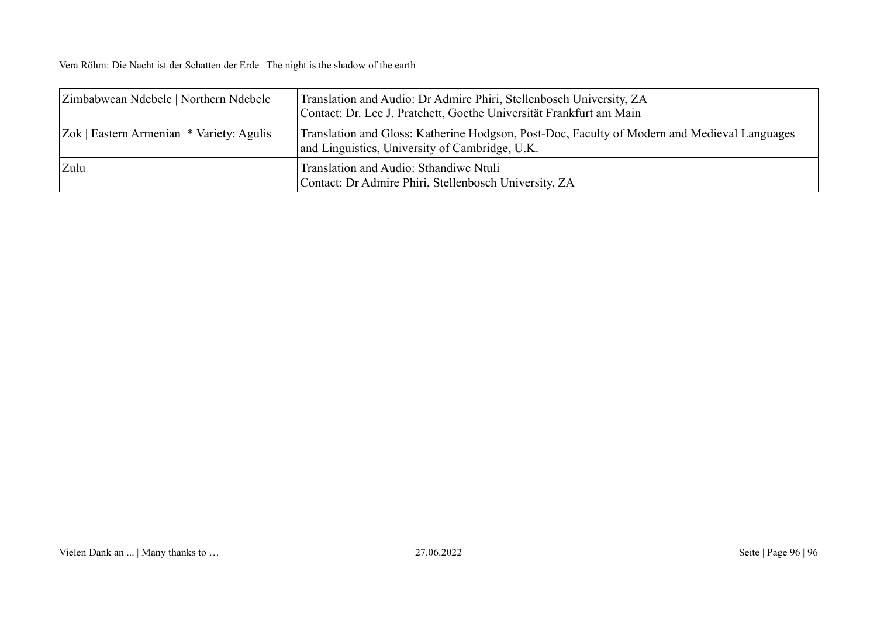| | |
|---|---|
| Zimbabwean Ndebele \| Northern Ndebele | Translation and Audio: Dr Admire Phiri, Stellenbosch University, ZA<br>Contact: Dr. Lee J. Pratchett, Goethe Universität Frankfurt am Main |
| Zok \| Eastern Armenian * Variety: Agulis | Translation and Gloss: Katherine Hodgson, Post-Doc, Faculty of Modern and Medieval Languages and Linguistics, University of Cambridge, U.K. |
| Zulu | Translation and Audio: Sthandiwe Ntuli<br>Contact: Dr Admire Phiri, Stellenbosch University, ZA |